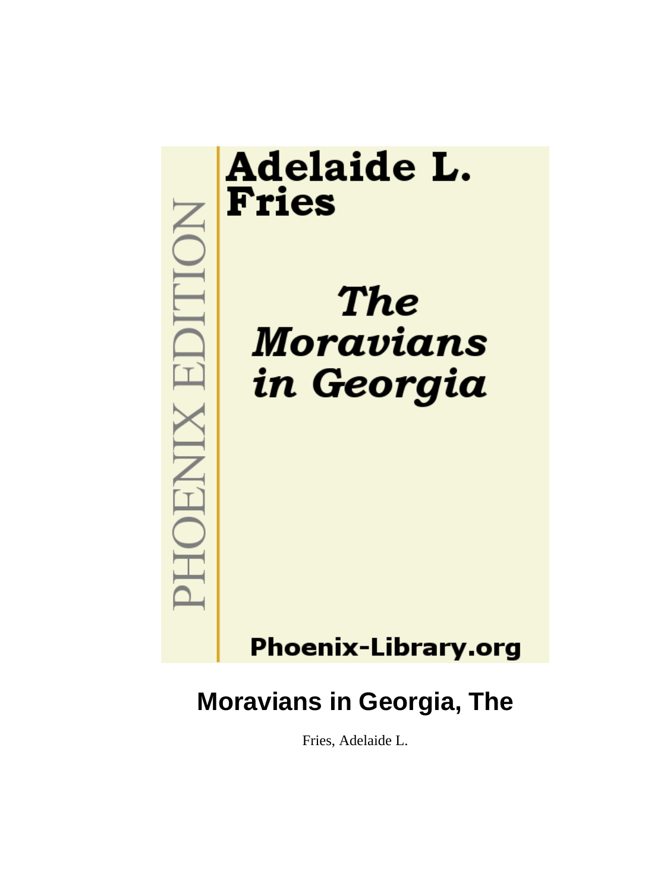PHOENIX EDITION

# Adelaide L. Fries

# *The Moravians in Georgia*

Phoenix-Library.org

## Moravians in Georgia, The

Fries, Adelaide L.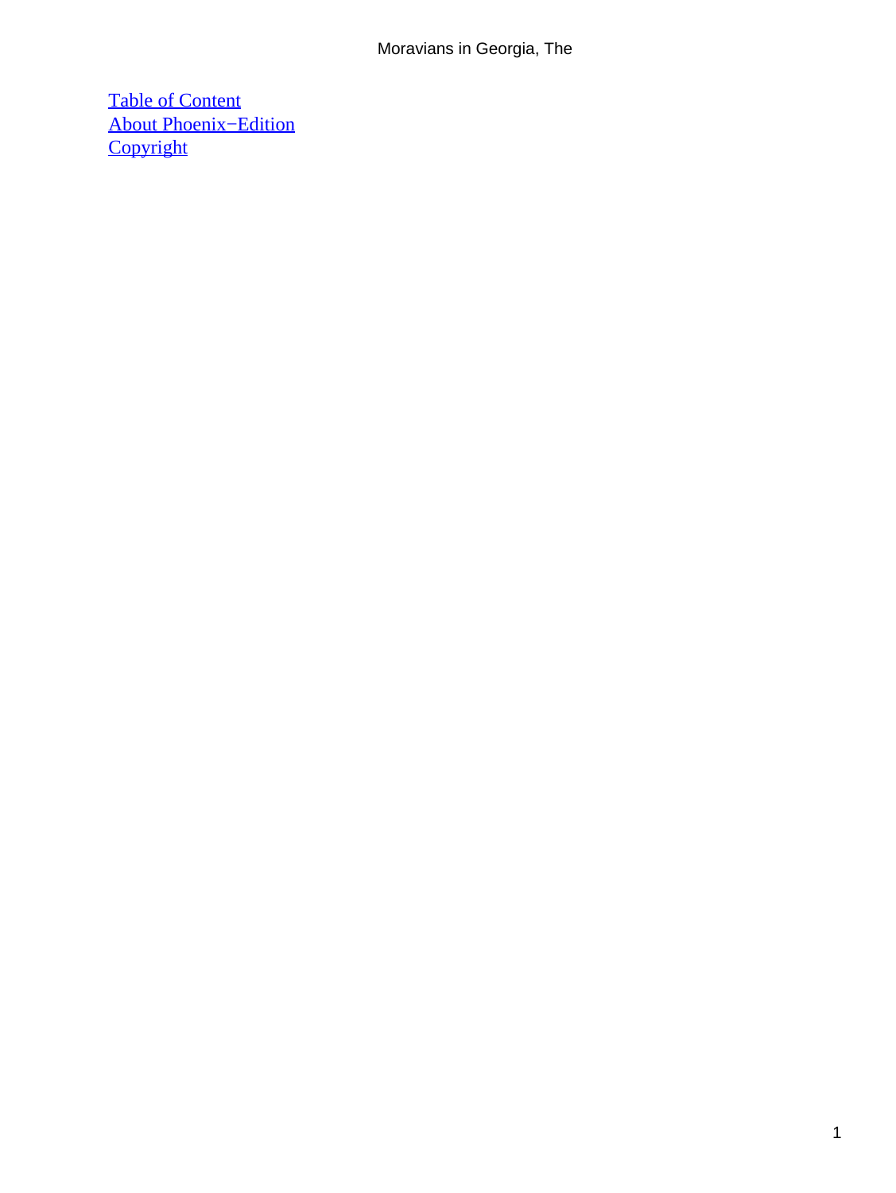Table of Content
About Phoenix−Edition
Copyright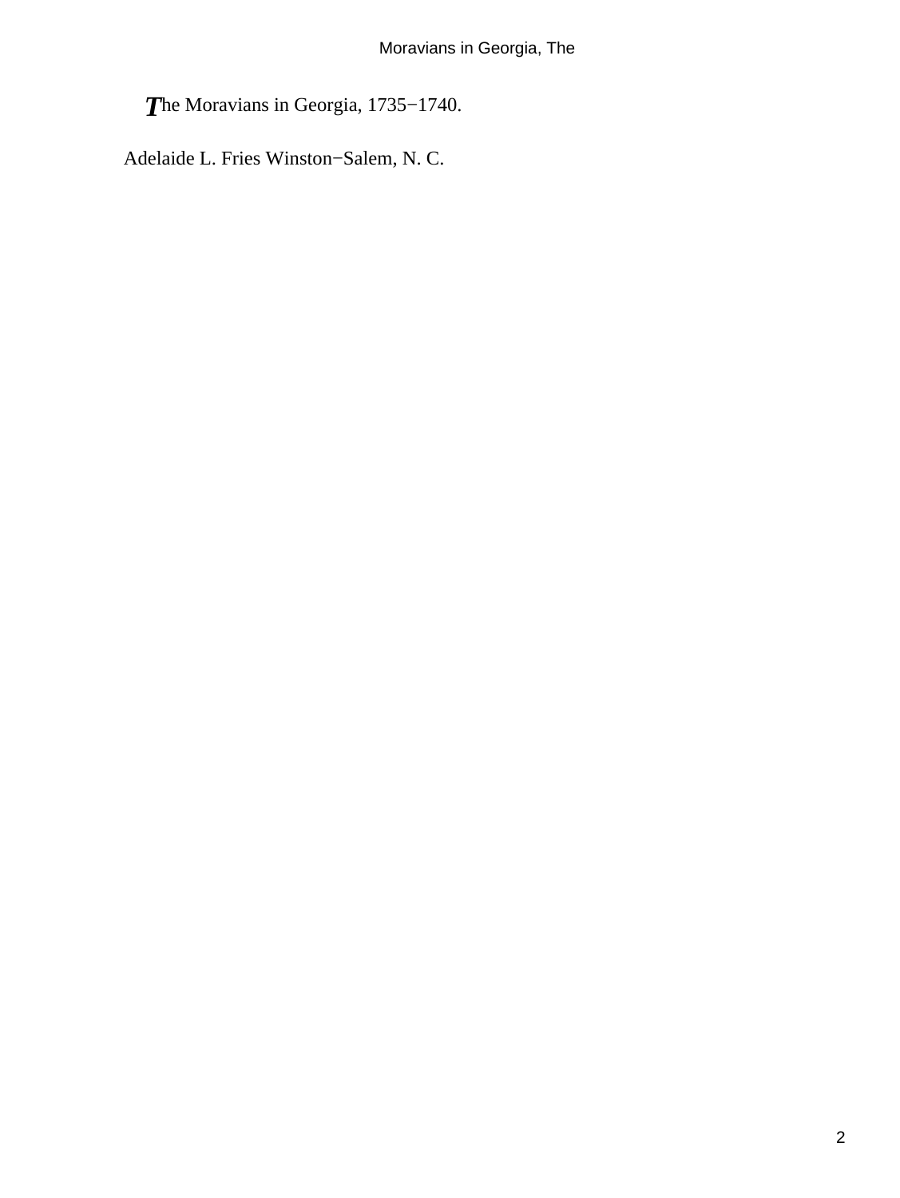The Moravians in Georgia, 1735−1740.

Adelaide L. Fries Winston−Salem, N. C.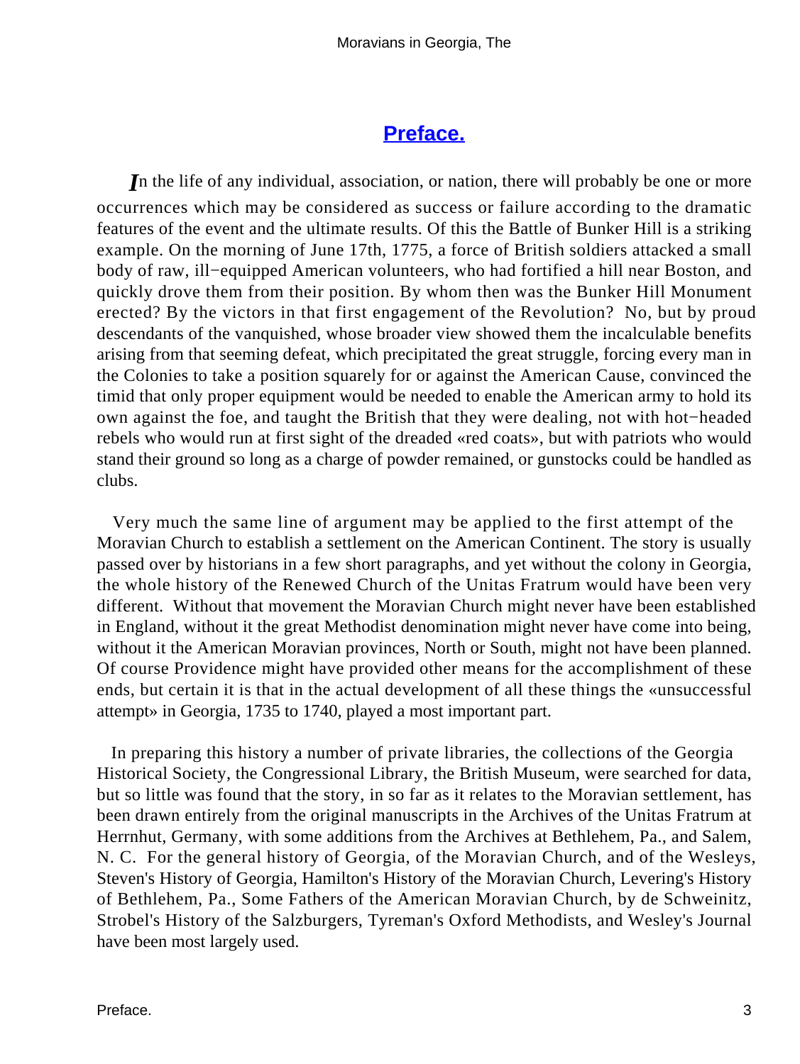## Preface.

*I*n the life of any individual, association, or nation, there will probably be one or more occurrences which may be considered as success or failure according to the dramatic features of the event and the ultimate results. Of this the Battle of Bunker Hill is a striking example. On the morning of June 17th, 1775, a force of British soldiers attacked a small body of raw, ill−equipped American volunteers, who had fortified a hill near Boston, and quickly drove them from their position. By whom then was the Bunker Hill Monument erected? By the victors in that first engagement of the Revolution? No, but by proud descendants of the vanquished, whose broader view showed them the incalculable benefits arising from that seeming defeat, which precipitated the great struggle, forcing every man in the Colonies to take a position squarely for or against the American Cause, convinced the timid that only proper equipment would be needed to enable the American army to hold its own against the foe, and taught the British that they were dealing, not with hot−headed rebels who would run at first sight of the dreaded «red coats», but with patriots who would stand their ground so long as a charge of powder remained, or gunstocks could be handled as clubs.

Very much the same line of argument may be applied to the first attempt of the Moravian Church to establish a settlement on the American Continent. The story is usually passed over by historians in a few short paragraphs, and yet without the colony in Georgia, the whole history of the Renewed Church of the Unitas Fratrum would have been very different. Without that movement the Moravian Church might never have been established in England, without it the great Methodist denomination might never have come into being, without it the American Moravian provinces, North or South, might not have been planned. Of course Providence might have provided other means for the accomplishment of these ends, but certain it is that in the actual development of all these things the «unsuccessful attempt» in Georgia, 1735 to 1740, played a most important part.

In preparing this history a number of private libraries, the collections of the Georgia Historical Society, the Congressional Library, the British Museum, were searched for data, but so little was found that the story, in so far as it relates to the Moravian settlement, has been drawn entirely from the original manuscripts in the Archives of the Unitas Fratrum at Herrnhut, Germany, with some additions from the Archives at Bethlehem, Pa., and Salem, N. C. For the general history of Georgia, of the Moravian Church, and of the Wesleys, Steven's History of Georgia, Hamilton's History of the Moravian Church, Levering's History of Bethlehem, Pa., Some Fathers of the American Moravian Church, by de Schweinitz, Strobel's History of the Salzburgers, Tyreman's Oxford Methodists, and Wesley's Journal have been most largely used.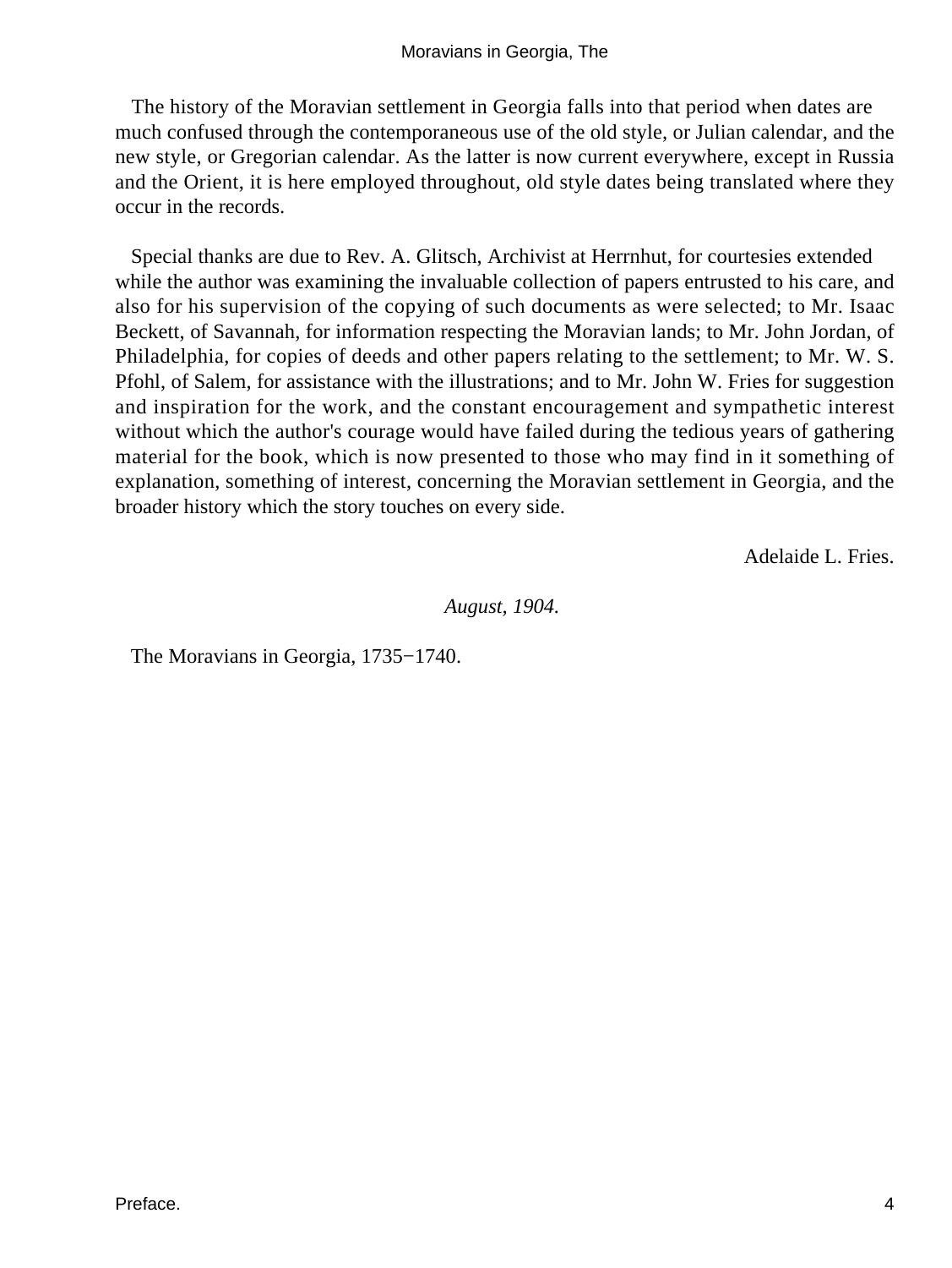The history of the Moravian settlement in Georgia falls into that period when dates are much confused through the contemporaneous use of the old style, or Julian calendar, and the new style, or Gregorian calendar. As the latter is now current everywhere, except in Russia and the Orient, it is here employed throughout, old style dates being translated where they occur in the records.

Special thanks are due to Rev. A. Glitsch, Archivist at Herrnhut, for courtesies extended while the author was examining the invaluable collection of papers entrusted to his care, and also for his supervision of the copying of such documents as were selected; to Mr. Isaac Beckett, of Savannah, for information respecting the Moravian lands; to Mr. John Jordan, of Philadelphia, for copies of deeds and other papers relating to the settlement; to Mr. W. S. Pfohl, of Salem, for assistance with the illustrations; and to Mr. John W. Fries for suggestion and inspiration for the work, and the constant encouragement and sympathetic interest without which the author's courage would have failed during the tedious years of gathering material for the book, which is now presented to those who may find in it something of explanation, something of interest, concerning the Moravian settlement in Georgia, and the broader history which the story touches on every side.

Adelaide L. Fries.

*August, 1904.*

The Moravians in Georgia, 1735−1740.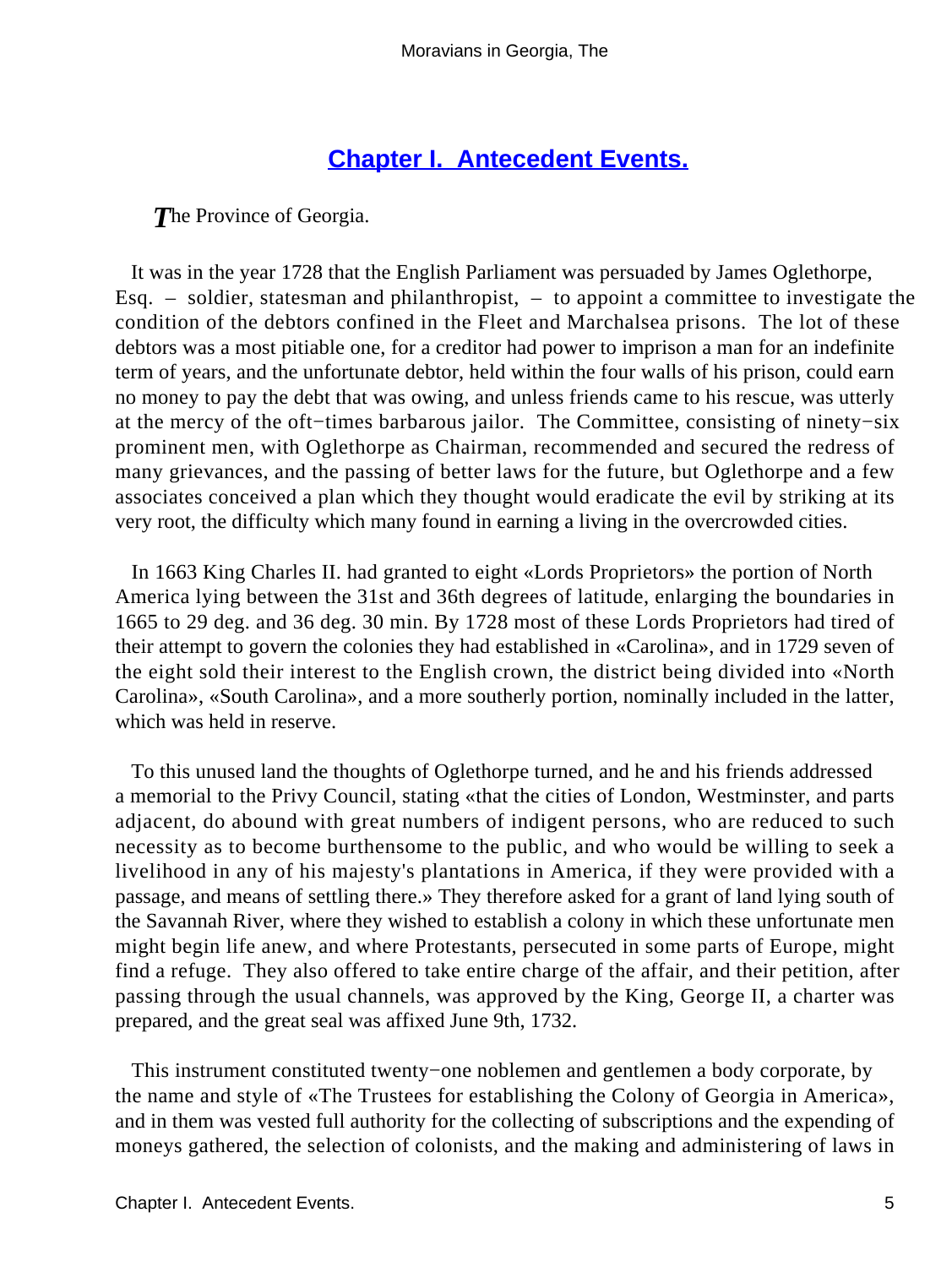## Chapter I.  Antecedent Events.

*The Province of Georgia.*

It was in the year 1728 that the English Parliament was persuaded by James Oglethorpe, Esq. – soldier, statesman and philanthropist, – to appoint a committee to investigate the condition of the debtors confined in the Fleet and Marchalsea prisons. The lot of these debtors was a most pitiable one, for a creditor had power to imprison a man for an indefinite term of years, and the unfortunate debtor, held within the four walls of his prison, could earn no money to pay the debt that was owing, and unless friends came to his rescue, was utterly at the mercy of the oft−times barbarous jailor. The Committee, consisting of ninety−six prominent men, with Oglethorpe as Chairman, recommended and secured the redress of many grievances, and the passing of better laws for the future, but Oglethorpe and a few associates conceived a plan which they thought would eradicate the evil by striking at its very root, the difficulty which many found in earning a living in the overcrowded cities.

In 1663 King Charles II. had granted to eight «Lords Proprietors» the portion of North America lying between the 31st and 36th degrees of latitude, enlarging the boundaries in 1665 to 29 deg. and 36 deg. 30 min. By 1728 most of these Lords Proprietors had tired of their attempt to govern the colonies they had established in «Carolina», and in 1729 seven of the eight sold their interest to the English crown, the district being divided into «North Carolina», «South Carolina», and a more southerly portion, nominally included in the latter, which was held in reserve.

To this unused land the thoughts of Oglethorpe turned, and he and his friends addressed a memorial to the Privy Council, stating «that the cities of London, Westminster, and parts adjacent, do abound with great numbers of indigent persons, who are reduced to such necessity as to become burthensome to the public, and who would be willing to seek a livelihood in any of his majesty's plantations in America, if they were provided with a passage, and means of settling there.» They therefore asked for a grant of land lying south of the Savannah River, where they wished to establish a colony in which these unfortunate men might begin life anew, and where Protestants, persecuted in some parts of Europe, might find a refuge. They also offered to take entire charge of the affair, and their petition, after passing through the usual channels, was approved by the King, George II, a charter was prepared, and the great seal was affixed June 9th, 1732.

This instrument constituted twenty−one noblemen and gentlemen a body corporate, by the name and style of «The Trustees for establishing the Colony of Georgia in America», and in them was vested full authority for the collecting of subscriptions and the expending of moneys gathered, the selection of colonists, and the making and administering of laws in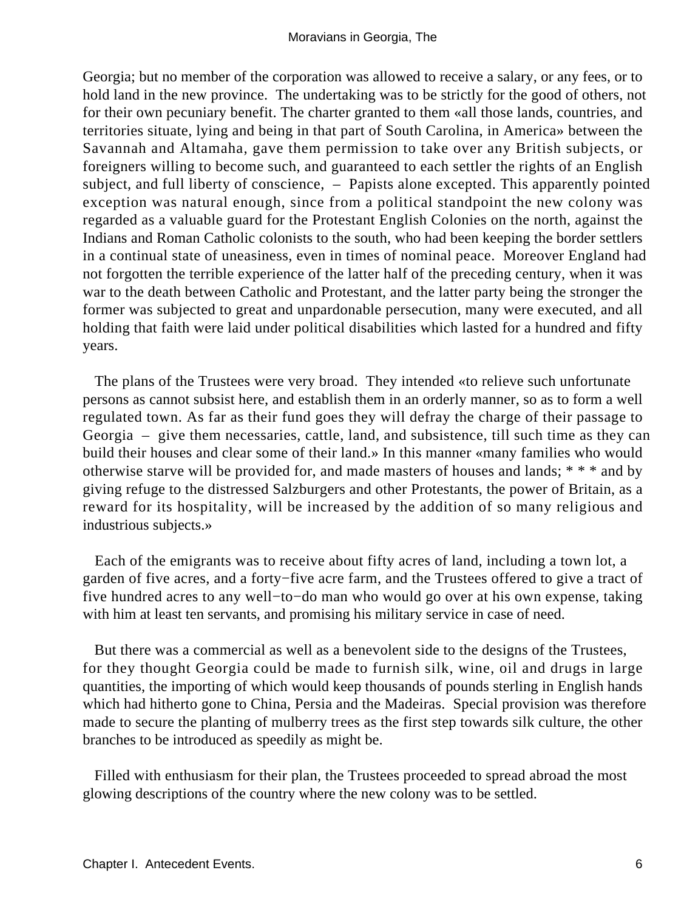Georgia; but no member of the corporation was allowed to receive a salary, or any fees, or to hold land in the new province. The undertaking was to be strictly for the good of others, not for their own pecuniary benefit. The charter granted to them «all those lands, countries, and territories situate, lying and being in that part of South Carolina, in America» between the Savannah and Altamaha, gave them permission to take over any British subjects, or foreigners willing to become such, and guaranteed to each settler the rights of an English subject, and full liberty of conscience, – Papists alone excepted. This apparently pointed exception was natural enough, since from a political standpoint the new colony was regarded as a valuable guard for the Protestant English Colonies on the north, against the Indians and Roman Catholic colonists to the south, who had been keeping the border settlers in a continual state of uneasiness, even in times of nominal peace. Moreover England had not forgotten the terrible experience of the latter half of the preceding century, when it was war to the death between Catholic and Protestant, and the latter party being the stronger the former was subjected to great and unpardonable persecution, many were executed, and all holding that faith were laid under political disabilities which lasted for a hundred and fifty years.

The plans of the Trustees were very broad. They intended «to relieve such unfortunate persons as cannot subsist here, and establish them in an orderly manner, so as to form a well regulated town. As far as their fund goes they will defray the charge of their passage to Georgia – give them necessaries, cattle, land, and subsistence, till such time as they can build their houses and clear some of their land.» In this manner «many families who would otherwise starve will be provided for, and made masters of houses and lands; * * * and by giving refuge to the distressed Salzburgers and other Protestants, the power of Britain, as a reward for its hospitality, will be increased by the addition of so many religious and industrious subjects.»

Each of the emigrants was to receive about fifty acres of land, including a town lot, a garden of five acres, and a forty−five acre farm, and the Trustees offered to give a tract of five hundred acres to any well−to−do man who would go over at his own expense, taking with him at least ten servants, and promising his military service in case of need.

But there was a commercial as well as a benevolent side to the designs of the Trustees, for they thought Georgia could be made to furnish silk, wine, oil and drugs in large quantities, the importing of which would keep thousands of pounds sterling in English hands which had hitherto gone to China, Persia and the Madeiras. Special provision was therefore made to secure the planting of mulberry trees as the first step towards silk culture, the other branches to be introduced as speedily as might be.

Filled with enthusiasm for their plan, the Trustees proceeded to spread abroad the most glowing descriptions of the country where the new colony was to be settled.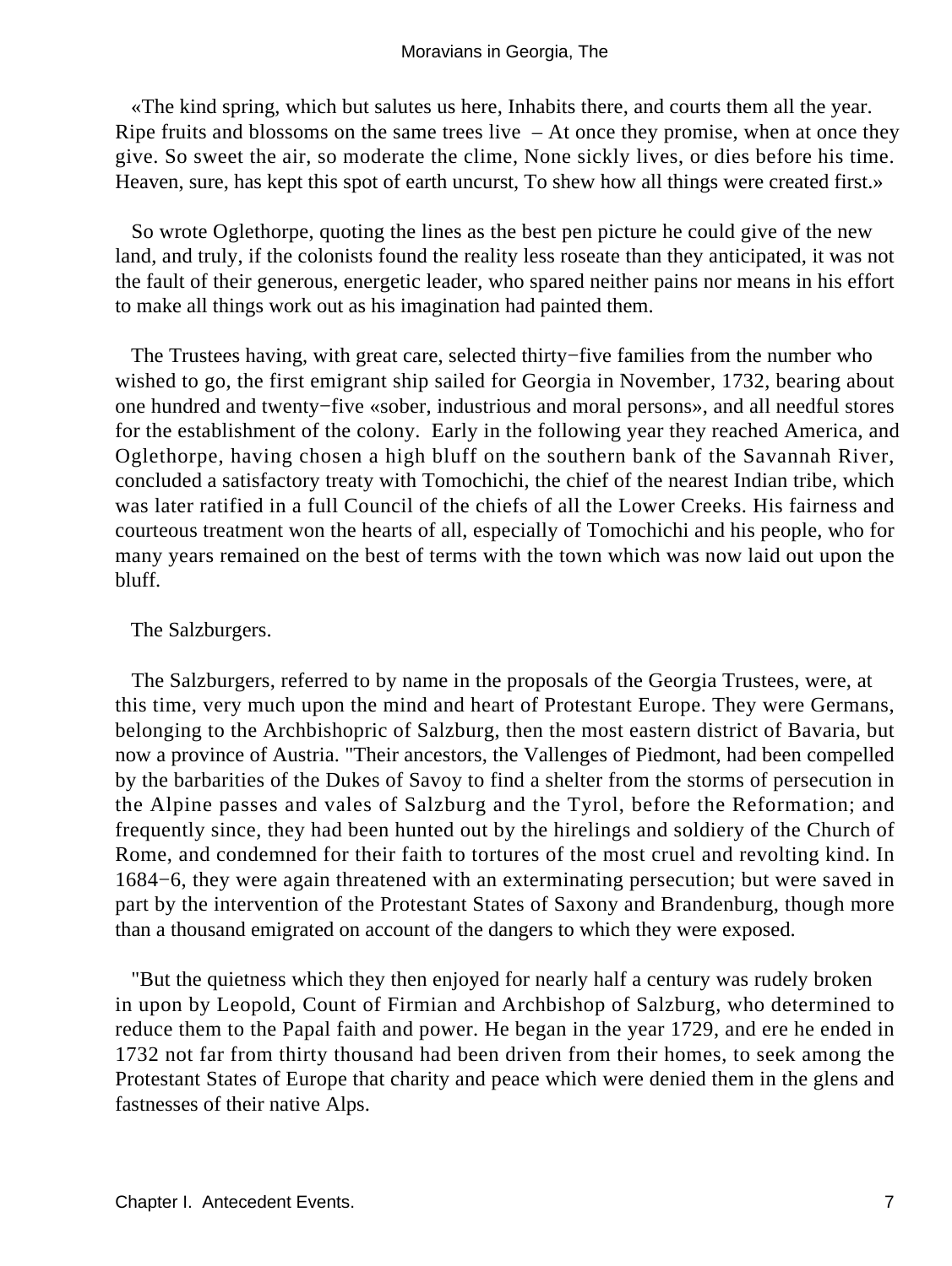«The kind spring, which but salutes us here, Inhabits there, and courts them all the year. Ripe fruits and blossoms on the same trees live – At once they promise, when at once they give. So sweet the air, so moderate the clime, None sickly lives, or dies before his time. Heaven, sure, has kept this spot of earth uncurst, To shew how all things were created first.»

So wrote Oglethorpe, quoting the lines as the best pen picture he could give of the new land, and truly, if the colonists found the reality less roseate than they anticipated, it was not the fault of their generous, energetic leader, who spared neither pains nor means in his effort to make all things work out as his imagination had painted them.

The Trustees having, with great care, selected thirty−five families from the number who wished to go, the first emigrant ship sailed for Georgia in November, 1732, bearing about one hundred and twenty−five «sober, industrious and moral persons», and all needful stores for the establishment of the colony. Early in the following year they reached America, and Oglethorpe, having chosen a high bluff on the southern bank of the Savannah River, concluded a satisfactory treaty with Tomochichi, the chief of the nearest Indian tribe, which was later ratified in a full Council of the chiefs of all the Lower Creeks. His fairness and courteous treatment won the hearts of all, especially of Tomochichi and his people, who for many years remained on the best of terms with the town which was now laid out upon the bluff.

## The Salzburgers.

The Salzburgers, referred to by name in the proposals of the Georgia Trustees, were, at this time, very much upon the mind and heart of Protestant Europe. They were Germans, belonging to the Archbishopric of Salzburg, then the most eastern district of Bavaria, but now a province of Austria. "Their ancestors, the Vallenges of Piedmont, had been compelled by the barbarities of the Dukes of Savoy to find a shelter from the storms of persecution in the Alpine passes and vales of Salzburg and the Tyrol, before the Reformation; and frequently since, they had been hunted out by the hirelings and soldiery of the Church of Rome, and condemned for their faith to tortures of the most cruel and revolting kind. In 1684−6, they were again threatened with an exterminating persecution; but were saved in part by the intervention of the Protestant States of Saxony and Brandenburg, though more than a thousand emigrated on account of the dangers to which they were exposed.

"But the quietness which they then enjoyed for nearly half a century was rudely broken in upon by Leopold, Count of Firmian and Archbishop of Salzburg, who determined to reduce them to the Papal faith and power. He began in the year 1729, and ere he ended in 1732 not far from thirty thousand had been driven from their homes, to seek among the Protestant States of Europe that charity and peace which were denied them in the glens and fastnesses of their native Alps.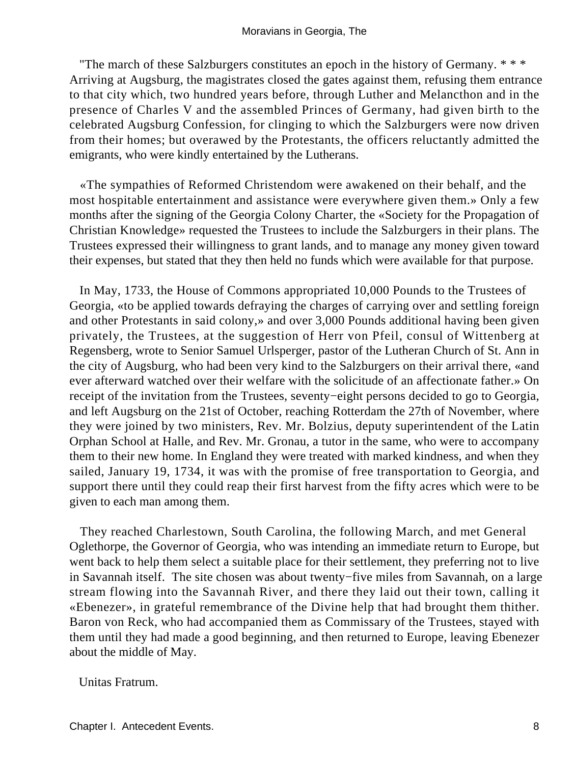"The march of these Salzburgers constitutes an epoch in the history of Germany. * * * Arriving at Augsburg, the magistrates closed the gates against them, refusing them entrance to that city which, two hundred years before, through Luther and Melancthon and in the presence of Charles V and the assembled Princes of Germany, had given birth to the celebrated Augsburg Confession, for clinging to which the Salzburgers were now driven from their homes; but overawed by the Protestants, the officers reluctantly admitted the emigrants, who were kindly entertained by the Lutherans.

«The sympathies of Reformed Christendom were awakened on their behalf, and the most hospitable entertainment and assistance were everywhere given them.» Only a few months after the signing of the Georgia Colony Charter, the «Society for the Propagation of Christian Knowledge» requested the Trustees to include the Salzburgers in their plans. The Trustees expressed their willingness to grant lands, and to manage any money given toward their expenses, but stated that they then held no funds which were available for that purpose.

In May, 1733, the House of Commons appropriated 10,000 Pounds to the Trustees of Georgia, «to be applied towards defraying the charges of carrying over and settling foreign and other Protestants in said colony,» and over 3,000 Pounds additional having been given privately, the Trustees, at the suggestion of Herr von Pfeil, consul of Wittenberg at Regensberg, wrote to Senior Samuel Urlsperger, pastor of the Lutheran Church of St. Ann in the city of Augsburg, who had been very kind to the Salzburgers on their arrival there, «and ever afterward watched over their welfare with the solicitude of an affectionate father.» On receipt of the invitation from the Trustees, seventy−eight persons decided to go to Georgia, and left Augsburg on the 21st of October, reaching Rotterdam the 27th of November, where they were joined by two ministers, Rev. Mr. Bolzius, deputy superintendent of the Latin Orphan School at Halle, and Rev. Mr. Gronau, a tutor in the same, who were to accompany them to their new home. In England they were treated with marked kindness, and when they sailed, January 19, 1734, it was with the promise of free transportation to Georgia, and support there until they could reap their first harvest from the fifty acres which were to be given to each man among them.

They reached Charlestown, South Carolina, the following March, and met General Oglethorpe, the Governor of Georgia, who was intending an immediate return to Europe, but went back to help them select a suitable place for their settlement, they preferring not to live in Savannah itself. The site chosen was about twenty−five miles from Savannah, on a large stream flowing into the Savannah River, and there they laid out their town, calling it «Ebenezer», in grateful remembrance of the Divine help that had brought them thither. Baron von Reck, who had accompanied them as Commissary of the Trustees, stayed with them until they had made a good beginning, and then returned to Europe, leaving Ebenezer about the middle of May.

Unitas Fratrum.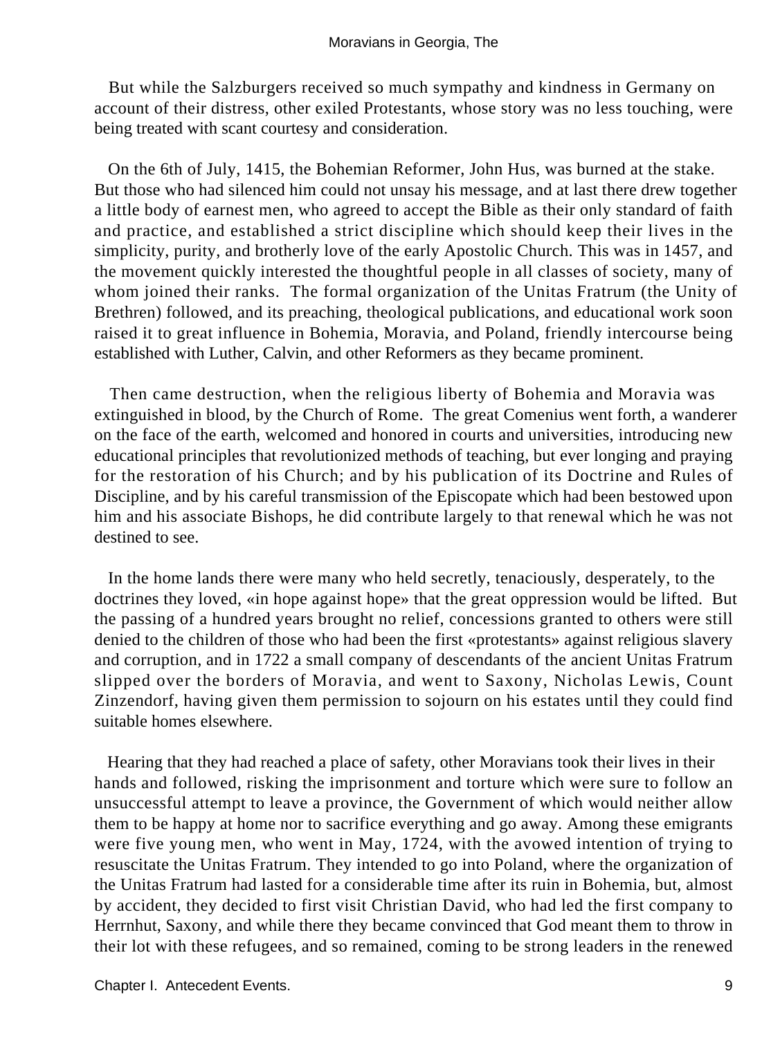But while the Salzburgers received so much sympathy and kindness in Germany on account of their distress, other exiled Protestants, whose story was no less touching, were being treated with scant courtesy and consideration.

On the 6th of July, 1415, the Bohemian Reformer, John Hus, was burned at the stake. But those who had silenced him could not unsay his message, and at last there drew together a little body of earnest men, who agreed to accept the Bible as their only standard of faith and practice, and established a strict discipline which should keep their lives in the simplicity, purity, and brotherly love of the early Apostolic Church. This was in 1457, and the movement quickly interested the thoughtful people in all classes of society, many of whom joined their ranks. The formal organization of the Unitas Fratrum (the Unity of Brethren) followed, and its preaching, theological publications, and educational work soon raised it to great influence in Bohemia, Moravia, and Poland, friendly intercourse being established with Luther, Calvin, and other Reformers as they became prominent.

Then came destruction, when the religious liberty of Bohemia and Moravia was extinguished in blood, by the Church of Rome. The great Comenius went forth, a wanderer on the face of the earth, welcomed and honored in courts and universities, introducing new educational principles that revolutionized methods of teaching, but ever longing and praying for the restoration of his Church; and by his publication of its Doctrine and Rules of Discipline, and by his careful transmission of the Episcopate which had been bestowed upon him and his associate Bishops, he did contribute largely to that renewal which he was not destined to see.

In the home lands there were many who held secretly, tenaciously, desperately, to the doctrines they loved, «in hope against hope» that the great oppression would be lifted. But the passing of a hundred years brought no relief, concessions granted to others were still denied to the children of those who had been the first «protestants» against religious slavery and corruption, and in 1722 a small company of descendants of the ancient Unitas Fratrum slipped over the borders of Moravia, and went to Saxony, Nicholas Lewis, Count Zinzendorf, having given them permission to sojourn on his estates until they could find suitable homes elsewhere.

Hearing that they had reached a place of safety, other Moravians took their lives in their hands and followed, risking the imprisonment and torture which were sure to follow an unsuccessful attempt to leave a province, the Government of which would neither allow them to be happy at home nor to sacrifice everything and go away. Among these emigrants were five young men, who went in May, 1724, with the avowed intention of trying to resuscitate the Unitas Fratrum. They intended to go into Poland, where the organization of the Unitas Fratrum had lasted for a considerable time after its ruin in Bohemia, but, almost by accident, they decided to first visit Christian David, who had led the first company to Herrnhut, Saxony, and while there they became convinced that God meant them to throw in their lot with these refugees, and so remained, coming to be strong leaders in the renewed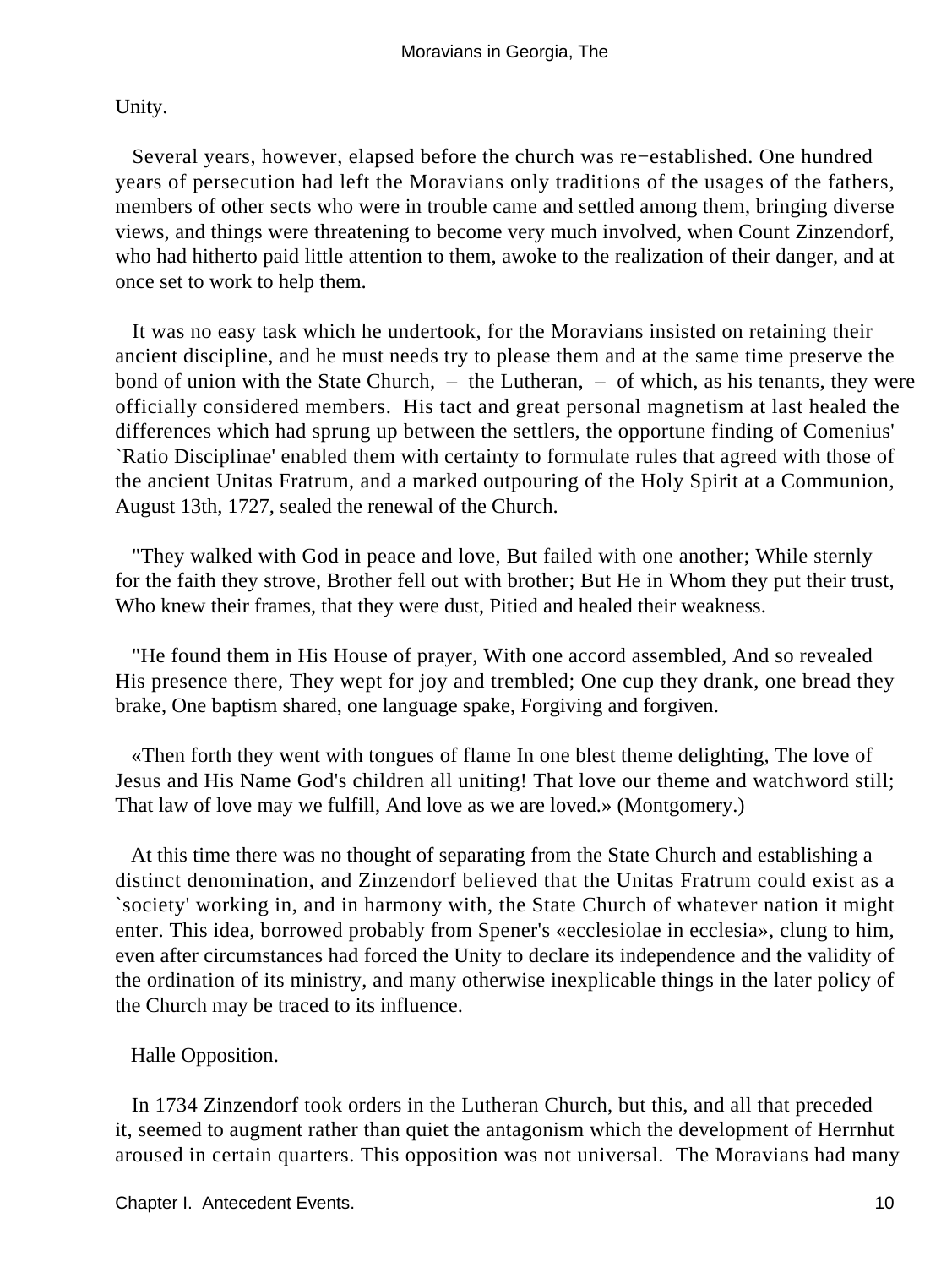Unity.

Several years, however, elapsed before the church was re−established. One hundred years of persecution had left the Moravians only traditions of the usages of the fathers, members of other sects who were in trouble came and settled among them, bringing diverse views, and things were threatening to become very much involved, when Count Zinzendorf, who had hitherto paid little attention to them, awoke to the realization of their danger, and at once set to work to help them.

It was no easy task which he undertook, for the Moravians insisted on retaining their ancient discipline, and he must needs try to please them and at the same time preserve the bond of union with the State Church, – the Lutheran, – of which, as his tenants, they were officially considered members. His tact and great personal magnetism at last healed the differences which had sprung up between the settlers, the opportune finding of Comenius' `Ratio Disciplinae' enabled them with certainty to formulate rules that agreed with those of the ancient Unitas Fratrum, and a marked outpouring of the Holy Spirit at a Communion, August 13th, 1727, sealed the renewal of the Church.

"They walked with God in peace and love, But failed with one another; While sternly for the faith they strove, Brother fell out with brother; But He in Whom they put their trust, Who knew their frames, that they were dust, Pitied and healed their weakness.

"He found them in His House of prayer, With one accord assembled, And so revealed His presence there, They wept for joy and trembled; One cup they drank, one bread they brake, One baptism shared, one language spake, Forgiving and forgiven.

«Then forth they went with tongues of flame In one blest theme delighting, The love of Jesus and His Name God's children all uniting! That love our theme and watchword still; That law of love may we fulfill, And love as we are loved.» (Montgomery.)

At this time there was no thought of separating from the State Church and establishing a distinct denomination, and Zinzendorf believed that the Unitas Fratrum could exist as a `society' working in, and in harmony with, the State Church of whatever nation it might enter. This idea, borrowed probably from Spener's «ecclesiolae in ecclesia», clung to him, even after circumstances had forced the Unity to declare its independence and the validity of the ordination of its ministry, and many otherwise inexplicable things in the later policy of the Church may be traced to its influence.

Halle Opposition.

In 1734 Zinzendorf took orders in the Lutheran Church, but this, and all that preceded it, seemed to augment rather than quiet the antagonism which the development of Herrnhut aroused in certain quarters. This opposition was not universal. The Moravians had many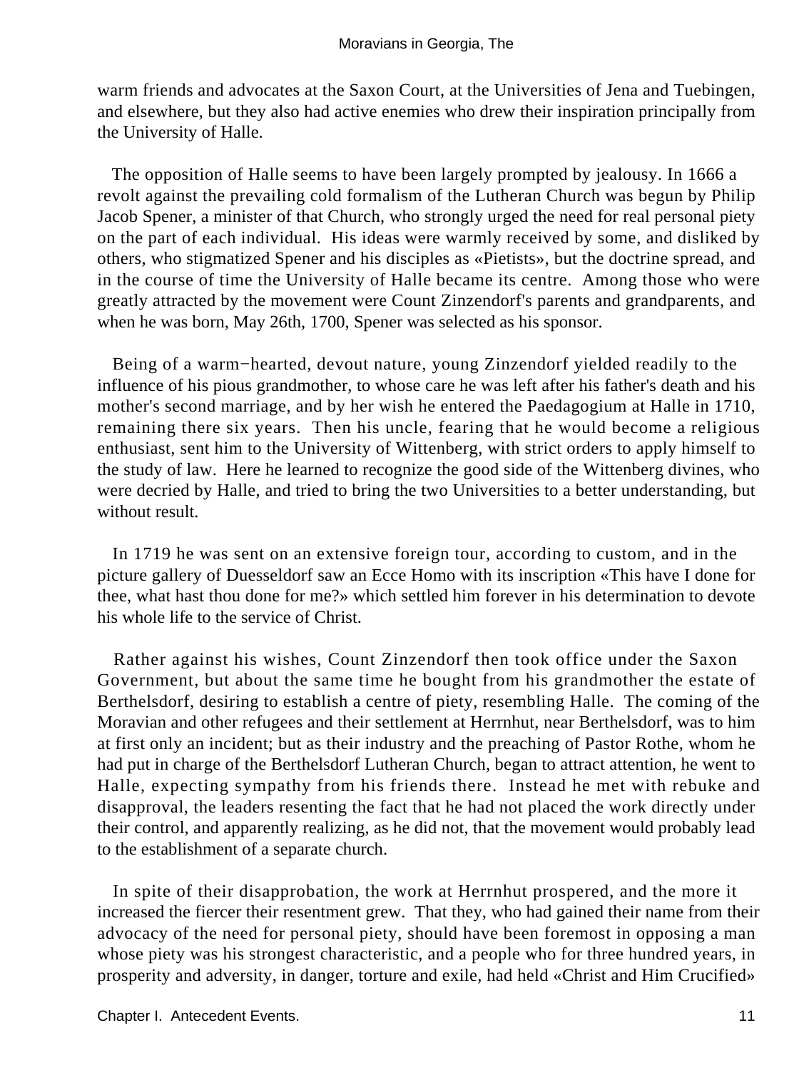warm friends and advocates at the Saxon Court, at the Universities of Jena and Tuebingen, and elsewhere, but they also had active enemies who drew their inspiration principally from the University of Halle.

The opposition of Halle seems to have been largely prompted by jealousy. In 1666 a revolt against the prevailing cold formalism of the Lutheran Church was begun by Philip Jacob Spener, a minister of that Church, who strongly urged the need for real personal piety on the part of each individual. His ideas were warmly received by some, and disliked by others, who stigmatized Spener and his disciples as «Pietists», but the doctrine spread, and in the course of time the University of Halle became its centre. Among those who were greatly attracted by the movement were Count Zinzendorf's parents and grandparents, and when he was born, May 26th, 1700, Spener was selected as his sponsor.

Being of a warm−hearted, devout nature, young Zinzendorf yielded readily to the influence of his pious grandmother, to whose care he was left after his father's death and his mother's second marriage, and by her wish he entered the Paedagogium at Halle in 1710, remaining there six years. Then his uncle, fearing that he would become a religious enthusiast, sent him to the University of Wittenberg, with strict orders to apply himself to the study of law. Here he learned to recognize the good side of the Wittenberg divines, who were decried by Halle, and tried to bring the two Universities to a better understanding, but without result.

In 1719 he was sent on an extensive foreign tour, according to custom, and in the picture gallery of Duesseldorf saw an Ecce Homo with its inscription «This have I done for thee, what hast thou done for me?» which settled him forever in his determination to devote his whole life to the service of Christ.

Rather against his wishes, Count Zinzendorf then took office under the Saxon Government, but about the same time he bought from his grandmother the estate of Berthelsdorf, desiring to establish a centre of piety, resembling Halle. The coming of the Moravian and other refugees and their settlement at Herrnhut, near Berthelsdorf, was to him at first only an incident; but as their industry and the preaching of Pastor Rothe, whom he had put in charge of the Berthelsdorf Lutheran Church, began to attract attention, he went to Halle, expecting sympathy from his friends there. Instead he met with rebuke and disapproval, the leaders resenting the fact that he had not placed the work directly under their control, and apparently realizing, as he did not, that the movement would probably lead to the establishment of a separate church.

In spite of their disapprobation, the work at Herrnhut prospered, and the more it increased the fiercer their resentment grew. That they, who had gained their name from their advocacy of the need for personal piety, should have been foremost in opposing a man whose piety was his strongest characteristic, and a people who for three hundred years, in prosperity and adversity, in danger, torture and exile, had held «Christ and Him Crucified»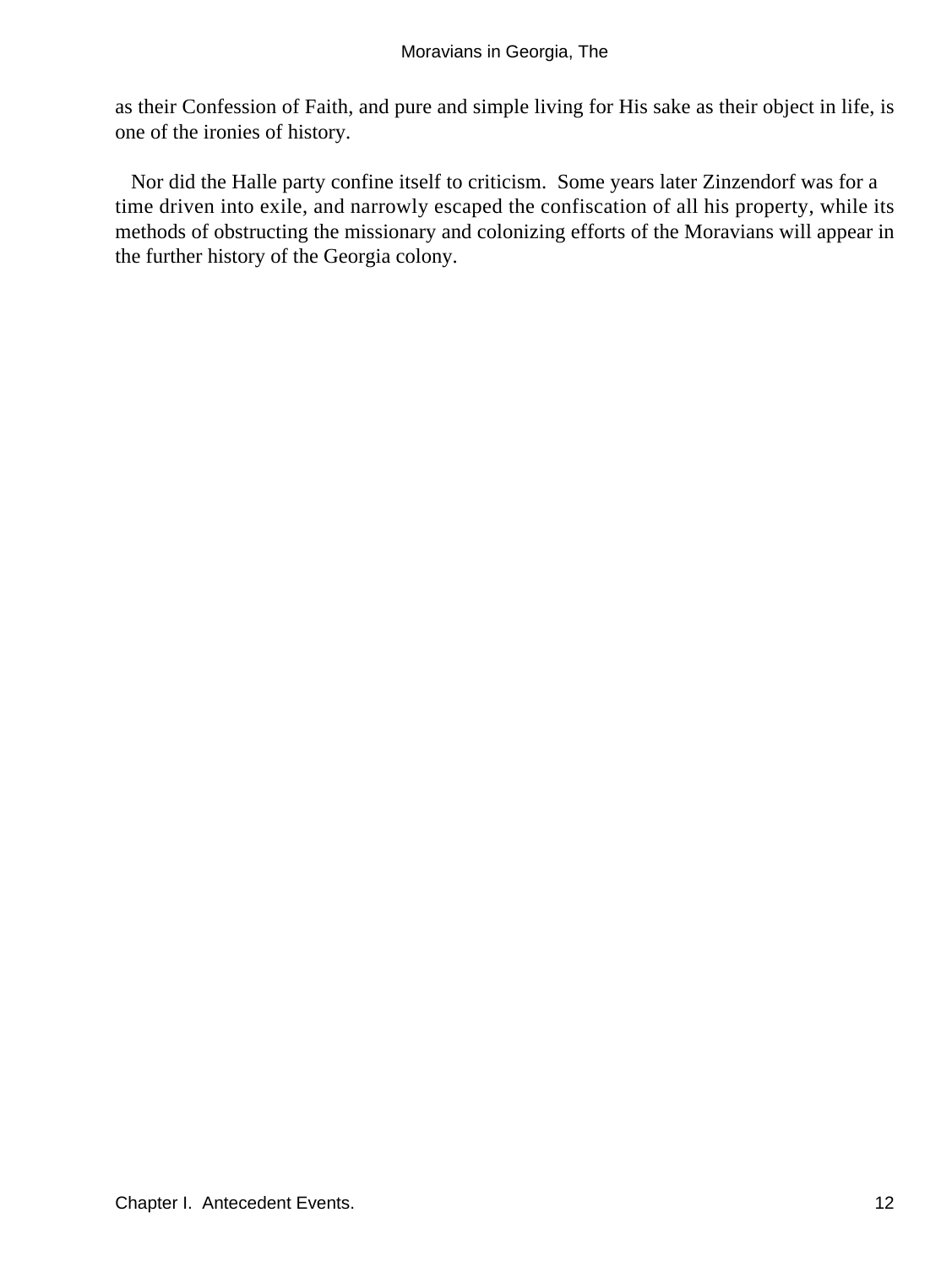as their Confession of Faith, and pure and simple living for His sake as their object in life, is one of the ironies of history.

Nor did the Halle party confine itself to criticism. Some years later Zinzendorf was for a time driven into exile, and narrowly escaped the confiscation of all his property, while its methods of obstructing the missionary and colonizing efforts of the Moravians will appear in the further history of the Georgia colony.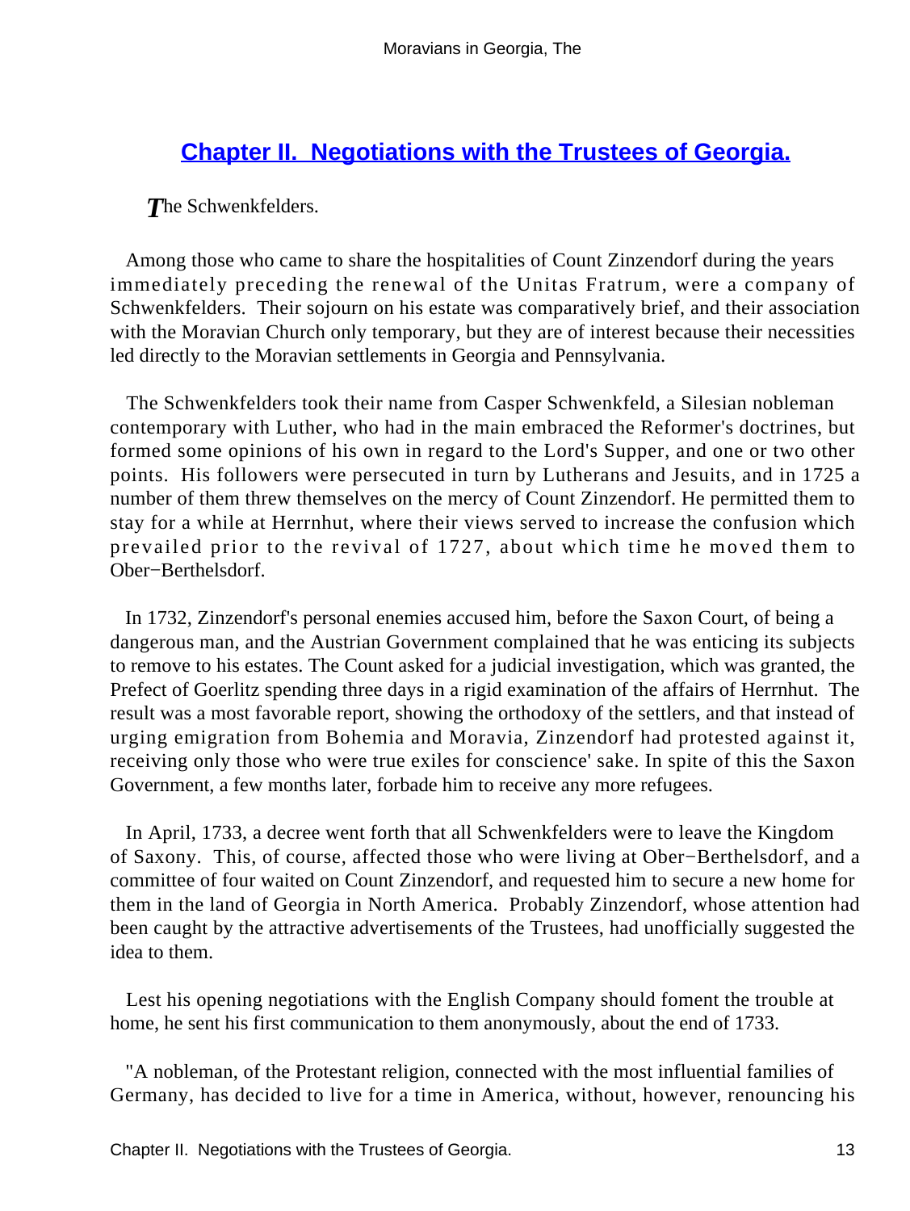## Chapter II. Negotiations with the Trustees of Georgia.

*The* Schwenkfelders.

Among those who came to share the hospitalities of Count Zinzendorf during the years immediately preceding the renewal of the Unitas Fratrum, were a company of Schwenkfelders. Their sojourn on his estate was comparatively brief, and their association with the Moravian Church only temporary, but they are of interest because their necessities led directly to the Moravian settlements in Georgia and Pennsylvania.

The Schwenkfelders took their name from Casper Schwenkfeld, a Silesian nobleman contemporary with Luther, who had in the main embraced the Reformer's doctrines, but formed some opinions of his own in regard to the Lord's Supper, and one or two other points. His followers were persecuted in turn by Lutherans and Jesuits, and in 1725 a number of them threw themselves on the mercy of Count Zinzendorf. He permitted them to stay for a while at Herrnhut, where their views served to increase the confusion which prevailed prior to the revival of 1727, about which time he moved them to Ober−Berthelsdorf.

In 1732, Zinzendorf's personal enemies accused him, before the Saxon Court, of being a dangerous man, and the Austrian Government complained that he was enticing its subjects to remove to his estates. The Count asked for a judicial investigation, which was granted, the Prefect of Goerlitz spending three days in a rigid examination of the affairs of Herrnhut. The result was a most favorable report, showing the orthodoxy of the settlers, and that instead of urging emigration from Bohemia and Moravia, Zinzendorf had protested against it, receiving only those who were true exiles for conscience' sake. In spite of this the Saxon Government, a few months later, forbade him to receive any more refugees.

In April, 1733, a decree went forth that all Schwenkfelders were to leave the Kingdom of Saxony. This, of course, affected those who were living at Ober−Berthelsdorf, and a committee of four waited on Count Zinzendorf, and requested him to secure a new home for them in the land of Georgia in North America. Probably Zinzendorf, whose attention had been caught by the attractive advertisements of the Trustees, had unofficially suggested the idea to them.

Lest his opening negotiations with the English Company should foment the trouble at home, he sent his first communication to them anonymously, about the end of 1733.

"A nobleman, of the Protestant religion, connected with the most influential families of Germany, has decided to live for a time in America, without, however, renouncing his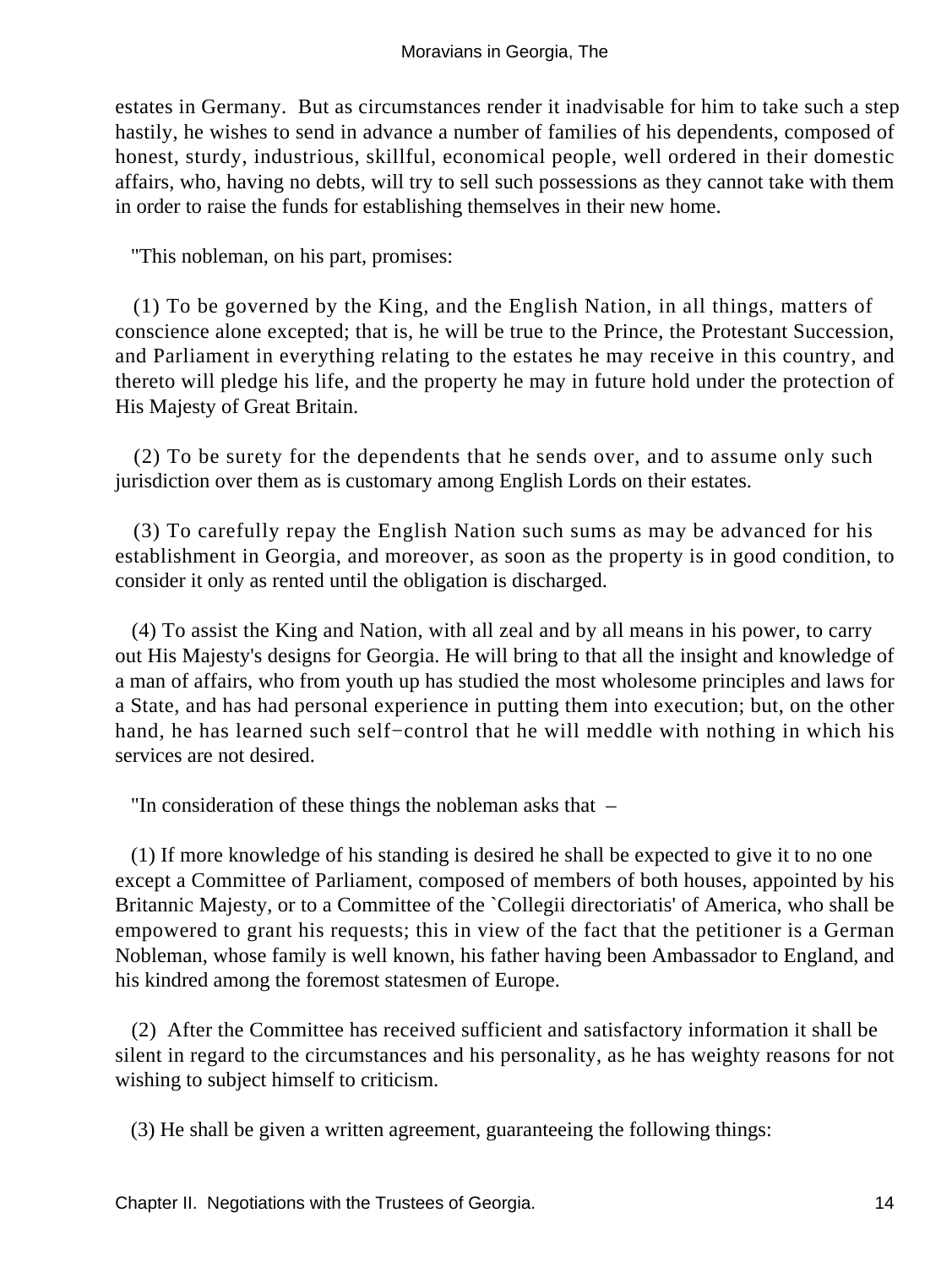estates in Germany. But as circumstances render it inadvisable for him to take such a step hastily, he wishes to send in advance a number of families of his dependents, composed of honest, sturdy, industrious, skillful, economical people, well ordered in their domestic affairs, who, having no debts, will try to sell such possessions as they cannot take with them in order to raise the funds for establishing themselves in their new home.

"This nobleman, on his part, promises:

(1) To be governed by the King, and the English Nation, in all things, matters of conscience alone excepted; that is, he will be true to the Prince, the Protestant Succession, and Parliament in everything relating to the estates he may receive in this country, and thereto will pledge his life, and the property he may in future hold under the protection of His Majesty of Great Britain.

(2) To be surety for the dependents that he sends over, and to assume only such jurisdiction over them as is customary among English Lords on their estates.

(3) To carefully repay the English Nation such sums as may be advanced for his establishment in Georgia, and moreover, as soon as the property is in good condition, to consider it only as rented until the obligation is discharged.

(4) To assist the King and Nation, with all zeal and by all means in his power, to carry out His Majesty's designs for Georgia. He will bring to that all the insight and knowledge of a man of affairs, who from youth up has studied the most wholesome principles and laws for a State, and has had personal experience in putting them into execution; but, on the other hand, he has learned such self−control that he will meddle with nothing in which his services are not desired.

"In consideration of these things the nobleman asks that –

(1) If more knowledge of his standing is desired he shall be expected to give it to no one except a Committee of Parliament, composed of members of both houses, appointed by his Britannic Majesty, or to a Committee of the `Collegii directoriatis' of America, who shall be empowered to grant his requests; this in view of the fact that the petitioner is a German Nobleman, whose family is well known, his father having been Ambassador to England, and his kindred among the foremost statesmen of Europe.

(2) After the Committee has received sufficient and satisfactory information it shall be silent in regard to the circumstances and his personality, as he has weighty reasons for not wishing to subject himself to criticism.

(3) He shall be given a written agreement, guaranteeing the following things: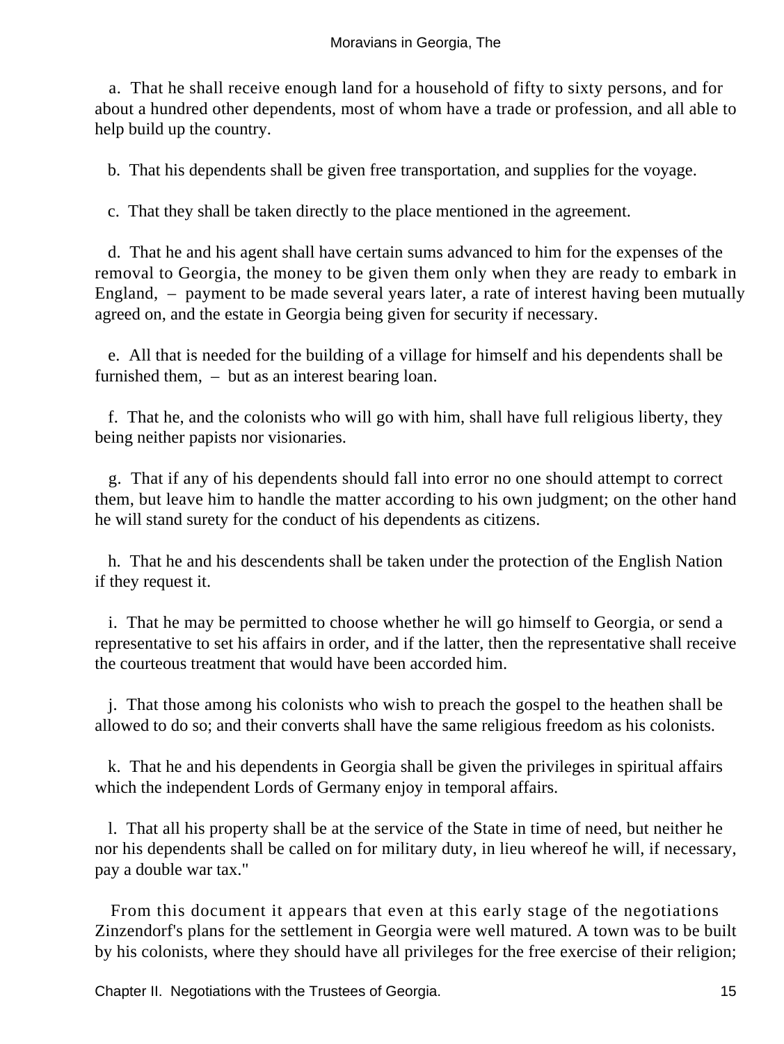a. That he shall receive enough land for a household of fifty to sixty persons, and for about a hundred other dependents, most of whom have a trade or profession, and all able to help build up the country.

b. That his dependents shall be given free transportation, and supplies for the voyage.

c. That they shall be taken directly to the place mentioned in the agreement.

d. That he and his agent shall have certain sums advanced to him for the expenses of the removal to Georgia, the money to be given them only when they are ready to embark in England, – payment to be made several years later, a rate of interest having been mutually agreed on, and the estate in Georgia being given for security if necessary.

e. All that is needed for the building of a village for himself and his dependents shall be furnished them, – but as an interest bearing loan.

f. That he, and the colonists who will go with him, shall have full religious liberty, they being neither papists nor visionaries.

g. That if any of his dependents should fall into error no one should attempt to correct them, but leave him to handle the matter according to his own judgment; on the other hand he will stand surety for the conduct of his dependents as citizens.

h. That he and his descendents shall be taken under the protection of the English Nation if they request it.

i. That he may be permitted to choose whether he will go himself to Georgia, or send a representative to set his affairs in order, and if the latter, then the representative shall receive the courteous treatment that would have been accorded him.

j. That those among his colonists who wish to preach the gospel to the heathen shall be allowed to do so; and their converts shall have the same religious freedom as his colonists.

k. That he and his dependents in Georgia shall be given the privileges in spiritual affairs which the independent Lords of Germany enjoy in temporal affairs.

l. That all his property shall be at the service of the State in time of need, but neither he nor his dependents shall be called on for military duty, in lieu whereof he will, if necessary, pay a double war tax."

From this document it appears that even at this early stage of the negotiations Zinzendorf's plans for the settlement in Georgia were well matured. A town was to be built by his colonists, where they should have all privileges for the free exercise of their religion;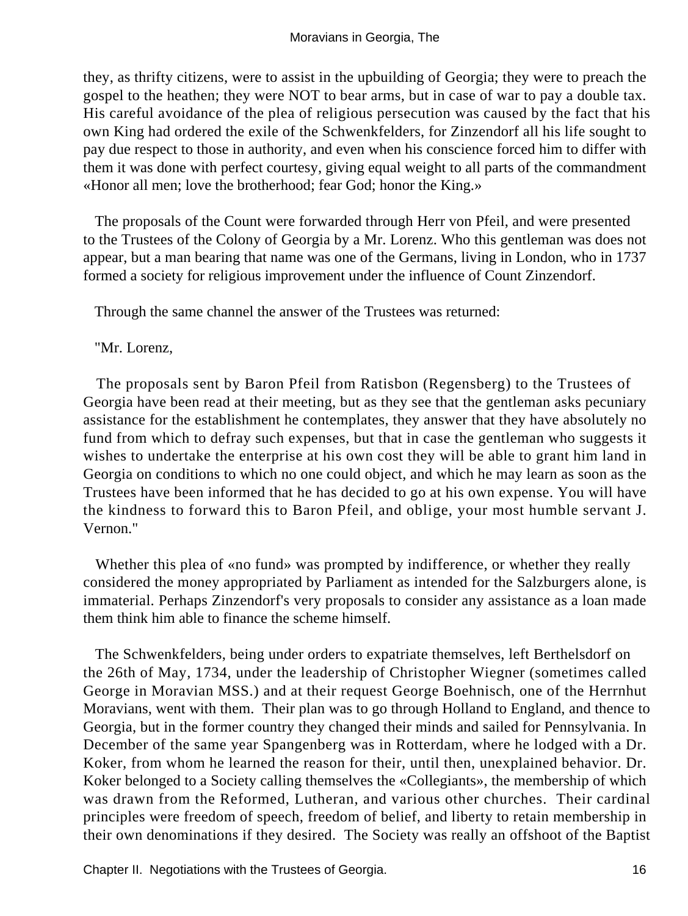they, as thrifty citizens, were to assist in the upbuilding of Georgia; they were to preach the gospel to the heathen; they were NOT to bear arms, but in case of war to pay a double tax. His careful avoidance of the plea of religious persecution was caused by the fact that his own King had ordered the exile of the Schwenkfelders, for Zinzendorf all his life sought to pay due respect to those in authority, and even when his conscience forced him to differ with them it was done with perfect courtesy, giving equal weight to all parts of the commandment «Honor all men; love the brotherhood; fear God; honor the King.»

The proposals of the Count were forwarded through Herr von Pfeil, and were presented to the Trustees of the Colony of Georgia by a Mr. Lorenz. Who this gentleman was does not appear, but a man bearing that name was one of the Germans, living in London, who in 1737 formed a society for religious improvement under the influence of Count Zinzendorf.

Through the same channel the answer of the Trustees was returned:

"Mr. Lorenz,

The proposals sent by Baron Pfeil from Ratisbon (Regensberg) to the Trustees of Georgia have been read at their meeting, but as they see that the gentleman asks pecuniary assistance for the establishment he contemplates, they answer that they have absolutely no fund from which to defray such expenses, but that in case the gentleman who suggests it wishes to undertake the enterprise at his own cost they will be able to grant him land in Georgia on conditions to which no one could object, and which he may learn as soon as the Trustees have been informed that he has decided to go at his own expense. You will have the kindness to forward this to Baron Pfeil, and oblige, your most humble servant J. Vernon."

Whether this plea of «no fund» was prompted by indifference, or whether they really considered the money appropriated by Parliament as intended for the Salzburgers alone, is immaterial. Perhaps Zinzendorf's very proposals to consider any assistance as a loan made them think him able to finance the scheme himself.

The Schwenkfelders, being under orders to expatriate themselves, left Berthelsdorf on the 26th of May, 1734, under the leadership of Christopher Wiegner (sometimes called George in Moravian MSS.) and at their request George Boehnisch, one of the Herrnhut Moravians, went with them. Their plan was to go through Holland to England, and thence to Georgia, but in the former country they changed their minds and sailed for Pennsylvania. In December of the same year Spangenberg was in Rotterdam, where he lodged with a Dr. Koker, from whom he learned the reason for their, until then, unexplained behavior. Dr. Koker belonged to a Society calling themselves the «Collegiants», the membership of which was drawn from the Reformed, Lutheran, and various other churches. Their cardinal principles were freedom of speech, freedom of belief, and liberty to retain membership in their own denominations if they desired. The Society was really an offshoot of the Baptist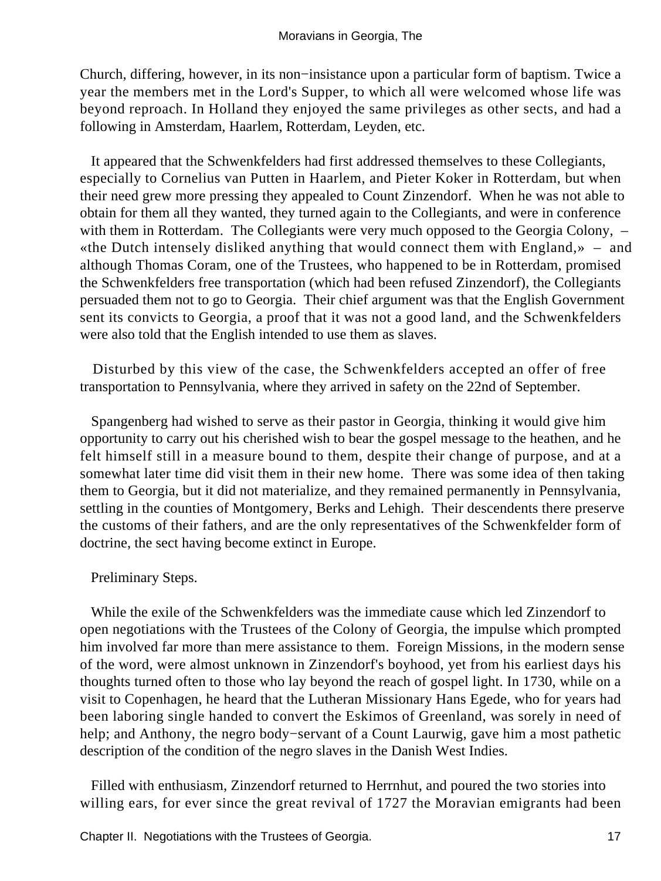Church, differing, however, in its non−insistance upon a particular form of baptism. Twice a year the members met in the Lord's Supper, to which all were welcomed whose life was beyond reproach. In Holland they enjoyed the same privileges as other sects, and had a following in Amsterdam, Haarlem, Rotterdam, Leyden, etc.

It appeared that the Schwenkfelders had first addressed themselves to these Collegiants, especially to Cornelius van Putten in Haarlem, and Pieter Koker in Rotterdam, but when their need grew more pressing they appealed to Count Zinzendorf. When he was not able to obtain for them all they wanted, they turned again to the Collegiants, and were in conference with them in Rotterdam. The Collegiants were very much opposed to the Georgia Colony, – «the Dutch intensely disliked anything that would connect them with England,» – and although Thomas Coram, one of the Trustees, who happened to be in Rotterdam, promised the Schwenkfelders free transportation (which had been refused Zinzendorf), the Collegiants persuaded them not to go to Georgia. Their chief argument was that the English Government sent its convicts to Georgia, a proof that it was not a good land, and the Schwenkfelders were also told that the English intended to use them as slaves.

Disturbed by this view of the case, the Schwenkfelders accepted an offer of free transportation to Pennsylvania, where they arrived in safety on the 22nd of September.

Spangenberg had wished to serve as their pastor in Georgia, thinking it would give him opportunity to carry out his cherished wish to bear the gospel message to the heathen, and he felt himself still in a measure bound to them, despite their change of purpose, and at a somewhat later time did visit them in their new home. There was some idea of then taking them to Georgia, but it did not materialize, and they remained permanently in Pennsylvania, settling in the counties of Montgomery, Berks and Lehigh. Their descendents there preserve the customs of their fathers, and are the only representatives of the Schwenkfelder form of doctrine, the sect having become extinct in Europe.

## Preliminary Steps.

While the exile of the Schwenkfelders was the immediate cause which led Zinzendorf to open negotiations with the Trustees of the Colony of Georgia, the impulse which prompted him involved far more than mere assistance to them. Foreign Missions, in the modern sense of the word, were almost unknown in Zinzendorf's boyhood, yet from his earliest days his thoughts turned often to those who lay beyond the reach of gospel light. In 1730, while on a visit to Copenhagen, he heard that the Lutheran Missionary Hans Egede, who for years had been laboring single handed to convert the Eskimos of Greenland, was sorely in need of help; and Anthony, the negro body−servant of a Count Laurwig, gave him a most pathetic description of the condition of the negro slaves in the Danish West Indies.

Filled with enthusiasm, Zinzendorf returned to Herrnhut, and poured the two stories into willing ears, for ever since the great revival of 1727 the Moravian emigrants had been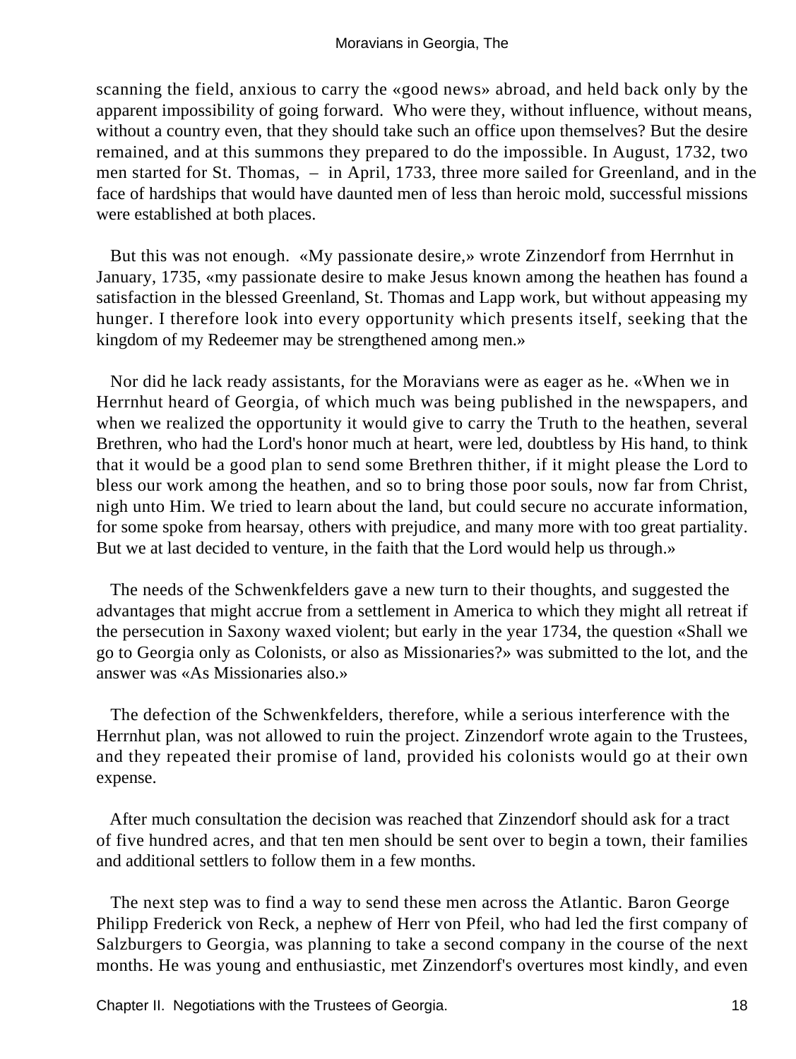scanning the field, anxious to carry the «good news» abroad, and held back only by the apparent impossibility of going forward. Who were they, without influence, without means, without a country even, that they should take such an office upon themselves? But the desire remained, and at this summons they prepared to do the impossible. In August, 1732, two men started for St. Thomas, – in April, 1733, three more sailed for Greenland, and in the face of hardships that would have daunted men of less than heroic mold, successful missions were established at both places.

But this was not enough. «My passionate desire,» wrote Zinzendorf from Herrnhut in January, 1735, «my passionate desire to make Jesus known among the heathen has found a satisfaction in the blessed Greenland, St. Thomas and Lapp work, but without appeasing my hunger. I therefore look into every opportunity which presents itself, seeking that the kingdom of my Redeemer may be strengthened among men.»

Nor did he lack ready assistants, for the Moravians were as eager as he. «When we in Herrnhut heard of Georgia, of which much was being published in the newspapers, and when we realized the opportunity it would give to carry the Truth to the heathen, several Brethren, who had the Lord's honor much at heart, were led, doubtless by His hand, to think that it would be a good plan to send some Brethren thither, if it might please the Lord to bless our work among the heathen, and so to bring those poor souls, now far from Christ, nigh unto Him. We tried to learn about the land, but could secure no accurate information, for some spoke from hearsay, others with prejudice, and many more with too great partiality. But we at last decided to venture, in the faith that the Lord would help us through.»

The needs of the Schwenkfelders gave a new turn to their thoughts, and suggested the advantages that might accrue from a settlement in America to which they might all retreat if the persecution in Saxony waxed violent; but early in the year 1734, the question «Shall we go to Georgia only as Colonists, or also as Missionaries?» was submitted to the lot, and the answer was «As Missionaries also.»

The defection of the Schwenkfelders, therefore, while a serious interference with the Herrnhut plan, was not allowed to ruin the project. Zinzendorf wrote again to the Trustees, and they repeated their promise of land, provided his colonists would go at their own expense.

After much consultation the decision was reached that Zinzendorf should ask for a tract of five hundred acres, and that ten men should be sent over to begin a town, their families and additional settlers to follow them in a few months.

The next step was to find a way to send these men across the Atlantic. Baron George Philipp Frederick von Reck, a nephew of Herr von Pfeil, who had led the first company of Salzburgers to Georgia, was planning to take a second company in the course of the next months. He was young and enthusiastic, met Zinzendorf's overtures most kindly, and even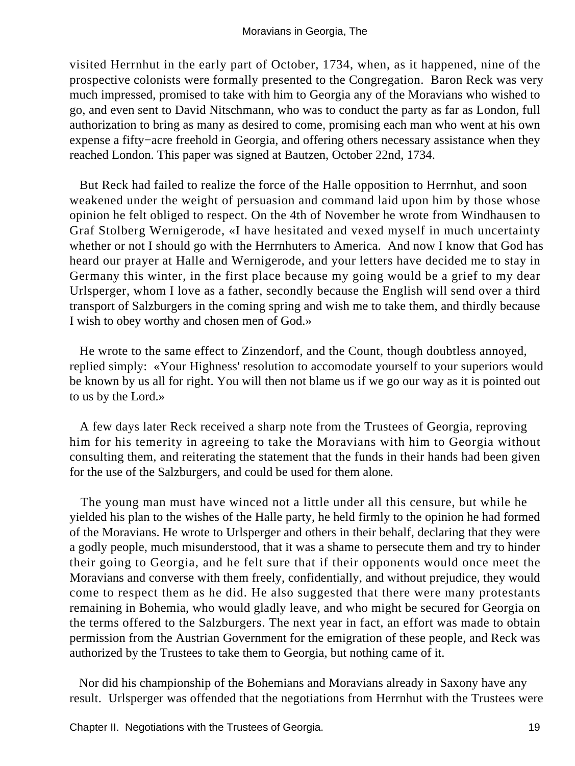visited Herrnhut in the early part of October, 1734, when, as it happened, nine of the prospective colonists were formally presented to the Congregation. Baron Reck was very much impressed, promised to take with him to Georgia any of the Moravians who wished to go, and even sent to David Nitschmann, who was to conduct the party as far as London, full authorization to bring as many as desired to come, promising each man who went at his own expense a fifty−acre freehold in Georgia, and offering others necessary assistance when they reached London. This paper was signed at Bautzen, October 22nd, 1734.

But Reck had failed to realize the force of the Halle opposition to Herrnhut, and soon weakened under the weight of persuasion and command laid upon him by those whose opinion he felt obliged to respect. On the 4th of November he wrote from Windhausen to Graf Stolberg Wernigerode, «I have hesitated and vexed myself in much uncertainty whether or not I should go with the Herrnhuters to America. And now I know that God has heard our prayer at Halle and Wernigerode, and your letters have decided me to stay in Germany this winter, in the first place because my going would be a grief to my dear Urlsperger, whom I love as a father, secondly because the English will send over a third transport of Salzburgers in the coming spring and wish me to take them, and thirdly because I wish to obey worthy and chosen men of God.»

He wrote to the same effect to Zinzendorf, and the Count, though doubtless annoyed, replied simply: «Your Highness' resolution to accomodate yourself to your superiors would be known by us all for right. You will then not blame us if we go our way as it is pointed out to us by the Lord.»

A few days later Reck received a sharp note from the Trustees of Georgia, reproving him for his temerity in agreeing to take the Moravians with him to Georgia without consulting them, and reiterating the statement that the funds in their hands had been given for the use of the Salzburgers, and could be used for them alone.

The young man must have winced not a little under all this censure, but while he yielded his plan to the wishes of the Halle party, he held firmly to the opinion he had formed of the Moravians. He wrote to Urlsperger and others in their behalf, declaring that they were a godly people, much misunderstood, that it was a shame to persecute them and try to hinder their going to Georgia, and he felt sure that if their opponents would once meet the Moravians and converse with them freely, confidentially, and without prejudice, they would come to respect them as he did. He also suggested that there were many protestants remaining in Bohemia, who would gladly leave, and who might be secured for Georgia on the terms offered to the Salzburgers. The next year in fact, an effort was made to obtain permission from the Austrian Government for the emigration of these people, and Reck was authorized by the Trustees to take them to Georgia, but nothing came of it.

Nor did his championship of the Bohemians and Moravians already in Saxony have any result. Urlsperger was offended that the negotiations from Herrnhut with the Trustees were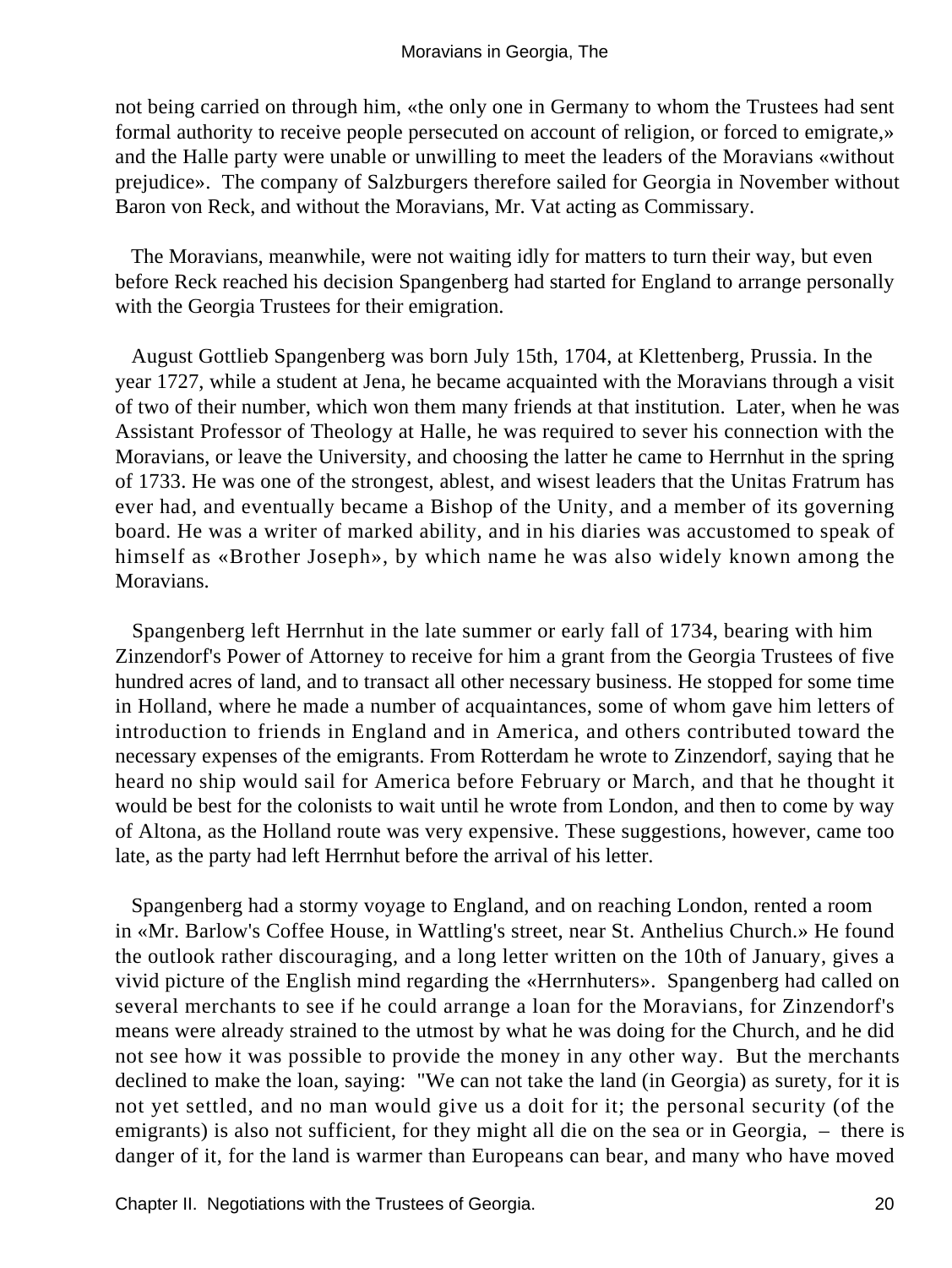not being carried on through him, «the only one in Germany to whom the Trustees had sent formal authority to receive people persecuted on account of religion, or forced to emigrate,» and the Halle party were unable or unwilling to meet the leaders of the Moravians «without prejudice». The company of Salzburgers therefore sailed for Georgia in November without Baron von Reck, and without the Moravians, Mr. Vat acting as Commissary.

The Moravians, meanwhile, were not waiting idly for matters to turn their way, but even before Reck reached his decision Spangenberg had started for England to arrange personally with the Georgia Trustees for their emigration.

August Gottlieb Spangenberg was born July 15th, 1704, at Klettenberg, Prussia. In the year 1727, while a student at Jena, he became acquainted with the Moravians through a visit of two of their number, which won them many friends at that institution. Later, when he was Assistant Professor of Theology at Halle, he was required to sever his connection with the Moravians, or leave the University, and choosing the latter he came to Herrnhut in the spring of 1733. He was one of the strongest, ablest, and wisest leaders that the Unitas Fratrum has ever had, and eventually became a Bishop of the Unity, and a member of its governing board. He was a writer of marked ability, and in his diaries was accustomed to speak of himself as «Brother Joseph», by which name he was also widely known among the Moravians.

Spangenberg left Herrnhut in the late summer or early fall of 1734, bearing with him Zinzendorf's Power of Attorney to receive for him a grant from the Georgia Trustees of five hundred acres of land, and to transact all other necessary business. He stopped for some time in Holland, where he made a number of acquaintances, some of whom gave him letters of introduction to friends in England and in America, and others contributed toward the necessary expenses of the emigrants. From Rotterdam he wrote to Zinzendorf, saying that he heard no ship would sail for America before February or March, and that he thought it would be best for the colonists to wait until he wrote from London, and then to come by way of Altona, as the Holland route was very expensive. These suggestions, however, came too late, as the party had left Herrnhut before the arrival of his letter.

Spangenberg had a stormy voyage to England, and on reaching London, rented a room in «Mr. Barlow's Coffee House, in Wattling's street, near St. Anthelius Church.» He found the outlook rather discouraging, and a long letter written on the 10th of January, gives a vivid picture of the English mind regarding the «Herrnhuters». Spangenberg had called on several merchants to see if he could arrange a loan for the Moravians, for Zinzendorf's means were already strained to the utmost by what he was doing for the Church, and he did not see how it was possible to provide the money in any other way. But the merchants declined to make the loan, saying: "We can not take the land (in Georgia) as surety, for it is not yet settled, and no man would give us a doit for it; the personal security (of the emigrants) is also not sufficient, for they might all die on the sea or in Georgia, – there is danger of it, for the land is warmer than Europeans can bear, and many who have moved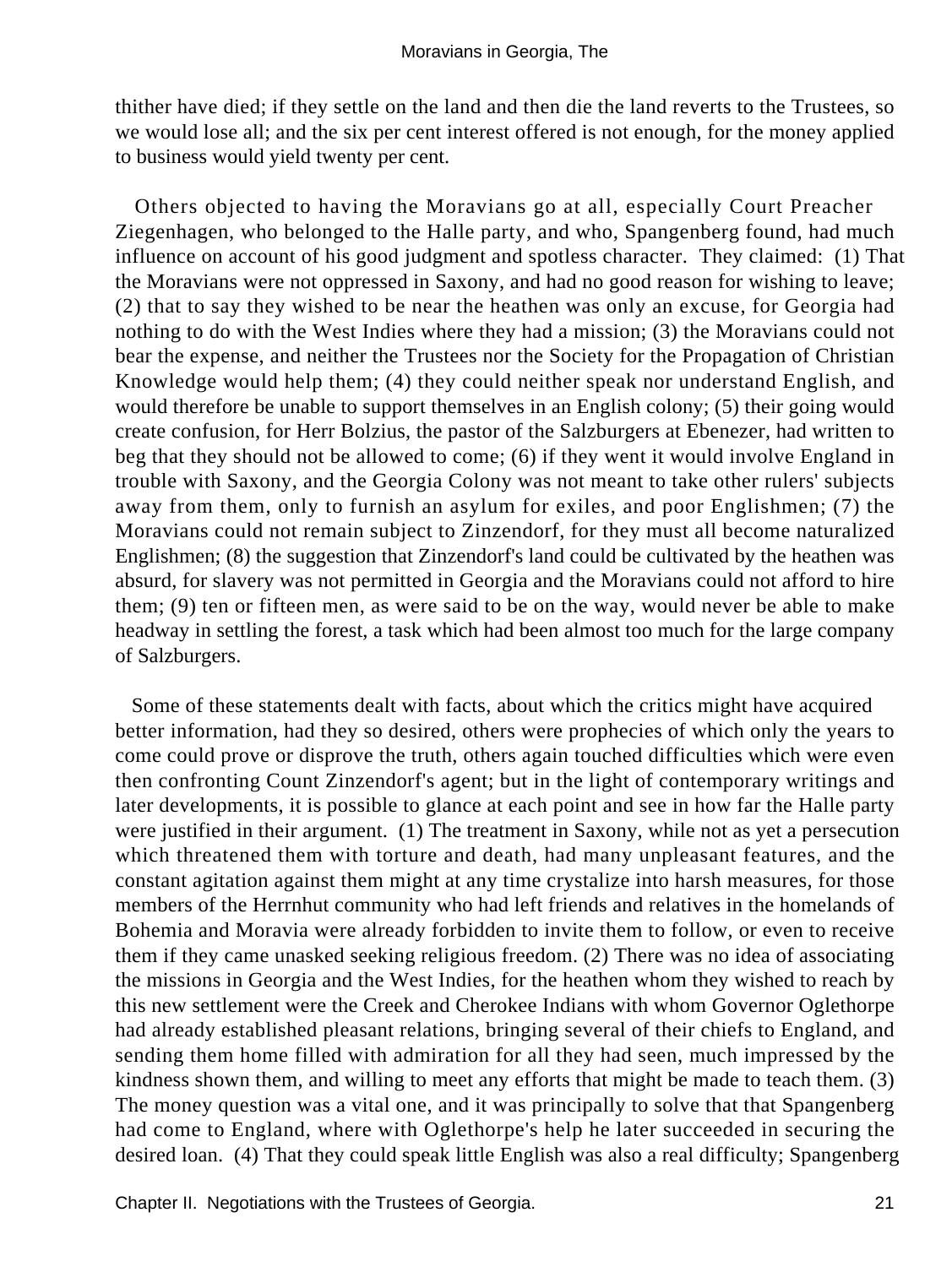thither have died; if they settle on the land and then die the land reverts to the Trustees, so we would lose all; and the six per cent interest offered is not enough, for the money applied to business would yield twenty per cent.

Others objected to having the Moravians go at all, especially Court Preacher Ziegenhagen, who belonged to the Halle party, and who, Spangenberg found, had much influence on account of his good judgment and spotless character. They claimed: (1) That the Moravians were not oppressed in Saxony, and had no good reason for wishing to leave; (2) that to say they wished to be near the heathen was only an excuse, for Georgia had nothing to do with the West Indies where they had a mission; (3) the Moravians could not bear the expense, and neither the Trustees nor the Society for the Propagation of Christian Knowledge would help them; (4) they could neither speak nor understand English, and would therefore be unable to support themselves in an English colony; (5) their going would create confusion, for Herr Bolzius, the pastor of the Salzburgers at Ebenezer, had written to beg that they should not be allowed to come; (6) if they went it would involve England in trouble with Saxony, and the Georgia Colony was not meant to take other rulers' subjects away from them, only to furnish an asylum for exiles, and poor Englishmen; (7) the Moravians could not remain subject to Zinzendorf, for they must all become naturalized Englishmen; (8) the suggestion that Zinzendorf's land could be cultivated by the heathen was absurd, for slavery was not permitted in Georgia and the Moravians could not afford to hire them; (9) ten or fifteen men, as were said to be on the way, would never be able to make headway in settling the forest, a task which had been almost too much for the large company of Salzburgers.

Some of these statements dealt with facts, about which the critics might have acquired better information, had they so desired, others were prophecies of which only the years to come could prove or disprove the truth, others again touched difficulties which were even then confronting Count Zinzendorf's agent; but in the light of contemporary writings and later developments, it is possible to glance at each point and see in how far the Halle party were justified in their argument. (1) The treatment in Saxony, while not as yet a persecution which threatened them with torture and death, had many unpleasant features, and the constant agitation against them might at any time crystalize into harsh measures, for those members of the Herrnhut community who had left friends and relatives in the homelands of Bohemia and Moravia were already forbidden to invite them to follow, or even to receive them if they came unasked seeking religious freedom. (2) There was no idea of associating the missions in Georgia and the West Indies, for the heathen whom they wished to reach by this new settlement were the Creek and Cherokee Indians with whom Governor Oglethorpe had already established pleasant relations, bringing several of their chiefs to England, and sending them home filled with admiration for all they had seen, much impressed by the kindness shown them, and willing to meet any efforts that might be made to teach them. (3) The money question was a vital one, and it was principally to solve that that Spangenberg had come to England, where with Oglethorpe's help he later succeeded in securing the desired loan. (4) That they could speak little English was also a real difficulty; Spangenberg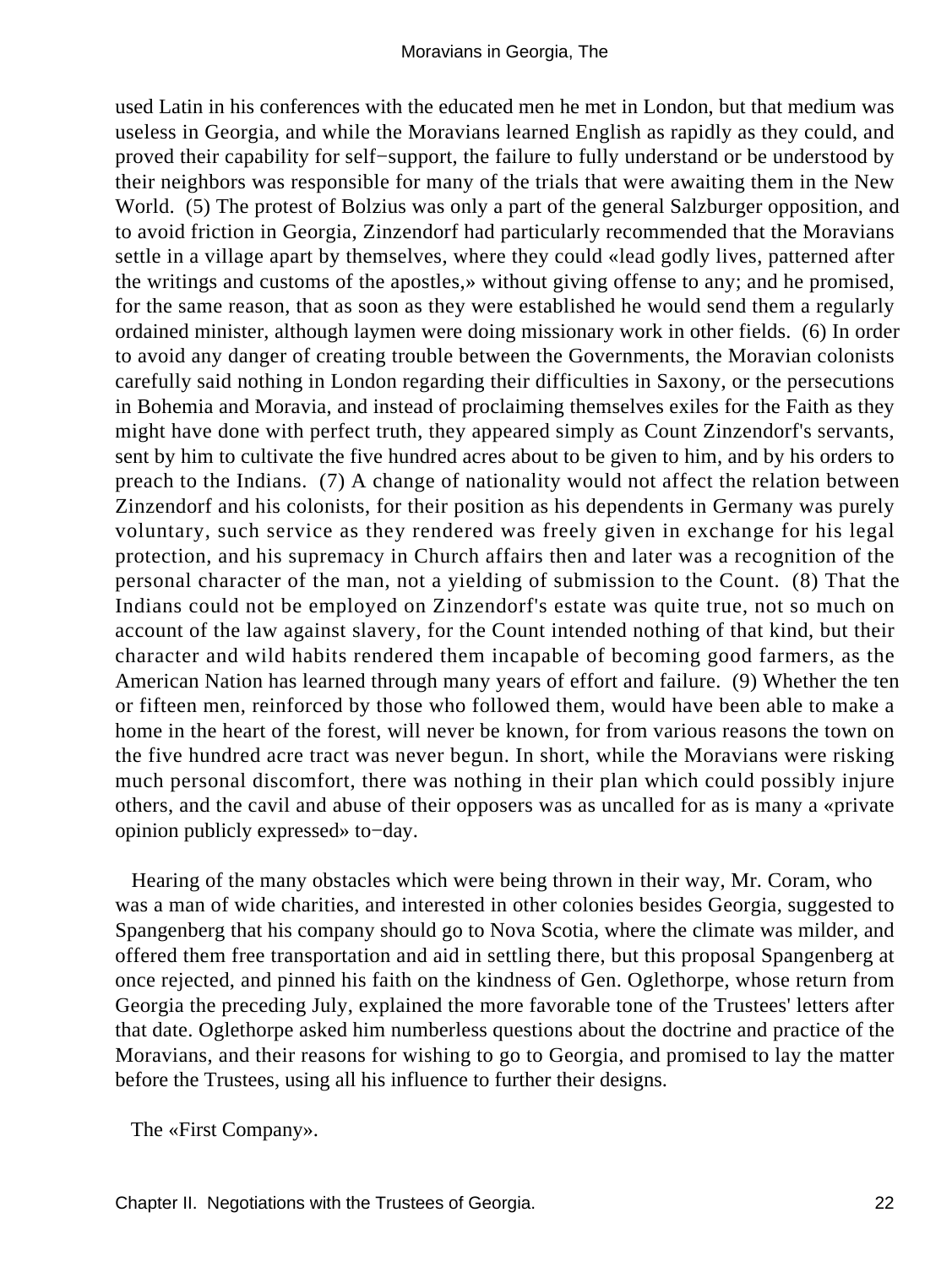used Latin in his conferences with the educated men he met in London, but that medium was useless in Georgia, and while the Moravians learned English as rapidly as they could, and proved their capability for self−support, the failure to fully understand or be understood by their neighbors was responsible for many of the trials that were awaiting them in the New World. (5) The protest of Bolzius was only a part of the general Salzburger opposition, and to avoid friction in Georgia, Zinzendorf had particularly recommended that the Moravians settle in a village apart by themselves, where they could «lead godly lives, patterned after the writings and customs of the apostles,» without giving offense to any; and he promised, for the same reason, that as soon as they were established he would send them a regularly ordained minister, although laymen were doing missionary work in other fields. (6) In order to avoid any danger of creating trouble between the Governments, the Moravian colonists carefully said nothing in London regarding their difficulties in Saxony, or the persecutions in Bohemia and Moravia, and instead of proclaiming themselves exiles for the Faith as they might have done with perfect truth, they appeared simply as Count Zinzendorf's servants, sent by him to cultivate the five hundred acres about to be given to him, and by his orders to preach to the Indians. (7) A change of nationality would not affect the relation between Zinzendorf and his colonists, for their position as his dependents in Germany was purely voluntary, such service as they rendered was freely given in exchange for his legal protection, and his supremacy in Church affairs then and later was a recognition of the personal character of the man, not a yielding of submission to the Count. (8) That the Indians could not be employed on Zinzendorf's estate was quite true, not so much on account of the law against slavery, for the Count intended nothing of that kind, but their character and wild habits rendered them incapable of becoming good farmers, as the American Nation has learned through many years of effort and failure. (9) Whether the ten or fifteen men, reinforced by those who followed them, would have been able to make a home in the heart of the forest, will never be known, for from various reasons the town on the five hundred acre tract was never begun. In short, while the Moravians were risking much personal discomfort, there was nothing in their plan which could possibly injure others, and the cavil and abuse of their opposers was as uncalled for as is many a «private opinion publicly expressed» to−day.

Hearing of the many obstacles which were being thrown in their way, Mr. Coram, who was a man of wide charities, and interested in other colonies besides Georgia, suggested to Spangenberg that his company should go to Nova Scotia, where the climate was milder, and offered them free transportation and aid in settling there, but this proposal Spangenberg at once rejected, and pinned his faith on the kindness of Gen. Oglethorpe, whose return from Georgia the preceding July, explained the more favorable tone of the Trustees' letters after that date. Oglethorpe asked him numberless questions about the doctrine and practice of the Moravians, and their reasons for wishing to go to Georgia, and promised to lay the matter before the Trustees, using all his influence to further their designs.

The «First Company».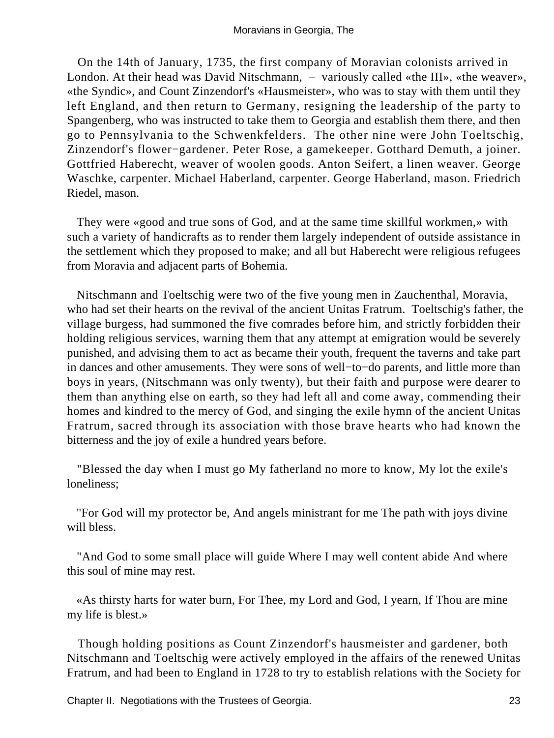On the 14th of January, 1735, the first company of Moravian colonists arrived in London. At their head was David Nitschmann, – variously called «the III», «the weaver», «the Syndic», and Count Zinzendorf's «Hausmeister», who was to stay with them until they left England, and then return to Germany, resigning the leadership of the party to Spangenberg, who was instructed to take them to Georgia and establish them there, and then go to Pennsylvania to the Schwenkfelders. The other nine were John Toeltschig, Zinzendorf's flower−gardener. Peter Rose, a gamekeeper. Gotthard Demuth, a joiner. Gottfried Haberecht, weaver of woolen goods. Anton Seifert, a linen weaver. George Waschke, carpenter. Michael Haberland, carpenter. George Haberland, mason. Friedrich Riedel, mason.

They were «good and true sons of God, and at the same time skillful workmen,» with such a variety of handicrafts as to render them largely independent of outside assistance in the settlement which they proposed to make; and all but Haberecht were religious refugees from Moravia and adjacent parts of Bohemia.

Nitschmann and Toeltschig were two of the five young men in Zauchenthal, Moravia, who had set their hearts on the revival of the ancient Unitas Fratrum. Toeltschig's father, the village burgess, had summoned the five comrades before him, and strictly forbidden their holding religious services, warning them that any attempt at emigration would be severely punished, and advising them to act as became their youth, frequent the taverns and take part in dances and other amusements. They were sons of well−to−do parents, and little more than boys in years, (Nitschmann was only twenty), but their faith and purpose were dearer to them than anything else on earth, so they had left all and come away, commending their homes and kindred to the mercy of God, and singing the exile hymn of the ancient Unitas Fratrum, sacred through its association with those brave hearts who had known the bitterness and the joy of exile a hundred years before.

"Blessed the day when I must go My fatherland no more to know, My lot the exile's loneliness;

"For God will my protector be, And angels ministrant for me The path with joys divine will bless.

"And God to some small place will guide Where I may well content abide And where this soul of mine may rest.

«As thirsty harts for water burn, For Thee, my Lord and God, I yearn, If Thou are mine my life is blest.»

Though holding positions as Count Zinzendorf's hausmeister and gardener, both Nitschmann and Toeltschig were actively employed in the affairs of the renewed Unitas Fratrum, and had been to England in 1728 to try to establish relations with the Society for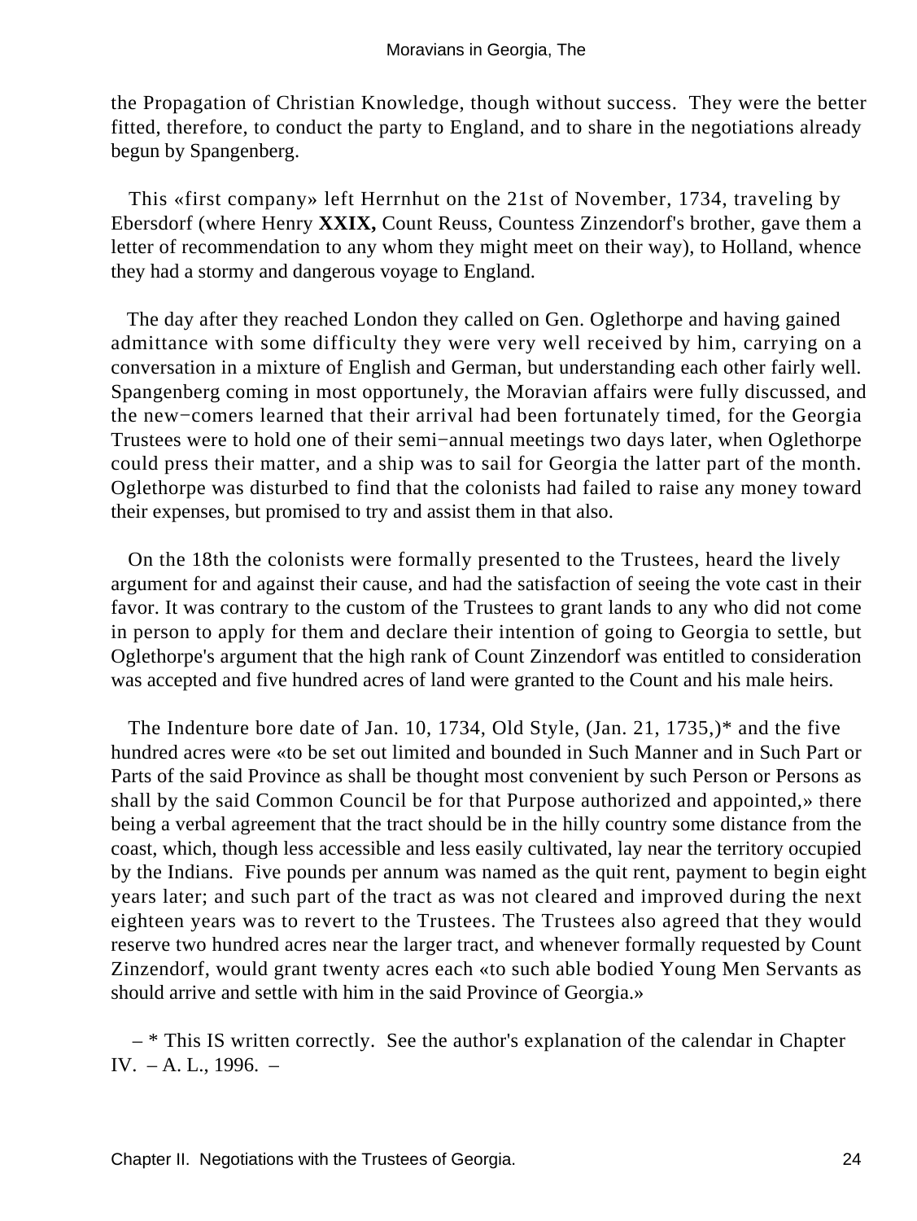the Propagation of Christian Knowledge, though without success. They were the better fitted, therefore, to conduct the party to England, and to share in the negotiations already begun by Spangenberg.

This «first company» left Herrnhut on the 21st of November, 1734, traveling by Ebersdorf (where Henry **XXIX,** Count Reuss, Countess Zinzendorf's brother, gave them a letter of recommendation to any whom they might meet on their way), to Holland, whence they had a stormy and dangerous voyage to England.

The day after they reached London they called on Gen. Oglethorpe and having gained admittance with some difficulty they were very well received by him, carrying on a conversation in a mixture of English and German, but understanding each other fairly well. Spangenberg coming in most opportunely, the Moravian affairs were fully discussed, and the new−comers learned that their arrival had been fortunately timed, for the Georgia Trustees were to hold one of their semi−annual meetings two days later, when Oglethorpe could press their matter, and a ship was to sail for Georgia the latter part of the month. Oglethorpe was disturbed to find that the colonists had failed to raise any money toward their expenses, but promised to try and assist them in that also.

On the 18th the colonists were formally presented to the Trustees, heard the lively argument for and against their cause, and had the satisfaction of seeing the vote cast in their favor. It was contrary to the custom of the Trustees to grant lands to any who did not come in person to apply for them and declare their intention of going to Georgia to settle, but Oglethorpe's argument that the high rank of Count Zinzendorf was entitled to consideration was accepted and five hundred acres of land were granted to the Count and his male heirs.

The Indenture bore date of Jan. 10, 1734, Old Style, (Jan. 21, 1735,)* and the five hundred acres were «to be set out limited and bounded in Such Manner and in Such Part or Parts of the said Province as shall be thought most convenient by such Person or Persons as shall by the said Common Council be for that Purpose authorized and appointed,» there being a verbal agreement that the tract should be in the hilly country some distance from the coast, which, though less accessible and less easily cultivated, lay near the territory occupied by the Indians. Five pounds per annum was named as the quit rent, payment to begin eight years later; and such part of the tract as was not cleared and improved during the next eighteen years was to revert to the Trustees. The Trustees also agreed that they would reserve two hundred acres near the larger tract, and whenever formally requested by Count Zinzendorf, would grant twenty acres each «to such able bodied Young Men Servants as should arrive and settle with him in the said Province of Georgia.»

– * This IS written correctly. See the author's explanation of the calendar in Chapter IV. – A. L., 1996. –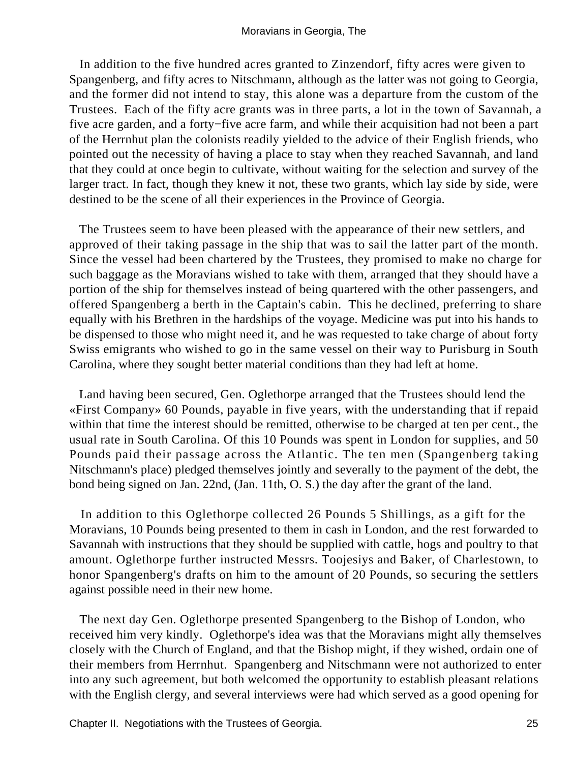In addition to the five hundred acres granted to Zinzendorf, fifty acres were given to Spangenberg, and fifty acres to Nitschmann, although as the latter was not going to Georgia, and the former did not intend to stay, this alone was a departure from the custom of the Trustees. Each of the fifty acre grants was in three parts, a lot in the town of Savannah, a five acre garden, and a forty−five acre farm, and while their acquisition had not been a part of the Herrnhut plan the colonists readily yielded to the advice of their English friends, who pointed out the necessity of having a place to stay when they reached Savannah, and land that they could at once begin to cultivate, without waiting for the selection and survey of the larger tract. In fact, though they knew it not, these two grants, which lay side by side, were destined to be the scene of all their experiences in the Province of Georgia.

The Trustees seem to have been pleased with the appearance of their new settlers, and approved of their taking passage in the ship that was to sail the latter part of the month. Since the vessel had been chartered by the Trustees, they promised to make no charge for such baggage as the Moravians wished to take with them, arranged that they should have a portion of the ship for themselves instead of being quartered with the other passengers, and offered Spangenberg a berth in the Captain's cabin. This he declined, preferring to share equally with his Brethren in the hardships of the voyage. Medicine was put into his hands to be dispensed to those who might need it, and he was requested to take charge of about forty Swiss emigrants who wished to go in the same vessel on their way to Purisburg in South Carolina, where they sought better material conditions than they had left at home.

Land having been secured, Gen. Oglethorpe arranged that the Trustees should lend the «First Company» 60 Pounds, payable in five years, with the understanding that if repaid within that time the interest should be remitted, otherwise to be charged at ten per cent., the usual rate in South Carolina. Of this 10 Pounds was spent in London for supplies, and 50 Pounds paid their passage across the Atlantic. The ten men (Spangenberg taking Nitschmann's place) pledged themselves jointly and severally to the payment of the debt, the bond being signed on Jan. 22nd, (Jan. 11th, O. S.) the day after the grant of the land.

In addition to this Oglethorpe collected 26 Pounds 5 Shillings, as a gift for the Moravians, 10 Pounds being presented to them in cash in London, and the rest forwarded to Savannah with instructions that they should be supplied with cattle, hogs and poultry to that amount. Oglethorpe further instructed Messrs. Toojesiys and Baker, of Charlestown, to honor Spangenberg's drafts on him to the amount of 20 Pounds, so securing the settlers against possible need in their new home.

The next day Gen. Oglethorpe presented Spangenberg to the Bishop of London, who received him very kindly. Oglethorpe's idea was that the Moravians might ally themselves closely with the Church of England, and that the Bishop might, if they wished, ordain one of their members from Herrnhut. Spangenberg and Nitschmann were not authorized to enter into any such agreement, but both welcomed the opportunity to establish pleasant relations with the English clergy, and several interviews were had which served as a good opening for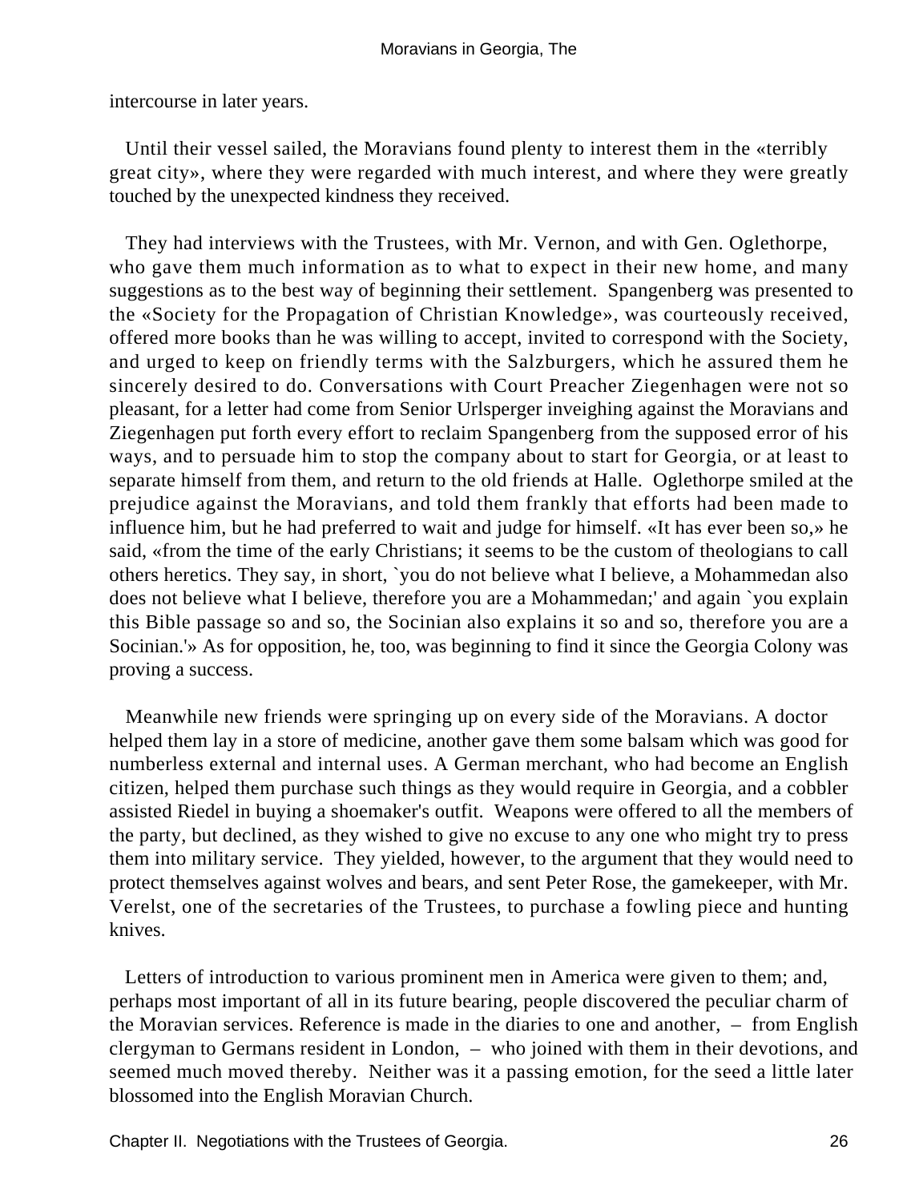intercourse in later years.

Until their vessel sailed, the Moravians found plenty to interest them in the «terribly great city», where they were regarded with much interest, and where they were greatly touched by the unexpected kindness they received.

They had interviews with the Trustees, with Mr. Vernon, and with Gen. Oglethorpe, who gave them much information as to what to expect in their new home, and many suggestions as to the best way of beginning their settlement. Spangenberg was presented to the «Society for the Propagation of Christian Knowledge», was courteously received, offered more books than he was willing to accept, invited to correspond with the Society, and urged to keep on friendly terms with the Salzburgers, which he assured them he sincerely desired to do. Conversations with Court Preacher Ziegenhagen were not so pleasant, for a letter had come from Senior Urlsperger inveighing against the Moravians and Ziegenhagen put forth every effort to reclaim Spangenberg from the supposed error of his ways, and to persuade him to stop the company about to start for Georgia, or at least to separate himself from them, and return to the old friends at Halle. Oglethorpe smiled at the prejudice against the Moravians, and told them frankly that efforts had been made to influence him, but he had preferred to wait and judge for himself. «It has ever been so,» he said, «from the time of the early Christians; it seems to be the custom of theologians to call others heretics. They say, in short, `you do not believe what I believe, a Mohammedan also does not believe what I believe, therefore you are a Mohammedan;' and again `you explain this Bible passage so and so, the Socinian also explains it so and so, therefore you are a Socinian.'» As for opposition, he, too, was beginning to find it since the Georgia Colony was proving a success.

Meanwhile new friends were springing up on every side of the Moravians. A doctor helped them lay in a store of medicine, another gave them some balsam which was good for numberless external and internal uses. A German merchant, who had become an English citizen, helped them purchase such things as they would require in Georgia, and a cobbler assisted Riedel in buying a shoemaker's outfit. Weapons were offered to all the members of the party, but declined, as they wished to give no excuse to any one who might try to press them into military service. They yielded, however, to the argument that they would need to protect themselves against wolves and bears, and sent Peter Rose, the gamekeeper, with Mr. Verelst, one of the secretaries of the Trustees, to purchase a fowling piece and hunting knives.

Letters of introduction to various prominent men in America were given to them; and, perhaps most important of all in its future bearing, people discovered the peculiar charm of the Moravian services. Reference is made in the diaries to one and another, – from English clergyman to Germans resident in London, – who joined with them in their devotions, and seemed much moved thereby. Neither was it a passing emotion, for the seed a little later blossomed into the English Moravian Church.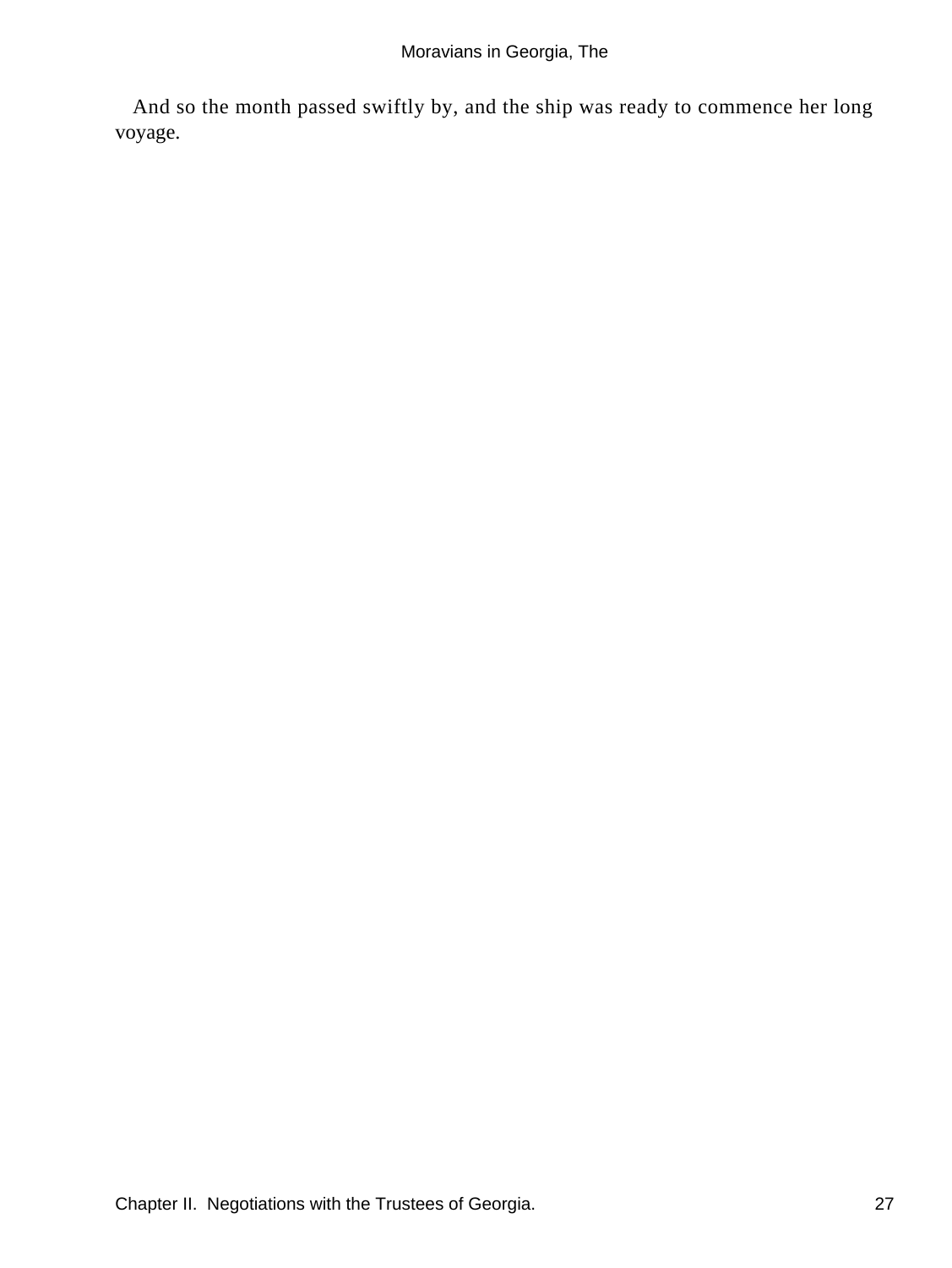And so the month passed swiftly by, and the ship was ready to commence her long voyage.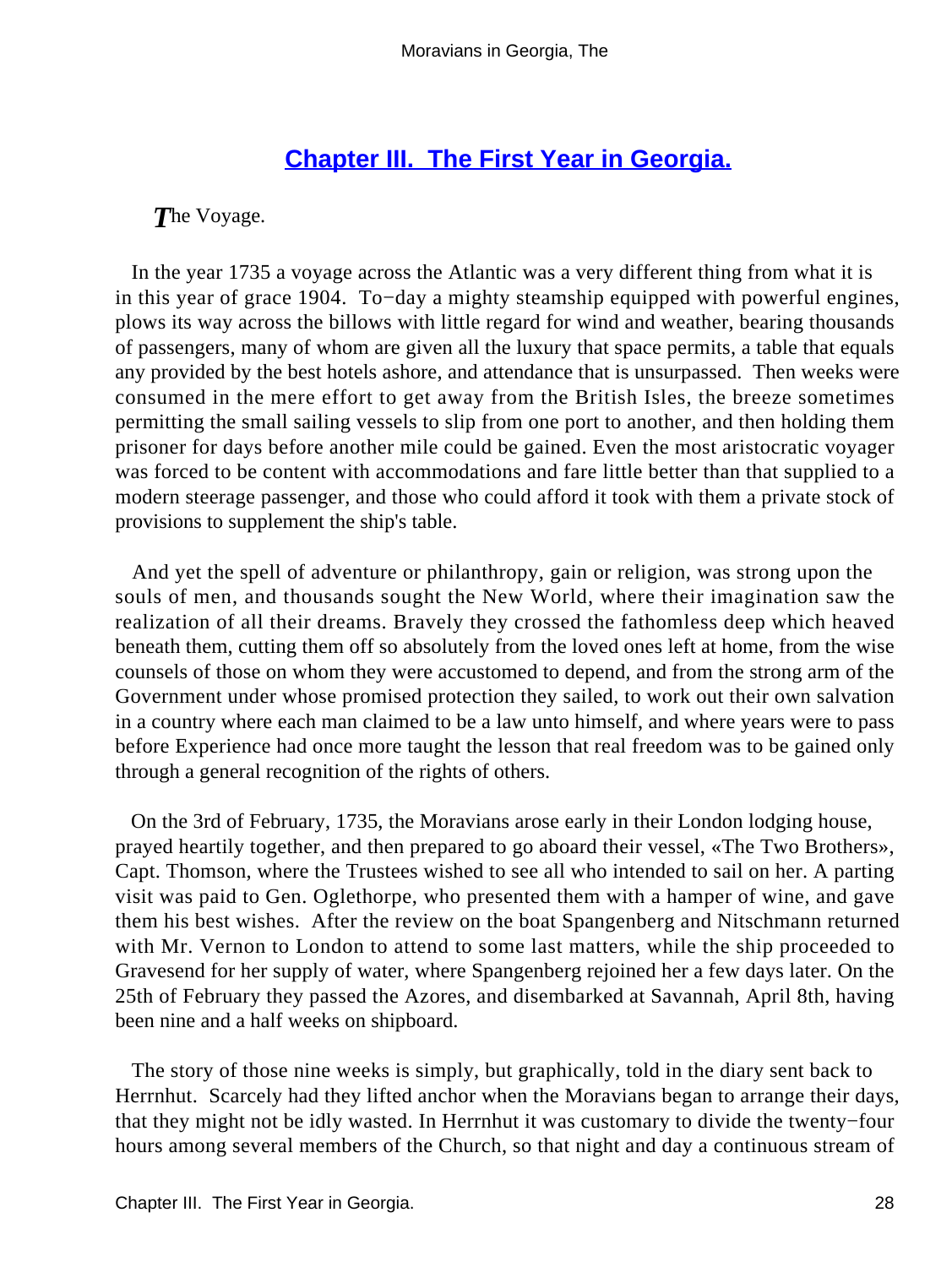## Chapter III. The First Year in Georgia.

*T*he Voyage.

In the year 1735 a voyage across the Atlantic was a very different thing from what it is in this year of grace 1904. To−day a mighty steamship equipped with powerful engines, plows its way across the billows with little regard for wind and weather, bearing thousands of passengers, many of whom are given all the luxury that space permits, a table that equals any provided by the best hotels ashore, and attendance that is unsurpassed. Then weeks were consumed in the mere effort to get away from the British Isles, the breeze sometimes permitting the small sailing vessels to slip from one port to another, and then holding them prisoner for days before another mile could be gained. Even the most aristocratic voyager was forced to be content with accommodations and fare little better than that supplied to a modern steerage passenger, and those who could afford it took with them a private stock of provisions to supplement the ship's table.

And yet the spell of adventure or philanthropy, gain or religion, was strong upon the souls of men, and thousands sought the New World, where their imagination saw the realization of all their dreams. Bravely they crossed the fathomless deep which heaved beneath them, cutting them off so absolutely from the loved ones left at home, from the wise counsels of those on whom they were accustomed to depend, and from the strong arm of the Government under whose promised protection they sailed, to work out their own salvation in a country where each man claimed to be a law unto himself, and where years were to pass before Experience had once more taught the lesson that real freedom was to be gained only through a general recognition of the rights of others.

On the 3rd of February, 1735, the Moravians arose early in their London lodging house, prayed heartily together, and then prepared to go aboard their vessel, «The Two Brothers», Capt. Thomson, where the Trustees wished to see all who intended to sail on her. A parting visit was paid to Gen. Oglethorpe, who presented them with a hamper of wine, and gave them his best wishes. After the review on the boat Spangenberg and Nitschmann returned with Mr. Vernon to London to attend to some last matters, while the ship proceeded to Gravesend for her supply of water, where Spangenberg rejoined her a few days later. On the 25th of February they passed the Azores, and disembarked at Savannah, April 8th, having been nine and a half weeks on shipboard.

The story of those nine weeks is simply, but graphically, told in the diary sent back to Herrnhut. Scarcely had they lifted anchor when the Moravians began to arrange their days, that they might not be idly wasted. In Herrnhut it was customary to divide the twenty−four hours among several members of the Church, so that night and day a continuous stream of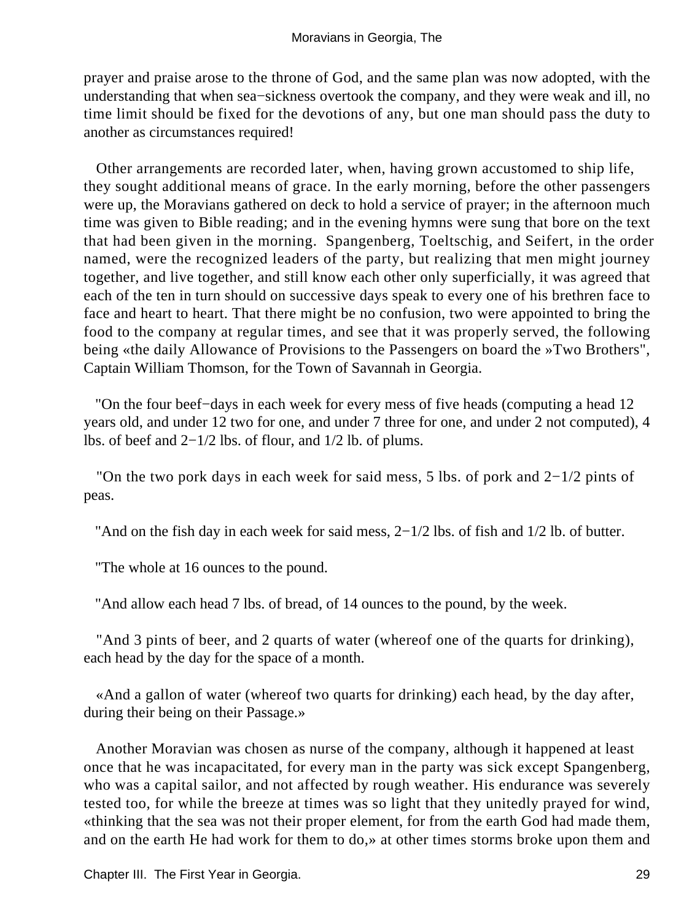prayer and praise arose to the throne of God, and the same plan was now adopted, with the understanding that when sea−sickness overtook the company, and they were weak and ill, no time limit should be fixed for the devotions of any, but one man should pass the duty to another as circumstances required!

Other arrangements are recorded later, when, having grown accustomed to ship life, they sought additional means of grace. In the early morning, before the other passengers were up, the Moravians gathered on deck to hold a service of prayer; in the afternoon much time was given to Bible reading; and in the evening hymns were sung that bore on the text that had been given in the morning. Spangenberg, Toeltschig, and Seifert, in the order named, were the recognized leaders of the party, but realizing that men might journey together, and live together, and still know each other only superficially, it was agreed that each of the ten in turn should on successive days speak to every one of his brethren face to face and heart to heart. That there might be no confusion, two were appointed to bring the food to the company at regular times, and see that it was properly served, the following being «the daily Allowance of Provisions to the Passengers on board the »Two Brothers", Captain William Thomson, for the Town of Savannah in Georgia.

"On the four beef−days in each week for every mess of five heads (computing a head 12 years old, and under 12 two for one, and under 7 three for one, and under 2 not computed), 4 lbs. of beef and 2−1/2 lbs. of flour, and 1/2 lb. of plums.

"On the two pork days in each week for said mess, 5 lbs. of pork and 2−1/2 pints of peas.

"And on the fish day in each week for said mess, 2−1/2 lbs. of fish and 1/2 lb. of butter.

"The whole at 16 ounces to the pound.

"And allow each head 7 lbs. of bread, of 14 ounces to the pound, by the week.

"And 3 pints of beer, and 2 quarts of water (whereof one of the quarts for drinking), each head by the day for the space of a month.

«And a gallon of water (whereof two quarts for drinking) each head, by the day after, during their being on their Passage.»

Another Moravian was chosen as nurse of the company, although it happened at least once that he was incapacitated, for every man in the party was sick except Spangenberg, who was a capital sailor, and not affected by rough weather. His endurance was severely tested too, for while the breeze at times was so light that they unitedly prayed for wind, «thinking that the sea was not their proper element, for from the earth God had made them, and on the earth He had work for them to do,» at other times storms broke upon them and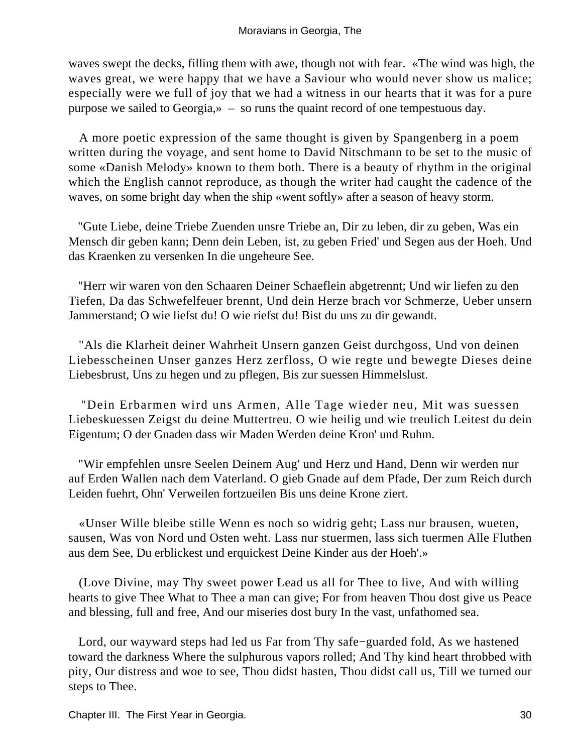waves swept the decks, filling them with awe, though not with fear. «The wind was high, the waves great, we were happy that we have a Saviour who would never show us malice; especially were we full of joy that we had a witness in our hearts that it was for a pure purpose we sailed to Georgia,» – so runs the quaint record of one tempestuous day.

A more poetic expression of the same thought is given by Spangenberg in a poem written during the voyage, and sent home to David Nitschmann to be set to the music of some «Danish Melody» known to them both. There is a beauty of rhythm in the original which the English cannot reproduce, as though the writer had caught the cadence of the waves, on some bright day when the ship «went softly» after a season of heavy storm.

"Gute Liebe, deine Triebe Zuenden unsre Triebe an, Dir zu leben, dir zu geben, Was ein Mensch dir geben kann; Denn dein Leben, ist, zu geben Fried' und Segen aus der Hoeh. Und das Kraenken zu versenken In die ungeheure See.

"Herr wir waren von den Schaaren Deiner Schaeflein abgetrennt; Und wir liefen zu den Tiefen, Da das Schwefelfeuer brennt, Und dein Herze brach vor Schmerze, Ueber unsern Jammerstand; O wie liefst du! O wie riefst du! Bist du uns zu dir gewandt.

"Als die Klarheit deiner Wahrheit Unsern ganzen Geist durchgoss, Und von deinen Liebesscheinen Unser ganzes Herz zerfloss, O wie regte und bewegte Dieses deine Liebesbrust, Uns zu hegen und zu pflegen, Bis zur suessen Himmelslust.

"Dein Erbarmen wird uns Armen, Alle Tage wieder neu, Mit was suessen Liebeskuessen Zeigst du deine Muttertreu. O wie heilig und wie treulich Leitest du dein Eigentum; O der Gnaden dass wir Maden Werden deine Kron' und Ruhm.

"Wir empfehlen unsre Seelen Deinem Aug' und Herz und Hand, Denn wir werden nur auf Erden Wallen nach dem Vaterland. O gieb Gnade auf dem Pfade, Der zum Reich durch Leiden fuehrt, Ohn' Verweilen fortzueilen Bis uns deine Krone ziert.

«Unser Wille bleibe stille Wenn es noch so widrig geht; Lass nur brausen, wueten, sausen, Was von Nord und Osten weht. Lass nur stuermen, lass sich tuermen Alle Fluthen aus dem See, Du erblickest und erquickest Deine Kinder aus der Hoeh'.»

(Love Divine, may Thy sweet power Lead us all for Thee to live, And with willing hearts to give Thee What to Thee a man can give; For from heaven Thou dost give us Peace and blessing, full and free, And our miseries dost bury In the vast, unfathomed sea.

Lord, our wayward steps had led us Far from Thy safe−guarded fold, As we hastened toward the darkness Where the sulphurous vapors rolled; And Thy kind heart throbbed with pity, Our distress and woe to see, Thou didst hasten, Thou didst call us, Till we turned our steps to Thee.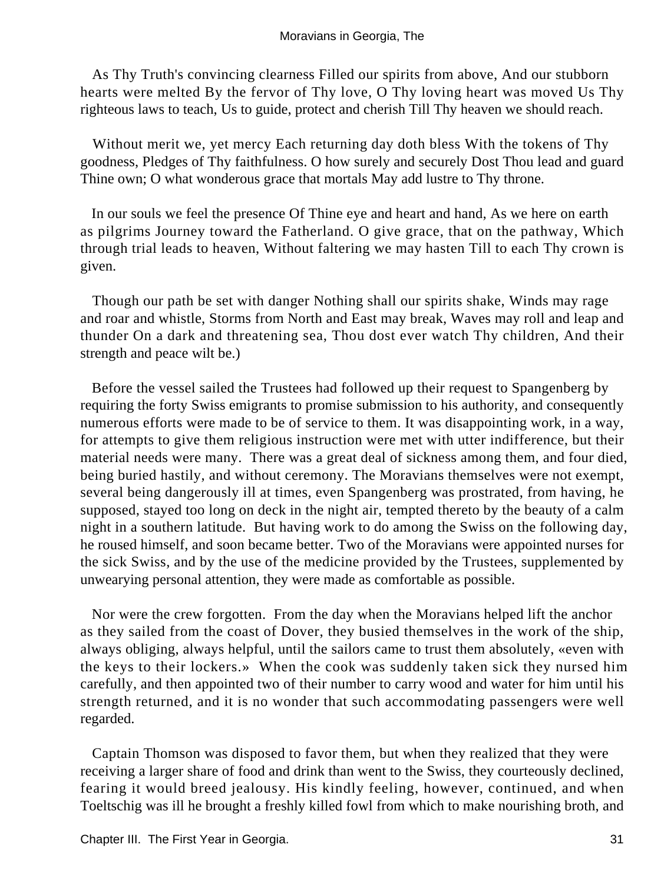As Thy Truth's convincing clearness Filled our spirits from above, And our stubborn hearts were melted By the fervor of Thy love, O Thy loving heart was moved Us Thy righteous laws to teach, Us to guide, protect and cherish Till Thy heaven we should reach.

Without merit we, yet mercy Each returning day doth bless With the tokens of Thy goodness, Pledges of Thy faithfulness. O how surely and securely Dost Thou lead and guard Thine own; O what wonderous grace that mortals May add lustre to Thy throne.

In our souls we feel the presence Of Thine eye and heart and hand, As we here on earth as pilgrims Journey toward the Fatherland. O give grace, that on the pathway, Which through trial leads to heaven, Without faltering we may hasten Till to each Thy crown is given.

Though our path be set with danger Nothing shall our spirits shake, Winds may rage and roar and whistle, Storms from North and East may break, Waves may roll and leap and thunder On a dark and threatening sea, Thou dost ever watch Thy children, And their strength and peace wilt be.)

Before the vessel sailed the Trustees had followed up their request to Spangenberg by requiring the forty Swiss emigrants to promise submission to his authority, and consequently numerous efforts were made to be of service to them. It was disappointing work, in a way, for attempts to give them religious instruction were met with utter indifference, but their material needs were many. There was a great deal of sickness among them, and four died, being buried hastily, and without ceremony. The Moravians themselves were not exempt, several being dangerously ill at times, even Spangenberg was prostrated, from having, he supposed, stayed too long on deck in the night air, tempted thereto by the beauty of a calm night in a southern latitude. But having work to do among the Swiss on the following day, he roused himself, and soon became better. Two of the Moravians were appointed nurses for the sick Swiss, and by the use of the medicine provided by the Trustees, supplemented by unwearying personal attention, they were made as comfortable as possible.

Nor were the crew forgotten. From the day when the Moravians helped lift the anchor as they sailed from the coast of Dover, they busied themselves in the work of the ship, always obliging, always helpful, until the sailors came to trust them absolutely, «even with the keys to their lockers.» When the cook was suddenly taken sick they nursed him carefully, and then appointed two of their number to carry wood and water for him until his strength returned, and it is no wonder that such accommodating passengers were well regarded.

Captain Thomson was disposed to favor them, but when they realized that they were receiving a larger share of food and drink than went to the Swiss, they courteously declined, fearing it would breed jealousy. His kindly feeling, however, continued, and when Toeltschig was ill he brought a freshly killed fowl from which to make nourishing broth, and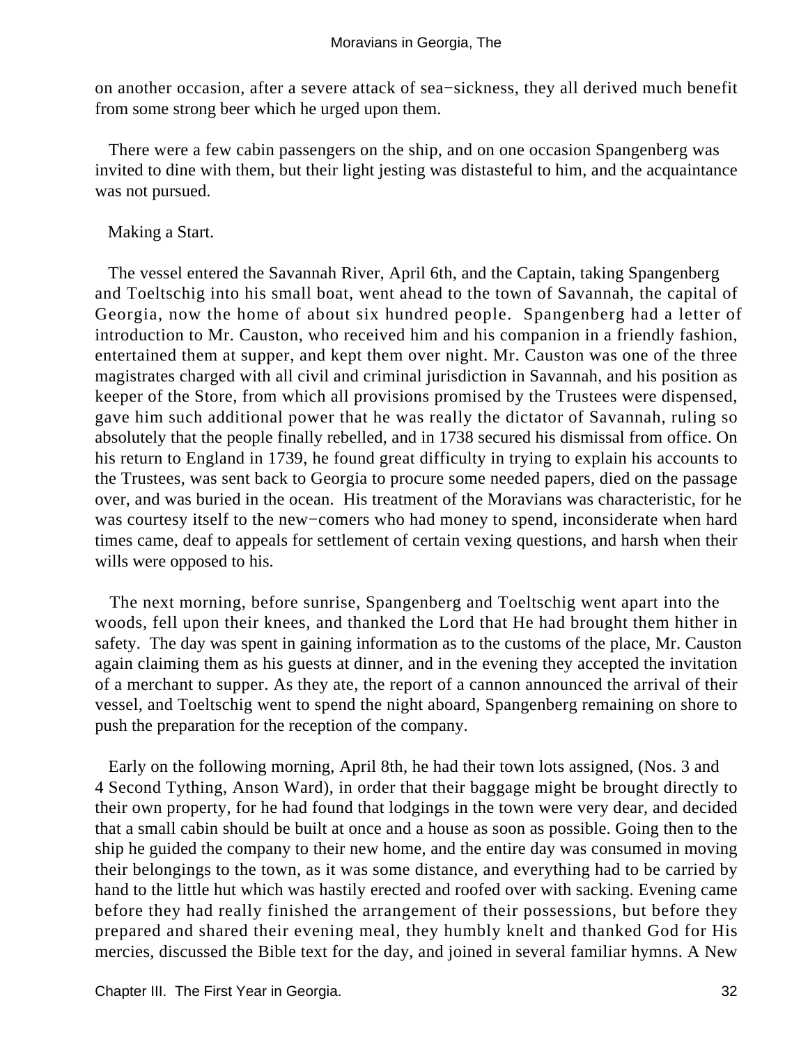on another occasion, after a severe attack of sea−sickness, they all derived much benefit from some strong beer which he urged upon them.

There were a few cabin passengers on the ship, and on one occasion Spangenberg was invited to dine with them, but their light jesting was distasteful to him, and the acquaintance was not pursued.

Making a Start.

The vessel entered the Savannah River, April 6th, and the Captain, taking Spangenberg and Toeltschig into his small boat, went ahead to the town of Savannah, the capital of Georgia, now the home of about six hundred people. Spangenberg had a letter of introduction to Mr. Causton, who received him and his companion in a friendly fashion, entertained them at supper, and kept them over night. Mr. Causton was one of the three magistrates charged with all civil and criminal jurisdiction in Savannah, and his position as keeper of the Store, from which all provisions promised by the Trustees were dispensed, gave him such additional power that he was really the dictator of Savannah, ruling so absolutely that the people finally rebelled, and in 1738 secured his dismissal from office. On his return to England in 1739, he found great difficulty in trying to explain his accounts to the Trustees, was sent back to Georgia to procure some needed papers, died on the passage over, and was buried in the ocean. His treatment of the Moravians was characteristic, for he was courtesy itself to the new−comers who had money to spend, inconsiderate when hard times came, deaf to appeals for settlement of certain vexing questions, and harsh when their wills were opposed to his.

The next morning, before sunrise, Spangenberg and Toeltschig went apart into the woods, fell upon their knees, and thanked the Lord that He had brought them hither in safety. The day was spent in gaining information as to the customs of the place, Mr. Causton again claiming them as his guests at dinner, and in the evening they accepted the invitation of a merchant to supper. As they ate, the report of a cannon announced the arrival of their vessel, and Toeltschig went to spend the night aboard, Spangenberg remaining on shore to push the preparation for the reception of the company.

Early on the following morning, April 8th, he had their town lots assigned, (Nos. 3 and 4 Second Tything, Anson Ward), in order that their baggage might be brought directly to their own property, for he had found that lodgings in the town were very dear, and decided that a small cabin should be built at once and a house as soon as possible. Going then to the ship he guided the company to their new home, and the entire day was consumed in moving their belongings to the town, as it was some distance, and everything had to be carried by hand to the little hut which was hastily erected and roofed over with sacking. Evening came before they had really finished the arrangement of their possessions, but before they prepared and shared their evening meal, they humbly knelt and thanked God for His mercies, discussed the Bible text for the day, and joined in several familiar hymns. A New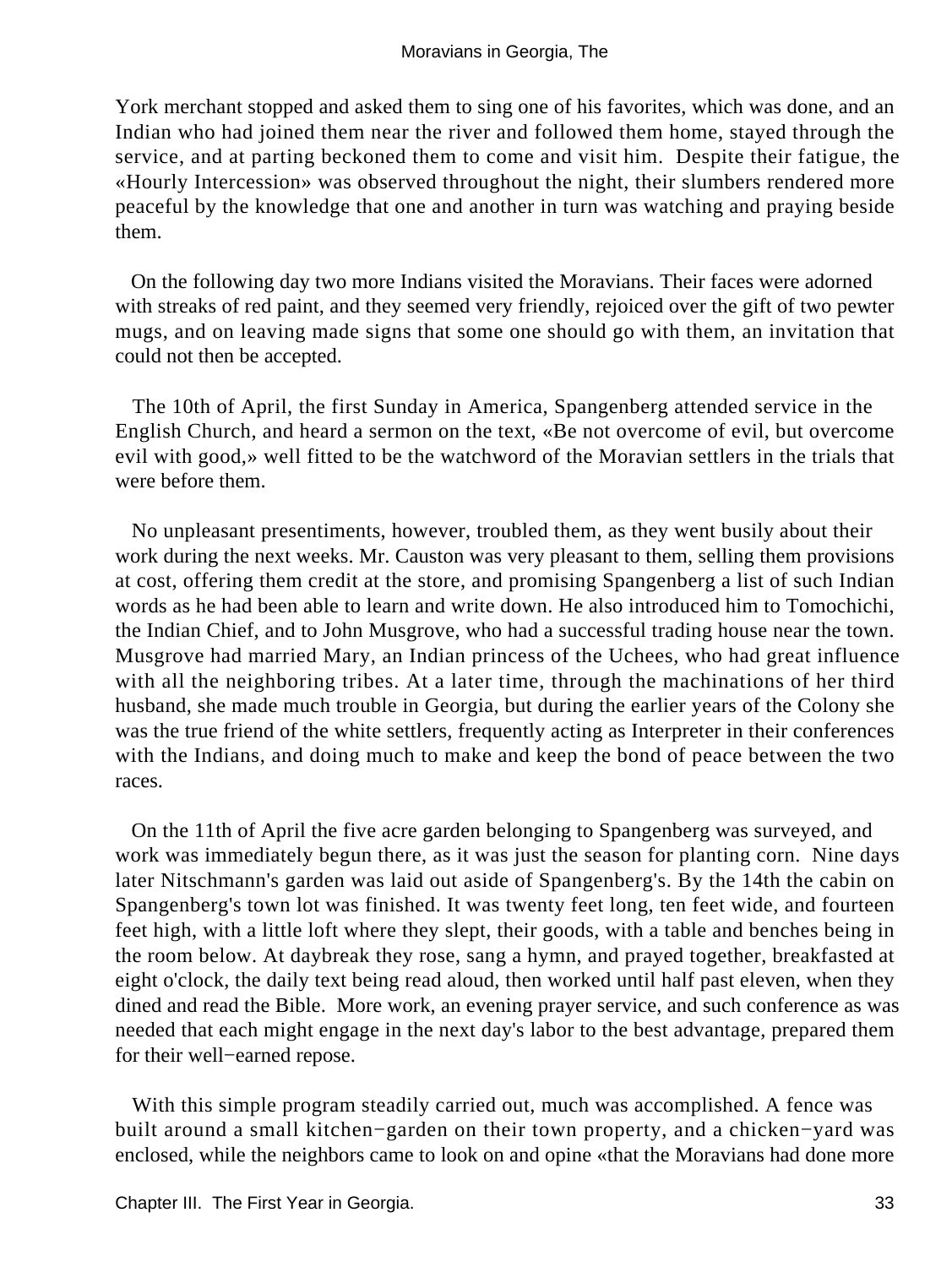York merchant stopped and asked them to sing one of his favorites, which was done, and an Indian who had joined them near the river and followed them home, stayed through the service, and at parting beckoned them to come and visit him. Despite their fatigue, the «Hourly Intercession» was observed throughout the night, their slumbers rendered more peaceful by the knowledge that one and another in turn was watching and praying beside them.

On the following day two more Indians visited the Moravians. Their faces were adorned with streaks of red paint, and they seemed very friendly, rejoiced over the gift of two pewter mugs, and on leaving made signs that some one should go with them, an invitation that could not then be accepted.

The 10th of April, the first Sunday in America, Spangenberg attended service in the English Church, and heard a sermon on the text, «Be not overcome of evil, but overcome evil with good,» well fitted to be the watchword of the Moravian settlers in the trials that were before them.

No unpleasant presentiments, however, troubled them, as they went busily about their work during the next weeks. Mr. Causton was very pleasant to them, selling them provisions at cost, offering them credit at the store, and promising Spangenberg a list of such Indian words as he had been able to learn and write down. He also introduced him to Tomochichi, the Indian Chief, and to John Musgrove, who had a successful trading house near the town. Musgrove had married Mary, an Indian princess of the Uchees, who had great influence with all the neighboring tribes. At a later time, through the machinations of her third husband, she made much trouble in Georgia, but during the earlier years of the Colony she was the true friend of the white settlers, frequently acting as Interpreter in their conferences with the Indians, and doing much to make and keep the bond of peace between the two races.

On the 11th of April the five acre garden belonging to Spangenberg was surveyed, and work was immediately begun there, as it was just the season for planting corn. Nine days later Nitschmann's garden was laid out aside of Spangenberg's. By the 14th the cabin on Spangenberg's town lot was finished. It was twenty feet long, ten feet wide, and fourteen feet high, with a little loft where they slept, their goods, with a table and benches being in the room below. At daybreak they rose, sang a hymn, and prayed together, breakfasted at eight o'clock, the daily text being read aloud, then worked until half past eleven, when they dined and read the Bible. More work, an evening prayer service, and such conference as was needed that each might engage in the next day's labor to the best advantage, prepared them for their well−earned repose.

With this simple program steadily carried out, much was accomplished. A fence was built around a small kitchen−garden on their town property, and a chicken−yard was enclosed, while the neighbors came to look on and opine «that the Moravians had done more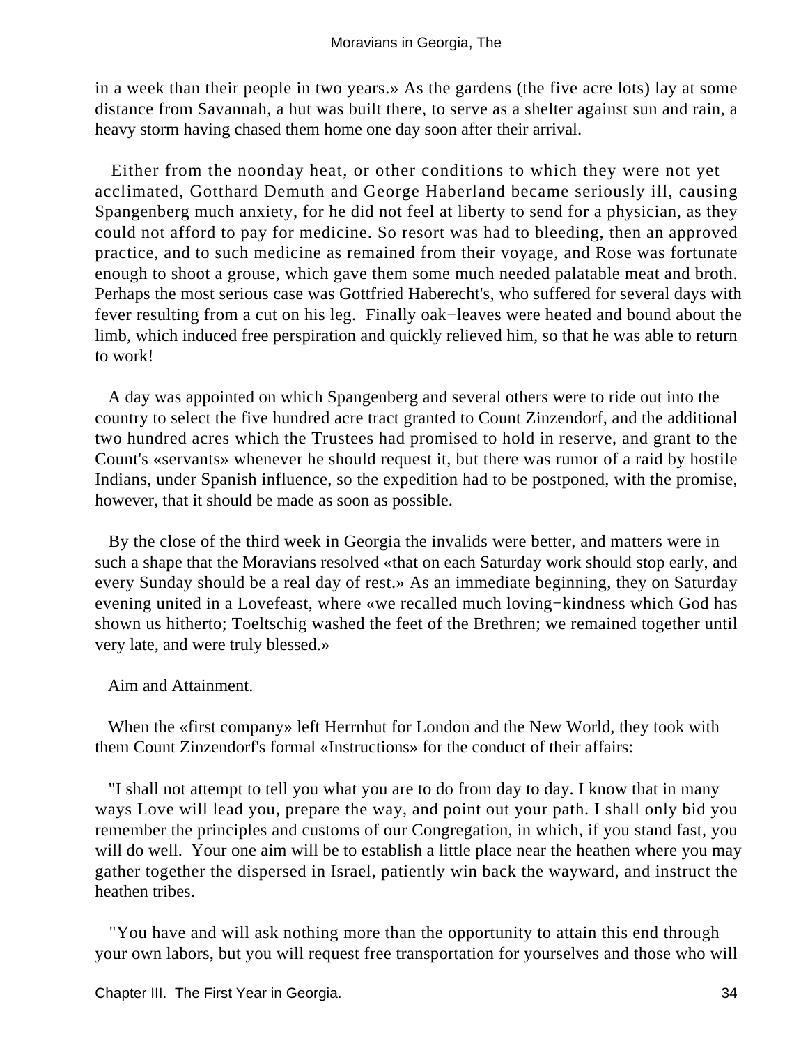in a week than their people in two years.» As the gardens (the five acre lots) lay at some distance from Savannah, a hut was built there, to serve as a shelter against sun and rain, a heavy storm having chased them home one day soon after their arrival.

Either from the noonday heat, or other conditions to which they were not yet acclimated, Gotthard Demuth and George Haberland became seriously ill, causing Spangenberg much anxiety, for he did not feel at liberty to send for a physician, as they could not afford to pay for medicine. So resort was had to bleeding, then an approved practice, and to such medicine as remained from their voyage, and Rose was fortunate enough to shoot a grouse, which gave them some much needed palatable meat and broth. Perhaps the most serious case was Gottfried Haberecht's, who suffered for several days with fever resulting from a cut on his leg. Finally oak−leaves were heated and bound about the limb, which induced free perspiration and quickly relieved him, so that he was able to return to work!

A day was appointed on which Spangenberg and several others were to ride out into the country to select the five hundred acre tract granted to Count Zinzendorf, and the additional two hundred acres which the Trustees had promised to hold in reserve, and grant to the Count's «servants» whenever he should request it, but there was rumor of a raid by hostile Indians, under Spanish influence, so the expedition had to be postponed, with the promise, however, that it should be made as soon as possible.

By the close of the third week in Georgia the invalids were better, and matters were in such a shape that the Moravians resolved «that on each Saturday work should stop early, and every Sunday should be a real day of rest.» As an immediate beginning, they on Saturday evening united in a Lovefeast, where «we recalled much loving−kindness which God has shown us hitherto; Toeltschig washed the feet of the Brethren; we remained together until very late, and were truly blessed.»

Aim and Attainment.

When the «first company» left Herrnhut for London and the New World, they took with them Count Zinzendorf's formal «Instructions» for the conduct of their affairs:

"I shall not attempt to tell you what you are to do from day to day. I know that in many ways Love will lead you, prepare the way, and point out your path. I shall only bid you remember the principles and customs of our Congregation, in which, if you stand fast, you will do well. Your one aim will be to establish a little place near the heathen where you may gather together the dispersed in Israel, patiently win back the wayward, and instruct the heathen tribes.

"You have and will ask nothing more than the opportunity to attain this end through your own labors, but you will request free transportation for yourselves and those who will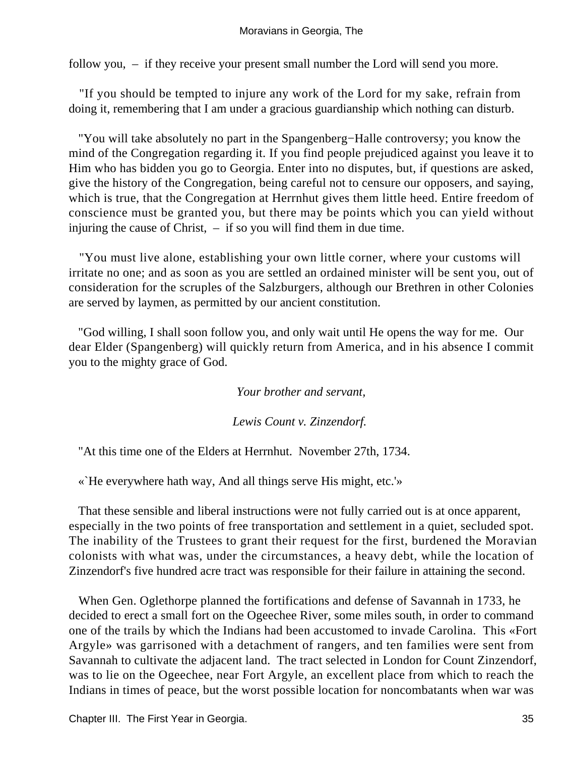follow you, – if they receive your present small number the Lord will send you more.

"If you should be tempted to injure any work of the Lord for my sake, refrain from doing it, remembering that I am under a gracious guardianship which nothing can disturb.

"You will take absolutely no part in the Spangenberg−Halle controversy; you know the mind of the Congregation regarding it. If you find people prejudiced against you leave it to Him who has bidden you go to Georgia. Enter into no disputes, but, if questions are asked, give the history of the Congregation, being careful not to censure our opposers, and saying, which is true, that the Congregation at Herrnhut gives them little heed. Entire freedom of conscience must be granted you, but there may be points which you can yield without injuring the cause of Christ, – if so you will find them in due time.

"You must live alone, establishing your own little corner, where your customs will irritate no one; and as soon as you are settled an ordained minister will be sent you, out of consideration for the scruples of the Salzburgers, although our Brethren in other Colonies are served by laymen, as permitted by our ancient constitution.

"God willing, I shall soon follow you, and only wait until He opens the way for me. Our dear Elder (Spangenberg) will quickly return from America, and in his absence I commit you to the mighty grace of God.

*Your brother and servant,*

*Lewis Count v. Zinzendorf.*

"At this time one of the Elders at Herrnhut. November 27th, 1734.

«`He everywhere hath way, And all things serve His might, etc.'»

That these sensible and liberal instructions were not fully carried out is at once apparent, especially in the two points of free transportation and settlement in a quiet, secluded spot. The inability of the Trustees to grant their request for the first, burdened the Moravian colonists with what was, under the circumstances, a heavy debt, while the location of Zinzendorf's five hundred acre tract was responsible for their failure in attaining the second.

When Gen. Oglethorpe planned the fortifications and defense of Savannah in 1733, he decided to erect a small fort on the Ogeechee River, some miles south, in order to command one of the trails by which the Indians had been accustomed to invade Carolina. This «Fort Argyle» was garrisoned with a detachment of rangers, and ten families were sent from Savannah to cultivate the adjacent land. The tract selected in London for Count Zinzendorf, was to lie on the Ogeechee, near Fort Argyle, an excellent place from which to reach the Indians in times of peace, but the worst possible location for noncombatants when war was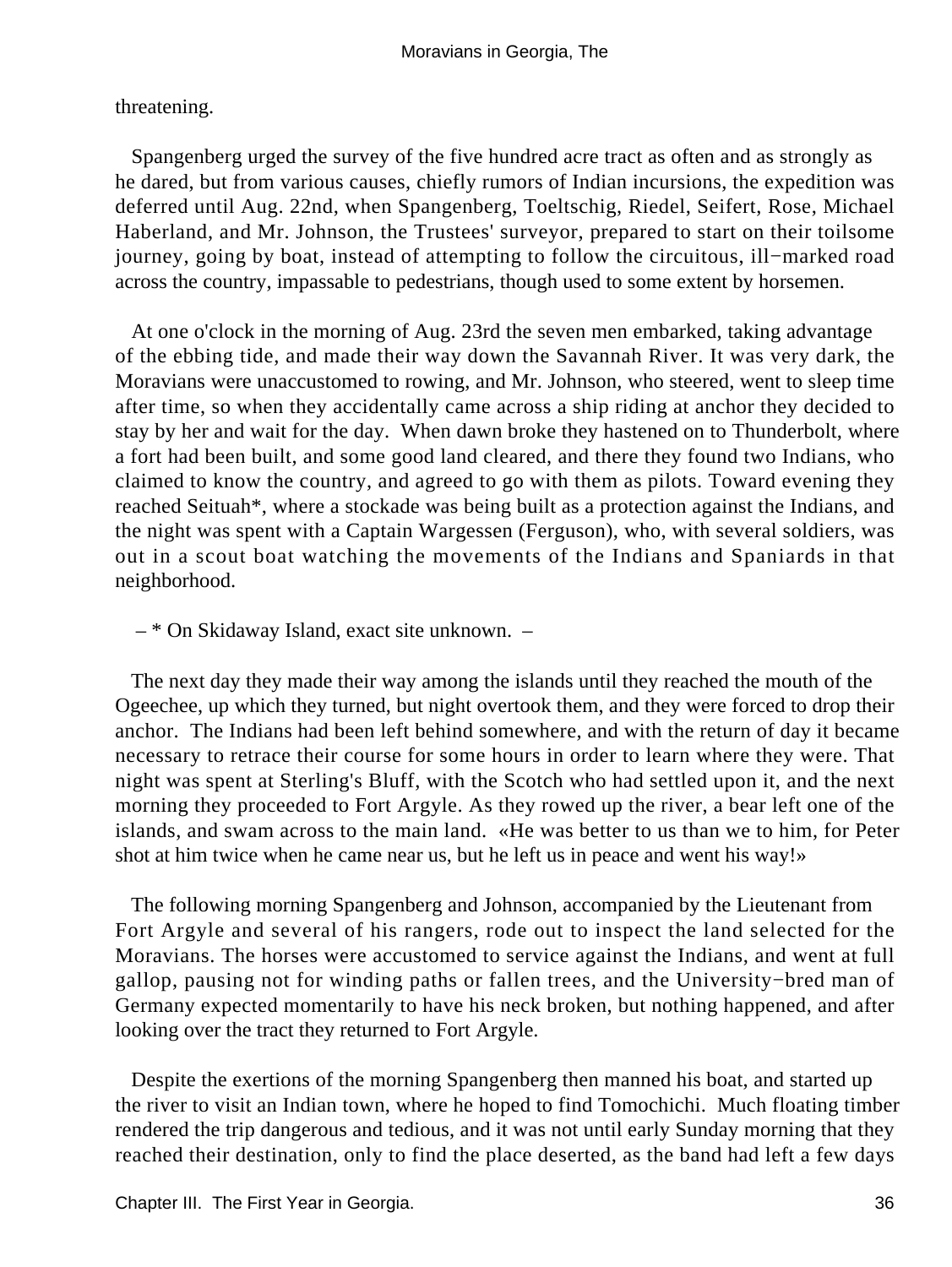threatening.

Spangenberg urged the survey of the five hundred acre tract as often and as strongly as he dared, but from various causes, chiefly rumors of Indian incursions, the expedition was deferred until Aug. 22nd, when Spangenberg, Toeltschig, Riedel, Seifert, Rose, Michael Haberland, and Mr. Johnson, the Trustees' surveyor, prepared to start on their toilsome journey, going by boat, instead of attempting to follow the circuitous, ill−marked road across the country, impassable to pedestrians, though used to some extent by horsemen.

At one o'clock in the morning of Aug. 23rd the seven men embarked, taking advantage of the ebbing tide, and made their way down the Savannah River. It was very dark, the Moravians were unaccustomed to rowing, and Mr. Johnson, who steered, went to sleep time after time, so when they accidentally came across a ship riding at anchor they decided to stay by her and wait for the day. When dawn broke they hastened on to Thunderbolt, where a fort had been built, and some good land cleared, and there they found two Indians, who claimed to know the country, and agreed to go with them as pilots. Toward evening they reached Seituah*, where a stockade was being built as a protection against the Indians, and the night was spent with a Captain Wargessen (Ferguson), who, with several soldiers, was out in a scout boat watching the movements of the Indians and Spaniards in that neighborhood.

– * On Skidaway Island, exact site unknown. –

The next day they made their way among the islands until they reached the mouth of the Ogeechee, up which they turned, but night overtook them, and they were forced to drop their anchor. The Indians had been left behind somewhere, and with the return of day it became necessary to retrace their course for some hours in order to learn where they were. That night was spent at Sterling's Bluff, with the Scotch who had settled upon it, and the next morning they proceeded to Fort Argyle. As they rowed up the river, a bear left one of the islands, and swam across to the main land. «He was better to us than we to him, for Peter shot at him twice when he came near us, but he left us in peace and went his way!»

The following morning Spangenberg and Johnson, accompanied by the Lieutenant from Fort Argyle and several of his rangers, rode out to inspect the land selected for the Moravians. The horses were accustomed to service against the Indians, and went at full gallop, pausing not for winding paths or fallen trees, and the University−bred man of Germany expected momentarily to have his neck broken, but nothing happened, and after looking over the tract they returned to Fort Argyle.

Despite the exertions of the morning Spangenberg then manned his boat, and started up the river to visit an Indian town, where he hoped to find Tomochichi. Much floating timber rendered the trip dangerous and tedious, and it was not until early Sunday morning that they reached their destination, only to find the place deserted, as the band had left a few days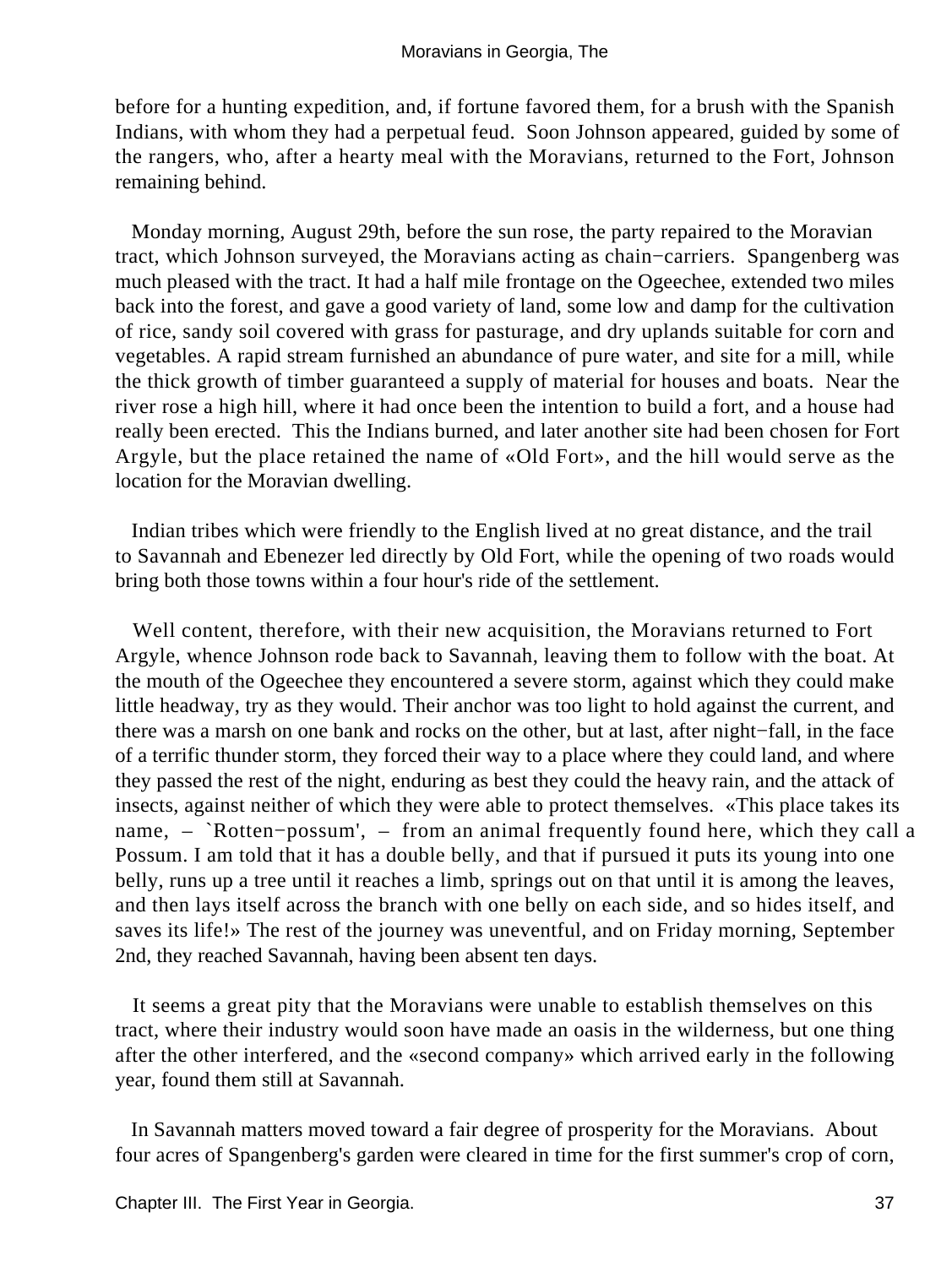before for a hunting expedition, and, if fortune favored them, for a brush with the Spanish Indians, with whom they had a perpetual feud. Soon Johnson appeared, guided by some of the rangers, who, after a hearty meal with the Moravians, returned to the Fort, Johnson remaining behind.

Monday morning, August 29th, before the sun rose, the party repaired to the Moravian tract, which Johnson surveyed, the Moravians acting as chain−carriers. Spangenberg was much pleased with the tract. It had a half mile frontage on the Ogeechee, extended two miles back into the forest, and gave a good variety of land, some low and damp for the cultivation of rice, sandy soil covered with grass for pasturage, and dry uplands suitable for corn and vegetables. A rapid stream furnished an abundance of pure water, and site for a mill, while the thick growth of timber guaranteed a supply of material for houses and boats. Near the river rose a high hill, where it had once been the intention to build a fort, and a house had really been erected. This the Indians burned, and later another site had been chosen for Fort Argyle, but the place retained the name of «Old Fort», and the hill would serve as the location for the Moravian dwelling.

Indian tribes which were friendly to the English lived at no great distance, and the trail to Savannah and Ebenezer led directly by Old Fort, while the opening of two roads would bring both those towns within a four hour's ride of the settlement.

Well content, therefore, with their new acquisition, the Moravians returned to Fort Argyle, whence Johnson rode back to Savannah, leaving them to follow with the boat. At the mouth of the Ogeechee they encountered a severe storm, against which they could make little headway, try as they would. Their anchor was too light to hold against the current, and there was a marsh on one bank and rocks on the other, but at last, after night−fall, in the face of a terrific thunder storm, they forced their way to a place where they could land, and where they passed the rest of the night, enduring as best they could the heavy rain, and the attack of insects, against neither of which they were able to protect themselves. «This place takes its name, – `Rotten−possum', – from an animal frequently found here, which they call a Possum. I am told that it has a double belly, and that if pursued it puts its young into one belly, runs up a tree until it reaches a limb, springs out on that until it is among the leaves, and then lays itself across the branch with one belly on each side, and so hides itself, and saves its life!» The rest of the journey was uneventful, and on Friday morning, September 2nd, they reached Savannah, having been absent ten days.

It seems a great pity that the Moravians were unable to establish themselves on this tract, where their industry would soon have made an oasis in the wilderness, but one thing after the other interfered, and the «second company» which arrived early in the following year, found them still at Savannah.

In Savannah matters moved toward a fair degree of prosperity for the Moravians. About four acres of Spangenberg's garden were cleared in time for the first summer's crop of corn,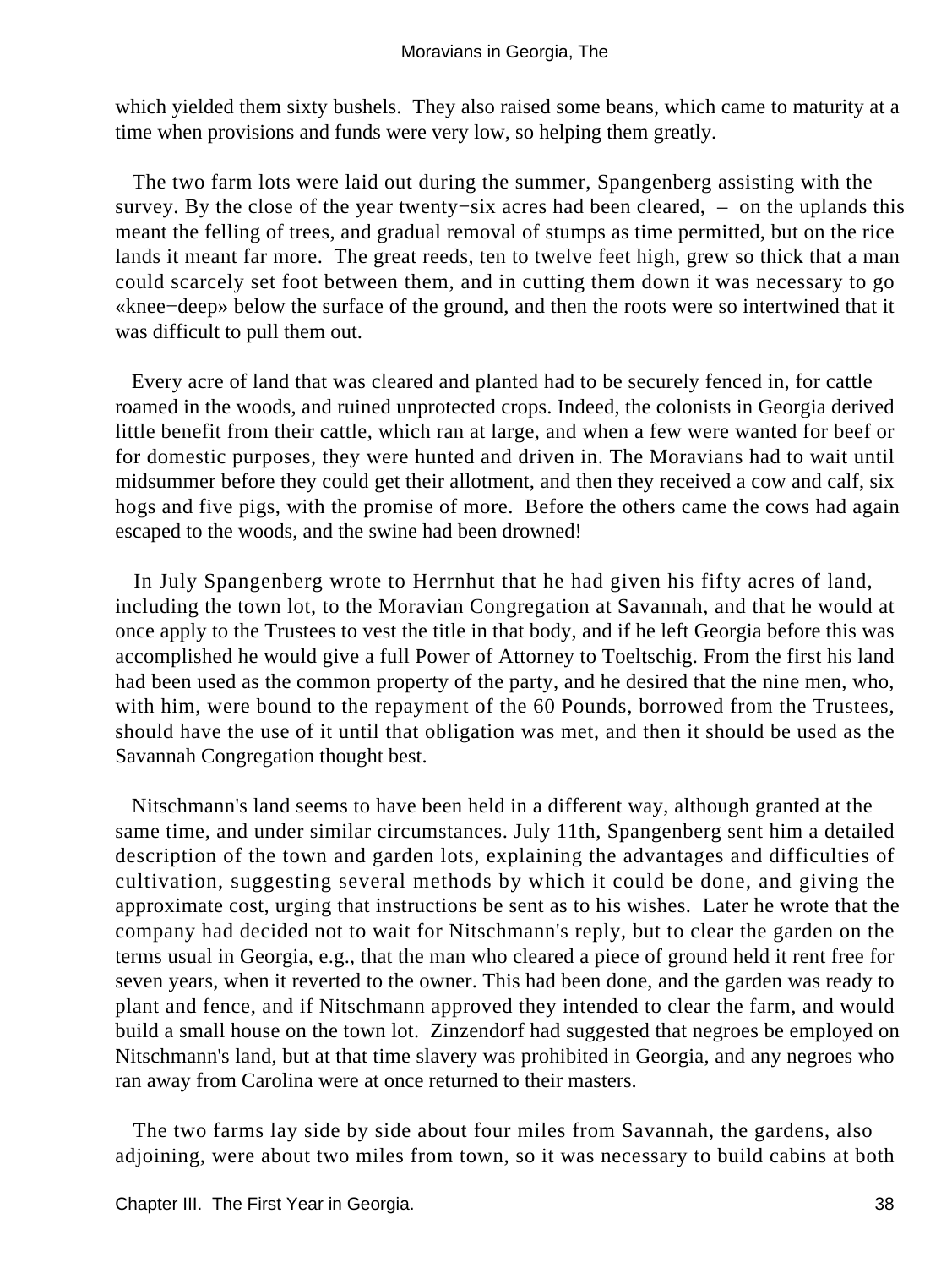which yielded them sixty bushels. They also raised some beans, which came to maturity at a time when provisions and funds were very low, so helping them greatly.

The two farm lots were laid out during the summer, Spangenberg assisting with the survey. By the close of the year twenty−six acres had been cleared, – on the uplands this meant the felling of trees, and gradual removal of stumps as time permitted, but on the rice lands it meant far more. The great reeds, ten to twelve feet high, grew so thick that a man could scarcely set foot between them, and in cutting them down it was necessary to go «knee−deep» below the surface of the ground, and then the roots were so intertwined that it was difficult to pull them out.

Every acre of land that was cleared and planted had to be securely fenced in, for cattle roamed in the woods, and ruined unprotected crops. Indeed, the colonists in Georgia derived little benefit from their cattle, which ran at large, and when a few were wanted for beef or for domestic purposes, they were hunted and driven in. The Moravians had to wait until midsummer before they could get their allotment, and then they received a cow and calf, six hogs and five pigs, with the promise of more. Before the others came the cows had again escaped to the woods, and the swine had been drowned!

In July Spangenberg wrote to Herrnhut that he had given his fifty acres of land, including the town lot, to the Moravian Congregation at Savannah, and that he would at once apply to the Trustees to vest the title in that body, and if he left Georgia before this was accomplished he would give a full Power of Attorney to Toeltschig. From the first his land had been used as the common property of the party, and he desired that the nine men, who, with him, were bound to the repayment of the 60 Pounds, borrowed from the Trustees, should have the use of it until that obligation was met, and then it should be used as the Savannah Congregation thought best.

Nitschmann's land seems to have been held in a different way, although granted at the same time, and under similar circumstances. July 11th, Spangenberg sent him a detailed description of the town and garden lots, explaining the advantages and difficulties of cultivation, suggesting several methods by which it could be done, and giving the approximate cost, urging that instructions be sent as to his wishes. Later he wrote that the company had decided not to wait for Nitschmann's reply, but to clear the garden on the terms usual in Georgia, e.g., that the man who cleared a piece of ground held it rent free for seven years, when it reverted to the owner. This had been done, and the garden was ready to plant and fence, and if Nitschmann approved they intended to clear the farm, and would build a small house on the town lot. Zinzendorf had suggested that negroes be employed on Nitschmann's land, but at that time slavery was prohibited in Georgia, and any negroes who ran away from Carolina were at once returned to their masters.

The two farms lay side by side about four miles from Savannah, the gardens, also adjoining, were about two miles from town, so it was necessary to build cabins at both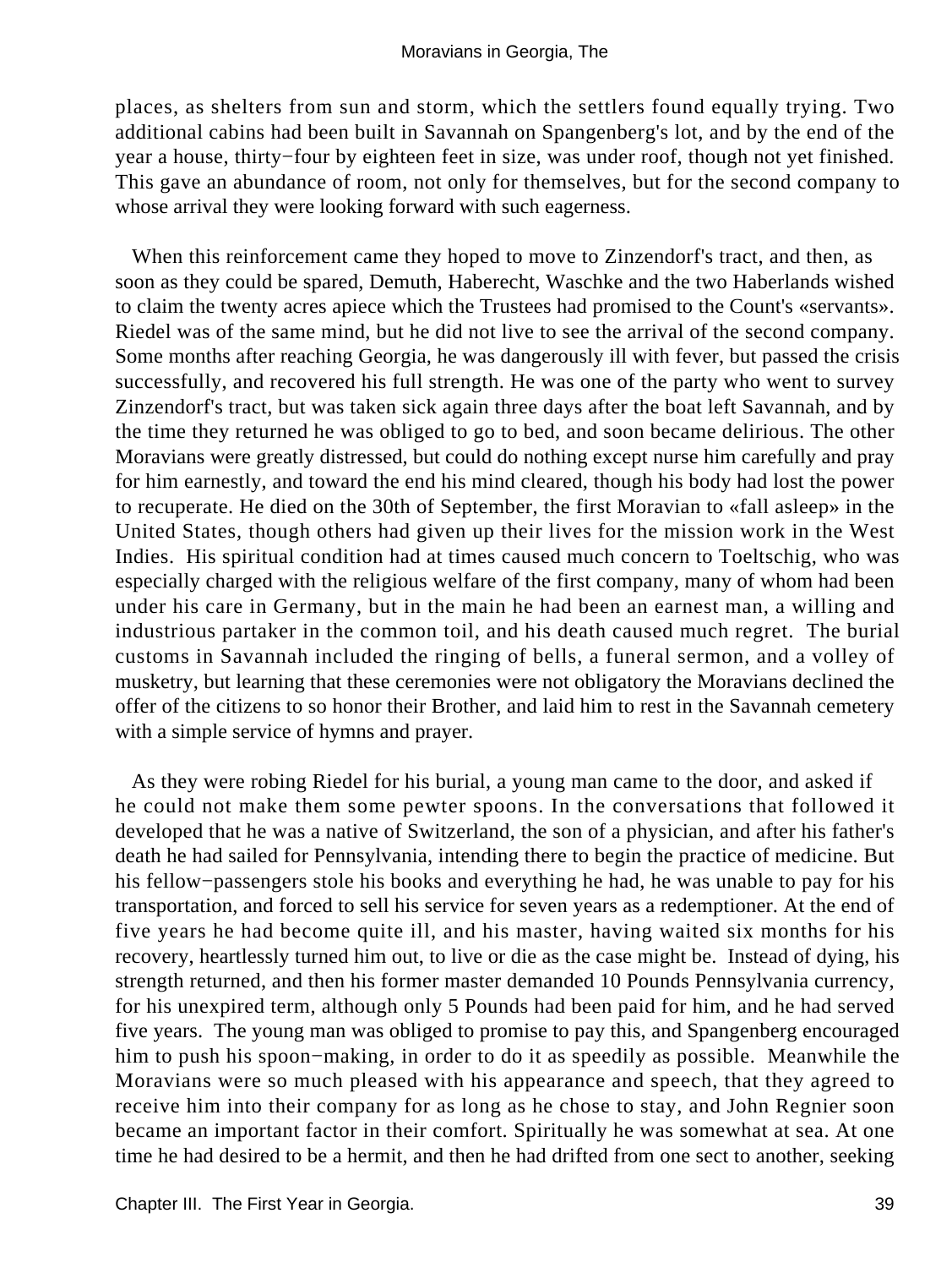places, as shelters from sun and storm, which the settlers found equally trying. Two additional cabins had been built in Savannah on Spangenberg's lot, and by the end of the year a house, thirty−four by eighteen feet in size, was under roof, though not yet finished. This gave an abundance of room, not only for themselves, but for the second company to whose arrival they were looking forward with such eagerness.

When this reinforcement came they hoped to move to Zinzendorf's tract, and then, as soon as they could be spared, Demuth, Haberecht, Waschke and the two Haberlands wished to claim the twenty acres apiece which the Trustees had promised to the Count's «servants». Riedel was of the same mind, but he did not live to see the arrival of the second company. Some months after reaching Georgia, he was dangerously ill with fever, but passed the crisis successfully, and recovered his full strength. He was one of the party who went to survey Zinzendorf's tract, but was taken sick again three days after the boat left Savannah, and by the time they returned he was obliged to go to bed, and soon became delirious. The other Moravians were greatly distressed, but could do nothing except nurse him carefully and pray for him earnestly, and toward the end his mind cleared, though his body had lost the power to recuperate. He died on the 30th of September, the first Moravian to «fall asleep» in the United States, though others had given up their lives for the mission work in the West Indies. His spiritual condition had at times caused much concern to Toeltschig, who was especially charged with the religious welfare of the first company, many of whom had been under his care in Germany, but in the main he had been an earnest man, a willing and industrious partaker in the common toil, and his death caused much regret. The burial customs in Savannah included the ringing of bells, a funeral sermon, and a volley of musketry, but learning that these ceremonies were not obligatory the Moravians declined the offer of the citizens to so honor their Brother, and laid him to rest in the Savannah cemetery with a simple service of hymns and prayer.

As they were robing Riedel for his burial, a young man came to the door, and asked if he could not make them some pewter spoons. In the conversations that followed it developed that he was a native of Switzerland, the son of a physician, and after his father's death he had sailed for Pennsylvania, intending there to begin the practice of medicine. But his fellow−passengers stole his books and everything he had, he was unable to pay for his transportation, and forced to sell his service for seven years as a redemptioner. At the end of five years he had become quite ill, and his master, having waited six months for his recovery, heartlessly turned him out, to live or die as the case might be. Instead of dying, his strength returned, and then his former master demanded 10 Pounds Pennsylvania currency, for his unexpired term, although only 5 Pounds had been paid for him, and he had served five years. The young man was obliged to promise to pay this, and Spangenberg encouraged him to push his spoon−making, in order to do it as speedily as possible. Meanwhile the Moravians were so much pleased with his appearance and speech, that they agreed to receive him into their company for as long as he chose to stay, and John Regnier soon became an important factor in their comfort. Spiritually he was somewhat at sea. At one time he had desired to be a hermit, and then he had drifted from one sect to another, seeking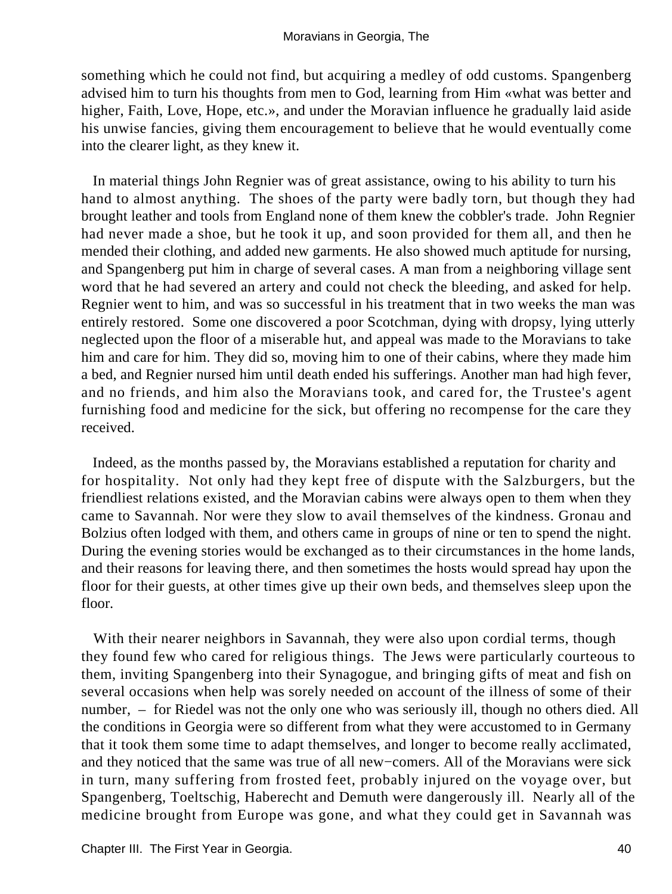something which he could not find, but acquiring a medley of odd customs. Spangenberg advised him to turn his thoughts from men to God, learning from Him «what was better and higher, Faith, Love, Hope, etc.», and under the Moravian influence he gradually laid aside his unwise fancies, giving them encouragement to believe that he would eventually come into the clearer light, as they knew it.

In material things John Regnier was of great assistance, owing to his ability to turn his hand to almost anything. The shoes of the party were badly torn, but though they had brought leather and tools from England none of them knew the cobbler's trade. John Regnier had never made a shoe, but he took it up, and soon provided for them all, and then he mended their clothing, and added new garments. He also showed much aptitude for nursing, and Spangenberg put him in charge of several cases. A man from a neighboring village sent word that he had severed an artery and could not check the bleeding, and asked for help. Regnier went to him, and was so successful in his treatment that in two weeks the man was entirely restored. Some one discovered a poor Scotchman, dying with dropsy, lying utterly neglected upon the floor of a miserable hut, and appeal was made to the Moravians to take him and care for him. They did so, moving him to one of their cabins, where they made him a bed, and Regnier nursed him until death ended his sufferings. Another man had high fever, and no friends, and him also the Moravians took, and cared for, the Trustee's agent furnishing food and medicine for the sick, but offering no recompense for the care they received.

Indeed, as the months passed by, the Moravians established a reputation for charity and for hospitality. Not only had they kept free of dispute with the Salzburgers, but the friendliest relations existed, and the Moravian cabins were always open to them when they came to Savannah. Nor were they slow to avail themselves of the kindness. Gronau and Bolzius often lodged with them, and others came in groups of nine or ten to spend the night. During the evening stories would be exchanged as to their circumstances in the home lands, and their reasons for leaving there, and then sometimes the hosts would spread hay upon the floor for their guests, at other times give up their own beds, and themselves sleep upon the floor.

With their nearer neighbors in Savannah, they were also upon cordial terms, though they found few who cared for religious things. The Jews were particularly courteous to them, inviting Spangenberg into their Synagogue, and bringing gifts of meat and fish on several occasions when help was sorely needed on account of the illness of some of their number, – for Riedel was not the only one who was seriously ill, though no others died. All the conditions in Georgia were so different from what they were accustomed to in Germany that it took them some time to adapt themselves, and longer to become really acclimated, and they noticed that the same was true of all new−comers. All of the Moravians were sick in turn, many suffering from frosted feet, probably injured on the voyage over, but Spangenberg, Toeltschig, Haberecht and Demuth were dangerously ill. Nearly all of the medicine brought from Europe was gone, and what they could get in Savannah was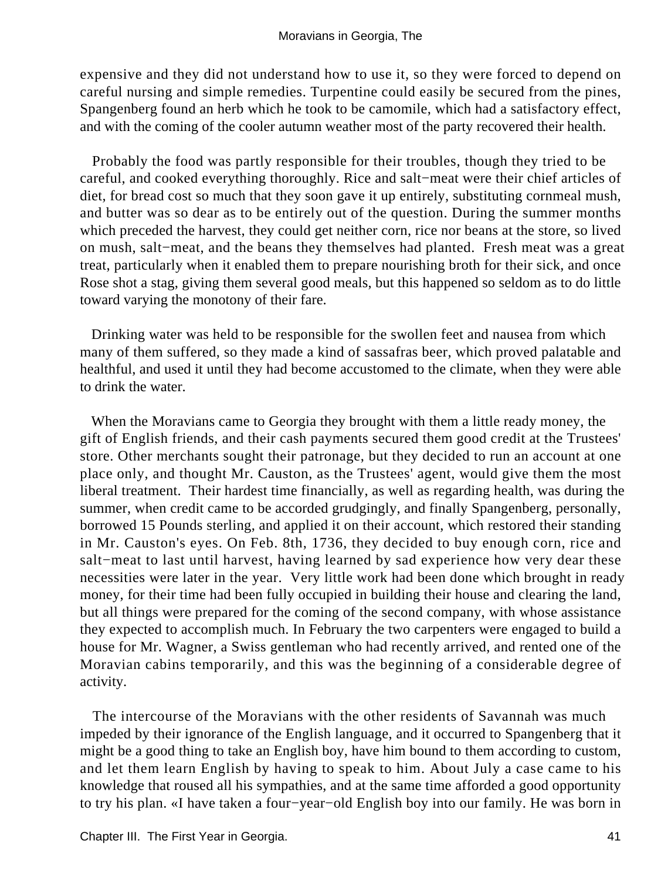expensive and they did not understand how to use it, so they were forced to depend on careful nursing and simple remedies. Turpentine could easily be secured from the pines, Spangenberg found an herb which he took to be camomile, which had a satisfactory effect, and with the coming of the cooler autumn weather most of the party recovered their health.

Probably the food was partly responsible for their troubles, though they tried to be careful, and cooked everything thoroughly. Rice and salt−meat were their chief articles of diet, for bread cost so much that they soon gave it up entirely, substituting cornmeal mush, and butter was so dear as to be entirely out of the question. During the summer months which preceded the harvest, they could get neither corn, rice nor beans at the store, so lived on mush, salt−meat, and the beans they themselves had planted. Fresh meat was a great treat, particularly when it enabled them to prepare nourishing broth for their sick, and once Rose shot a stag, giving them several good meals, but this happened so seldom as to do little toward varying the monotony of their fare.

Drinking water was held to be responsible for the swollen feet and nausea from which many of them suffered, so they made a kind of sassafras beer, which proved palatable and healthful, and used it until they had become accustomed to the climate, when they were able to drink the water.

When the Moravians came to Georgia they brought with them a little ready money, the gift of English friends, and their cash payments secured them good credit at the Trustees' store. Other merchants sought their patronage, but they decided to run an account at one place only, and thought Mr. Causton, as the Trustees' agent, would give them the most liberal treatment. Their hardest time financially, as well as regarding health, was during the summer, when credit came to be accorded grudgingly, and finally Spangenberg, personally, borrowed 15 Pounds sterling, and applied it on their account, which restored their standing in Mr. Causton's eyes. On Feb. 8th, 1736, they decided to buy enough corn, rice and salt−meat to last until harvest, having learned by sad experience how very dear these necessities were later in the year. Very little work had been done which brought in ready money, for their time had been fully occupied in building their house and clearing the land, but all things were prepared for the coming of the second company, with whose assistance they expected to accomplish much. In February the two carpenters were engaged to build a house for Mr. Wagner, a Swiss gentleman who had recently arrived, and rented one of the Moravian cabins temporarily, and this was the beginning of a considerable degree of activity.

The intercourse of the Moravians with the other residents of Savannah was much impeded by their ignorance of the English language, and it occurred to Spangenberg that it might be a good thing to take an English boy, have him bound to them according to custom, and let them learn English by having to speak to him. About July a case came to his knowledge that roused all his sympathies, and at the same time afforded a good opportunity to try his plan. «I have taken a four−year−old English boy into our family. He was born in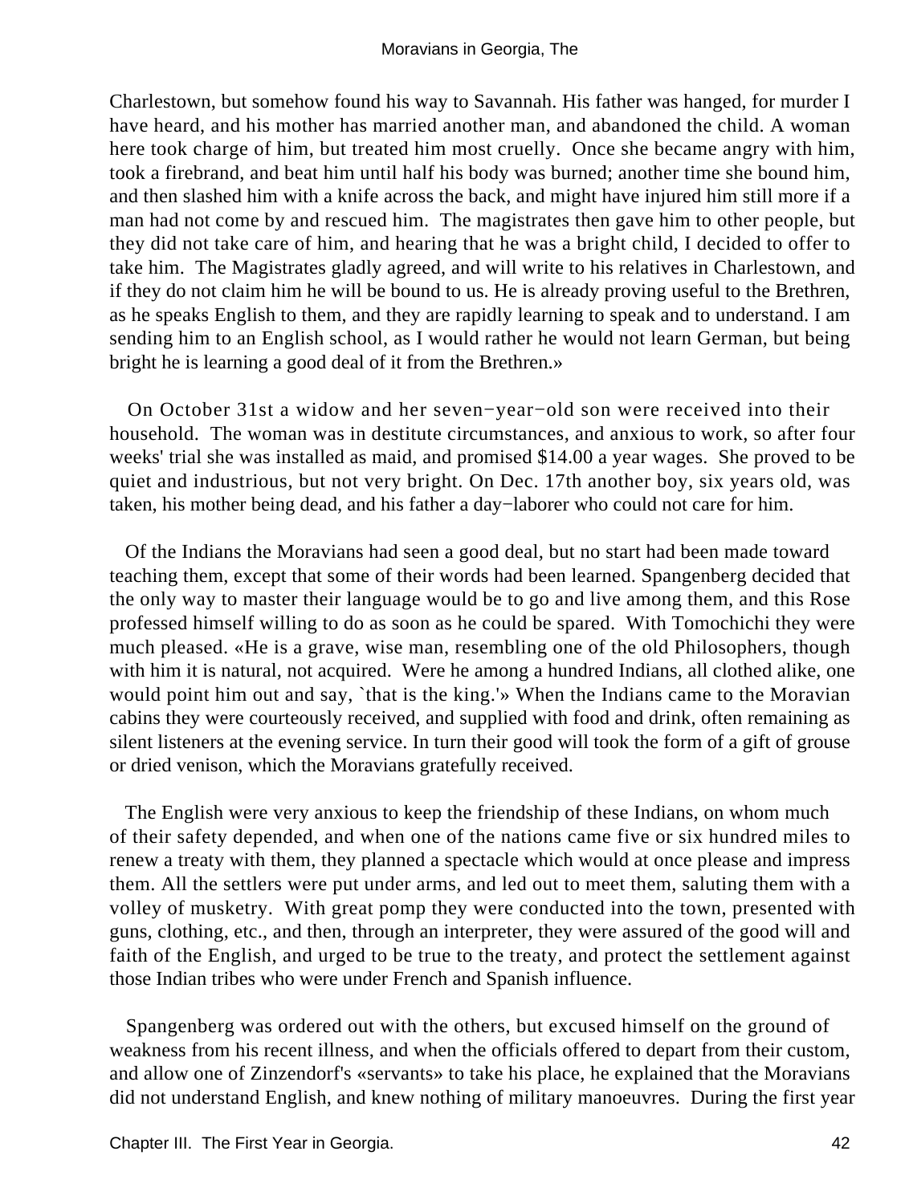Charlestown, but somehow found his way to Savannah. His father was hanged, for murder I have heard, and his mother has married another man, and abandoned the child. A woman here took charge of him, but treated him most cruelly. Once she became angry with him, took a firebrand, and beat him until half his body was burned; another time she bound him, and then slashed him with a knife across the back, and might have injured him still more if a man had not come by and rescued him. The magistrates then gave him to other people, but they did not take care of him, and hearing that he was a bright child, I decided to offer to take him. The Magistrates gladly agreed, and will write to his relatives in Charlestown, and if they do not claim him he will be bound to us. He is already proving useful to the Brethren, as he speaks English to them, and they are rapidly learning to speak and to understand. I am sending him to an English school, as I would rather he would not learn German, but being bright he is learning a good deal of it from the Brethren.»

On October 31st a widow and her seven−year−old son were received into their household. The woman was in destitute circumstances, and anxious to work, so after four weeks' trial she was installed as maid, and promised $14.00 a year wages. She proved to be quiet and industrious, but not very bright. On Dec. 17th another boy, six years old, was taken, his mother being dead, and his father a day−laborer who could not care for him.

Of the Indians the Moravians had seen a good deal, but no start had been made toward teaching them, except that some of their words had been learned. Spangenberg decided that the only way to master their language would be to go and live among them, and this Rose professed himself willing to do as soon as he could be spared. With Tomochichi they were much pleased. «He is a grave, wise man, resembling one of the old Philosophers, though with him it is natural, not acquired. Were he among a hundred Indians, all clothed alike, one would point him out and say, `that is the king.'» When the Indians came to the Moravian cabins they were courteously received, and supplied with food and drink, often remaining as silent listeners at the evening service. In turn their good will took the form of a gift of grouse or dried venison, which the Moravians gratefully received.

The English were very anxious to keep the friendship of these Indians, on whom much of their safety depended, and when one of the nations came five or six hundred miles to renew a treaty with them, they planned a spectacle which would at once please and impress them. All the settlers were put under arms, and led out to meet them, saluting them with a volley of musketry. With great pomp they were conducted into the town, presented with guns, clothing, etc., and then, through an interpreter, they were assured of the good will and faith of the English, and urged to be true to the treaty, and protect the settlement against those Indian tribes who were under French and Spanish influence.

Spangenberg was ordered out with the others, but excused himself on the ground of weakness from his recent illness, and when the officials offered to depart from their custom, and allow one of Zinzendorf's «servants» to take his place, he explained that the Moravians did not understand English, and knew nothing of military manoeuvres. During the first year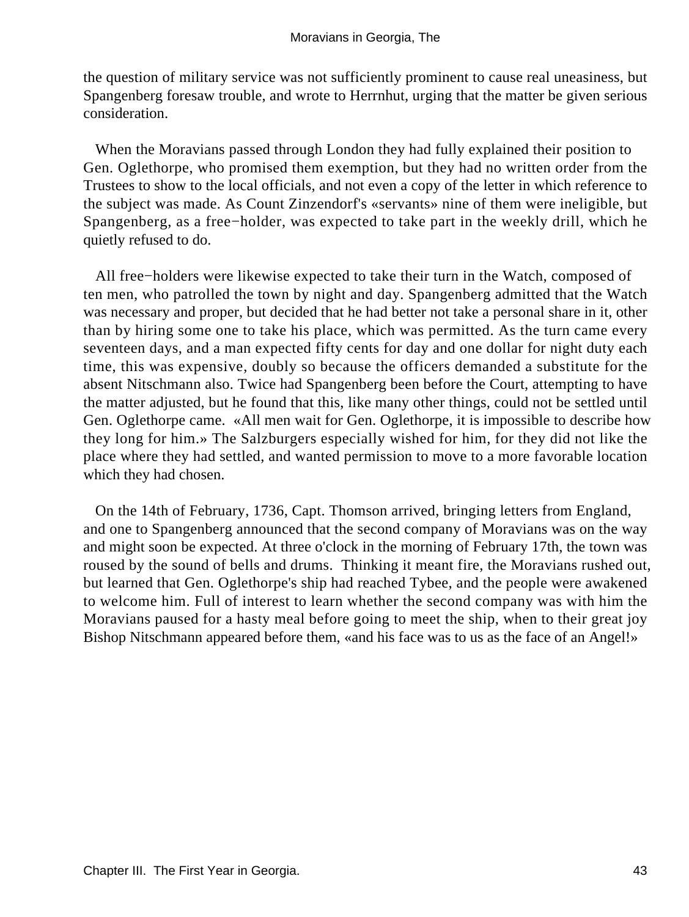the question of military service was not sufficiently prominent to cause real uneasiness, but Spangenberg foresaw trouble, and wrote to Herrnhut, urging that the matter be given serious consideration.

When the Moravians passed through London they had fully explained their position to Gen. Oglethorpe, who promised them exemption, but they had no written order from the Trustees to show to the local officials, and not even a copy of the letter in which reference to the subject was made. As Count Zinzendorf's «servants» nine of them were ineligible, but Spangenberg, as a free−holder, was expected to take part in the weekly drill, which he quietly refused to do.

All free−holders were likewise expected to take their turn in the Watch, composed of ten men, who patrolled the town by night and day. Spangenberg admitted that the Watch was necessary and proper, but decided that he had better not take a personal share in it, other than by hiring some one to take his place, which was permitted. As the turn came every seventeen days, and a man expected fifty cents for day and one dollar for night duty each time, this was expensive, doubly so because the officers demanded a substitute for the absent Nitschmann also. Twice had Spangenberg been before the Court, attempting to have the matter adjusted, but he found that this, like many other things, could not be settled until Gen. Oglethorpe came. «All men wait for Gen. Oglethorpe, it is impossible to describe how they long for him.» The Salzburgers especially wished for him, for they did not like the place where they had settled, and wanted permission to move to a more favorable location which they had chosen.

On the 14th of February, 1736, Capt. Thomson arrived, bringing letters from England, and one to Spangenberg announced that the second company of Moravians was on the way and might soon be expected. At three o'clock in the morning of February 17th, the town was roused by the sound of bells and drums. Thinking it meant fire, the Moravians rushed out, but learned that Gen. Oglethorpe's ship had reached Tybee, and the people were awakened to welcome him. Full of interest to learn whether the second company was with him the Moravians paused for a hasty meal before going to meet the ship, when to their great joy Bishop Nitschmann appeared before them, «and his face was to us as the face of an Angel!»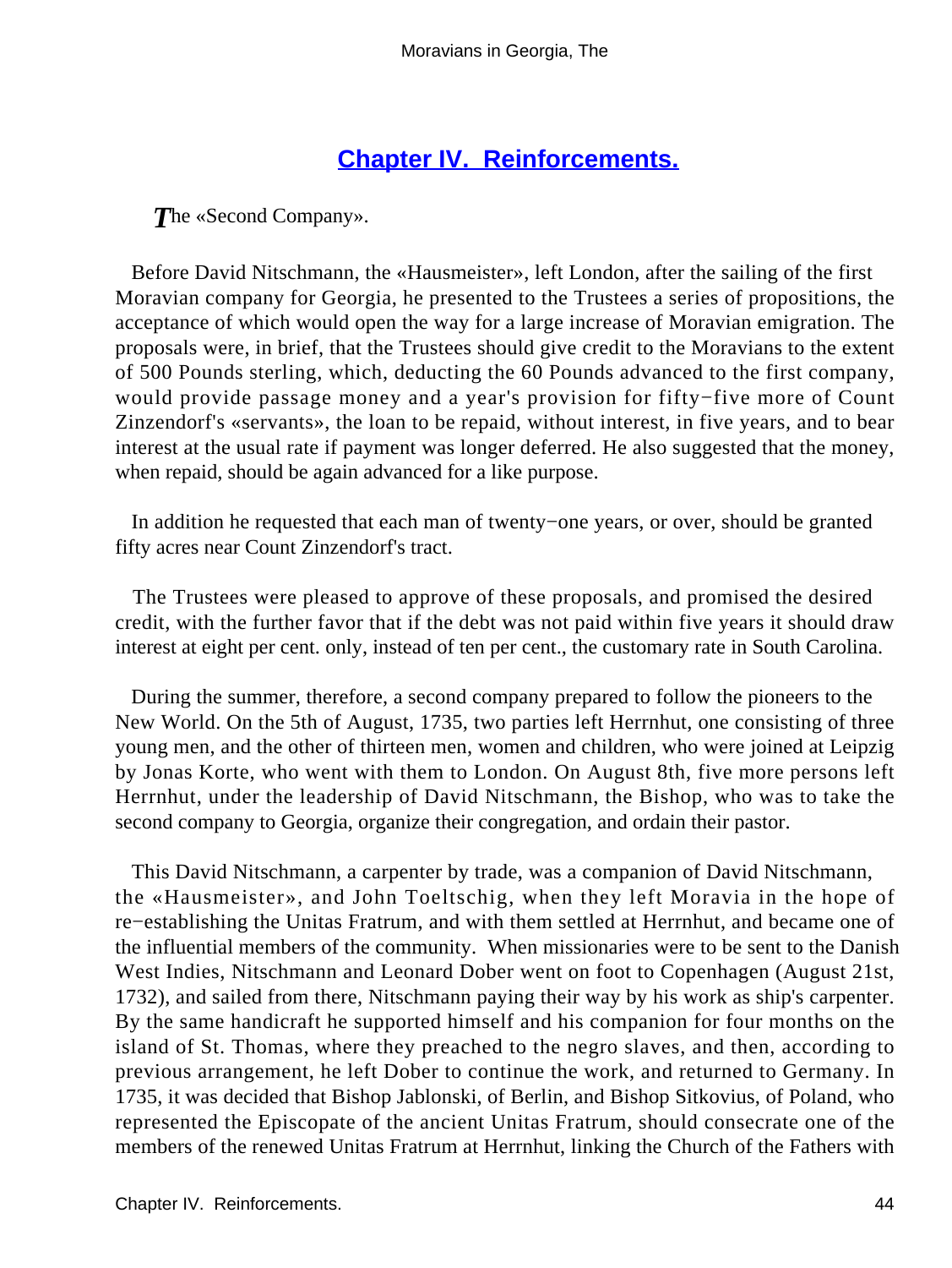## Chapter IV. Reinforcements.

*The «Second Company».*

Before David Nitschmann, the «Hausmeister», left London, after the sailing of the first Moravian company for Georgia, he presented to the Trustees a series of propositions, the acceptance of which would open the way for a large increase of Moravian emigration. The proposals were, in brief, that the Trustees should give credit to the Moravians to the extent of 500 Pounds sterling, which, deducting the 60 Pounds advanced to the first company, would provide passage money and a year's provision for fifty−five more of Count Zinzendorf's «servants», the loan to be repaid, without interest, in five years, and to bear interest at the usual rate if payment was longer deferred. He also suggested that the money, when repaid, should be again advanced for a like purpose.

In addition he requested that each man of twenty−one years, or over, should be granted fifty acres near Count Zinzendorf's tract.

The Trustees were pleased to approve of these proposals, and promised the desired credit, with the further favor that if the debt was not paid within five years it should draw interest at eight per cent. only, instead of ten per cent., the customary rate in South Carolina.

During the summer, therefore, a second company prepared to follow the pioneers to the New World. On the 5th of August, 1735, two parties left Herrnhut, one consisting of three young men, and the other of thirteen men, women and children, who were joined at Leipzig by Jonas Korte, who went with them to London. On August 8th, five more persons left Herrnhut, under the leadership of David Nitschmann, the Bishop, who was to take the second company to Georgia, organize their congregation, and ordain their pastor.

This David Nitschmann, a carpenter by trade, was a companion of David Nitschmann, the «Hausmeister», and John Toeltschig, when they left Moravia in the hope of re−establishing the Unitas Fratrum, and with them settled at Herrnhut, and became one of the influential members of the community. When missionaries were to be sent to the Danish West Indies, Nitschmann and Leonard Dober went on foot to Copenhagen (August 21st, 1732), and sailed from there, Nitschmann paying their way by his work as ship's carpenter. By the same handicraft he supported himself and his companion for four months on the island of St. Thomas, where they preached to the negro slaves, and then, according to previous arrangement, he left Dober to continue the work, and returned to Germany. In 1735, it was decided that Bishop Jablonski, of Berlin, and Bishop Sitkovius, of Poland, who represented the Episcopate of the ancient Unitas Fratrum, should consecrate one of the members of the renewed Unitas Fratrum at Herrnhut, linking the Church of the Fathers with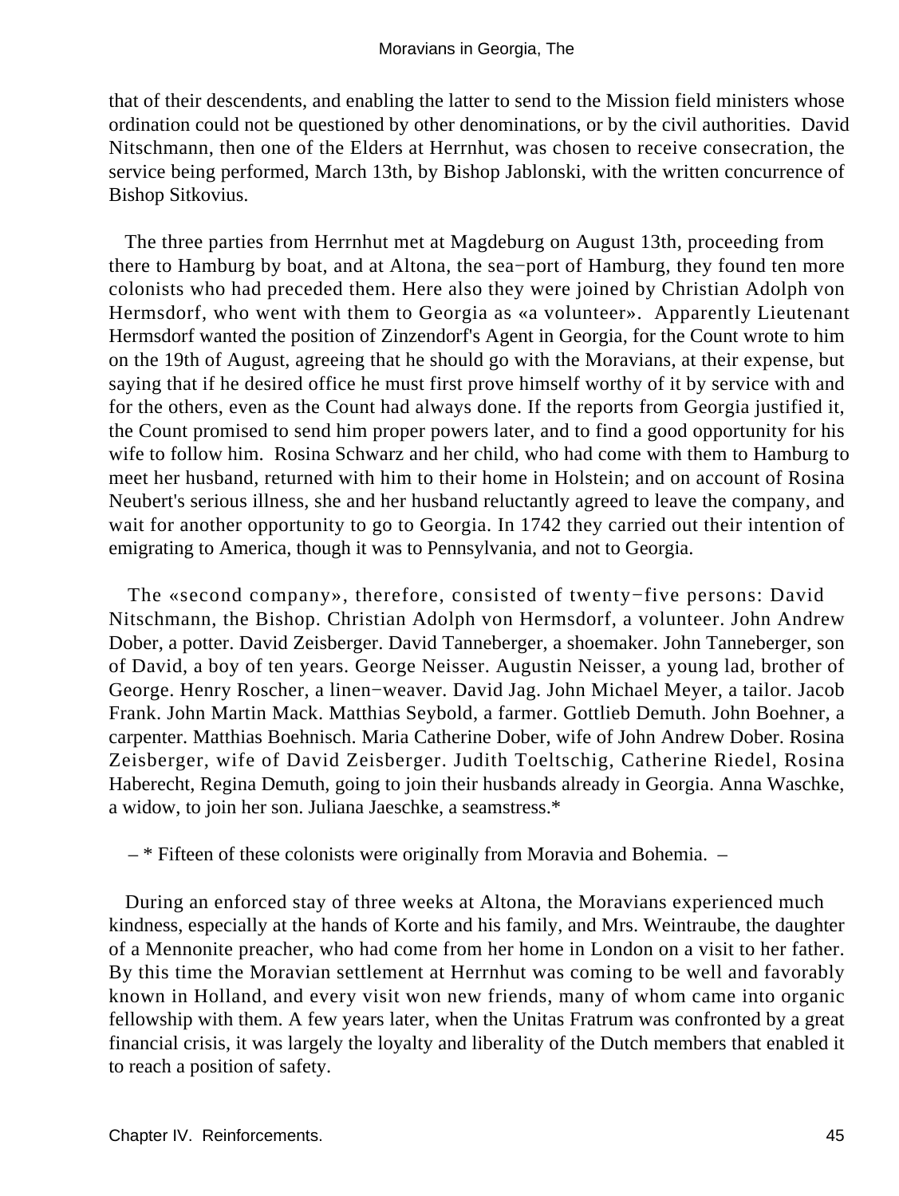that of their descendents, and enabling the latter to send to the Mission field ministers whose ordination could not be questioned by other denominations, or by the civil authorities. David Nitschmann, then one of the Elders at Herrnhut, was chosen to receive consecration, the service being performed, March 13th, by Bishop Jablonski, with the written concurrence of Bishop Sitkovius.

The three parties from Herrnhut met at Magdeburg on August 13th, proceeding from there to Hamburg by boat, and at Altona, the sea−port of Hamburg, they found ten more colonists who had preceded them. Here also they were joined by Christian Adolph von Hermsdorf, who went with them to Georgia as «a volunteer». Apparently Lieutenant Hermsdorf wanted the position of Zinzendorf's Agent in Georgia, for the Count wrote to him on the 19th of August, agreeing that he should go with the Moravians, at their expense, but saying that if he desired office he must first prove himself worthy of it by service with and for the others, even as the Count had always done. If the reports from Georgia justified it, the Count promised to send him proper powers later, and to find a good opportunity for his wife to follow him. Rosina Schwarz and her child, who had come with them to Hamburg to meet her husband, returned with him to their home in Holstein; and on account of Rosina Neubert's serious illness, she and her husband reluctantly agreed to leave the company, and wait for another opportunity to go to Georgia. In 1742 they carried out their intention of emigrating to America, though it was to Pennsylvania, and not to Georgia.

The «second company», therefore, consisted of twenty−five persons: David Nitschmann, the Bishop. Christian Adolph von Hermsdorf, a volunteer. John Andrew Dober, a potter. David Zeisberger. David Tanneberger, a shoemaker. John Tanneberger, son of David, a boy of ten years. George Neisser. Augustin Neisser, a young lad, brother of George. Henry Roscher, a linen−weaver. David Jag. John Michael Meyer, a tailor. Jacob Frank. John Martin Mack. Matthias Seybold, a farmer. Gottlieb Demuth. John Boehner, a carpenter. Matthias Boehnisch. Maria Catherine Dober, wife of John Andrew Dober. Rosina Zeisberger, wife of David Zeisberger. Judith Toeltschig, Catherine Riedel, Rosina Haberecht, Regina Demuth, going to join their husbands already in Georgia. Anna Waschke, a widow, to join her son. Juliana Jaeschke, a seamstress.*

– * Fifteen of these colonists were originally from Moravia and Bohemia. –

During an enforced stay of three weeks at Altona, the Moravians experienced much kindness, especially at the hands of Korte and his family, and Mrs. Weintraube, the daughter of a Mennonite preacher, who had come from her home in London on a visit to her father. By this time the Moravian settlement at Herrnhut was coming to be well and favorably known in Holland, and every visit won new friends, many of whom came into organic fellowship with them. A few years later, when the Unitas Fratrum was confronted by a great financial crisis, it was largely the loyalty and liberality of the Dutch members that enabled it to reach a position of safety.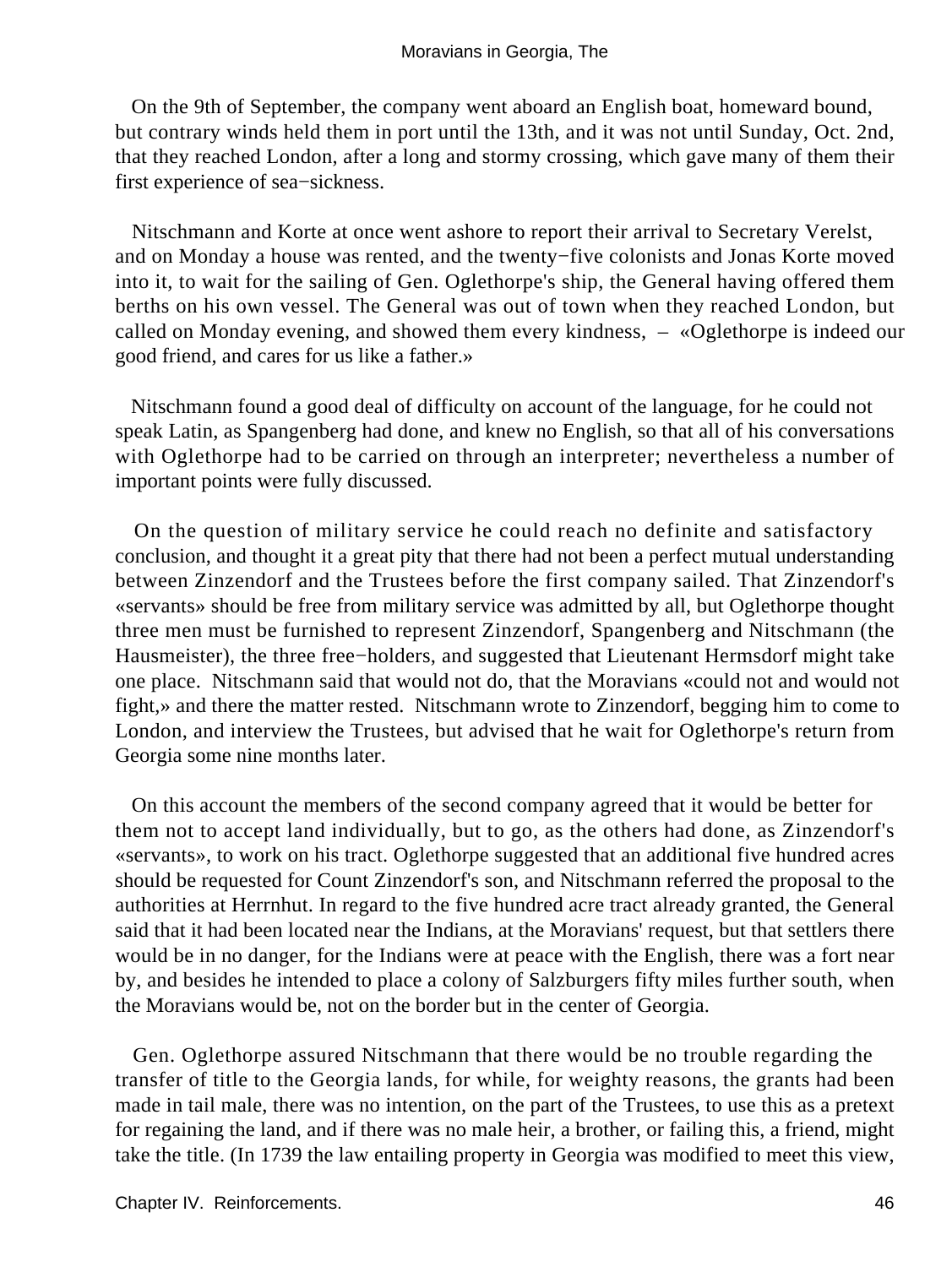On the 9th of September, the company went aboard an English boat, homeward bound, but contrary winds held them in port until the 13th, and it was not until Sunday, Oct. 2nd, that they reached London, after a long and stormy crossing, which gave many of them their first experience of sea−sickness.

Nitschmann and Korte at once went ashore to report their arrival to Secretary Verelst, and on Monday a house was rented, and the twenty−five colonists and Jonas Korte moved into it, to wait for the sailing of Gen. Oglethorpe's ship, the General having offered them berths on his own vessel. The General was out of town when they reached London, but called on Monday evening, and showed them every kindness, – «Oglethorpe is indeed our good friend, and cares for us like a father.»

Nitschmann found a good deal of difficulty on account of the language, for he could not speak Latin, as Spangenberg had done, and knew no English, so that all of his conversations with Oglethorpe had to be carried on through an interpreter; nevertheless a number of important points were fully discussed.

On the question of military service he could reach no definite and satisfactory conclusion, and thought it a great pity that there had not been a perfect mutual understanding between Zinzendorf and the Trustees before the first company sailed. That Zinzendorf's «servants» should be free from military service was admitted by all, but Oglethorpe thought three men must be furnished to represent Zinzendorf, Spangenberg and Nitschmann (the Hausmeister), the three free−holders, and suggested that Lieutenant Hermsdorf might take one place. Nitschmann said that would not do, that the Moravians «could not and would not fight,» and there the matter rested. Nitschmann wrote to Zinzendorf, begging him to come to London, and interview the Trustees, but advised that he wait for Oglethorpe's return from Georgia some nine months later.

On this account the members of the second company agreed that it would be better for them not to accept land individually, but to go, as the others had done, as Zinzendorf's «servants», to work on his tract. Oglethorpe suggested that an additional five hundred acres should be requested for Count Zinzendorf's son, and Nitschmann referred the proposal to the authorities at Herrnhut. In regard to the five hundred acre tract already granted, the General said that it had been located near the Indians, at the Moravians' request, but that settlers there would be in no danger, for the Indians were at peace with the English, there was a fort near by, and besides he intended to place a colony of Salzburgers fifty miles further south, when the Moravians would be, not on the border but in the center of Georgia.

Gen. Oglethorpe assured Nitschmann that there would be no trouble regarding the transfer of title to the Georgia lands, for while, for weighty reasons, the grants had been made in tail male, there was no intention, on the part of the Trustees, to use this as a pretext for regaining the land, and if there was no male heir, a brother, or failing this, a friend, might take the title. (In 1739 the law entailing property in Georgia was modified to meet this view,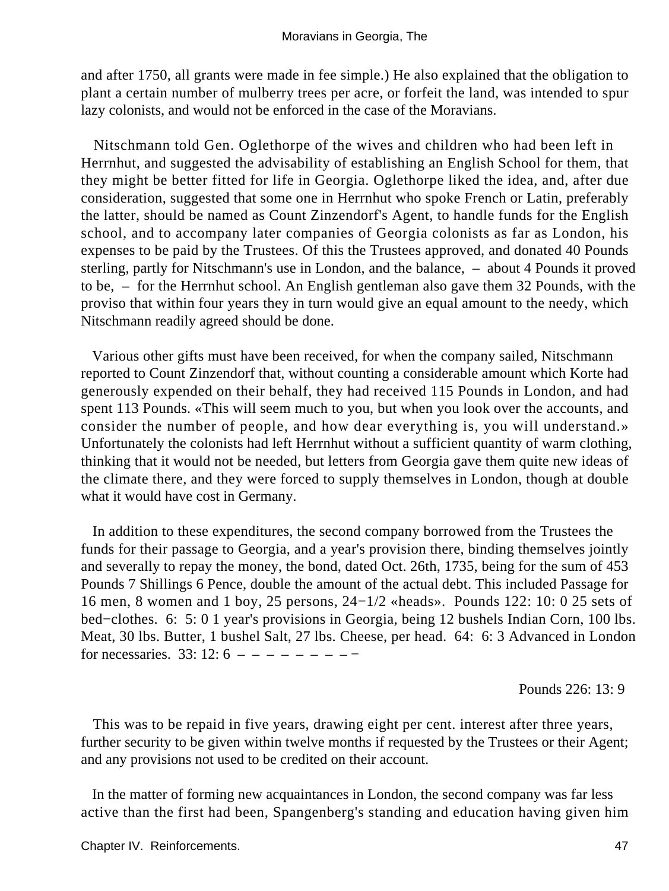and after 1750, all grants were made in fee simple.) He also explained that the obligation to plant a certain number of mulberry trees per acre, or forfeit the land, was intended to spur lazy colonists, and would not be enforced in the case of the Moravians.

Nitschmann told Gen. Oglethorpe of the wives and children who had been left in Herrnhut, and suggested the advisability of establishing an English School for them, that they might be better fitted for life in Georgia. Oglethorpe liked the idea, and, after due consideration, suggested that some one in Herrnhut who spoke French or Latin, preferably the latter, should be named as Count Zinzendorf's Agent, to handle funds for the English school, and to accompany later companies of Georgia colonists as far as London, his expenses to be paid by the Trustees. Of this the Trustees approved, and donated 40 Pounds sterling, partly for Nitschmann's use in London, and the balance, – about 4 Pounds it proved to be, – for the Herrnhut school. An English gentleman also gave them 32 Pounds, with the proviso that within four years they in turn would give an equal amount to the needy, which Nitschmann readily agreed should be done.

Various other gifts must have been received, for when the company sailed, Nitschmann reported to Count Zinzendorf that, without counting a considerable amount which Korte had generously expended on their behalf, they had received 115 Pounds in London, and had spent 113 Pounds. «This will seem much to you, but when you look over the accounts, and consider the number of people, and how dear everything is, you will understand.» Unfortunately the colonists had left Herrnhut without a sufficient quantity of warm clothing, thinking that it would not be needed, but letters from Georgia gave them quite new ideas of the climate there, and they were forced to supply themselves in London, though at double what it would have cost in Germany.

In addition to these expenditures, the second company borrowed from the Trustees the funds for their passage to Georgia, and a year's provision there, binding themselves jointly and severally to repay the money, the bond, dated Oct. 26th, 1735, being for the sum of 453 Pounds 7 Shillings 6 Pence, double the amount of the actual debt. This included Passage for 16 men, 8 women and 1 boy, 25 persons, 24−1/2 «heads». Pounds 122: 10: 0 25 sets of bed−clothes. 6: 5: 0 1 year's provisions in Georgia, being 12 bushels Indian Corn, 100 lbs. Meat, 30 lbs. Butter, 1 bushel Salt, 27 lbs. Cheese, per head. 64: 6: 3 Advanced in London for necessaries. 33: 12: 6 – – – – – – – – −

Pounds 226: 13: 9

This was to be repaid in five years, drawing eight per cent. interest after three years, further security to be given within twelve months if requested by the Trustees or their Agent; and any provisions not used to be credited on their account.

In the matter of forming new acquaintances in London, the second company was far less active than the first had been, Spangenberg's standing and education having given him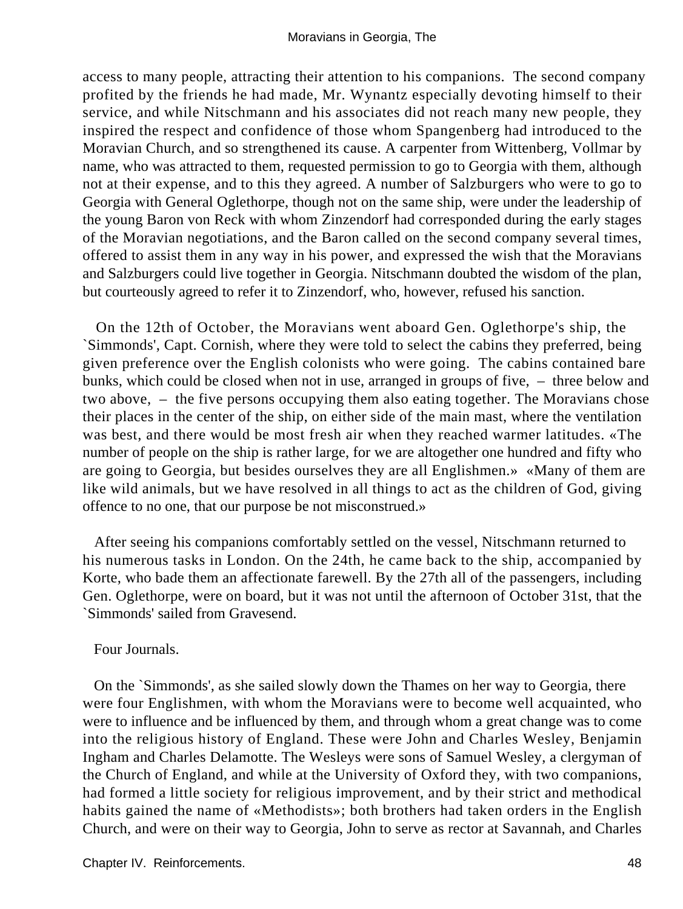access to many people, attracting their attention to his companions. The second company profited by the friends he had made, Mr. Wynantz especially devoting himself to their service, and while Nitschmann and his associates did not reach many new people, they inspired the respect and confidence of those whom Spangenberg had introduced to the Moravian Church, and so strengthened its cause. A carpenter from Wittenberg, Vollmar by name, who was attracted to them, requested permission to go to Georgia with them, although not at their expense, and to this they agreed. A number of Salzburgers who were to go to Georgia with General Oglethorpe, though not on the same ship, were under the leadership of the young Baron von Reck with whom Zinzendorf had corresponded during the early stages of the Moravian negotiations, and the Baron called on the second company several times, offered to assist them in any way in his power, and expressed the wish that the Moravians and Salzburgers could live together in Georgia. Nitschmann doubted the wisdom of the plan, but courteously agreed to refer it to Zinzendorf, who, however, refused his sanction.

On the 12th of October, the Moravians went aboard Gen. Oglethorpe's ship, the `Simmonds', Capt. Cornish, where they were told to select the cabins they preferred, being given preference over the English colonists who were going. The cabins contained bare bunks, which could be closed when not in use, arranged in groups of five, – three below and two above, – the five persons occupying them also eating together. The Moravians chose their places in the center of the ship, on either side of the main mast, where the ventilation was best, and there would be most fresh air when they reached warmer latitudes. «The number of people on the ship is rather large, for we are altogether one hundred and fifty who are going to Georgia, but besides ourselves they are all Englishmen.» «Many of them are like wild animals, but we have resolved in all things to act as the children of God, giving offence to no one, that our purpose be not misconstrued.»

After seeing his companions comfortably settled on the vessel, Nitschmann returned to his numerous tasks in London. On the 24th, he came back to the ship, accompanied by Korte, who bade them an affectionate farewell. By the 27th all of the passengers, including Gen. Oglethorpe, were on board, but it was not until the afternoon of October 31st, that the `Simmonds' sailed from Gravesend.

## Four Journals.

On the `Simmonds', as she sailed slowly down the Thames on her way to Georgia, there were four Englishmen, with whom the Moravians were to become well acquainted, who were to influence and be influenced by them, and through whom a great change was to come into the religious history of England. These were John and Charles Wesley, Benjamin Ingham and Charles Delamotte. The Wesleys were sons of Samuel Wesley, a clergyman of the Church of England, and while at the University of Oxford they, with two companions, had formed a little society for religious improvement, and by their strict and methodical habits gained the name of «Methodists»; both brothers had taken orders in the English Church, and were on their way to Georgia, John to serve as rector at Savannah, and Charles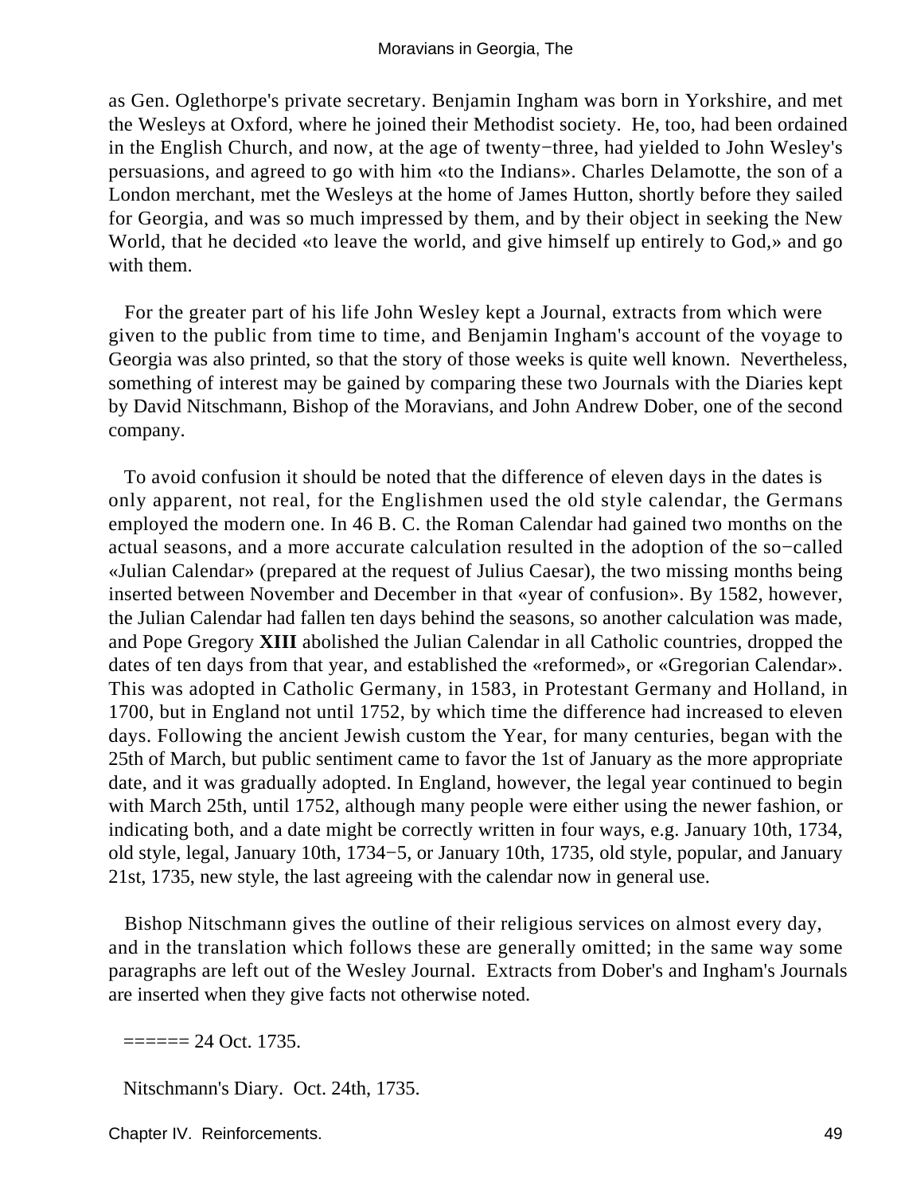as Gen. Oglethorpe's private secretary. Benjamin Ingham was born in Yorkshire, and met the Wesleys at Oxford, where he joined their Methodist society. He, too, had been ordained in the English Church, and now, at the age of twenty−three, had yielded to John Wesley's persuasions, and agreed to go with him «to the Indians». Charles Delamotte, the son of a London merchant, met the Wesleys at the home of James Hutton, shortly before they sailed for Georgia, and was so much impressed by them, and by their object in seeking the New World, that he decided «to leave the world, and give himself up entirely to God,» and go with them.

For the greater part of his life John Wesley kept a Journal, extracts from which were given to the public from time to time, and Benjamin Ingham's account of the voyage to Georgia was also printed, so that the story of those weeks is quite well known. Nevertheless, something of interest may be gained by comparing these two Journals with the Diaries kept by David Nitschmann, Bishop of the Moravians, and John Andrew Dober, one of the second company.

To avoid confusion it should be noted that the difference of eleven days in the dates is only apparent, not real, for the Englishmen used the old style calendar, the Germans employed the modern one. In 46 B. C. the Roman Calendar had gained two months on the actual seasons, and a more accurate calculation resulted in the adoption of the so−called «Julian Calendar» (prepared at the request of Julius Caesar), the two missing months being inserted between November and December in that «year of confusion». By 1582, however, the Julian Calendar had fallen ten days behind the seasons, so another calculation was made, and Pope Gregory **XIII** abolished the Julian Calendar in all Catholic countries, dropped the dates of ten days from that year, and established the «reformed», or «Gregorian Calendar». This was adopted in Catholic Germany, in 1583, in Protestant Germany and Holland, in 1700, but in England not until 1752, by which time the difference had increased to eleven days. Following the ancient Jewish custom the Year, for many centuries, began with the 25th of March, but public sentiment came to favor the 1st of January as the more appropriate date, and it was gradually adopted. In England, however, the legal year continued to begin with March 25th, until 1752, although many people were either using the newer fashion, or indicating both, and a date might be correctly written in four ways, e.g. January 10th, 1734, old style, legal, January 10th, 1734−5, or January 10th, 1735, old style, popular, and January 21st, 1735, new style, the last agreeing with the calendar now in general use.

Bishop Nitschmann gives the outline of their religious services on almost every day, and in the translation which follows these are generally omitted; in the same way some paragraphs are left out of the Wesley Journal. Extracts from Dober's and Ingham's Journals are inserted when they give facts not otherwise noted.

====== 24 Oct. 1735.

Nitschmann's Diary. Oct. 24th, 1735.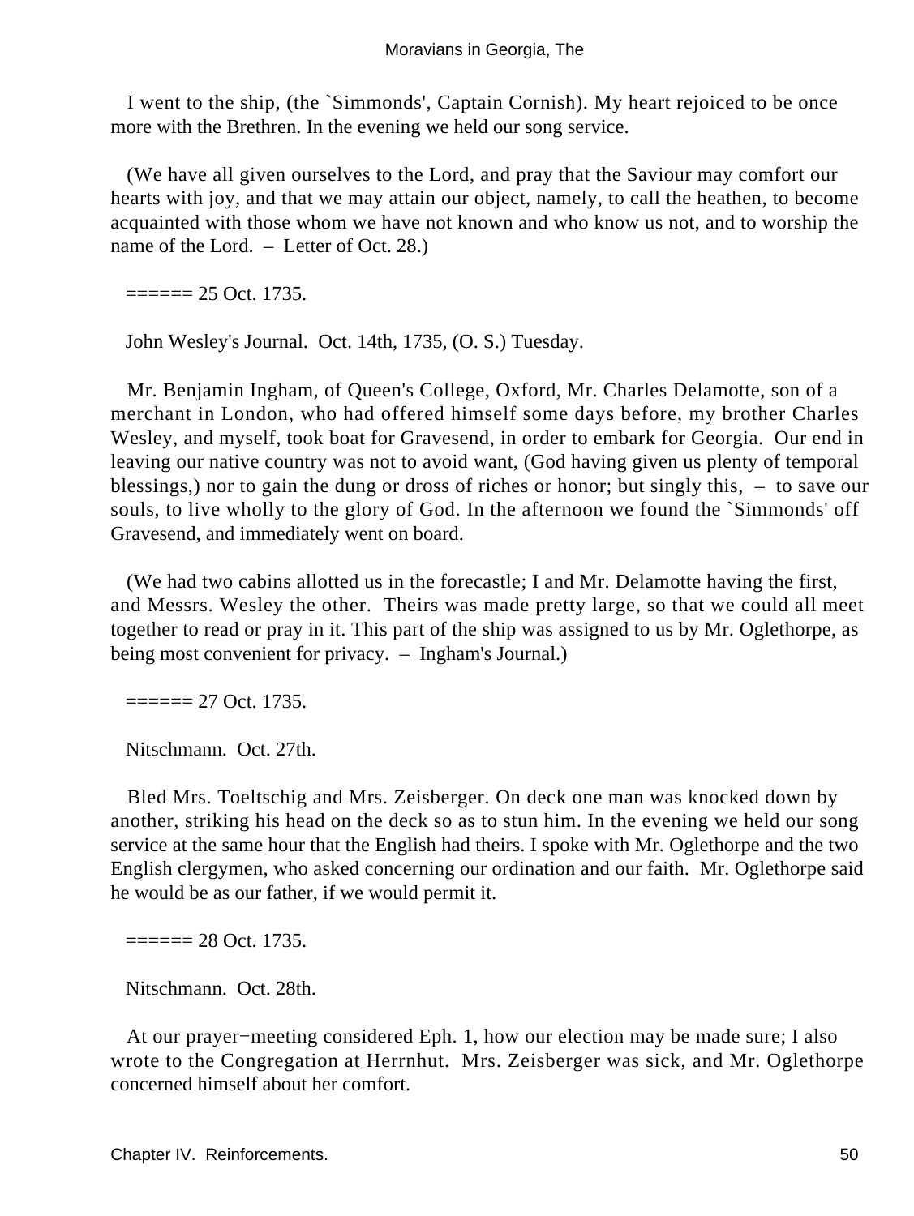I went to the ship, (the `Simmonds', Captain Cornish). My heart rejoiced to be once more with the Brethren. In the evening we held our song service.

(We have all given ourselves to the Lord, and pray that the Saviour may comfort our hearts with joy, and that we may attain our object, namely, to call the heathen, to become acquainted with those whom we have not known and who know us not, and to worship the name of the Lord. – Letter of Oct. 28.)

====== 25 Oct. 1735.

John Wesley's Journal. Oct. 14th, 1735, (O. S.) Tuesday.

Mr. Benjamin Ingham, of Queen's College, Oxford, Mr. Charles Delamotte, son of a merchant in London, who had offered himself some days before, my brother Charles Wesley, and myself, took boat for Gravesend, in order to embark for Georgia. Our end in leaving our native country was not to avoid want, (God having given us plenty of temporal blessings,) nor to gain the dung or dross of riches or honor; but singly this, – to save our souls, to live wholly to the glory of God. In the afternoon we found the `Simmonds' off Gravesend, and immediately went on board.

(We had two cabins allotted us in the forecastle; I and Mr. Delamotte having the first, and Messrs. Wesley the other. Theirs was made pretty large, so that we could all meet together to read or pray in it. This part of the ship was assigned to us by Mr. Oglethorpe, as being most convenient for privacy. – Ingham's Journal.)

====== 27 Oct. 1735.

Nitschmann. Oct. 27th.

Bled Mrs. Toeltschig and Mrs. Zeisberger. On deck one man was knocked down by another, striking his head on the deck so as to stun him. In the evening we held our song service at the same hour that the English had theirs. I spoke with Mr. Oglethorpe and the two English clergymen, who asked concerning our ordination and our faith. Mr. Oglethorpe said he would be as our father, if we would permit it.

====== 28 Oct. 1735.

Nitschmann. Oct. 28th.

At our prayer−meeting considered Eph. 1, how our election may be made sure; I also wrote to the Congregation at Herrnhut. Mrs. Zeisberger was sick, and Mr. Oglethorpe concerned himself about her comfort.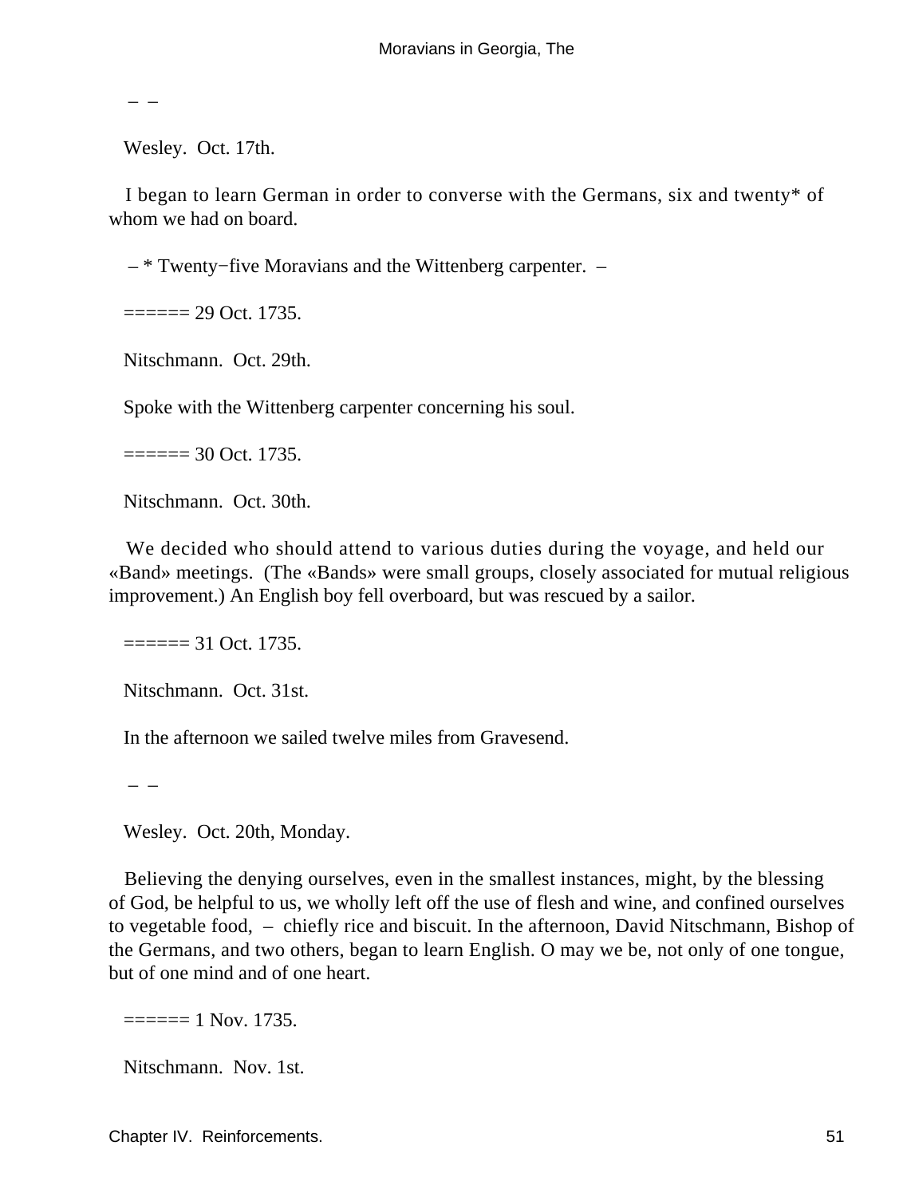– –

Wesley. Oct. 17th.

I began to learn German in order to converse with the Germans, six and twenty* of whom we had on board.

– * Twenty−five Moravians and the Wittenberg carpenter. –

====== 29 Oct. 1735.

Nitschmann. Oct. 29th.

Spoke with the Wittenberg carpenter concerning his soul.

====== 30 Oct. 1735.

Nitschmann. Oct. 30th.

We decided who should attend to various duties during the voyage, and held our «Band» meetings. (The «Bands» were small groups, closely associated for mutual religious improvement.) An English boy fell overboard, but was rescued by a sailor.

====== 31 Oct. 1735.

Nitschmann. Oct. 31st.

In the afternoon we sailed twelve miles from Gravesend.

– –

Wesley. Oct. 20th, Monday.

Believing the denying ourselves, even in the smallest instances, might, by the blessing of God, be helpful to us, we wholly left off the use of flesh and wine, and confined ourselves to vegetable food, – chiefly rice and biscuit. In the afternoon, David Nitschmann, Bishop of the Germans, and two others, began to learn English. O may we be, not only of one tongue, but of one mind and of one heart.

====== 1 Nov. 1735.

Nitschmann. Nov. 1st.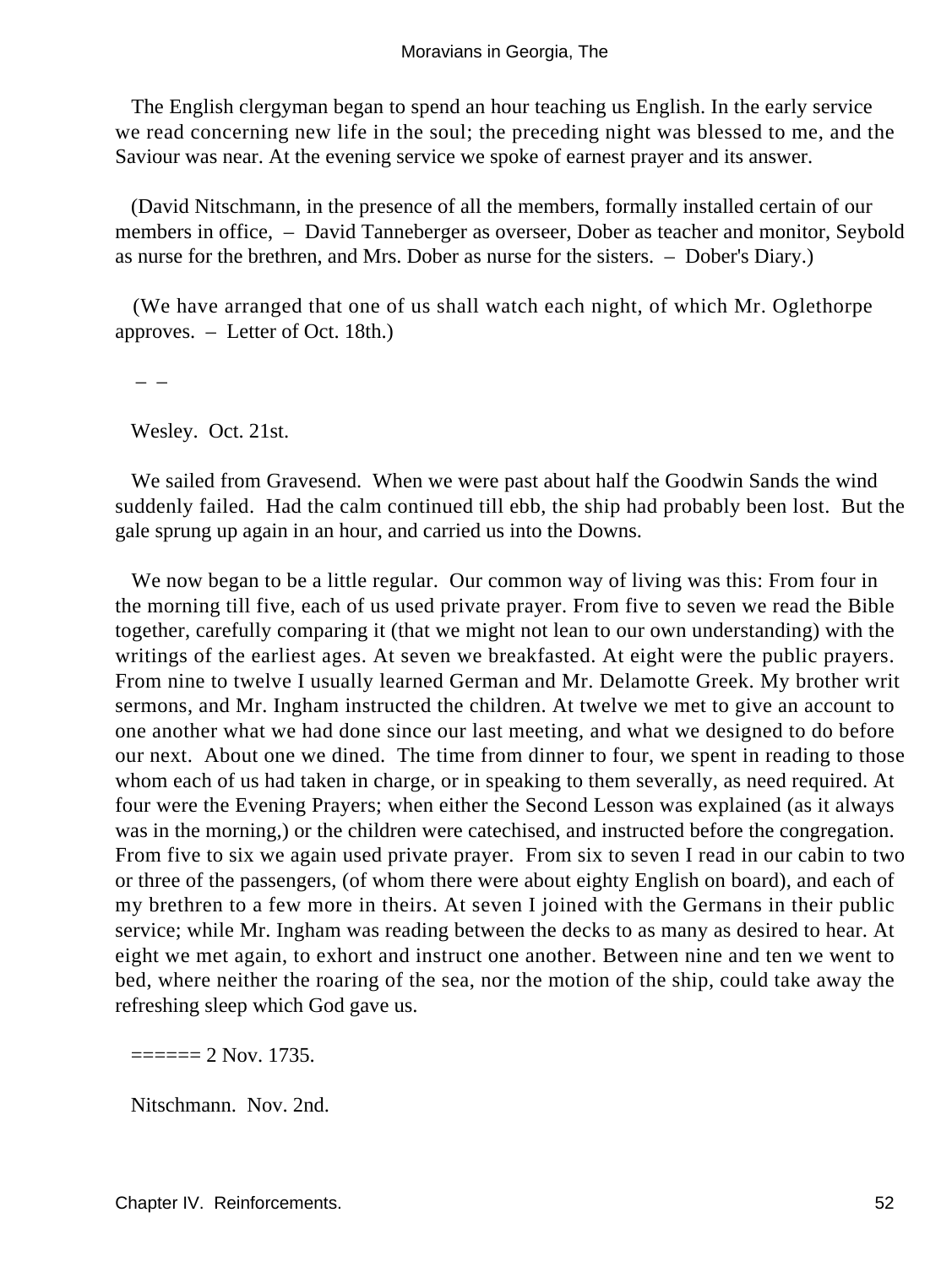The English clergyman began to spend an hour teaching us English. In the early service we read concerning new life in the soul; the preceding night was blessed to me, and the Saviour was near. At the evening service we spoke of earnest prayer and its answer.

(David Nitschmann, in the presence of all the members, formally installed certain of our members in office, – David Tanneberger as overseer, Dober as teacher and monitor, Seybold as nurse for the brethren, and Mrs. Dober as nurse for the sisters. – Dober's Diary.)

(We have arranged that one of us shall watch each night, of which Mr. Oglethorpe approves. – Letter of Oct. 18th.)

– –

Wesley. Oct. 21st.

We sailed from Gravesend. When we were past about half the Goodwin Sands the wind suddenly failed. Had the calm continued till ebb, the ship had probably been lost. But the gale sprung up again in an hour, and carried us into the Downs.

We now began to be a little regular. Our common way of living was this: From four in the morning till five, each of us used private prayer. From five to seven we read the Bible together, carefully comparing it (that we might not lean to our own understanding) with the writings of the earliest ages. At seven we breakfasted. At eight were the public prayers. From nine to twelve I usually learned German and Mr. Delamotte Greek. My brother writ sermons, and Mr. Ingham instructed the children. At twelve we met to give an account to one another what we had done since our last meeting, and what we designed to do before our next. About one we dined. The time from dinner to four, we spent in reading to those whom each of us had taken in charge, or in speaking to them severally, as need required. At four were the Evening Prayers; when either the Second Lesson was explained (as it always was in the morning,) or the children were catechised, and instructed before the congregation. From five to six we again used private prayer. From six to seven I read in our cabin to two or three of the passengers, (of whom there were about eighty English on board), and each of my brethren to a few more in theirs. At seven I joined with the Germans in their public service; while Mr. Ingham was reading between the decks to as many as desired to hear. At eight we met again, to exhort and instruct one another. Between nine and ten we went to bed, where neither the roaring of the sea, nor the motion of the ship, could take away the refreshing sleep which God gave us.

====== 2 Nov. 1735.

Nitschmann. Nov. 2nd.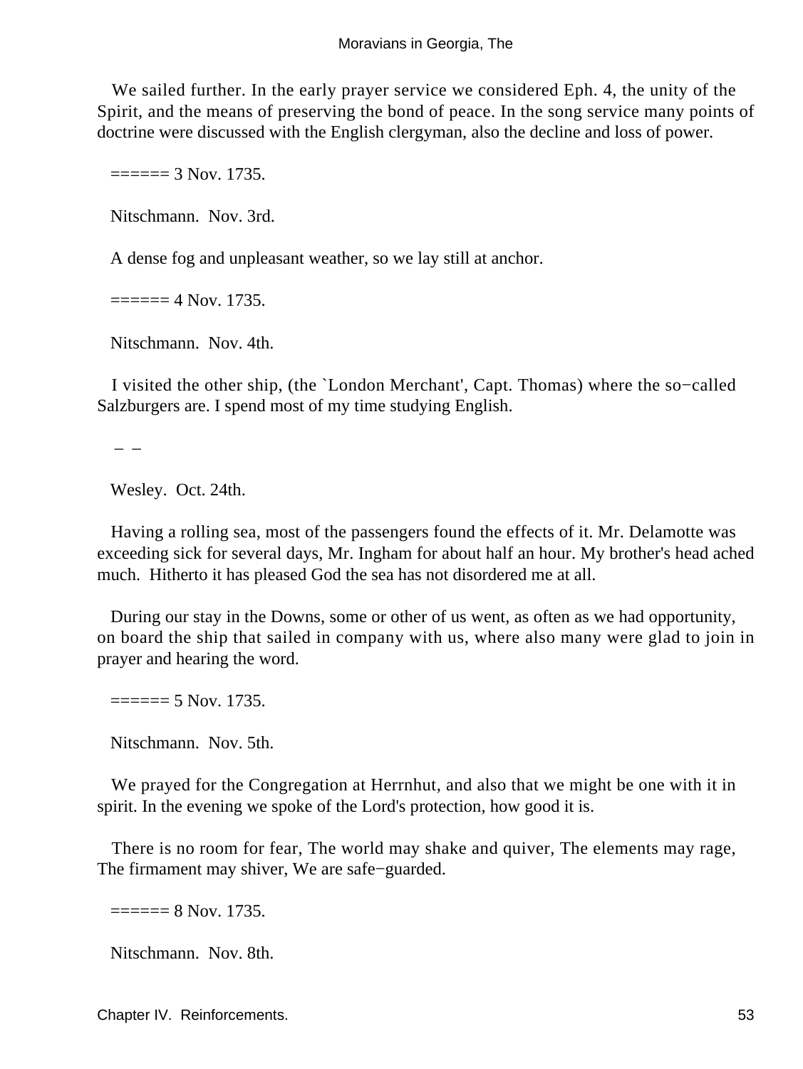We sailed further. In the early prayer service we considered Eph. 4, the unity of the Spirit, and the means of preserving the bond of peace. In the song service many points of doctrine were discussed with the English clergyman, also the decline and loss of power.

====== 3 Nov. 1735.

Nitschmann. Nov. 3rd.

A dense fog and unpleasant weather, so we lay still at anchor.

====== 4 Nov. 1735.

Nitschmann. Nov. 4th.

I visited the other ship, (the `London Merchant', Capt. Thomas) where the so−called Salzburgers are. I spend most of my time studying English.

– –

Wesley. Oct. 24th.

Having a rolling sea, most of the passengers found the effects of it. Mr. Delamotte was exceeding sick for several days, Mr. Ingham for about half an hour. My brother's head ached much. Hitherto it has pleased God the sea has not disordered me at all.

During our stay in the Downs, some or other of us went, as often as we had opportunity, on board the ship that sailed in company with us, where also many were glad to join in prayer and hearing the word.

====== 5 Nov. 1735.

Nitschmann. Nov. 5th.

We prayed for the Congregation at Herrnhut, and also that we might be one with it in spirit. In the evening we spoke of the Lord's protection, how good it is.

There is no room for fear, The world may shake and quiver, The elements may rage, The firmament may shiver, We are safe−guarded.

====== 8 Nov. 1735.

Nitschmann. Nov. 8th.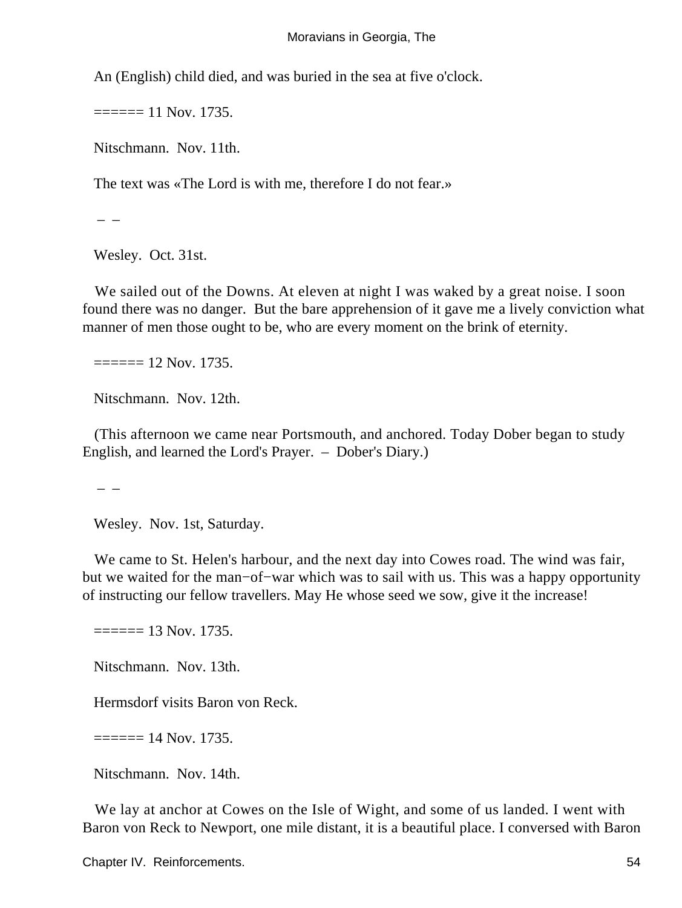An (English) child died, and was buried in the sea at five o'clock.

====== 11 Nov. 1735.

Nitschmann. Nov. 11th.

The text was «The Lord is with me, therefore I do not fear.»

– –

Wesley. Oct. 31st.

We sailed out of the Downs. At eleven at night I was waked by a great noise. I soon found there was no danger. But the bare apprehension of it gave me a lively conviction what manner of men those ought to be, who are every moment on the brink of eternity.

====== 12 Nov. 1735.

Nitschmann. Nov. 12th.

(This afternoon we came near Portsmouth, and anchored. Today Dober began to study English, and learned the Lord's Prayer. – Dober's Diary.)

– –

Wesley. Nov. 1st, Saturday.

We came to St. Helen's harbour, and the next day into Cowes road. The wind was fair, but we waited for the man−of−war which was to sail with us. This was a happy opportunity of instructing our fellow travellers. May He whose seed we sow, give it the increase!

====== 13 Nov. 1735.

Nitschmann. Nov. 13th.

Hermsdorf visits Baron von Reck.

====== 14 Nov. 1735.

Nitschmann. Nov. 14th.

We lay at anchor at Cowes on the Isle of Wight, and some of us landed. I went with Baron von Reck to Newport, one mile distant, it is a beautiful place. I conversed with Baron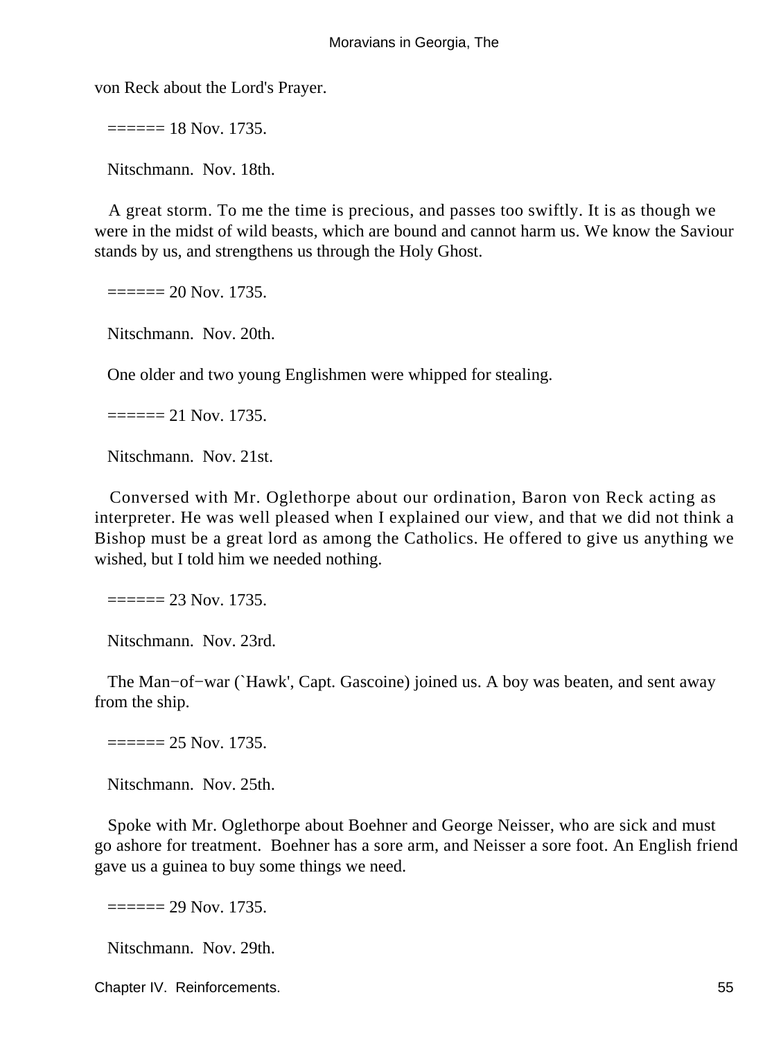von Reck about the Lord's Prayer.

====== 18 Nov. 1735.

Nitschmann. Nov. 18th.

A great storm. To me the time is precious, and passes too swiftly. It is as though we were in the midst of wild beasts, which are bound and cannot harm us. We know the Saviour stands by us, and strengthens us through the Holy Ghost.

====== 20 Nov. 1735.

Nitschmann. Nov. 20th.

One older and two young Englishmen were whipped for stealing.

====== 21 Nov. 1735.

Nitschmann. Nov. 21st.

Conversed with Mr. Oglethorpe about our ordination, Baron von Reck acting as interpreter. He was well pleased when I explained our view, and that we did not think a Bishop must be a great lord as among the Catholics. He offered to give us anything we wished, but I told him we needed nothing.

====== 23 Nov. 1735.

Nitschmann. Nov. 23rd.

The Man−of−war (`Hawk', Capt. Gascoine) joined us. A boy was beaten, and sent away from the ship.

====== 25 Nov. 1735.

Nitschmann. Nov. 25th.

Spoke with Mr. Oglethorpe about Boehner and George Neisser, who are sick and must go ashore for treatment. Boehner has a sore arm, and Neisser a sore foot. An English friend gave us a guinea to buy some things we need.

====== 29 Nov. 1735.

Nitschmann. Nov. 29th.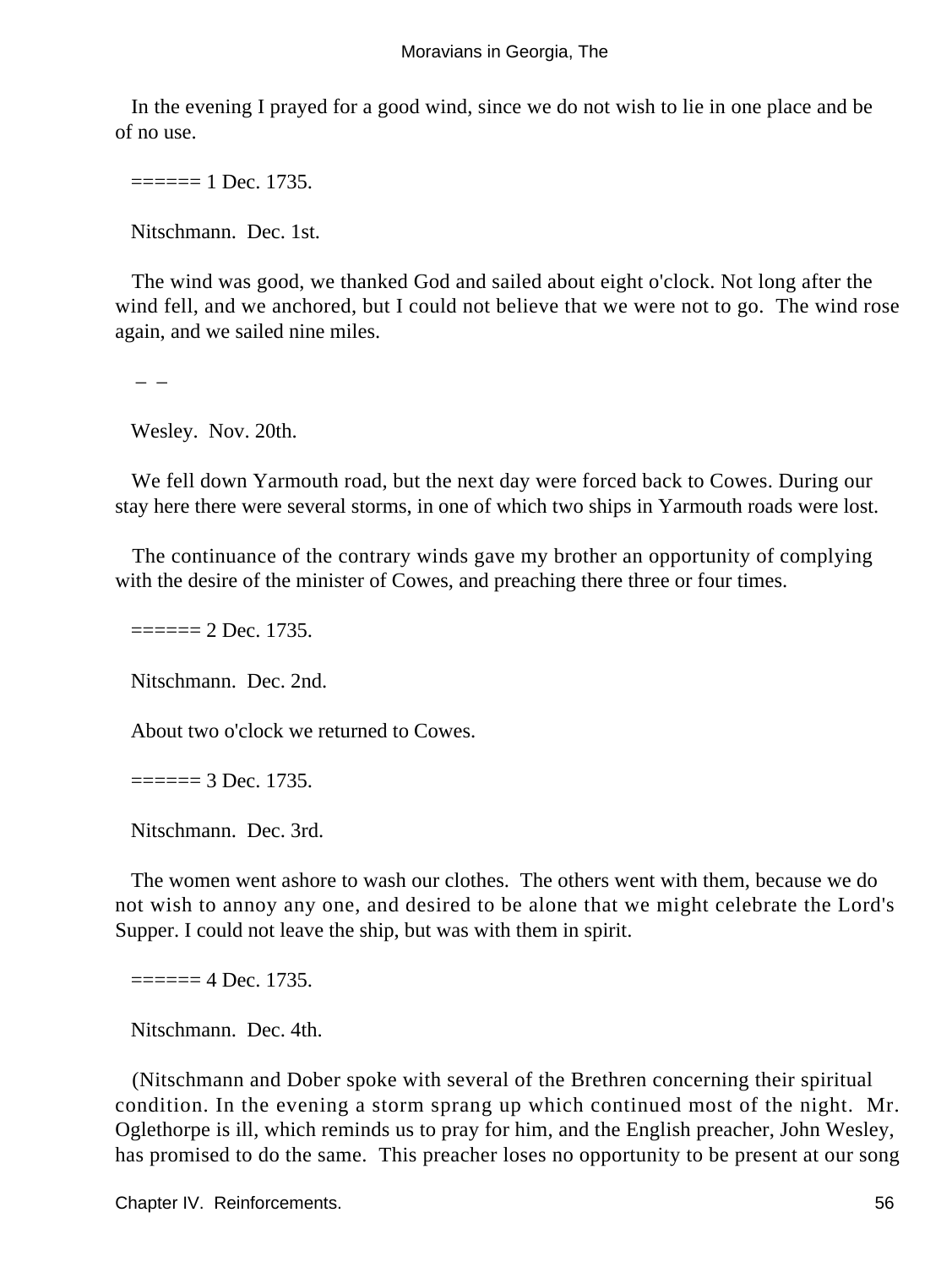In the evening I prayed for a good wind, since we do not wish to lie in one place and be of no use.

====== 1 Dec. 1735.

Nitschmann. Dec. 1st.

The wind was good, we thanked God and sailed about eight o'clock. Not long after the wind fell, and we anchored, but I could not believe that we were not to go. The wind rose again, and we sailed nine miles.

– –

Wesley. Nov. 20th.

We fell down Yarmouth road, but the next day were forced back to Cowes. During our stay here there were several storms, in one of which two ships in Yarmouth roads were lost.

The continuance of the contrary winds gave my brother an opportunity of complying with the desire of the minister of Cowes, and preaching there three or four times.

====== 2 Dec. 1735.

Nitschmann. Dec. 2nd.

About two o'clock we returned to Cowes.

====== 3 Dec. 1735.

Nitschmann. Dec. 3rd.

The women went ashore to wash our clothes. The others went with them, because we do not wish to annoy any one, and desired to be alone that we might celebrate the Lord's Supper. I could not leave the ship, but was with them in spirit.

====== 4 Dec. 1735.

Nitschmann. Dec. 4th.

(Nitschmann and Dober spoke with several of the Brethren concerning their spiritual condition. In the evening a storm sprang up which continued most of the night. Mr. Oglethorpe is ill, which reminds us to pray for him, and the English preacher, John Wesley, has promised to do the same. This preacher loses no opportunity to be present at our song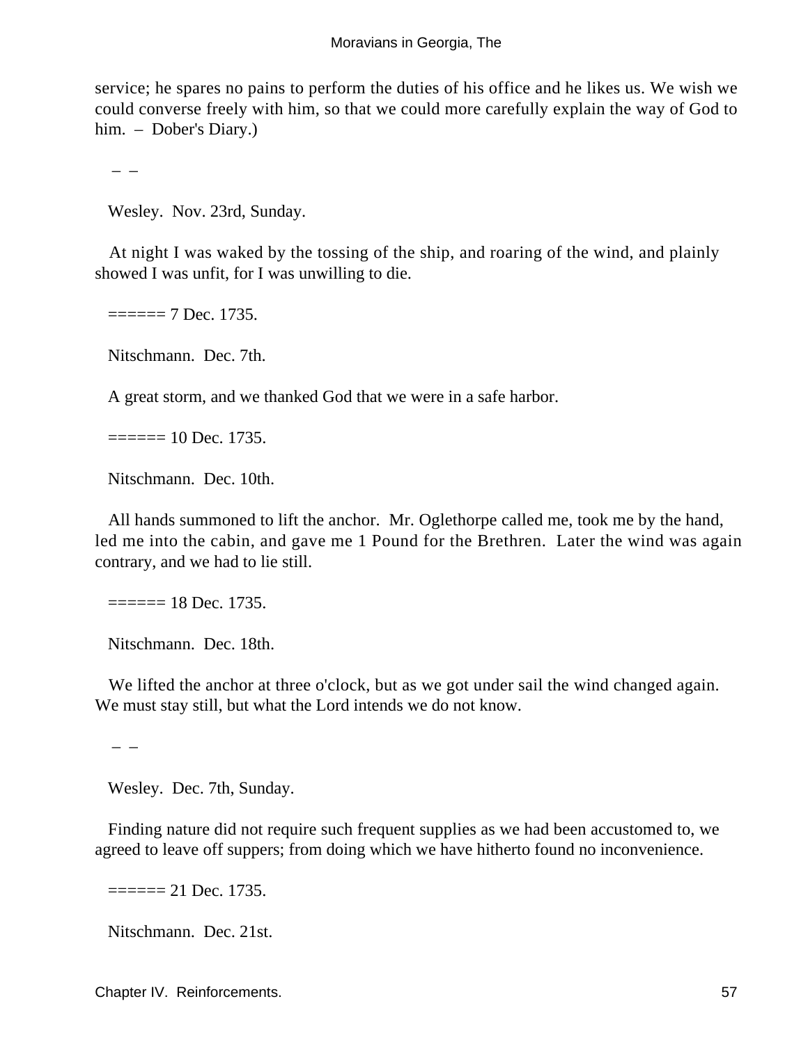service; he spares no pains to perform the duties of his office and he likes us. We wish we could converse freely with him, so that we could more carefully explain the way of God to him. – Dober's Diary.)

– –

Wesley. Nov. 23rd, Sunday.

At night I was waked by the tossing of the ship, and roaring of the wind, and plainly showed I was unfit, for I was unwilling to die.

====== 7 Dec. 1735.

Nitschmann. Dec. 7th.

A great storm, and we thanked God that we were in a safe harbor.

====== 10 Dec. 1735.

Nitschmann. Dec. 10th.

All hands summoned to lift the anchor. Mr. Oglethorpe called me, took me by the hand, led me into the cabin, and gave me 1 Pound for the Brethren. Later the wind was again contrary, and we had to lie still.

====== 18 Dec. 1735.

Nitschmann. Dec. 18th.

We lifted the anchor at three o'clock, but as we got under sail the wind changed again. We must stay still, but what the Lord intends we do not know.

– –

Wesley. Dec. 7th, Sunday.

Finding nature did not require such frequent supplies as we had been accustomed to, we agreed to leave off suppers; from doing which we have hitherto found no inconvenience.

====== 21 Dec. 1735.

Nitschmann. Dec. 21st.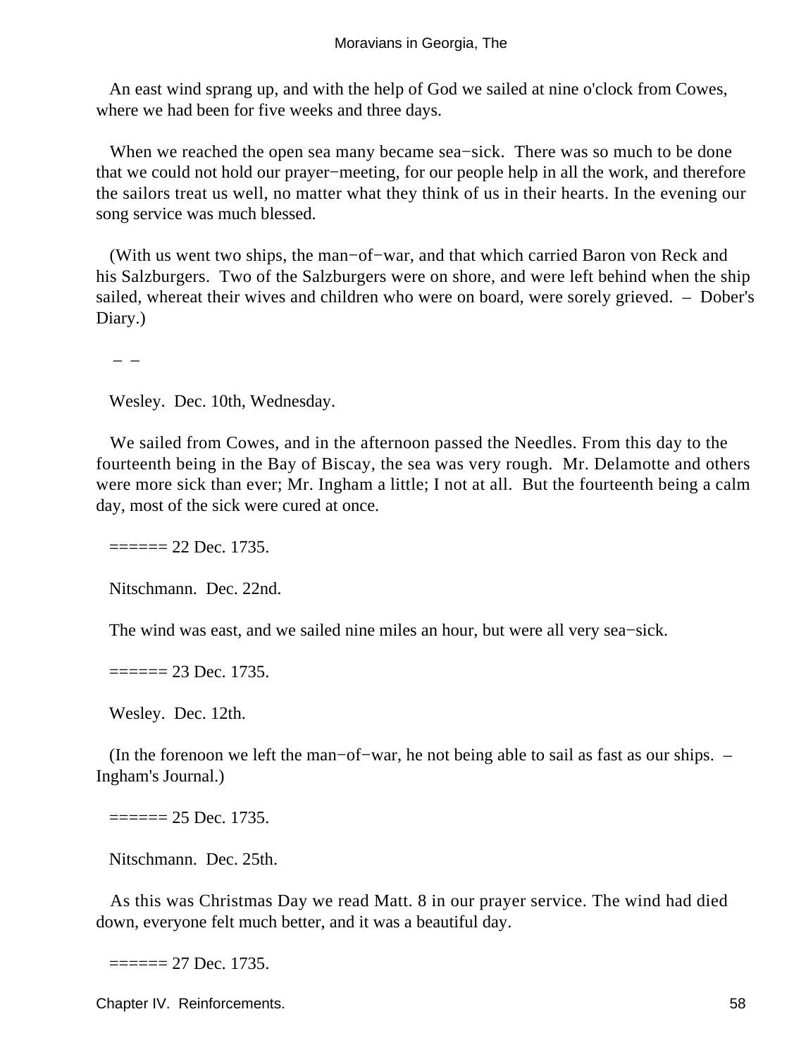An east wind sprang up, and with the help of God we sailed at nine o'clock from Cowes, where we had been for five weeks and three days.

When we reached the open sea many became sea−sick. There was so much to be done that we could not hold our prayer−meeting, for our people help in all the work, and therefore the sailors treat us well, no matter what they think of us in their hearts. In the evening our song service was much blessed.

(With us went two ships, the man−of−war, and that which carried Baron von Reck and his Salzburgers. Two of the Salzburgers were on shore, and were left behind when the ship sailed, whereat their wives and children who were on board, were sorely grieved. – Dober's Diary.)

– –

Wesley. Dec. 10th, Wednesday.

We sailed from Cowes, and in the afternoon passed the Needles. From this day to the fourteenth being in the Bay of Biscay, the sea was very rough. Mr. Delamotte and others were more sick than ever; Mr. Ingham a little; I not at all. But the fourteenth being a calm day, most of the sick were cured at once.

====== 22 Dec. 1735.

Nitschmann. Dec. 22nd.

The wind was east, and we sailed nine miles an hour, but were all very sea−sick.

====== 23 Dec. 1735.

Wesley. Dec. 12th.

(In the forenoon we left the man−of−war, he not being able to sail as fast as our ships. – Ingham's Journal.)

====== 25 Dec. 1735.

Nitschmann. Dec. 25th.

As this was Christmas Day we read Matt. 8 in our prayer service. The wind had died down, everyone felt much better, and it was a beautiful day.

====== 27 Dec. 1735.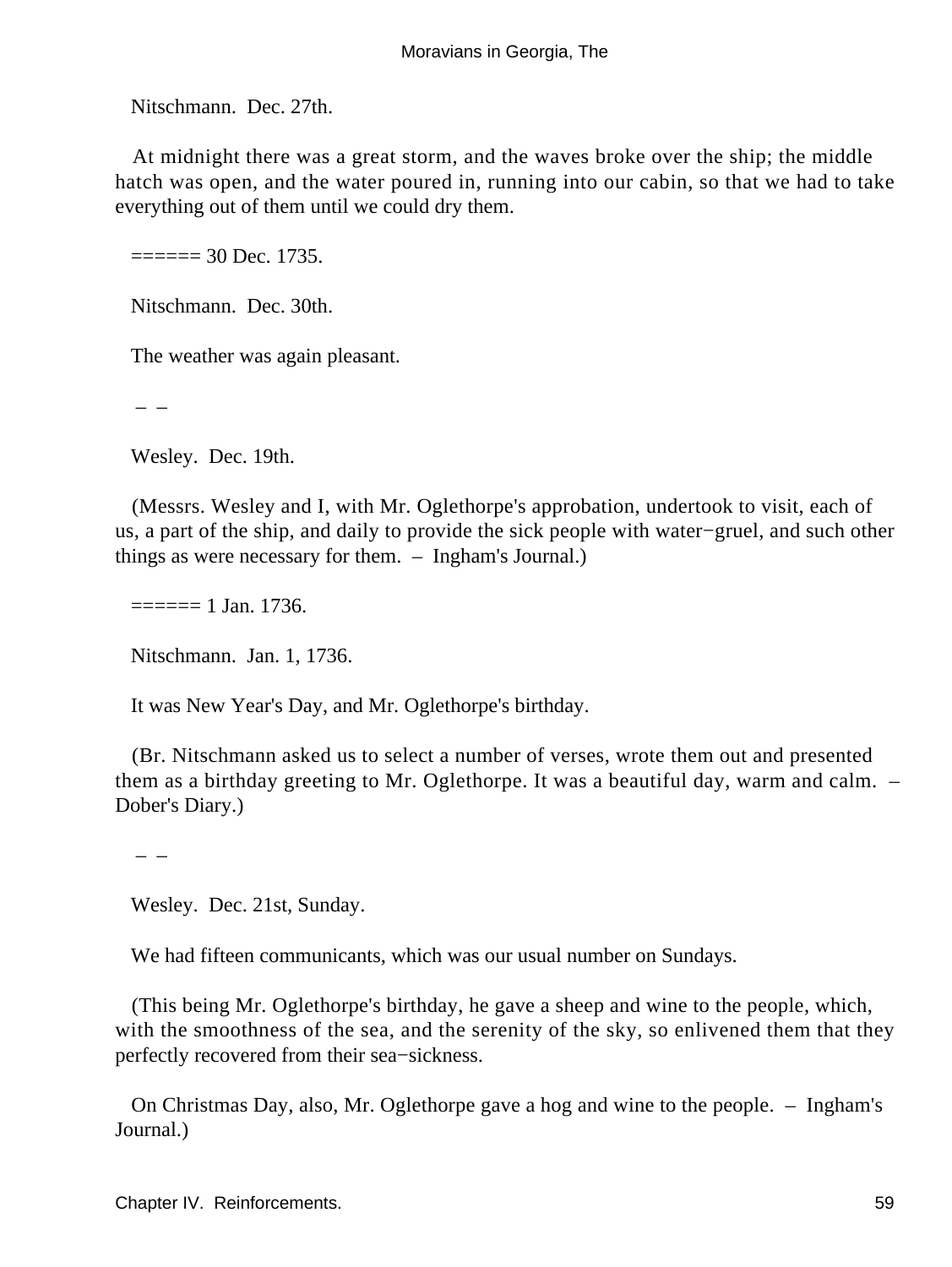Nitschmann. Dec. 27th.

At midnight there was a great storm, and the waves broke over the ship; the middle hatch was open, and the water poured in, running into our cabin, so that we had to take everything out of them until we could dry them.

====== 30 Dec. 1735.

Nitschmann. Dec. 30th.

The weather was again pleasant.

– –

Wesley. Dec. 19th.

(Messrs. Wesley and I, with Mr. Oglethorpe's approbation, undertook to visit, each of us, a part of the ship, and daily to provide the sick people with water−gruel, and such other things as were necessary for them. – Ingham's Journal.)

====== 1 Jan. 1736.

Nitschmann. Jan. 1, 1736.

It was New Year's Day, and Mr. Oglethorpe's birthday.

(Br. Nitschmann asked us to select a number of verses, wrote them out and presented them as a birthday greeting to Mr. Oglethorpe. It was a beautiful day, warm and calm. – Dober's Diary.)

– –

Wesley. Dec. 21st, Sunday.

We had fifteen communicants, which was our usual number on Sundays.

(This being Mr. Oglethorpe's birthday, he gave a sheep and wine to the people, which, with the smoothness of the sea, and the serenity of the sky, so enlivened them that they perfectly recovered from their sea−sickness.

On Christmas Day, also, Mr. Oglethorpe gave a hog and wine to the people. – Ingham's Journal.)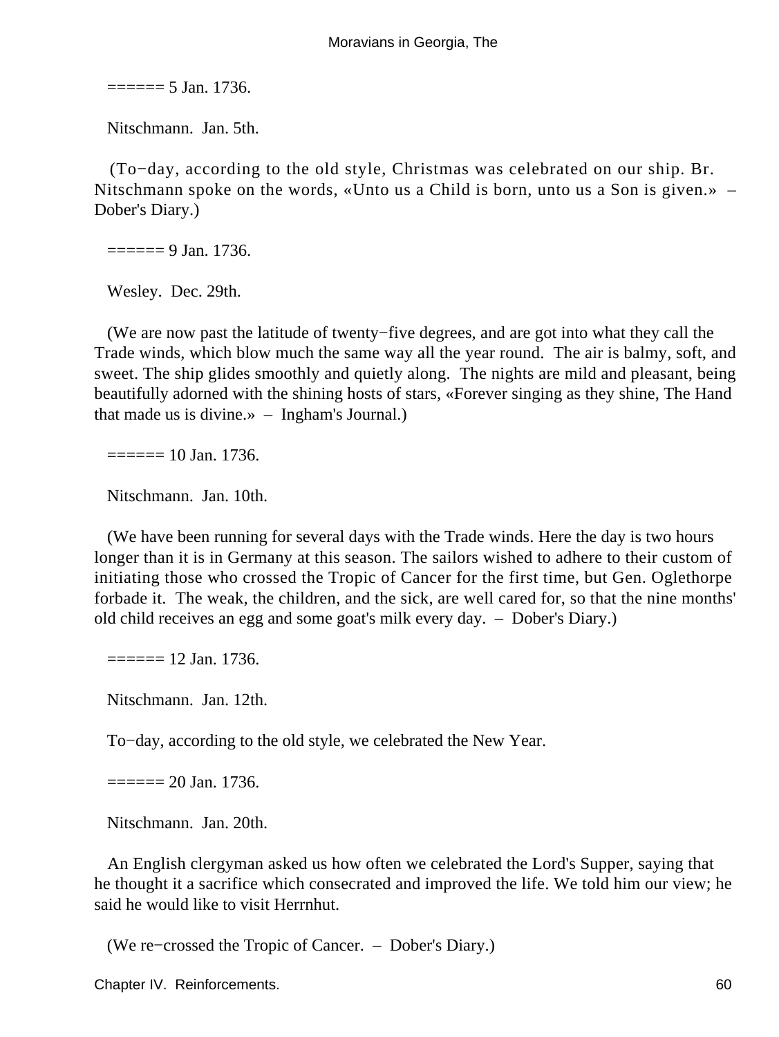====== 5 Jan. 1736.

Nitschmann. Jan. 5th.

(To−day, according to the old style, Christmas was celebrated on our ship. Br. Nitschmann spoke on the words, «Unto us a Child is born, unto us a Son is given.» – Dober's Diary.)

====== 9 Jan. 1736.

Wesley. Dec. 29th.

(We are now past the latitude of twenty−five degrees, and are got into what they call the Trade winds, which blow much the same way all the year round. The air is balmy, soft, and sweet. The ship glides smoothly and quietly along. The nights are mild and pleasant, being beautifully adorned with the shining hosts of stars, «Forever singing as they shine, The Hand that made us is divine.» – Ingham's Journal.)

====== 10 Jan. 1736.

Nitschmann. Jan. 10th.

(We have been running for several days with the Trade winds. Here the day is two hours longer than it is in Germany at this season. The sailors wished to adhere to their custom of initiating those who crossed the Tropic of Cancer for the first time, but Gen. Oglethorpe forbade it. The weak, the children, and the sick, are well cared for, so that the nine months' old child receives an egg and some goat's milk every day. – Dober's Diary.)

====== 12 Jan. 1736.

Nitschmann. Jan. 12th.

To−day, according to the old style, we celebrated the New Year.

====== 20 Jan. 1736.

Nitschmann. Jan. 20th.

An English clergyman asked us how often we celebrated the Lord's Supper, saying that he thought it a sacrifice which consecrated and improved the life. We told him our view; he said he would like to visit Herrnhut.

(We re−crossed the Tropic of Cancer. – Dober's Diary.)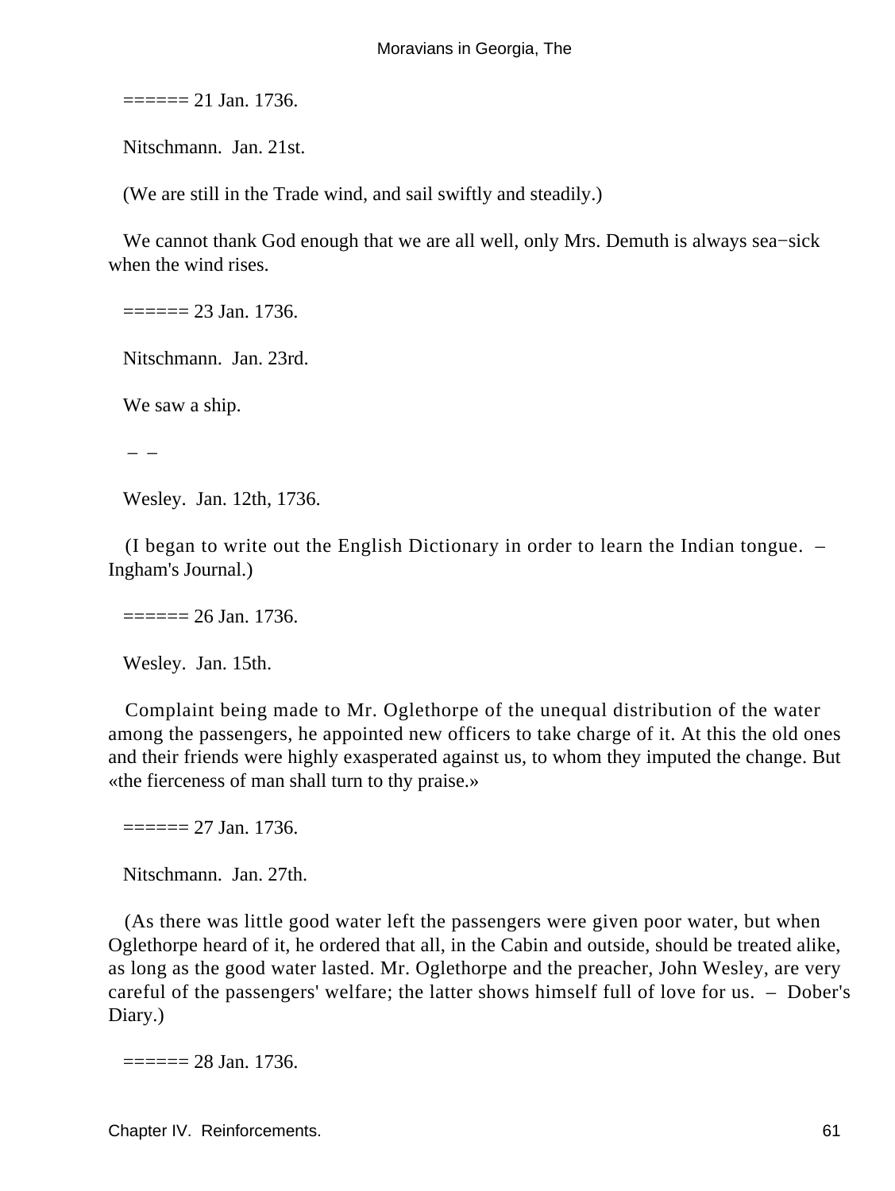====== 21 Jan. 1736.

Nitschmann. Jan. 21st.

(We are still in the Trade wind, and sail swiftly and steadily.)

We cannot thank God enough that we are all well, only Mrs. Demuth is always sea−sick when the wind rises.

====== 23 Jan. 1736.

Nitschmann. Jan. 23rd.

We saw a ship.

– –

Wesley. Jan. 12th, 1736.

(I began to write out the English Dictionary in order to learn the Indian tongue. – Ingham's Journal.)

====== 26 Jan. 1736.

Wesley. Jan. 15th.

Complaint being made to Mr. Oglethorpe of the unequal distribution of the water among the passengers, he appointed new officers to take charge of it. At this the old ones and their friends were highly exasperated against us, to whom they imputed the change. But «the fierceness of man shall turn to thy praise.»

====== 27 Jan. 1736.

Nitschmann. Jan. 27th.

(As there was little good water left the passengers were given poor water, but when Oglethorpe heard of it, he ordered that all, in the Cabin and outside, should be treated alike, as long as the good water lasted. Mr. Oglethorpe and the preacher, John Wesley, are very careful of the passengers' welfare; the latter shows himself full of love for us. – Dober's Diary.)

====== 28 Jan. 1736.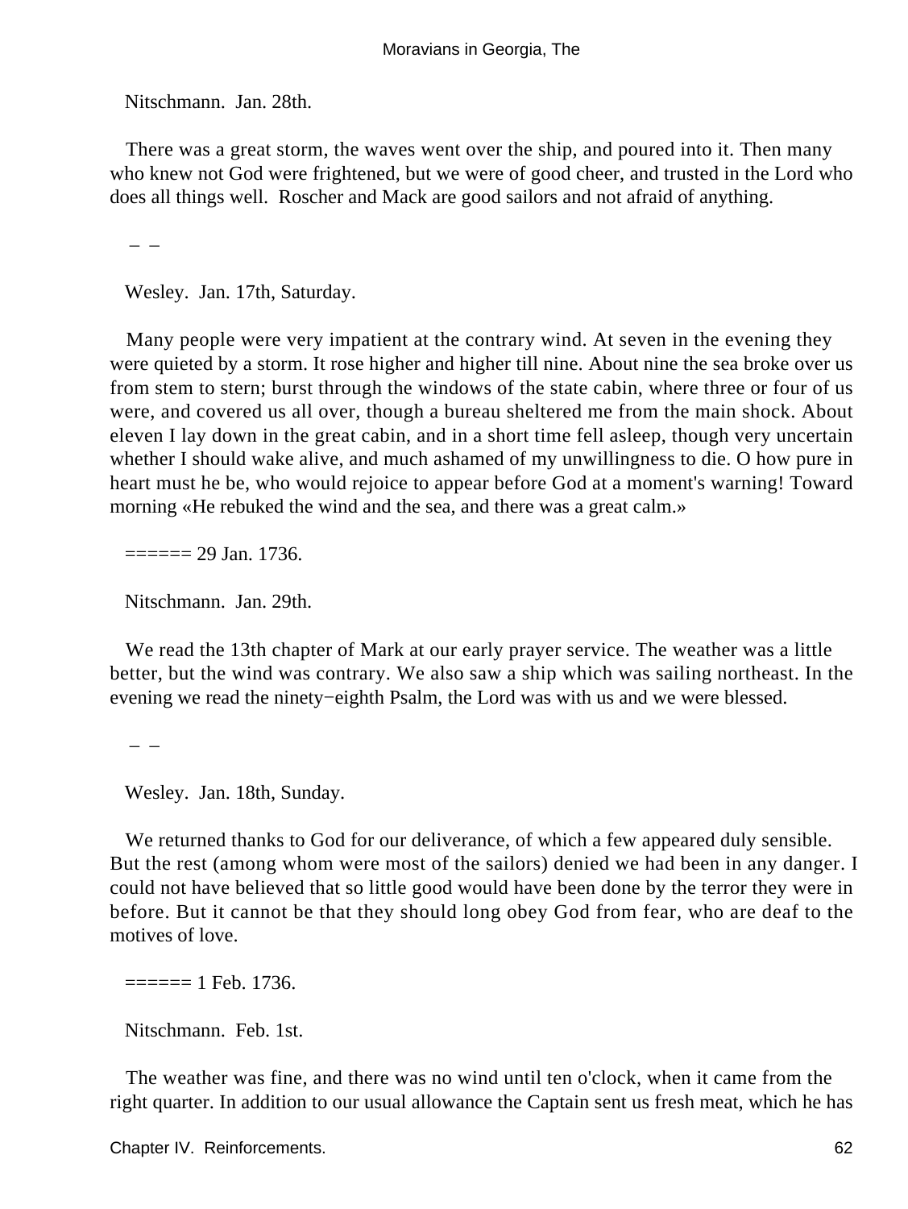Nitschmann. Jan. 28th.

There was a great storm, the waves went over the ship, and poured into it. Then many who knew not God were frightened, but we were of good cheer, and trusted in the Lord who does all things well. Roscher and Mack are good sailors and not afraid of anything.

– –

Wesley. Jan. 17th, Saturday.

Many people were very impatient at the contrary wind. At seven in the evening they were quieted by a storm. It rose higher and higher till nine. About nine the sea broke over us from stem to stern; burst through the windows of the state cabin, where three or four of us were, and covered us all over, though a bureau sheltered me from the main shock. About eleven I lay down in the great cabin, and in a short time fell asleep, though very uncertain whether I should wake alive, and much ashamed of my unwillingness to die. O how pure in heart must he be, who would rejoice to appear before God at a moment's warning! Toward morning «He rebuked the wind and the sea, and there was a great calm.»

====== 29 Jan. 1736.

Nitschmann. Jan. 29th.

We read the 13th chapter of Mark at our early prayer service. The weather was a little better, but the wind was contrary. We also saw a ship which was sailing northeast. In the evening we read the ninety−eighth Psalm, the Lord was with us and we were blessed.

– –

Wesley. Jan. 18th, Sunday.

We returned thanks to God for our deliverance, of which a few appeared duly sensible. But the rest (among whom were most of the sailors) denied we had been in any danger. I could not have believed that so little good would have been done by the terror they were in before. But it cannot be that they should long obey God from fear, who are deaf to the motives of love.

====== 1 Feb. 1736.

Nitschmann. Feb. 1st.

The weather was fine, and there was no wind until ten o'clock, when it came from the right quarter. In addition to our usual allowance the Captain sent us fresh meat, which he has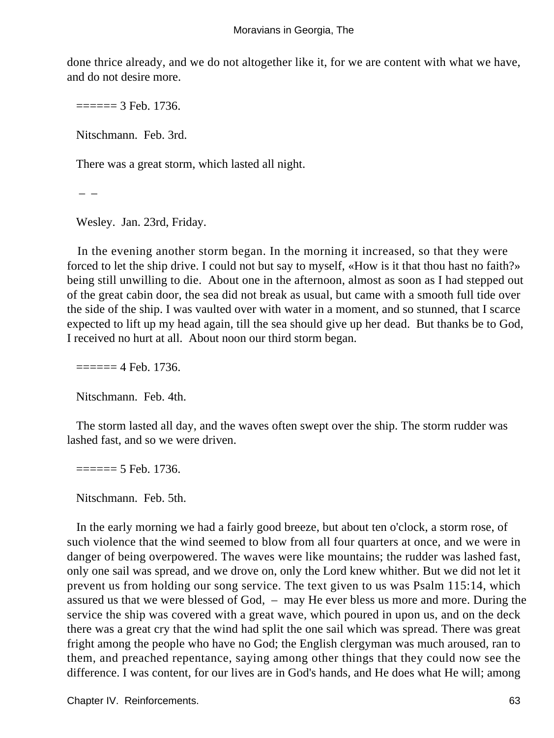done thrice already, and we do not altogether like it, for we are content with what we have, and do not desire more.

====== 3 Feb. 1736.

Nitschmann. Feb. 3rd.

There was a great storm, which lasted all night.

– –

Wesley. Jan. 23rd, Friday.

In the evening another storm began. In the morning it increased, so that they were forced to let the ship drive. I could not but say to myself, «How is it that thou hast no faith?» being still unwilling to die. About one in the afternoon, almost as soon as I had stepped out of the great cabin door, the sea did not break as usual, but came with a smooth full tide over the side of the ship. I was vaulted over with water in a moment, and so stunned, that I scarce expected to lift up my head again, till the sea should give up her dead. But thanks be to God, I received no hurt at all. About noon our third storm began.

====== 4 Feb. 1736.

Nitschmann. Feb. 4th.

The storm lasted all day, and the waves often swept over the ship. The storm rudder was lashed fast, and so we were driven.

====== 5 Feb. 1736.

Nitschmann. Feb. 5th.

In the early morning we had a fairly good breeze, but about ten o'clock, a storm rose, of such violence that the wind seemed to blow from all four quarters at once, and we were in danger of being overpowered. The waves were like mountains; the rudder was lashed fast, only one sail was spread, and we drove on, only the Lord knew whither. But we did not let it prevent us from holding our song service. The text given to us was Psalm 115:14, which assured us that we were blessed of God, – may He ever bless us more and more. During the service the ship was covered with a great wave, which poured in upon us, and on the deck there was a great cry that the wind had split the one sail which was spread. There was great fright among the people who have no God; the English clergyman was much aroused, ran to them, and preached repentance, saying among other things that they could now see the difference. I was content, for our lives are in God's hands, and He does what He will; among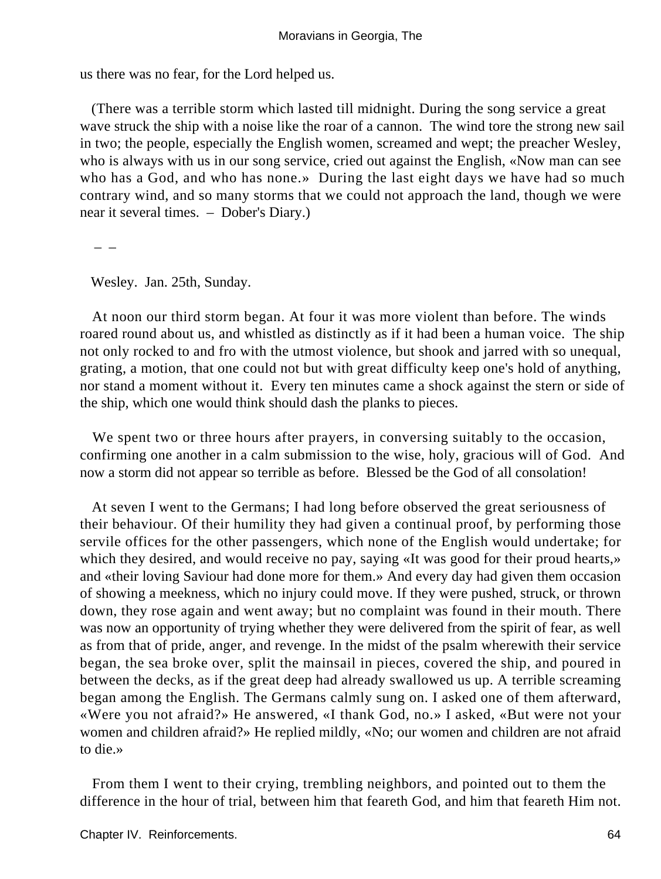us there was no fear, for the Lord helped us.

(There was a terrible storm which lasted till midnight. During the song service a great wave struck the ship with a noise like the roar of a cannon. The wind tore the strong new sail in two; the people, especially the English women, screamed and wept; the preacher Wesley, who is always with us in our song service, cried out against the English, «Now man can see who has a God, and who has none.» During the last eight days we have had so much contrary wind, and so many storms that we could not approach the land, though we were near it several times. – Dober's Diary.)

– –

Wesley. Jan. 25th, Sunday.

At noon our third storm began. At four it was more violent than before. The winds roared round about us, and whistled as distinctly as if it had been a human voice. The ship not only rocked to and fro with the utmost violence, but shook and jarred with so unequal, grating, a motion, that one could not but with great difficulty keep one's hold of anything, nor stand a moment without it. Every ten minutes came a shock against the stern or side of the ship, which one would think should dash the planks to pieces.

We spent two or three hours after prayers, in conversing suitably to the occasion, confirming one another in a calm submission to the wise, holy, gracious will of God. And now a storm did not appear so terrible as before. Blessed be the God of all consolation!

At seven I went to the Germans; I had long before observed the great seriousness of their behaviour. Of their humility they had given a continual proof, by performing those servile offices for the other passengers, which none of the English would undertake; for which they desired, and would receive no pay, saying «It was good for their proud hearts,» and «their loving Saviour had done more for them.» And every day had given them occasion of showing a meekness, which no injury could move. If they were pushed, struck, or thrown down, they rose again and went away; but no complaint was found in their mouth. There was now an opportunity of trying whether they were delivered from the spirit of fear, as well as from that of pride, anger, and revenge. In the midst of the psalm wherewith their service began, the sea broke over, split the mainsail in pieces, covered the ship, and poured in between the decks, as if the great deep had already swallowed us up. A terrible screaming began among the English. The Germans calmly sung on. I asked one of them afterward, «Were you not afraid?» He answered, «I thank God, no.» I asked, «But were not your women and children afraid?» He replied mildly, «No; our women and children are not afraid to die.»

From them I went to their crying, trembling neighbors, and pointed out to them the difference in the hour of trial, between him that feareth God, and him that feareth Him not.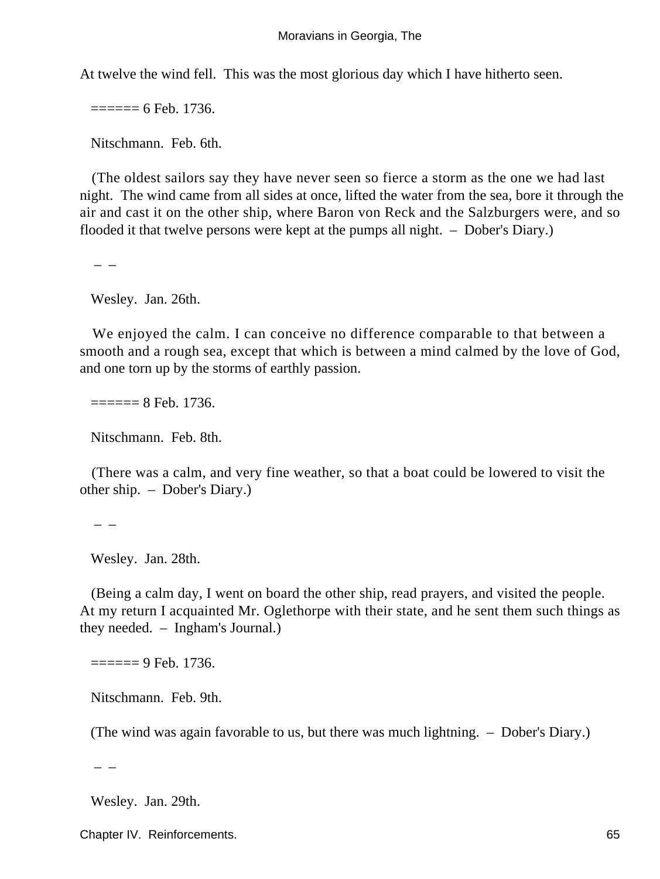At twelve the wind fell. This was the most glorious day which I have hitherto seen.

====== 6 Feb. 1736.

Nitschmann. Feb. 6th.

(The oldest sailors say they have never seen so fierce a storm as the one we had last night. The wind came from all sides at once, lifted the water from the sea, bore it through the air and cast it on the other ship, where Baron von Reck and the Salzburgers were, and so flooded it that twelve persons were kept at the pumps all night. – Dober's Diary.)

– –

Wesley. Jan. 26th.

We enjoyed the calm. I can conceive no difference comparable to that between a smooth and a rough sea, except that which is between a mind calmed by the love of God, and one torn up by the storms of earthly passion.

====== 8 Feb. 1736.

Nitschmann. Feb. 8th.

(There was a calm, and very fine weather, so that a boat could be lowered to visit the other ship. – Dober's Diary.)

– –

Wesley. Jan. 28th.

(Being a calm day, I went on board the other ship, read prayers, and visited the people. At my return I acquainted Mr. Oglethorpe with their state, and he sent them such things as they needed. – Ingham's Journal.)

====== 9 Feb. 1736.

Nitschmann. Feb. 9th.

(The wind was again favorable to us, but there was much lightning. – Dober's Diary.)

– –

Wesley. Jan. 29th.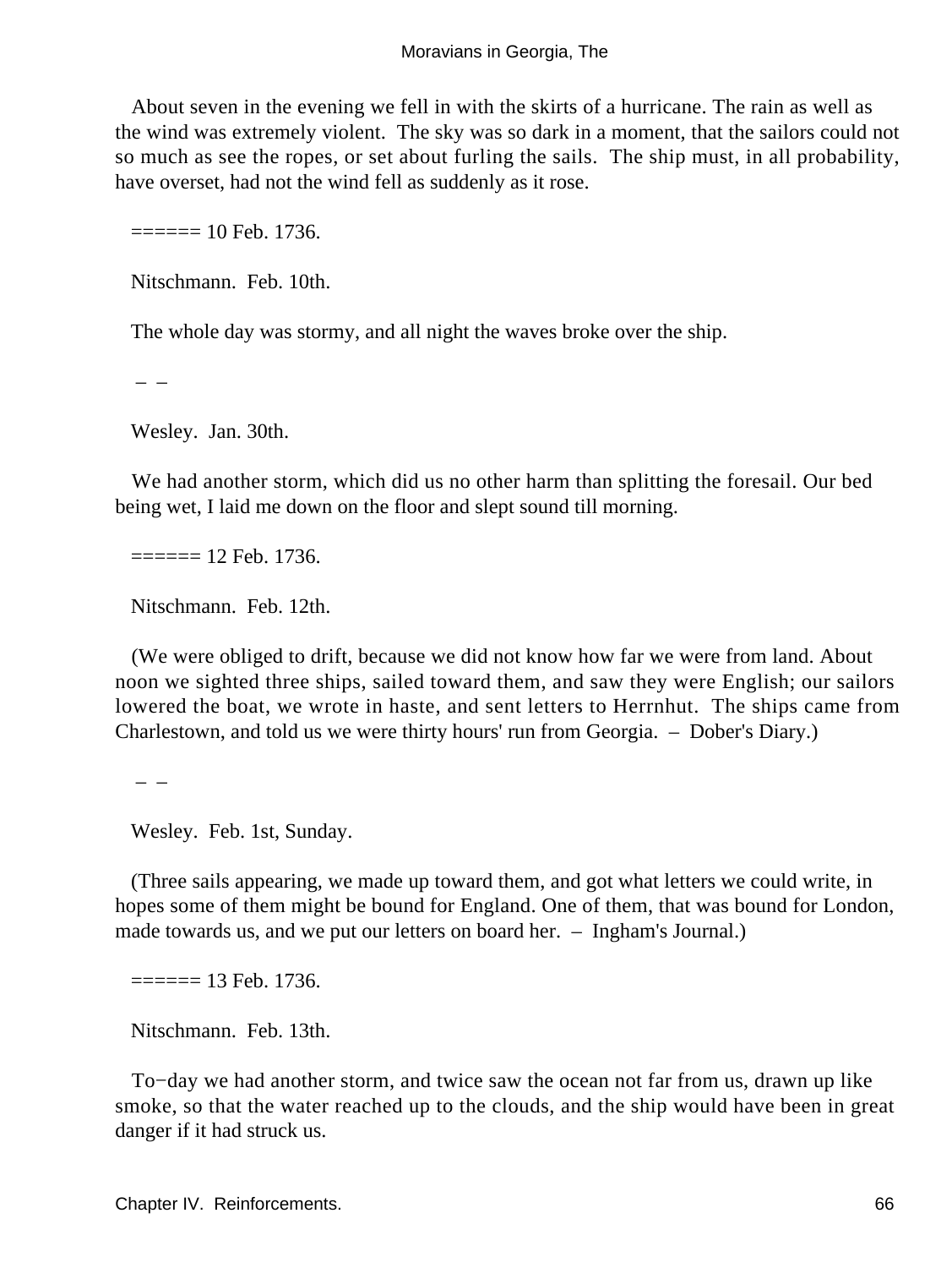About seven in the evening we fell in with the skirts of a hurricane. The rain as well as the wind was extremely violent. The sky was so dark in a moment, that the sailors could not so much as see the ropes, or set about furling the sails. The ship must, in all probability, have overset, had not the wind fell as suddenly as it rose.

====== 10 Feb. 1736.

Nitschmann. Feb. 10th.

The whole day was stormy, and all night the waves broke over the ship.

– –

Wesley. Jan. 30th.

We had another storm, which did us no other harm than splitting the foresail. Our bed being wet, I laid me down on the floor and slept sound till morning.

====== 12 Feb. 1736.

Nitschmann. Feb. 12th.

(We were obliged to drift, because we did not know how far we were from land. About noon we sighted three ships, sailed toward them, and saw they were English; our sailors lowered the boat, we wrote in haste, and sent letters to Herrnhut. The ships came from Charlestown, and told us we were thirty hours' run from Georgia. – Dober's Diary.)

– –

Wesley. Feb. 1st, Sunday.

(Three sails appearing, we made up toward them, and got what letters we could write, in hopes some of them might be bound for England. One of them, that was bound for London, made towards us, and we put our letters on board her. – Ingham's Journal.)

====== 13 Feb. 1736.

Nitschmann. Feb. 13th.

To-day we had another storm, and twice saw the ocean not far from us, drawn up like smoke, so that the water reached up to the clouds, and the ship would have been in great danger if it had struck us.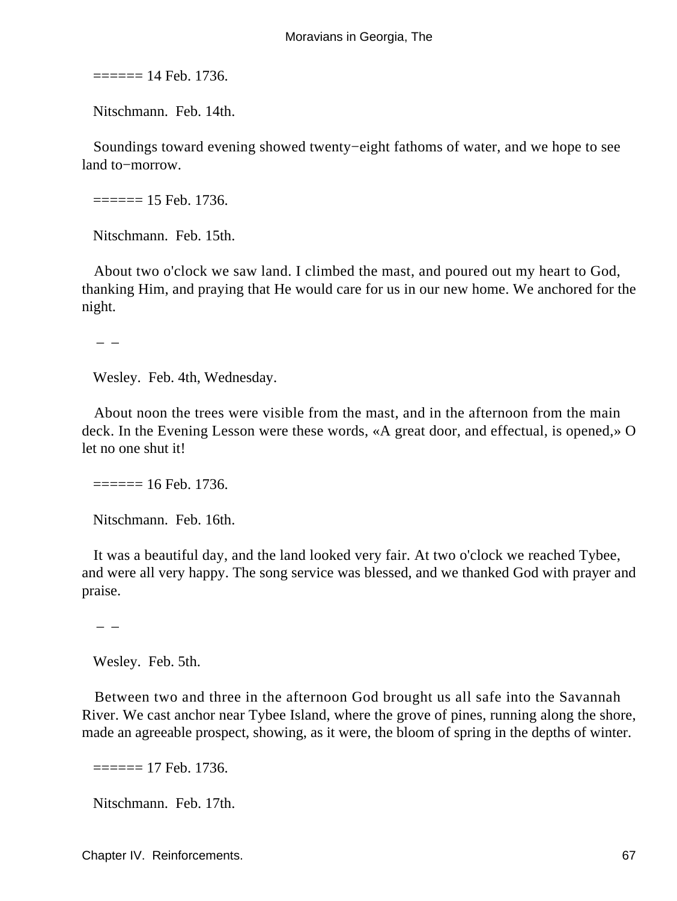====== 14 Feb. 1736.

Nitschmann. Feb. 14th.

Soundings toward evening showed twenty−eight fathoms of water, and we hope to see land to−morrow.

====== 15 Feb. 1736.

Nitschmann. Feb. 15th.

About two o'clock we saw land. I climbed the mast, and poured out my heart to God, thanking Him, and praying that He would care for us in our new home. We anchored for the night.

– –

Wesley. Feb. 4th, Wednesday.

About noon the trees were visible from the mast, and in the afternoon from the main deck. In the Evening Lesson were these words, «A great door, and effectual, is opened,» O let no one shut it!

====== 16 Feb. 1736.

Nitschmann. Feb. 16th.

It was a beautiful day, and the land looked very fair. At two o'clock we reached Tybee, and were all very happy. The song service was blessed, and we thanked God with prayer and praise.

– –

Wesley. Feb. 5th.

Between two and three in the afternoon God brought us all safe into the Savannah River. We cast anchor near Tybee Island, where the grove of pines, running along the shore, made an agreeable prospect, showing, as it were, the bloom of spring in the depths of winter.

====== 17 Feb. 1736.

Nitschmann. Feb. 17th.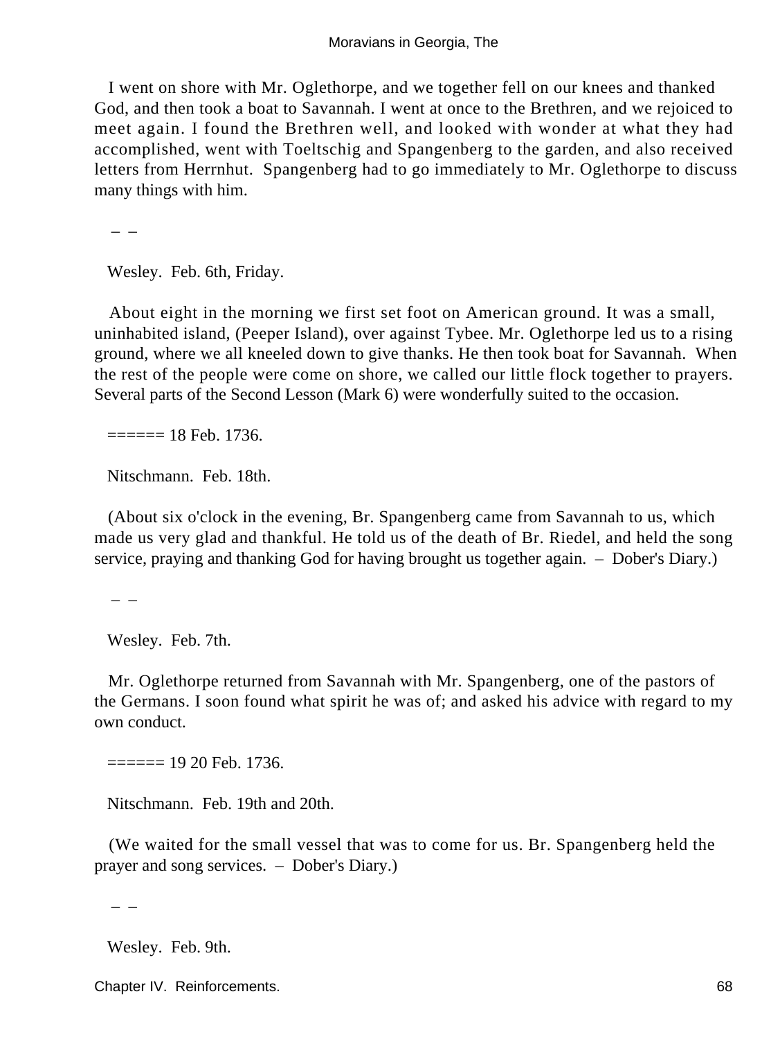I went on shore with Mr. Oglethorpe, and we together fell on our knees and thanked God, and then took a boat to Savannah. I went at once to the Brethren, and we rejoiced to meet again. I found the Brethren well, and looked with wonder at what they had accomplished, went with Toeltschig and Spangenberg to the garden, and also received letters from Herrnhut. Spangenberg had to go immediately to Mr. Oglethorpe to discuss many things with him.

– –

Wesley. Feb. 6th, Friday.

About eight in the morning we first set foot on American ground. It was a small, uninhabited island, (Peeper Island), over against Tybee. Mr. Oglethorpe led us to a rising ground, where we all kneeled down to give thanks. He then took boat for Savannah. When the rest of the people were come on shore, we called our little flock together to prayers. Several parts of the Second Lesson (Mark 6) were wonderfully suited to the occasion.

====== 18 Feb. 1736.

Nitschmann. Feb. 18th.

(About six o'clock in the evening, Br. Spangenberg came from Savannah to us, which made us very glad and thankful. He told us of the death of Br. Riedel, and held the song service, praying and thanking God for having brought us together again. – Dober's Diary.)

– –

Wesley. Feb. 7th.

Mr. Oglethorpe returned from Savannah with Mr. Spangenberg, one of the pastors of the Germans. I soon found what spirit he was of; and asked his advice with regard to my own conduct.

====== 19 20 Feb. 1736.

Nitschmann. Feb. 19th and 20th.

(We waited for the small vessel that was to come for us. Br. Spangenberg held the prayer and song services. – Dober's Diary.)

– –

Wesley. Feb. 9th.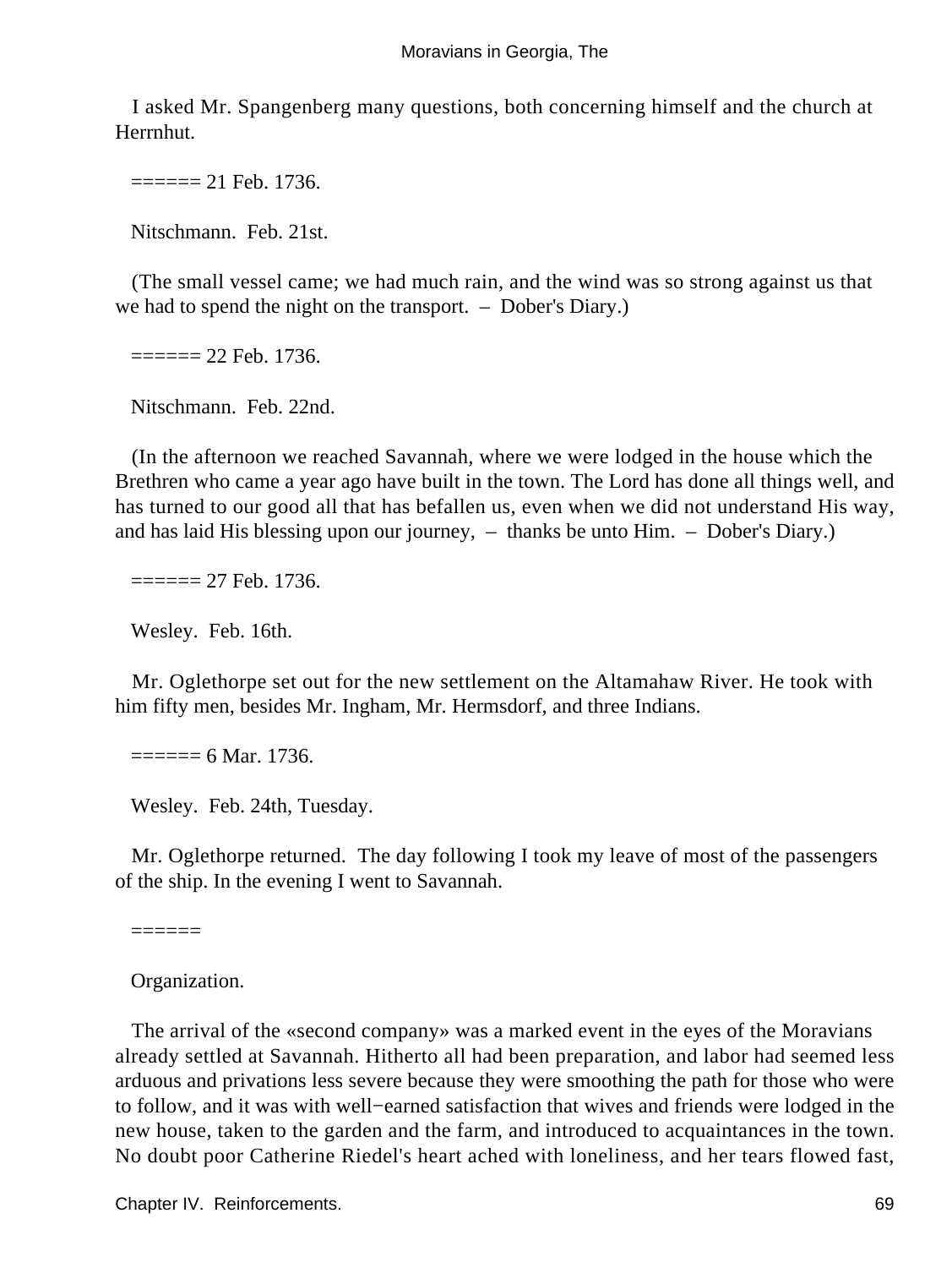I asked Mr. Spangenberg many questions, both concerning himself and the church at Herrnhut.

====== 21 Feb. 1736.

Nitschmann. Feb. 21st.

(The small vessel came; we had much rain, and the wind was so strong against us that we had to spend the night on the transport. – Dober's Diary.)

====== 22 Feb. 1736.

Nitschmann. Feb. 22nd.

(In the afternoon we reached Savannah, where we were lodged in the house which the Brethren who came a year ago have built in the town. The Lord has done all things well, and has turned to our good all that has befallen us, even when we did not understand His way, and has laid His blessing upon our journey, – thanks be unto Him. – Dober's Diary.)

====== 27 Feb. 1736.

Wesley. Feb. 16th.

Mr. Oglethorpe set out for the new settlement on the Altamahaw River. He took with him fifty men, besides Mr. Ingham, Mr. Hermsdorf, and three Indians.

====== 6 Mar. 1736.

Wesley. Feb. 24th, Tuesday.

Mr. Oglethorpe returned. The day following I took my leave of most of the passengers of the ship. In the evening I went to Savannah.

======

Organization.

The arrival of the «second company» was a marked event in the eyes of the Moravians already settled at Savannah. Hitherto all had been preparation, and labor had seemed less arduous and privations less severe because they were smoothing the path for those who were to follow, and it was with well-earned satisfaction that wives and friends were lodged in the new house, taken to the garden and the farm, and introduced to acquaintances in the town. No doubt poor Catherine Riedel's heart ached with loneliness, and her tears flowed fast,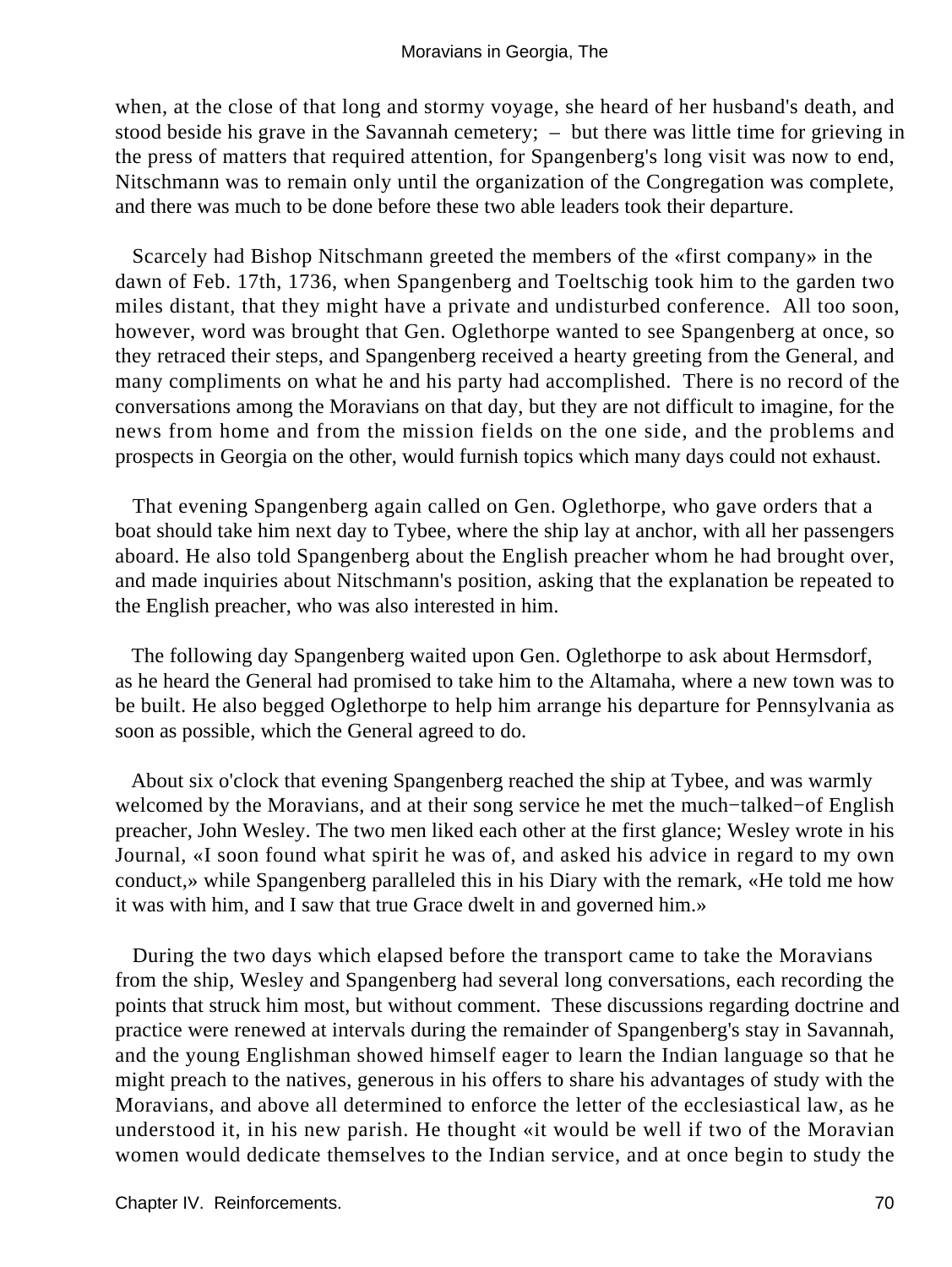when, at the close of that long and stormy voyage, she heard of her husband's death, and stood beside his grave in the Savannah cemetery; – but there was little time for grieving in the press of matters that required attention, for Spangenberg's long visit was now to end, Nitschmann was to remain only until the organization of the Congregation was complete, and there was much to be done before these two able leaders took their departure.

Scarcely had Bishop Nitschmann greeted the members of the «first company» in the dawn of Feb. 17th, 1736, when Spangenberg and Toeltschig took him to the garden two miles distant, that they might have a private and undisturbed conference. All too soon, however, word was brought that Gen. Oglethorpe wanted to see Spangenberg at once, so they retraced their steps, and Spangenberg received a hearty greeting from the General, and many compliments on what he and his party had accomplished. There is no record of the conversations among the Moravians on that day, but they are not difficult to imagine, for the news from home and from the mission fields on the one side, and the problems and prospects in Georgia on the other, would furnish topics which many days could not exhaust.

That evening Spangenberg again called on Gen. Oglethorpe, who gave orders that a boat should take him next day to Tybee, where the ship lay at anchor, with all her passengers aboard. He also told Spangenberg about the English preacher whom he had brought over, and made inquiries about Nitschmann's position, asking that the explanation be repeated to the English preacher, who was also interested in him.

The following day Spangenberg waited upon Gen. Oglethorpe to ask about Hermsdorf, as he heard the General had promised to take him to the Altamaha, where a new town was to be built. He also begged Oglethorpe to help him arrange his departure for Pennsylvania as soon as possible, which the General agreed to do.

About six o'clock that evening Spangenberg reached the ship at Tybee, and was warmly welcomed by the Moravians, and at their song service he met the much−talked−of English preacher, John Wesley. The two men liked each other at the first glance; Wesley wrote in his Journal, «I soon found what spirit he was of, and asked his advice in regard to my own conduct,» while Spangenberg paralleled this in his Diary with the remark, «He told me how it was with him, and I saw that true Grace dwelt in and governed him.»

During the two days which elapsed before the transport came to take the Moravians from the ship, Wesley and Spangenberg had several long conversations, each recording the points that struck him most, but without comment. These discussions regarding doctrine and practice were renewed at intervals during the remainder of Spangenberg's stay in Savannah, and the young Englishman showed himself eager to learn the Indian language so that he might preach to the natives, generous in his offers to share his advantages of study with the Moravians, and above all determined to enforce the letter of the ecclesiastical law, as he understood it, in his new parish. He thought «it would be well if two of the Moravian women would dedicate themselves to the Indian service, and at once begin to study the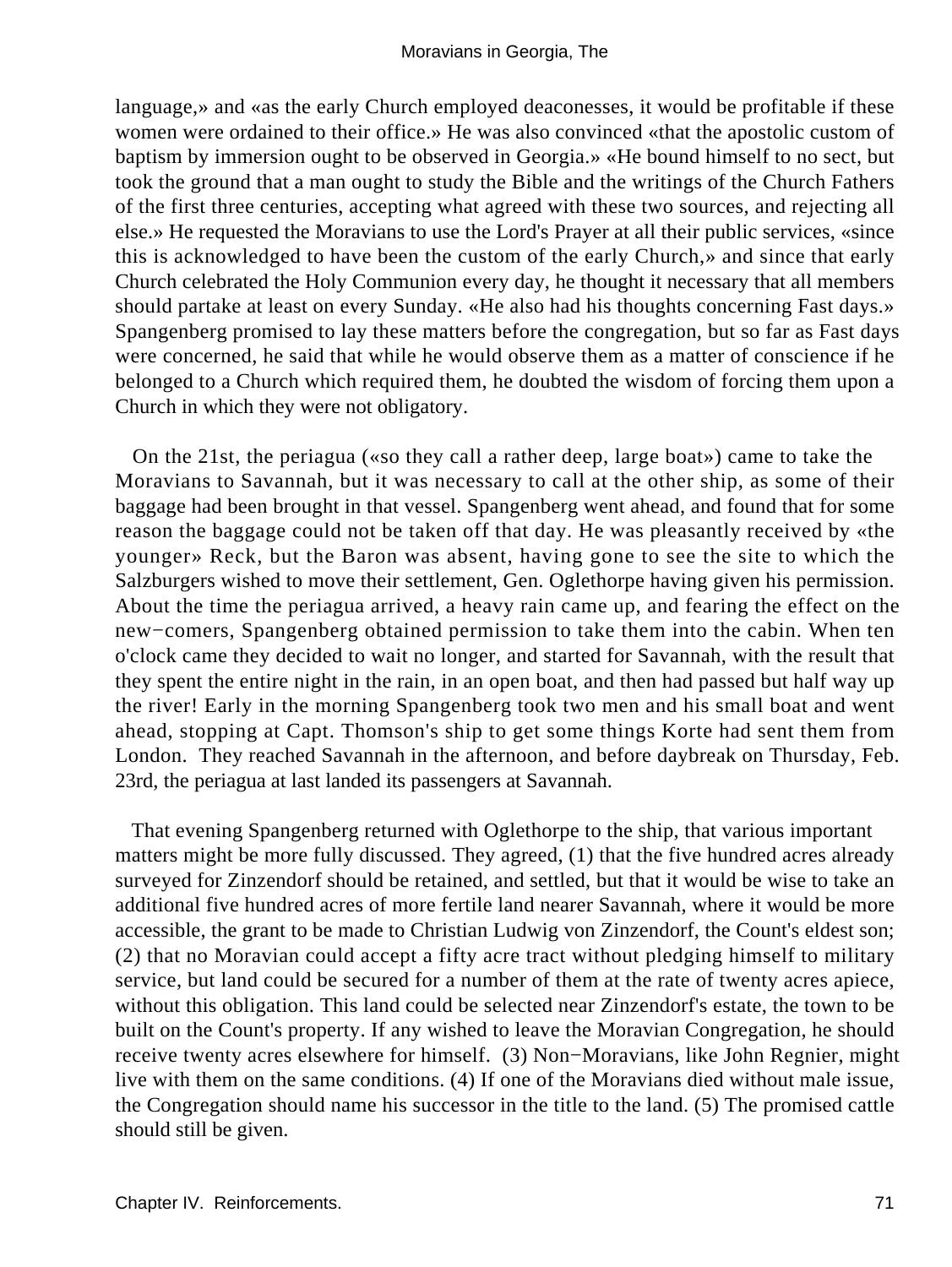language,» and «as the early Church employed deaconesses, it would be profitable if these women were ordained to their office.» He was also convinced «that the apostolic custom of baptism by immersion ought to be observed in Georgia.» «He bound himself to no sect, but took the ground that a man ought to study the Bible and the writings of the Church Fathers of the first three centuries, accepting what agreed with these two sources, and rejecting all else.» He requested the Moravians to use the Lord's Prayer at all their public services, «since this is acknowledged to have been the custom of the early Church,» and since that early Church celebrated the Holy Communion every day, he thought it necessary that all members should partake at least on every Sunday. «He also had his thoughts concerning Fast days.» Spangenberg promised to lay these matters before the congregation, but so far as Fast days were concerned, he said that while he would observe them as a matter of conscience if he belonged to a Church which required them, he doubted the wisdom of forcing them upon a Church in which they were not obligatory.

On the 21st, the periagua («so they call a rather deep, large boat») came to take the Moravians to Savannah, but it was necessary to call at the other ship, as some of their baggage had been brought in that vessel. Spangenberg went ahead, and found that for some reason the baggage could not be taken off that day. He was pleasantly received by «the younger» Reck, but the Baron was absent, having gone to see the site to which the Salzburgers wished to move their settlement, Gen. Oglethorpe having given his permission. About the time the periagua arrived, a heavy rain came up, and fearing the effect on the new−comers, Spangenberg obtained permission to take them into the cabin. When ten o'clock came they decided to wait no longer, and started for Savannah, with the result that they spent the entire night in the rain, in an open boat, and then had passed but half way up the river! Early in the morning Spangenberg took two men and his small boat and went ahead, stopping at Capt. Thomson's ship to get some things Korte had sent them from London. They reached Savannah in the afternoon, and before daybreak on Thursday, Feb. 23rd, the periagua at last landed its passengers at Savannah.

That evening Spangenberg returned with Oglethorpe to the ship, that various important matters might be more fully discussed. They agreed, (1) that the five hundred acres already surveyed for Zinzendorf should be retained, and settled, but that it would be wise to take an additional five hundred acres of more fertile land nearer Savannah, where it would be more accessible, the grant to be made to Christian Ludwig von Zinzendorf, the Count's eldest son; (2) that no Moravian could accept a fifty acre tract without pledging himself to military service, but land could be secured for a number of them at the rate of twenty acres apiece, without this obligation. This land could be selected near Zinzendorf's estate, the town to be built on the Count's property. If any wished to leave the Moravian Congregation, he should receive twenty acres elsewhere for himself. (3) Non−Moravians, like John Regnier, might live with them on the same conditions. (4) If one of the Moravians died without male issue, the Congregation should name his successor in the title to the land. (5) The promised cattle should still be given.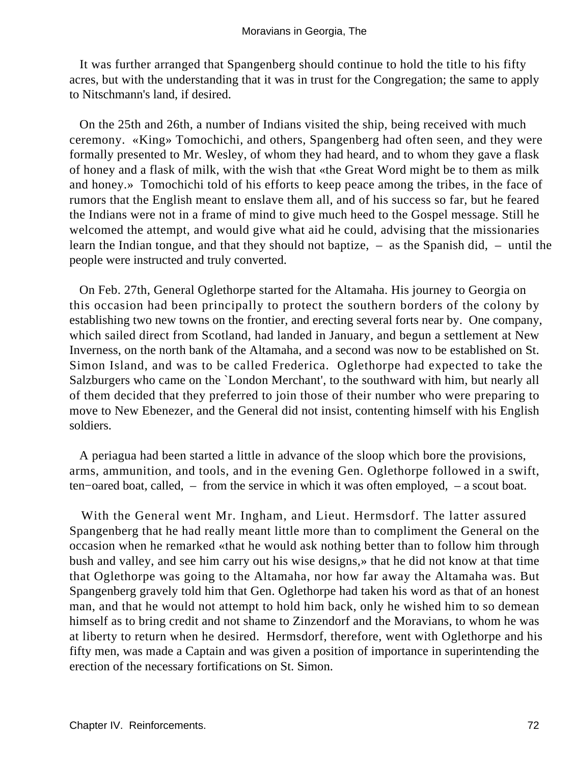It was further arranged that Spangenberg should continue to hold the title to his fifty acres, but with the understanding that it was in trust for the Congregation; the same to apply to Nitschmann's land, if desired.

On the 25th and 26th, a number of Indians visited the ship, being received with much ceremony. «King» Tomochichi, and others, Spangenberg had often seen, and they were formally presented to Mr. Wesley, of whom they had heard, and to whom they gave a flask of honey and a flask of milk, with the wish that «the Great Word might be to them as milk and honey.» Tomochichi told of his efforts to keep peace among the tribes, in the face of rumors that the English meant to enslave them all, and of his success so far, but he feared the Indians were not in a frame of mind to give much heed to the Gospel message. Still he welcomed the attempt, and would give what aid he could, advising that the missionaries learn the Indian tongue, and that they should not baptize, – as the Spanish did, – until the people were instructed and truly converted.

On Feb. 27th, General Oglethorpe started for the Altamaha. His journey to Georgia on this occasion had been principally to protect the southern borders of the colony by establishing two new towns on the frontier, and erecting several forts near by. One company, which sailed direct from Scotland, had landed in January, and begun a settlement at New Inverness, on the north bank of the Altamaha, and a second was now to be established on St. Simon Island, and was to be called Frederica. Oglethorpe had expected to take the Salzburgers who came on the `London Merchant', to the southward with him, but nearly all of them decided that they preferred to join those of their number who were preparing to move to New Ebenezer, and the General did not insist, contenting himself with his English soldiers.

A periagua had been started a little in advance of the sloop which bore the provisions, arms, ammunition, and tools, and in the evening Gen. Oglethorpe followed in a swift, ten−oared boat, called, – from the service in which it was often employed, – a scout boat.

With the General went Mr. Ingham, and Lieut. Hermsdorf. The latter assured Spangenberg that he had really meant little more than to compliment the General on the occasion when he remarked «that he would ask nothing better than to follow him through bush and valley, and see him carry out his wise designs,» that he did not know at that time that Oglethorpe was going to the Altamaha, nor how far away the Altamaha was. But Spangenberg gravely told him that Gen. Oglethorpe had taken his word as that of an honest man, and that he would not attempt to hold him back, only he wished him to so demean himself as to bring credit and not shame to Zinzendorf and the Moravians, to whom he was at liberty to return when he desired. Hermsdorf, therefore, went with Oglethorpe and his fifty men, was made a Captain and was given a position of importance in superintending the erection of the necessary fortifications on St. Simon.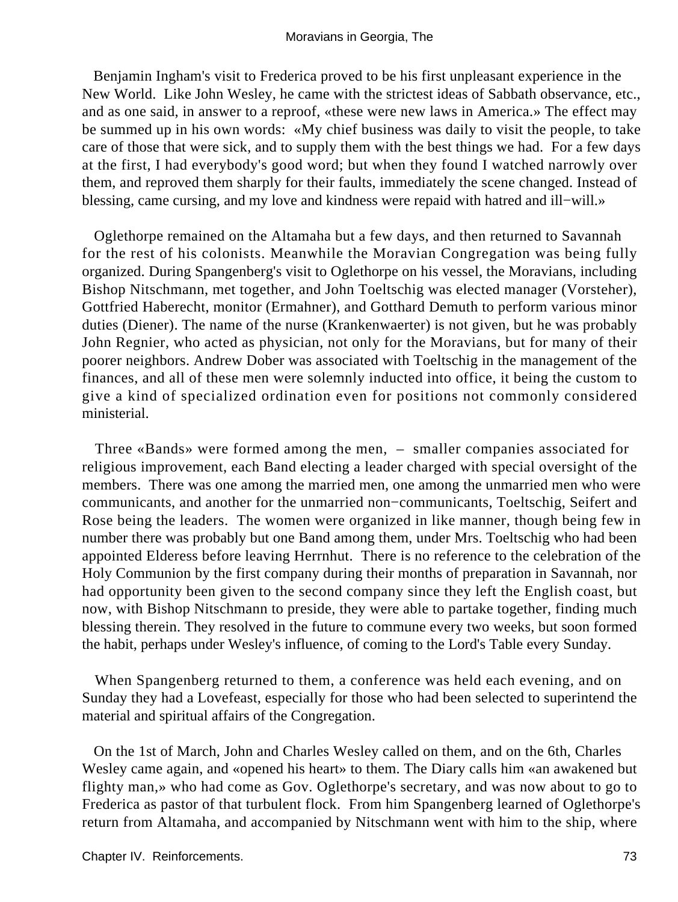Benjamin Ingham's visit to Frederica proved to be his first unpleasant experience in the New World. Like John Wesley, he came with the strictest ideas of Sabbath observance, etc., and as one said, in answer to a reproof, «these were new laws in America.» The effect may be summed up in his own words: «My chief business was daily to visit the people, to take care of those that were sick, and to supply them with the best things we had. For a few days at the first, I had everybody's good word; but when they found I watched narrowly over them, and reproved them sharply for their faults, immediately the scene changed. Instead of blessing, came cursing, and my love and kindness were repaid with hatred and ill−will.»

Oglethorpe remained on the Altamaha but a few days, and then returned to Savannah for the rest of his colonists. Meanwhile the Moravian Congregation was being fully organized. During Spangenberg's visit to Oglethorpe on his vessel, the Moravians, including Bishop Nitschmann, met together, and John Toeltschig was elected manager (Vorsteher), Gottfried Haberecht, monitor (Ermahner), and Gotthard Demuth to perform various minor duties (Diener). The name of the nurse (Krankenwaerter) is not given, but he was probably John Regnier, who acted as physician, not only for the Moravians, but for many of their poorer neighbors. Andrew Dober was associated with Toeltschig in the management of the finances, and all of these men were solemnly inducted into office, it being the custom to give a kind of specialized ordination even for positions not commonly considered ministerial.

Three «Bands» were formed among the men, – smaller companies associated for religious improvement, each Band electing a leader charged with special oversight of the members. There was one among the married men, one among the unmarried men who were communicants, and another for the unmarried non−communicants, Toeltschig, Seifert and Rose being the leaders. The women were organized in like manner, though being few in number there was probably but one Band among them, under Mrs. Toeltschig who had been appointed Elderess before leaving Herrnhut. There is no reference to the celebration of the Holy Communion by the first company during their months of preparation in Savannah, nor had opportunity been given to the second company since they left the English coast, but now, with Bishop Nitschmann to preside, they were able to partake together, finding much blessing therein. They resolved in the future to commune every two weeks, but soon formed the habit, perhaps under Wesley's influence, of coming to the Lord's Table every Sunday.

When Spangenberg returned to them, a conference was held each evening, and on Sunday they had a Lovefeast, especially for those who had been selected to superintend the material and spiritual affairs of the Congregation.

On the 1st of March, John and Charles Wesley called on them, and on the 6th, Charles Wesley came again, and «opened his heart» to them. The Diary calls him «an awakened but flighty man,» who had come as Gov. Oglethorpe's secretary, and was now about to go to Frederica as pastor of that turbulent flock. From him Spangenberg learned of Oglethorpe's return from Altamaha, and accompanied by Nitschmann went with him to the ship, where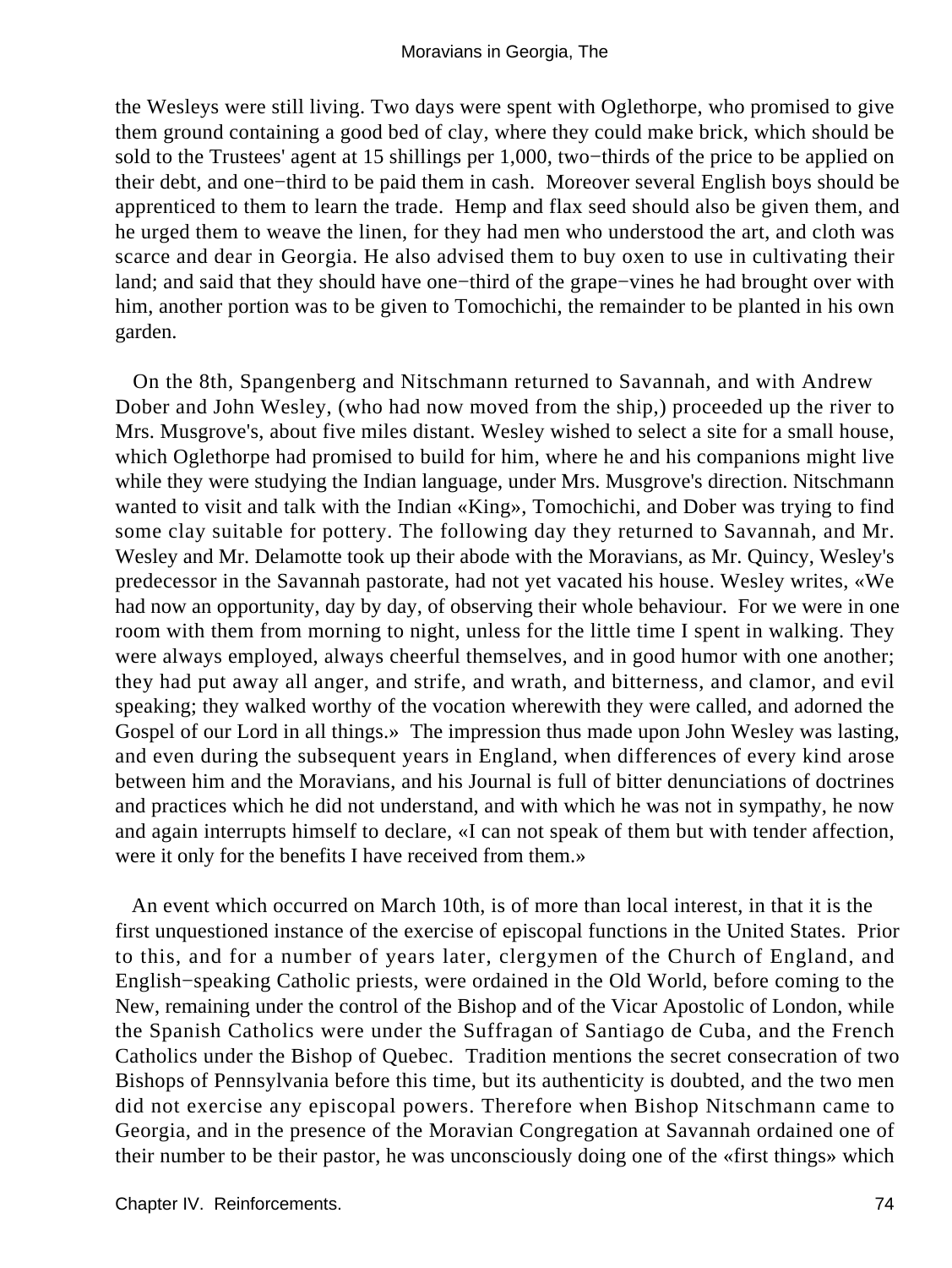the Wesleys were still living. Two days were spent with Oglethorpe, who promised to give them ground containing a good bed of clay, where they could make brick, which should be sold to the Trustees' agent at 15 shillings per 1,000, two−thirds of the price to be applied on their debt, and one−third to be paid them in cash. Moreover several English boys should be apprenticed to them to learn the trade. Hemp and flax seed should also be given them, and he urged them to weave the linen, for they had men who understood the art, and cloth was scarce and dear in Georgia. He also advised them to buy oxen to use in cultivating their land; and said that they should have one−third of the grape−vines he had brought over with him, another portion was to be given to Tomochichi, the remainder to be planted in his own garden.

On the 8th, Spangenberg and Nitschmann returned to Savannah, and with Andrew Dober and John Wesley, (who had now moved from the ship,) proceeded up the river to Mrs. Musgrove's, about five miles distant. Wesley wished to select a site for a small house, which Oglethorpe had promised to build for him, where he and his companions might live while they were studying the Indian language, under Mrs. Musgrove's direction. Nitschmann wanted to visit and talk with the Indian «King», Tomochichi, and Dober was trying to find some clay suitable for pottery. The following day they returned to Savannah, and Mr. Wesley and Mr. Delamotte took up their abode with the Moravians, as Mr. Quincy, Wesley's predecessor in the Savannah pastorate, had not yet vacated his house. Wesley writes, «We had now an opportunity, day by day, of observing their whole behaviour. For we were in one room with them from morning to night, unless for the little time I spent in walking. They were always employed, always cheerful themselves, and in good humor with one another; they had put away all anger, and strife, and wrath, and bitterness, and clamor, and evil speaking; they walked worthy of the vocation wherewith they were called, and adorned the Gospel of our Lord in all things.» The impression thus made upon John Wesley was lasting, and even during the subsequent years in England, when differences of every kind arose between him and the Moravians, and his Journal is full of bitter denunciations of doctrines and practices which he did not understand, and with which he was not in sympathy, he now and again interrupts himself to declare, «I can not speak of them but with tender affection, were it only for the benefits I have received from them.»

An event which occurred on March 10th, is of more than local interest, in that it is the first unquestioned instance of the exercise of episcopal functions in the United States. Prior to this, and for a number of years later, clergymen of the Church of England, and English−speaking Catholic priests, were ordained in the Old World, before coming to the New, remaining under the control of the Bishop and of the Vicar Apostolic of London, while the Spanish Catholics were under the Suffragan of Santiago de Cuba, and the French Catholics under the Bishop of Quebec. Tradition mentions the secret consecration of two Bishops of Pennsylvania before this time, but its authenticity is doubted, and the two men did not exercise any episcopal powers. Therefore when Bishop Nitschmann came to Georgia, and in the presence of the Moravian Congregation at Savannah ordained one of their number to be their pastor, he was unconsciously doing one of the «first things» which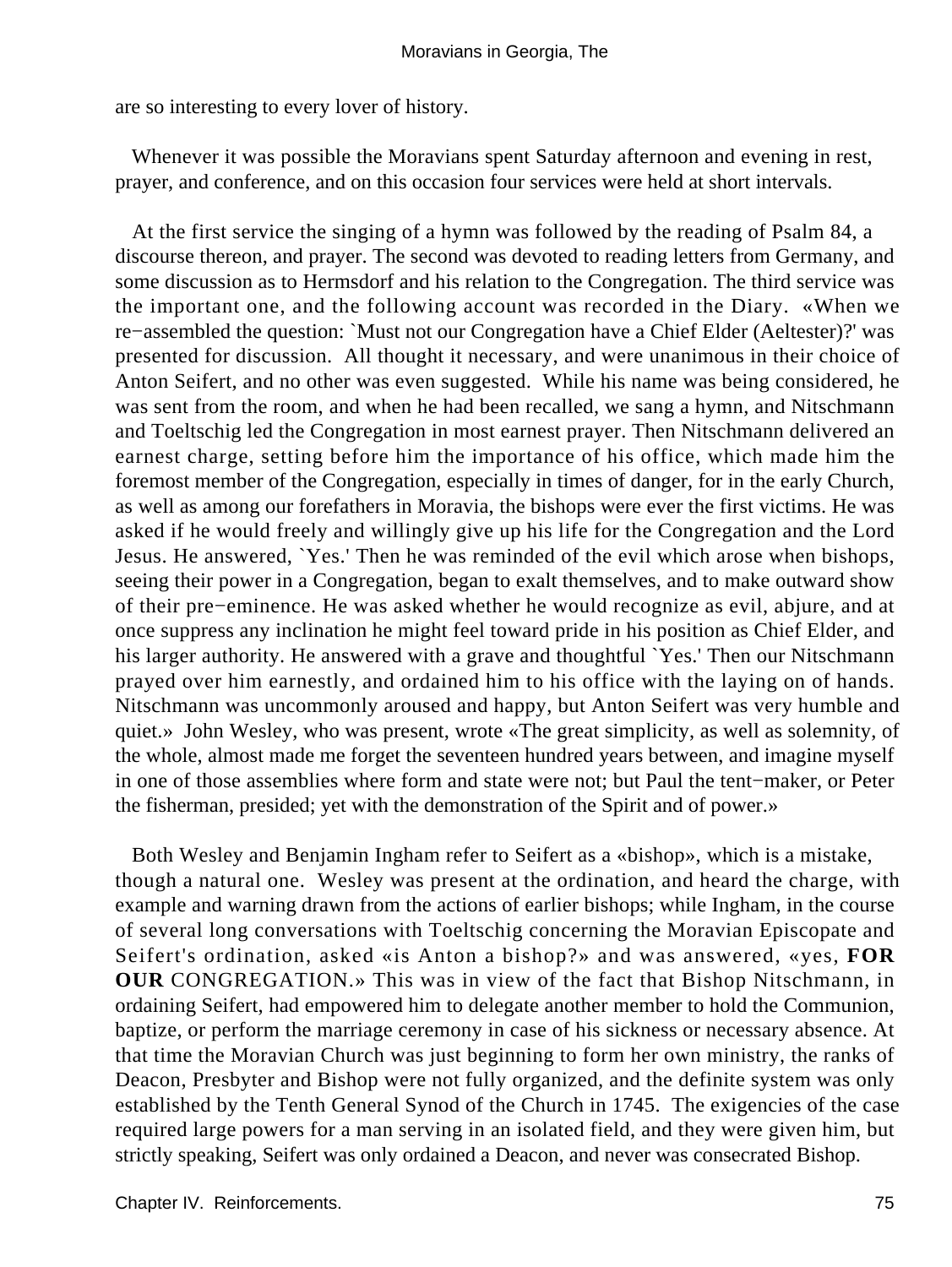are so interesting to every lover of history.

Whenever it was possible the Moravians spent Saturday afternoon and evening in rest, prayer, and conference, and on this occasion four services were held at short intervals.

At the first service the singing of a hymn was followed by the reading of Psalm 84, a discourse thereon, and prayer. The second was devoted to reading letters from Germany, and some discussion as to Hermsdorf and his relation to the Congregation. The third service was the important one, and the following account was recorded in the Diary. «When we re−assembled the question: `Must not our Congregation have a Chief Elder (Aeltester)?' was presented for discussion. All thought it necessary, and were unanimous in their choice of Anton Seifert, and no other was even suggested. While his name was being considered, he was sent from the room, and when he had been recalled, we sang a hymn, and Nitschmann and Toeltschig led the Congregation in most earnest prayer. Then Nitschmann delivered an earnest charge, setting before him the importance of his office, which made him the foremost member of the Congregation, especially in times of danger, for in the early Church, as well as among our forefathers in Moravia, the bishops were ever the first victims. He was asked if he would freely and willingly give up his life for the Congregation and the Lord Jesus. He answered, `Yes.' Then he was reminded of the evil which arose when bishops, seeing their power in a Congregation, began to exalt themselves, and to make outward show of their pre−eminence. He was asked whether he would recognize as evil, abjure, and at once suppress any inclination he might feel toward pride in his position as Chief Elder, and his larger authority. He answered with a grave and thoughtful `Yes.' Then our Nitschmann prayed over him earnestly, and ordained him to his office with the laying on of hands. Nitschmann was uncommonly aroused and happy, but Anton Seifert was very humble and quiet.» John Wesley, who was present, wrote «The great simplicity, as well as solemnity, of the whole, almost made me forget the seventeen hundred years between, and imagine myself in one of those assemblies where form and state were not; but Paul the tent−maker, or Peter the fisherman, presided; yet with the demonstration of the Spirit and of power.»

Both Wesley and Benjamin Ingham refer to Seifert as a «bishop», which is a mistake, though a natural one. Wesley was present at the ordination, and heard the charge, with example and warning drawn from the actions of earlier bishops; while Ingham, in the course of several long conversations with Toeltschig concerning the Moravian Episcopate and Seifert's ordination, asked «is Anton a bishop?» and was answered, «yes, **FOR OUR** CONGREGATION.» This was in view of the fact that Bishop Nitschmann, in ordaining Seifert, had empowered him to delegate another member to hold the Communion, baptize, or perform the marriage ceremony in case of his sickness or necessary absence. At that time the Moravian Church was just beginning to form her own ministry, the ranks of Deacon, Presbyter and Bishop were not fully organized, and the definite system was only established by the Tenth General Synod of the Church in 1745. The exigencies of the case required large powers for a man serving in an isolated field, and they were given him, but strictly speaking, Seifert was only ordained a Deacon, and never was consecrated Bishop.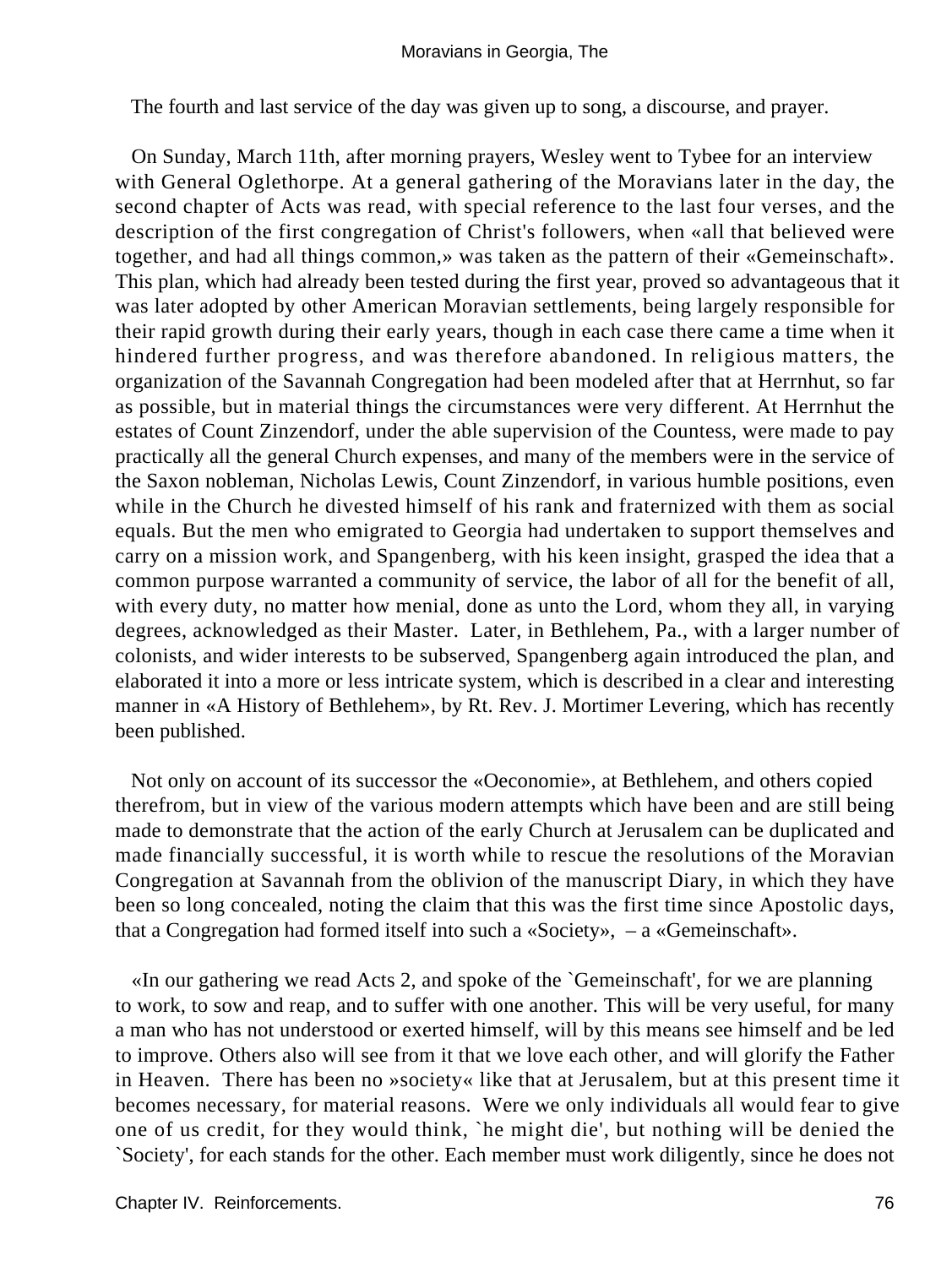The fourth and last service of the day was given up to song, a discourse, and prayer.

On Sunday, March 11th, after morning prayers, Wesley went to Tybee for an interview with General Oglethorpe. At a general gathering of the Moravians later in the day, the second chapter of Acts was read, with special reference to the last four verses, and the description of the first congregation of Christ's followers, when «all that believed were together, and had all things common,» was taken as the pattern of their «Gemeinschaft». This plan, which had already been tested during the first year, proved so advantageous that it was later adopted by other American Moravian settlements, being largely responsible for their rapid growth during their early years, though in each case there came a time when it hindered further progress, and was therefore abandoned. In religious matters, the organization of the Savannah Congregation had been modeled after that at Herrnhut, so far as possible, but in material things the circumstances were very different. At Herrnhut the estates of Count Zinzendorf, under the able supervision of the Countess, were made to pay practically all the general Church expenses, and many of the members were in the service of the Saxon nobleman, Nicholas Lewis, Count Zinzendorf, in various humble positions, even while in the Church he divested himself of his rank and fraternized with them as social equals. But the men who emigrated to Georgia had undertaken to support themselves and carry on a mission work, and Spangenberg, with his keen insight, grasped the idea that a common purpose warranted a community of service, the labor of all for the benefit of all, with every duty, no matter how menial, done as unto the Lord, whom they all, in varying degrees, acknowledged as their Master. Later, in Bethlehem, Pa., with a larger number of colonists, and wider interests to be subserved, Spangenberg again introduced the plan, and elaborated it into a more or less intricate system, which is described in a clear and interesting manner in «A History of Bethlehem», by Rt. Rev. J. Mortimer Levering, which has recently been published.

Not only on account of its successor the «Oeconomie», at Bethlehem, and others copied therefrom, but in view of the various modern attempts which have been and are still being made to demonstrate that the action of the early Church at Jerusalem can be duplicated and made financially successful, it is worth while to rescue the resolutions of the Moravian Congregation at Savannah from the oblivion of the manuscript Diary, in which they have been so long concealed, noting the claim that this was the first time since Apostolic days, that a Congregation had formed itself into such a «Society», – a «Gemeinschaft».

«In our gathering we read Acts 2, and spoke of the `Gemeinschaft', for we are planning to work, to sow and reap, and to suffer with one another. This will be very useful, for many a man who has not understood or exerted himself, will by this means see himself and be led to improve. Others also will see from it that we love each other, and will glorify the Father in Heaven. There has been no »society« like that at Jerusalem, but at this present time it becomes necessary, for material reasons. Were we only individuals all would fear to give one of us credit, for they would think, `he might die', but nothing will be denied the `Society', for each stands for the other. Each member must work diligently, since he does not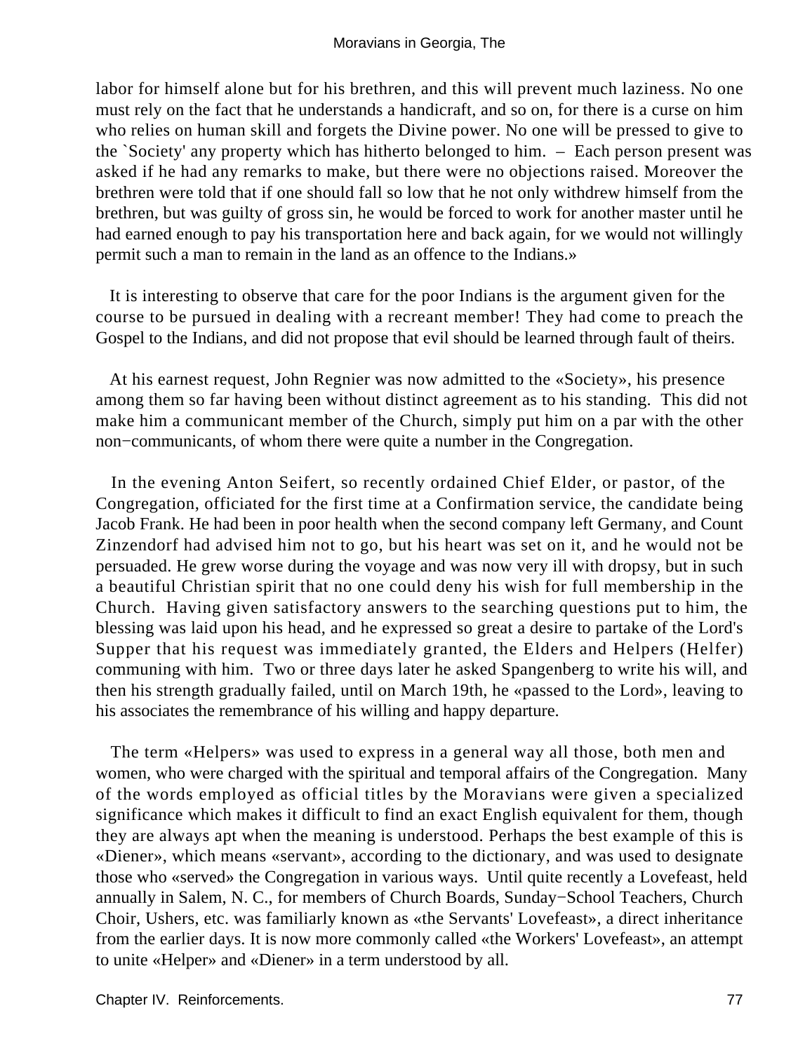labor for himself alone but for his brethren, and this will prevent much laziness. No one must rely on the fact that he understands a handicraft, and so on, for there is a curse on him who relies on human skill and forgets the Divine power. No one will be pressed to give to the `Society' any property which has hitherto belonged to him. – Each person present was asked if he had any remarks to make, but there were no objections raised. Moreover the brethren were told that if one should fall so low that he not only withdrew himself from the brethren, but was guilty of gross sin, he would be forced to work for another master until he had earned enough to pay his transportation here and back again, for we would not willingly permit such a man to remain in the land as an offence to the Indians.»

It is interesting to observe that care for the poor Indians is the argument given for the course to be pursued in dealing with a recreant member! They had come to preach the Gospel to the Indians, and did not propose that evil should be learned through fault of theirs.

At his earnest request, John Regnier was now admitted to the «Society», his presence among them so far having been without distinct agreement as to his standing. This did not make him a communicant member of the Church, simply put him on a par with the other non−communicants, of whom there were quite a number in the Congregation.

In the evening Anton Seifert, so recently ordained Chief Elder, or pastor, of the Congregation, officiated for the first time at a Confirmation service, the candidate being Jacob Frank. He had been in poor health when the second company left Germany, and Count Zinzendorf had advised him not to go, but his heart was set on it, and he would not be persuaded. He grew worse during the voyage and was now very ill with dropsy, but in such a beautiful Christian spirit that no one could deny his wish for full membership in the Church. Having given satisfactory answers to the searching questions put to him, the blessing was laid upon his head, and he expressed so great a desire to partake of the Lord's Supper that his request was immediately granted, the Elders and Helpers (Helfer) communing with him. Two or three days later he asked Spangenberg to write his will, and then his strength gradually failed, until on March 19th, he «passed to the Lord», leaving to his associates the remembrance of his willing and happy departure.

The term «Helpers» was used to express in a general way all those, both men and women, who were charged with the spiritual and temporal affairs of the Congregation. Many of the words employed as official titles by the Moravians were given a specialized significance which makes it difficult to find an exact English equivalent for them, though they are always apt when the meaning is understood. Perhaps the best example of this is «Diener», which means «servant», according to the dictionary, and was used to designate those who «served» the Congregation in various ways. Until quite recently a Lovefeast, held annually in Salem, N. C., for members of Church Boards, Sunday−School Teachers, Church Choir, Ushers, etc. was familiarly known as «the Servants' Lovefeast», a direct inheritance from the earlier days. It is now more commonly called «the Workers' Lovefeast», an attempt to unite «Helper» and «Diener» in a term understood by all.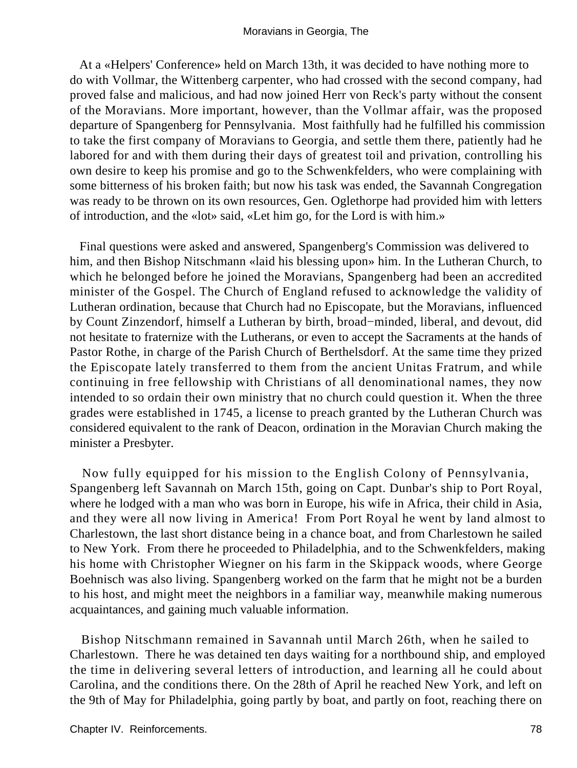At a «Helpers' Conference» held on March 13th, it was decided to have nothing more to do with Vollmar, the Wittenberg carpenter, who had crossed with the second company, had proved false and malicious, and had now joined Herr von Reck's party without the consent of the Moravians. More important, however, than the Vollmar affair, was the proposed departure of Spangenberg for Pennsylvania. Most faithfully had he fulfilled his commission to take the first company of Moravians to Georgia, and settle them there, patiently had he labored for and with them during their days of greatest toil and privation, controlling his own desire to keep his promise and go to the Schwenkfelders, who were complaining with some bitterness of his broken faith; but now his task was ended, the Savannah Congregation was ready to be thrown on its own resources, Gen. Oglethorpe had provided him with letters of introduction, and the «lot» said, «Let him go, for the Lord is with him.»

Final questions were asked and answered, Spangenberg's Commission was delivered to him, and then Bishop Nitschmann «laid his blessing upon» him. In the Lutheran Church, to which he belonged before he joined the Moravians, Spangenberg had been an accredited minister of the Gospel. The Church of England refused to acknowledge the validity of Lutheran ordination, because that Church had no Episcopate, but the Moravians, influenced by Count Zinzendorf, himself a Lutheran by birth, broad−minded, liberal, and devout, did not hesitate to fraternize with the Lutherans, or even to accept the Sacraments at the hands of Pastor Rothe, in charge of the Parish Church of Berthelsdorf. At the same time they prized the Episcopate lately transferred to them from the ancient Unitas Fratrum, and while continuing in free fellowship with Christians of all denominational names, they now intended to so ordain their own ministry that no church could question it. When the three grades were established in 1745, a license to preach granted by the Lutheran Church was considered equivalent to the rank of Deacon, ordination in the Moravian Church making the minister a Presbyter.

Now fully equipped for his mission to the English Colony of Pennsylvania, Spangenberg left Savannah on March 15th, going on Capt. Dunbar's ship to Port Royal, where he lodged with a man who was born in Europe, his wife in Africa, their child in Asia, and they were all now living in America! From Port Royal he went by land almost to Charlestown, the last short distance being in a chance boat, and from Charlestown he sailed to New York. From there he proceeded to Philadelphia, and to the Schwenkfelders, making his home with Christopher Wiegner on his farm in the Skippack woods, where George Boehnisch was also living. Spangenberg worked on the farm that he might not be a burden to his host, and might meet the neighbors in a familiar way, meanwhile making numerous acquaintances, and gaining much valuable information.

Bishop Nitschmann remained in Savannah until March 26th, when he sailed to Charlestown. There he was detained ten days waiting for a northbound ship, and employed the time in delivering several letters of introduction, and learning all he could about Carolina, and the conditions there. On the 28th of April he reached New York, and left on the 9th of May for Philadelphia, going partly by boat, and partly on foot, reaching there on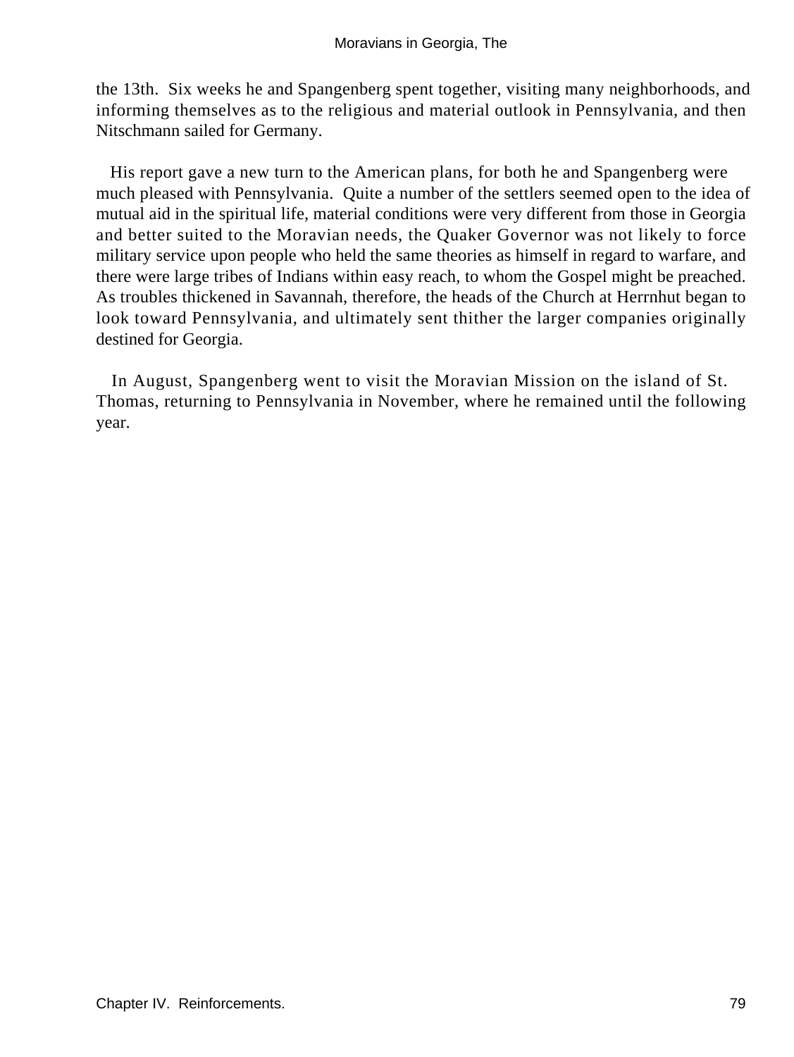the 13th. Six weeks he and Spangenberg spent together, visiting many neighborhoods, and informing themselves as to the religious and material outlook in Pennsylvania, and then Nitschmann sailed for Germany.

His report gave a new turn to the American plans, for both he and Spangenberg were much pleased with Pennsylvania. Quite a number of the settlers seemed open to the idea of mutual aid in the spiritual life, material conditions were very different from those in Georgia and better suited to the Moravian needs, the Quaker Governor was not likely to force military service upon people who held the same theories as himself in regard to warfare, and there were large tribes of Indians within easy reach, to whom the Gospel might be preached. As troubles thickened in Savannah, therefore, the heads of the Church at Herrnhut began to look toward Pennsylvania, and ultimately sent thither the larger companies originally destined for Georgia.

In August, Spangenberg went to visit the Moravian Mission on the island of St. Thomas, returning to Pennsylvania in November, where he remained until the following year.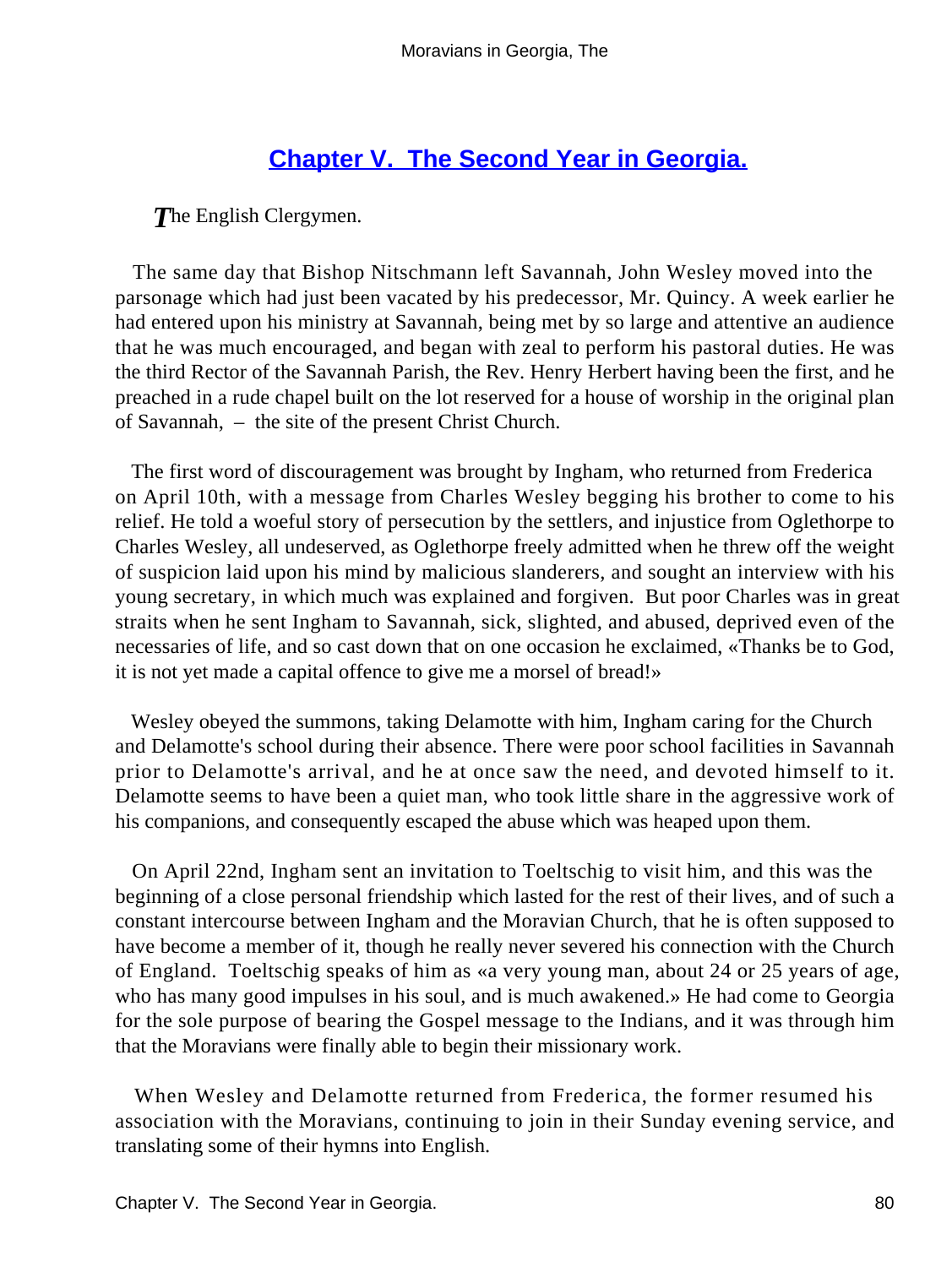## Chapter V. The Second Year in Georgia.

*The English Clergymen.*

The same day that Bishop Nitschmann left Savannah, John Wesley moved into the parsonage which had just been vacated by his predecessor, Mr. Quincy. A week earlier he had entered upon his ministry at Savannah, being met by so large and attentive an audience that he was much encouraged, and began with zeal to perform his pastoral duties. He was the third Rector of the Savannah Parish, the Rev. Henry Herbert having been the first, and he preached in a rude chapel built on the lot reserved for a house of worship in the original plan of Savannah, – the site of the present Christ Church.

The first word of discouragement was brought by Ingham, who returned from Frederica on April 10th, with a message from Charles Wesley begging his brother to come to his relief. He told a woeful story of persecution by the settlers, and injustice from Oglethorpe to Charles Wesley, all undeserved, as Oglethorpe freely admitted when he threw off the weight of suspicion laid upon his mind by malicious slanderers, and sought an interview with his young secretary, in which much was explained and forgiven. But poor Charles was in great straits when he sent Ingham to Savannah, sick, slighted, and abused, deprived even of the necessaries of life, and so cast down that on one occasion he exclaimed, «Thanks be to God, it is not yet made a capital offence to give me a morsel of bread!»

Wesley obeyed the summons, taking Delamotte with him, Ingham caring for the Church and Delamotte's school during their absence. There were poor school facilities in Savannah prior to Delamotte's arrival, and he at once saw the need, and devoted himself to it. Delamotte seems to have been a quiet man, who took little share in the aggressive work of his companions, and consequently escaped the abuse which was heaped upon them.

On April 22nd, Ingham sent an invitation to Toeltschig to visit him, and this was the beginning of a close personal friendship which lasted for the rest of their lives, and of such a constant intercourse between Ingham and the Moravian Church, that he is often supposed to have become a member of it, though he really never severed his connection with the Church of England. Toeltschig speaks of him as «a very young man, about 24 or 25 years of age, who has many good impulses in his soul, and is much awakened.» He had come to Georgia for the sole purpose of bearing the Gospel message to the Indians, and it was through him that the Moravians were finally able to begin their missionary work.

When Wesley and Delamotte returned from Frederica, the former resumed his association with the Moravians, continuing to join in their Sunday evening service, and translating some of their hymns into English.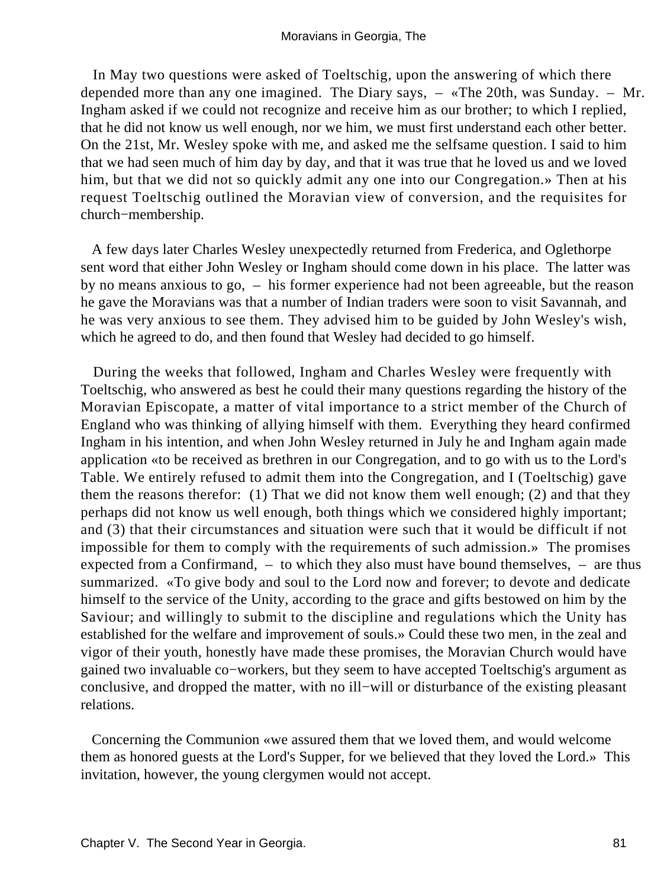In May two questions were asked of Toeltschig, upon the answering of which there depended more than any one imagined. The Diary says, – «The 20th, was Sunday. – Mr. Ingham asked if we could not recognize and receive him as our brother; to which I replied, that he did not know us well enough, nor we him, we must first understand each other better. On the 21st, Mr. Wesley spoke with me, and asked me the selfsame question. I said to him that we had seen much of him day by day, and that it was true that he loved us and we loved him, but that we did not so quickly admit any one into our Congregation.» Then at his request Toeltschig outlined the Moravian view of conversion, and the requisites for church−membership.

A few days later Charles Wesley unexpectedly returned from Frederica, and Oglethorpe sent word that either John Wesley or Ingham should come down in his place. The latter was by no means anxious to go, – his former experience had not been agreeable, but the reason he gave the Moravians was that a number of Indian traders were soon to visit Savannah, and he was very anxious to see them. They advised him to be guided by John Wesley's wish, which he agreed to do, and then found that Wesley had decided to go himself.

During the weeks that followed, Ingham and Charles Wesley were frequently with Toeltschig, who answered as best he could their many questions regarding the history of the Moravian Episcopate, a matter of vital importance to a strict member of the Church of England who was thinking of allying himself with them. Everything they heard confirmed Ingham in his intention, and when John Wesley returned in July he and Ingham again made application «to be received as brethren in our Congregation, and to go with us to the Lord's Table. We entirely refused to admit them into the Congregation, and I (Toeltschig) gave them the reasons therefor: (1) That we did not know them well enough; (2) and that they perhaps did not know us well enough, both things which we considered highly important; and (3) that their circumstances and situation were such that it would be difficult if not impossible for them to comply with the requirements of such admission.» The promises expected from a Confirmand, – to which they also must have bound themselves, – are thus summarized. «To give body and soul to the Lord now and forever; to devote and dedicate himself to the service of the Unity, according to the grace and gifts bestowed on him by the Saviour; and willingly to submit to the discipline and regulations which the Unity has established for the welfare and improvement of souls.» Could these two men, in the zeal and vigor of their youth, honestly have made these promises, the Moravian Church would have gained two invaluable co−workers, but they seem to have accepted Toeltschig's argument as conclusive, and dropped the matter, with no ill−will or disturbance of the existing pleasant relations.

Concerning the Communion «we assured them that we loved them, and would welcome them as honored guests at the Lord's Supper, for we believed that they loved the Lord.» This invitation, however, the young clergymen would not accept.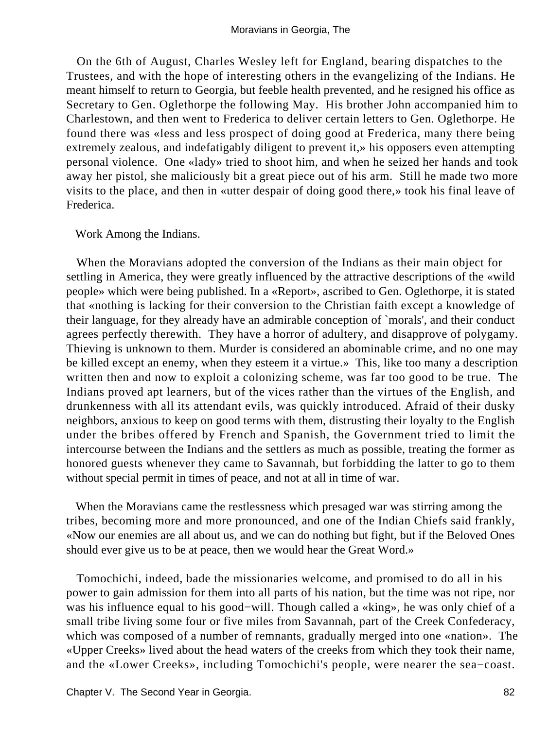On the 6th of August, Charles Wesley left for England, bearing dispatches to the Trustees, and with the hope of interesting others in the evangelizing of the Indians. He meant himself to return to Georgia, but feeble health prevented, and he resigned his office as Secretary to Gen. Oglethorpe the following May. His brother John accompanied him to Charlestown, and then went to Frederica to deliver certain letters to Gen. Oglethorpe. He found there was «less and less prospect of doing good at Frederica, many there being extremely zealous, and indefatigably diligent to prevent it,» his opposers even attempting personal violence. One «lady» tried to shoot him, and when he seized her hands and took away her pistol, she maliciously bit a great piece out of his arm. Still he made two more visits to the place, and then in «utter despair of doing good there,» took his final leave of Frederica.

## Work Among the Indians.

When the Moravians adopted the conversion of the Indians as their main object for settling in America, they were greatly influenced by the attractive descriptions of the «wild people» which were being published. In a «Report», ascribed to Gen. Oglethorpe, it is stated that «nothing is lacking for their conversion to the Christian faith except a knowledge of their language, for they already have an admirable conception of `morals', and their conduct agrees perfectly therewith. They have a horror of adultery, and disapprove of polygamy. Thieving is unknown to them. Murder is considered an abominable crime, and no one may be killed except an enemy, when they esteem it a virtue.» This, like too many a description written then and now to exploit a colonizing scheme, was far too good to be true. The Indians proved apt learners, but of the vices rather than the virtues of the English, and drunkenness with all its attendant evils, was quickly introduced. Afraid of their dusky neighbors, anxious to keep on good terms with them, distrusting their loyalty to the English under the bribes offered by French and Spanish, the Government tried to limit the intercourse between the Indians and the settlers as much as possible, treating the former as honored guests whenever they came to Savannah, but forbidding the latter to go to them without special permit in times of peace, and not at all in time of war.

When the Moravians came the restlessness which presaged war was stirring among the tribes, becoming more and more pronounced, and one of the Indian Chiefs said frankly, «Now our enemies are all about us, and we can do nothing but fight, but if the Beloved Ones should ever give us to be at peace, then we would hear the Great Word.»

Tomochichi, indeed, bade the missionaries welcome, and promised to do all in his power to gain admission for them into all parts of his nation, but the time was not ripe, nor was his influence equal to his good−will. Though called a «king», he was only chief of a small tribe living some four or five miles from Savannah, part of the Creek Confederacy, which was composed of a number of remnants, gradually merged into one «nation». The «Upper Creeks» lived about the head waters of the creeks from which they took their name, and the «Lower Creeks», including Tomochichi's people, were nearer the sea−coast.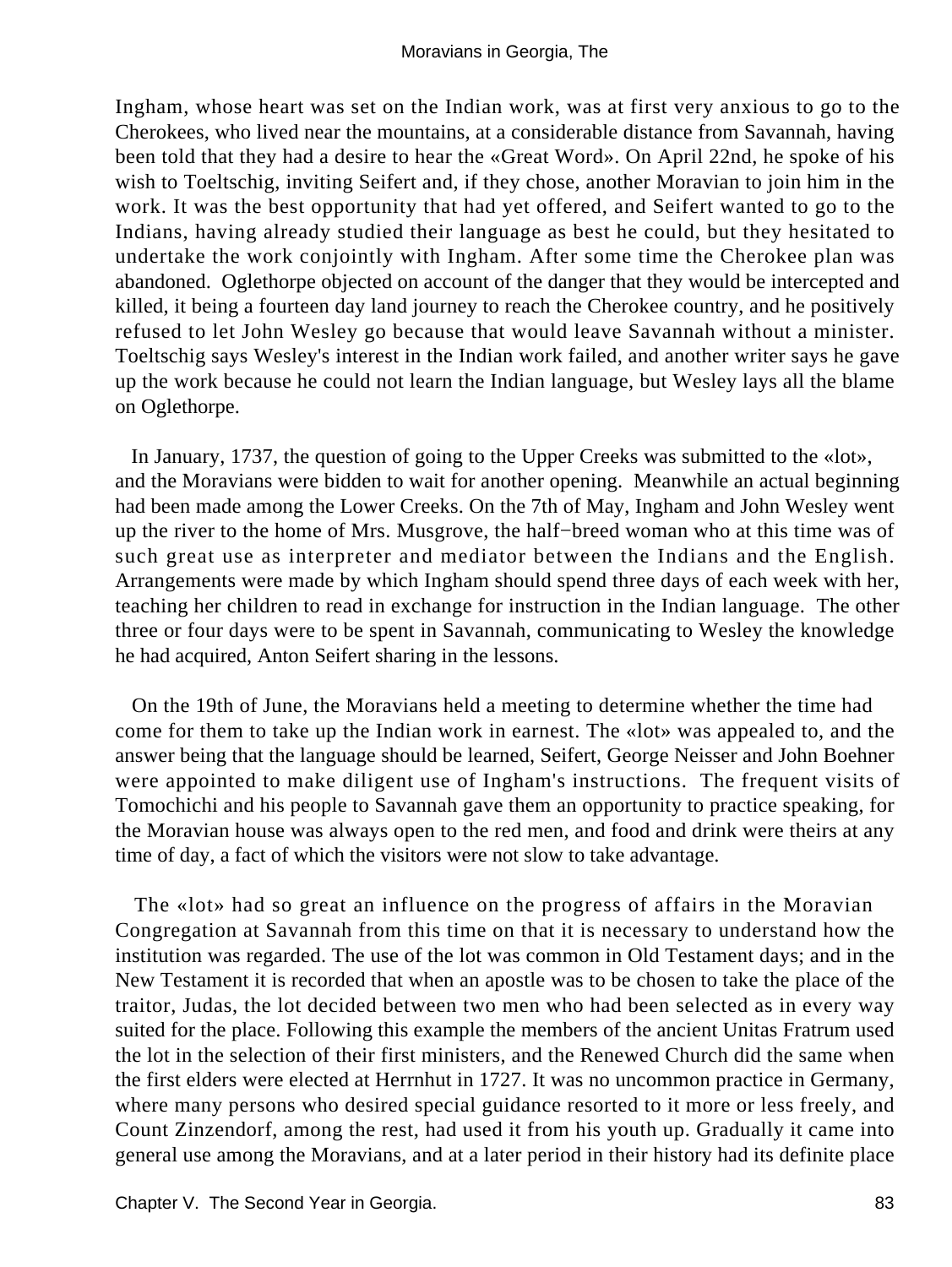Ingham, whose heart was set on the Indian work, was at first very anxious to go to the Cherokees, who lived near the mountains, at a considerable distance from Savannah, having been told that they had a desire to hear the «Great Word». On April 22nd, he spoke of his wish to Toeltschig, inviting Seifert and, if they chose, another Moravian to join him in the work. It was the best opportunity that had yet offered, and Seifert wanted to go to the Indians, having already studied their language as best he could, but they hesitated to undertake the work conjointly with Ingham. After some time the Cherokee plan was abandoned. Oglethorpe objected on account of the danger that they would be intercepted and killed, it being a fourteen day land journey to reach the Cherokee country, and he positively refused to let John Wesley go because that would leave Savannah without a minister. Toeltschig says Wesley's interest in the Indian work failed, and another writer says he gave up the work because he could not learn the Indian language, but Wesley lays all the blame on Oglethorpe.

In January, 1737, the question of going to the Upper Creeks was submitted to the «lot», and the Moravians were bidden to wait for another opening. Meanwhile an actual beginning had been made among the Lower Creeks. On the 7th of May, Ingham and John Wesley went up the river to the home of Mrs. Musgrove, the half−breed woman who at this time was of such great use as interpreter and mediator between the Indians and the English. Arrangements were made by which Ingham should spend three days of each week with her, teaching her children to read in exchange for instruction in the Indian language. The other three or four days were to be spent in Savannah, communicating to Wesley the knowledge he had acquired, Anton Seifert sharing in the lessons.

On the 19th of June, the Moravians held a meeting to determine whether the time had come for them to take up the Indian work in earnest. The «lot» was appealed to, and the answer being that the language should be learned, Seifert, George Neisser and John Boehner were appointed to make diligent use of Ingham's instructions. The frequent visits of Tomochichi and his people to Savannah gave them an opportunity to practice speaking, for the Moravian house was always open to the red men, and food and drink were theirs at any time of day, a fact of which the visitors were not slow to take advantage.

The «lot» had so great an influence on the progress of affairs in the Moravian Congregation at Savannah from this time on that it is necessary to understand how the institution was regarded. The use of the lot was common in Old Testament days; and in the New Testament it is recorded that when an apostle was to be chosen to take the place of the traitor, Judas, the lot decided between two men who had been selected as in every way suited for the place. Following this example the members of the ancient Unitas Fratrum used the lot in the selection of their first ministers, and the Renewed Church did the same when the first elders were elected at Herrnhut in 1727. It was no uncommon practice in Germany, where many persons who desired special guidance resorted to it more or less freely, and Count Zinzendorf, among the rest, had used it from his youth up. Gradually it came into general use among the Moravians, and at a later period in their history had its definite place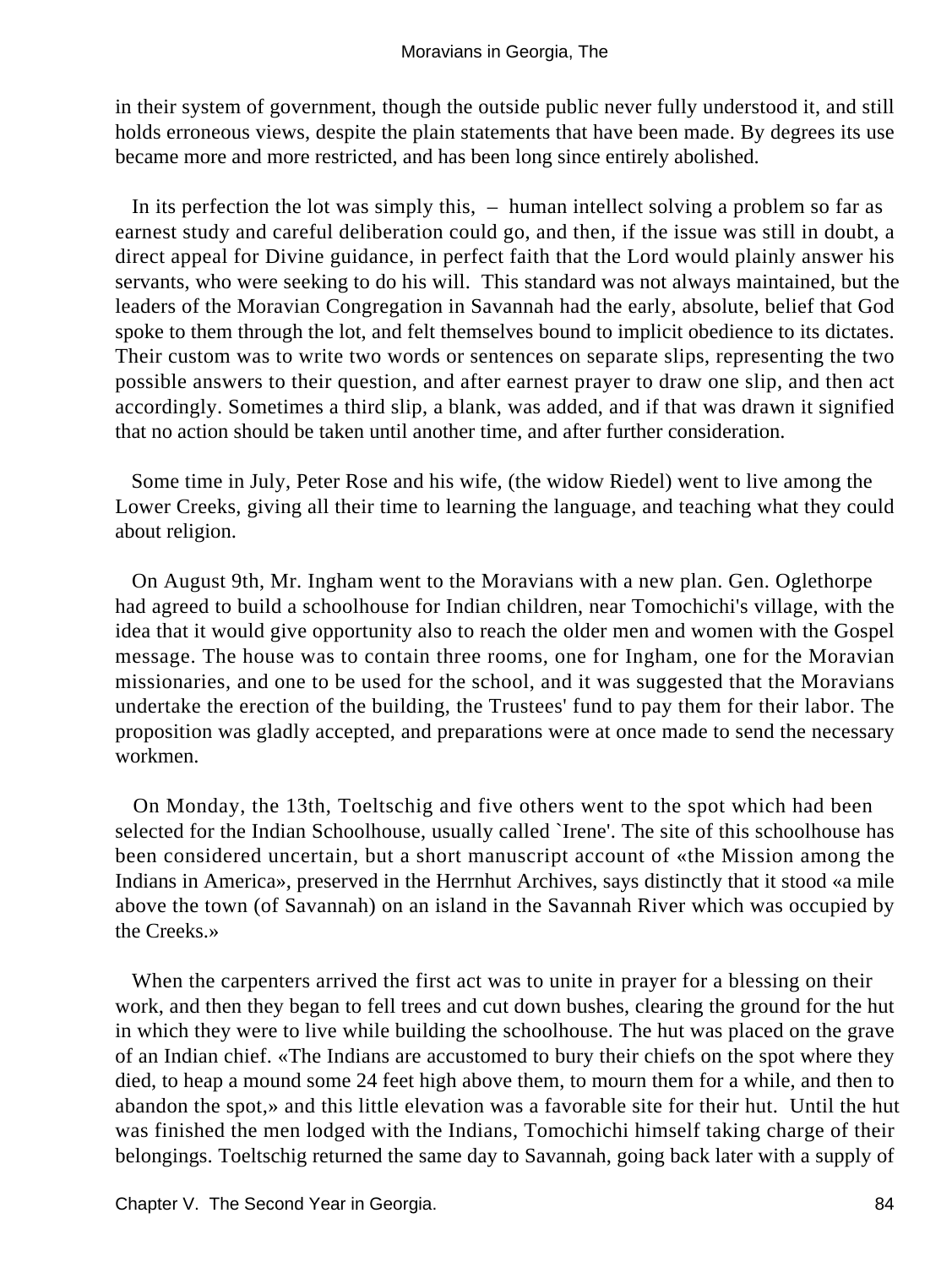in their system of government, though the outside public never fully understood it, and still holds erroneous views, despite the plain statements that have been made. By degrees its use became more and more restricted, and has been long since entirely abolished.

In its perfection the lot was simply this, – human intellect solving a problem so far as earnest study and careful deliberation could go, and then, if the issue was still in doubt, a direct appeal for Divine guidance, in perfect faith that the Lord would plainly answer his servants, who were seeking to do his will. This standard was not always maintained, but the leaders of the Moravian Congregation in Savannah had the early, absolute, belief that God spoke to them through the lot, and felt themselves bound to implicit obedience to its dictates. Their custom was to write two words or sentences on separate slips, representing the two possible answers to their question, and after earnest prayer to draw one slip, and then act accordingly. Sometimes a third slip, a blank, was added, and if that was drawn it signified that no action should be taken until another time, and after further consideration.

Some time in July, Peter Rose and his wife, (the widow Riedel) went to live among the Lower Creeks, giving all their time to learning the language, and teaching what they could about religion.

On August 9th, Mr. Ingham went to the Moravians with a new plan. Gen. Oglethorpe had agreed to build a schoolhouse for Indian children, near Tomochichi's village, with the idea that it would give opportunity also to reach the older men and women with the Gospel message. The house was to contain three rooms, one for Ingham, one for the Moravian missionaries, and one to be used for the school, and it was suggested that the Moravians undertake the erection of the building, the Trustees' fund to pay them for their labor. The proposition was gladly accepted, and preparations were at once made to send the necessary workmen.

On Monday, the 13th, Toeltschig and five others went to the spot which had been selected for the Indian Schoolhouse, usually called `Irene'. The site of this schoolhouse has been considered uncertain, but a short manuscript account of «the Mission among the Indians in America», preserved in the Herrnhut Archives, says distinctly that it stood «a mile above the town (of Savannah) on an island in the Savannah River which was occupied by the Creeks.»

When the carpenters arrived the first act was to unite in prayer for a blessing on their work, and then they began to fell trees and cut down bushes, clearing the ground for the hut in which they were to live while building the schoolhouse. The hut was placed on the grave of an Indian chief. «The Indians are accustomed to bury their chiefs on the spot where they died, to heap a mound some 24 feet high above them, to mourn them for a while, and then to abandon the spot,» and this little elevation was a favorable site for their hut. Until the hut was finished the men lodged with the Indians, Tomochichi himself taking charge of their belongings. Toeltschig returned the same day to Savannah, going back later with a supply of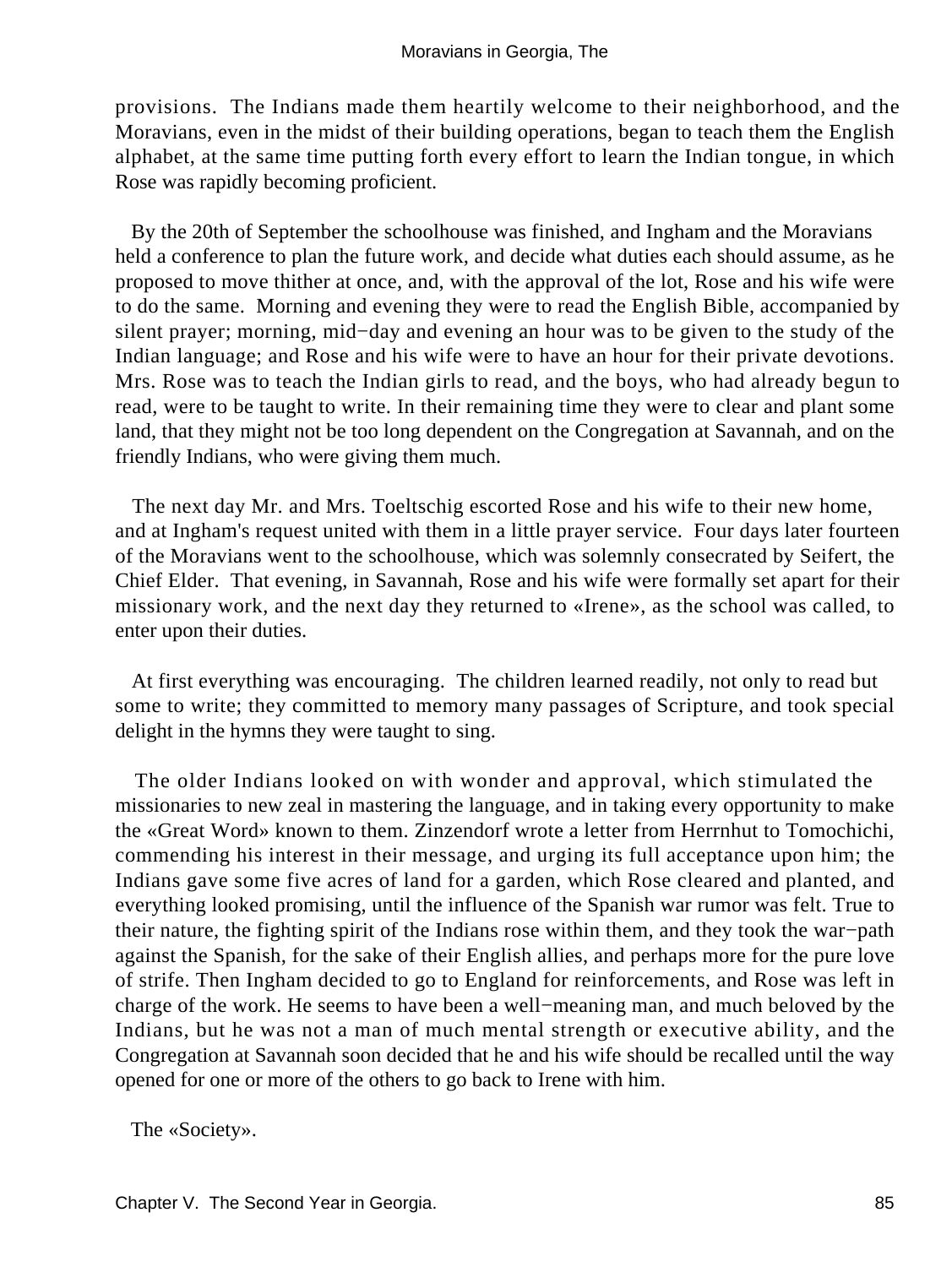provisions. The Indians made them heartily welcome to their neighborhood, and the Moravians, even in the midst of their building operations, began to teach them the English alphabet, at the same time putting forth every effort to learn the Indian tongue, in which Rose was rapidly becoming proficient.

By the 20th of September the schoolhouse was finished, and Ingham and the Moravians held a conference to plan the future work, and decide what duties each should assume, as he proposed to move thither at once, and, with the approval of the lot, Rose and his wife were to do the same. Morning and evening they were to read the English Bible, accompanied by silent prayer; morning, mid−day and evening an hour was to be given to the study of the Indian language; and Rose and his wife were to have an hour for their private devotions. Mrs. Rose was to teach the Indian girls to read, and the boys, who had already begun to read, were to be taught to write. In their remaining time they were to clear and plant some land, that they might not be too long dependent on the Congregation at Savannah, and on the friendly Indians, who were giving them much.

The next day Mr. and Mrs. Toeltschig escorted Rose and his wife to their new home, and at Ingham's request united with them in a little prayer service. Four days later fourteen of the Moravians went to the schoolhouse, which was solemnly consecrated by Seifert, the Chief Elder. That evening, in Savannah, Rose and his wife were formally set apart for their missionary work, and the next day they returned to «Irene», as the school was called, to enter upon their duties.

At first everything was encouraging. The children learned readily, not only to read but some to write; they committed to memory many passages of Scripture, and took special delight in the hymns they were taught to sing.

The older Indians looked on with wonder and approval, which stimulated the missionaries to new zeal in mastering the language, and in taking every opportunity to make the «Great Word» known to them. Zinzendorf wrote a letter from Herrnhut to Tomochichi, commending his interest in their message, and urging its full acceptance upon him; the Indians gave some five acres of land for a garden, which Rose cleared and planted, and everything looked promising, until the influence of the Spanish war rumor was felt. True to their nature, the fighting spirit of the Indians rose within them, and they took the war−path against the Spanish, for the sake of their English allies, and perhaps more for the pure love of strife. Then Ingham decided to go to England for reinforcements, and Rose was left in charge of the work. He seems to have been a well−meaning man, and much beloved by the Indians, but he was not a man of much mental strength or executive ability, and the Congregation at Savannah soon decided that he and his wife should be recalled until the way opened for one or more of the others to go back to Irene with him.

The «Society».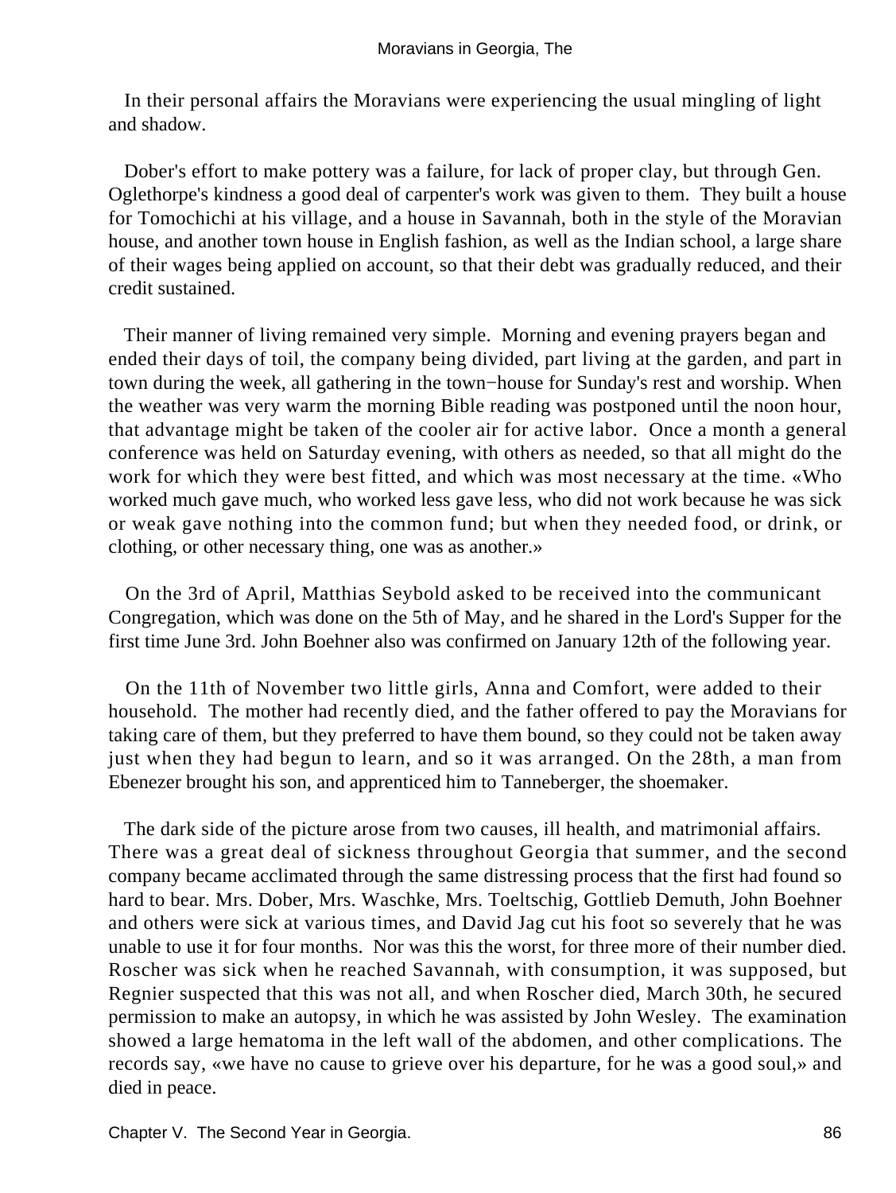In their personal affairs the Moravians were experiencing the usual mingling of light and shadow.

Dober's effort to make pottery was a failure, for lack of proper clay, but through Gen. Oglethorpe's kindness a good deal of carpenter's work was given to them. They built a house for Tomochichi at his village, and a house in Savannah, both in the style of the Moravian house, and another town house in English fashion, as well as the Indian school, a large share of their wages being applied on account, so that their debt was gradually reduced, and their credit sustained.

Their manner of living remained very simple. Morning and evening prayers began and ended their days of toil, the company being divided, part living at the garden, and part in town during the week, all gathering in the town−house for Sunday's rest and worship. When the weather was very warm the morning Bible reading was postponed until the noon hour, that advantage might be taken of the cooler air for active labor. Once a month a general conference was held on Saturday evening, with others as needed, so that all might do the work for which they were best fitted, and which was most necessary at the time. «Who worked much gave much, who worked less gave less, who did not work because he was sick or weak gave nothing into the common fund; but when they needed food, or drink, or clothing, or other necessary thing, one was as another.»

On the 3rd of April, Matthias Seybold asked to be received into the communicant Congregation, which was done on the 5th of May, and he shared in the Lord's Supper for the first time June 3rd. John Boehner also was confirmed on January 12th of the following year.

On the 11th of November two little girls, Anna and Comfort, were added to their household. The mother had recently died, and the father offered to pay the Moravians for taking care of them, but they preferred to have them bound, so they could not be taken away just when they had begun to learn, and so it was arranged. On the 28th, a man from Ebenezer brought his son, and apprenticed him to Tanneberger, the shoemaker.

The dark side of the picture arose from two causes, ill health, and matrimonial affairs. There was a great deal of sickness throughout Georgia that summer, and the second company became acclimated through the same distressing process that the first had found so hard to bear. Mrs. Dober, Mrs. Waschke, Mrs. Toeltschig, Gottlieb Demuth, John Boehner and others were sick at various times, and David Jag cut his foot so severely that he was unable to use it for four months. Nor was this the worst, for three more of their number died. Roscher was sick when he reached Savannah, with consumption, it was supposed, but Regnier suspected that this was not all, and when Roscher died, March 30th, he secured permission to make an autopsy, in which he was assisted by John Wesley. The examination showed a large hematoma in the left wall of the abdomen, and other complications. The records say, «we have no cause to grieve over his departure, for he was a good soul,» and died in peace.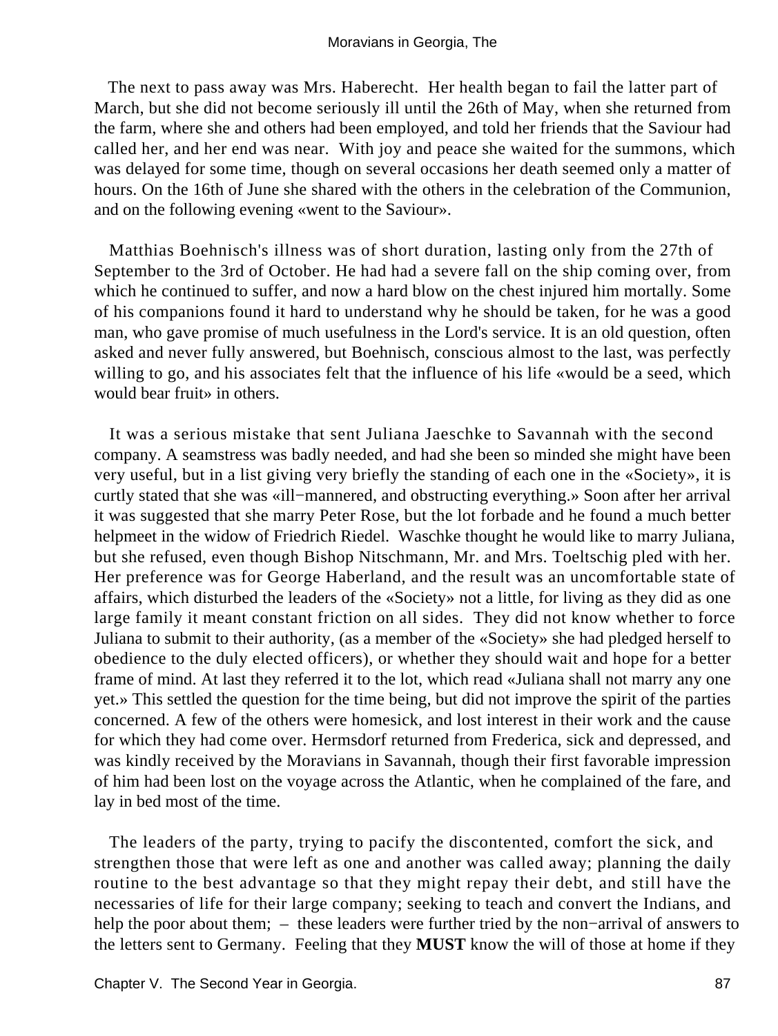The next to pass away was Mrs. Haberecht. Her health began to fail the latter part of March, but she did not become seriously ill until the 26th of May, when she returned from the farm, where she and others had been employed, and told her friends that the Saviour had called her, and her end was near. With joy and peace she waited for the summons, which was delayed for some time, though on several occasions her death seemed only a matter of hours. On the 16th of June she shared with the others in the celebration of the Communion, and on the following evening «went to the Saviour».

Matthias Boehnisch's illness was of short duration, lasting only from the 27th of September to the 3rd of October. He had had a severe fall on the ship coming over, from which he continued to suffer, and now a hard blow on the chest injured him mortally. Some of his companions found it hard to understand why he should be taken, for he was a good man, who gave promise of much usefulness in the Lord's service. It is an old question, often asked and never fully answered, but Boehnisch, conscious almost to the last, was perfectly willing to go, and his associates felt that the influence of his life «would be a seed, which would bear fruit» in others.

It was a serious mistake that sent Juliana Jaeschke to Savannah with the second company. A seamstress was badly needed, and had she been so minded she might have been very useful, but in a list giving very briefly the standing of each one in the «Society», it is curtly stated that she was «ill−mannered, and obstructing everything.» Soon after her arrival it was suggested that she marry Peter Rose, but the lot forbade and he found a much better helpmeet in the widow of Friedrich Riedel. Waschke thought he would like to marry Juliana, but she refused, even though Bishop Nitschmann, Mr. and Mrs. Toeltschig pled with her. Her preference was for George Haberland, and the result was an uncomfortable state of affairs, which disturbed the leaders of the «Society» not a little, for living as they did as one large family it meant constant friction on all sides. They did not know whether to force Juliana to submit to their authority, (as a member of the «Society» she had pledged herself to obedience to the duly elected officers), or whether they should wait and hope for a better frame of mind. At last they referred it to the lot, which read «Juliana shall not marry any one yet.» This settled the question for the time being, but did not improve the spirit of the parties concerned. A few of the others were homesick, and lost interest in their work and the cause for which they had come over. Hermsdorf returned from Frederica, sick and depressed, and was kindly received by the Moravians in Savannah, though their first favorable impression of him had been lost on the voyage across the Atlantic, when he complained of the fare, and lay in bed most of the time.

The leaders of the party, trying to pacify the discontented, comfort the sick, and strengthen those that were left as one and another was called away; planning the daily routine to the best advantage so that they might repay their debt, and still have the necessaries of life for their large company; seeking to teach and convert the Indians, and help the poor about them; – these leaders were further tried by the non−arrival of answers to the letters sent to Germany. Feeling that they **MUST** know the will of those at home if they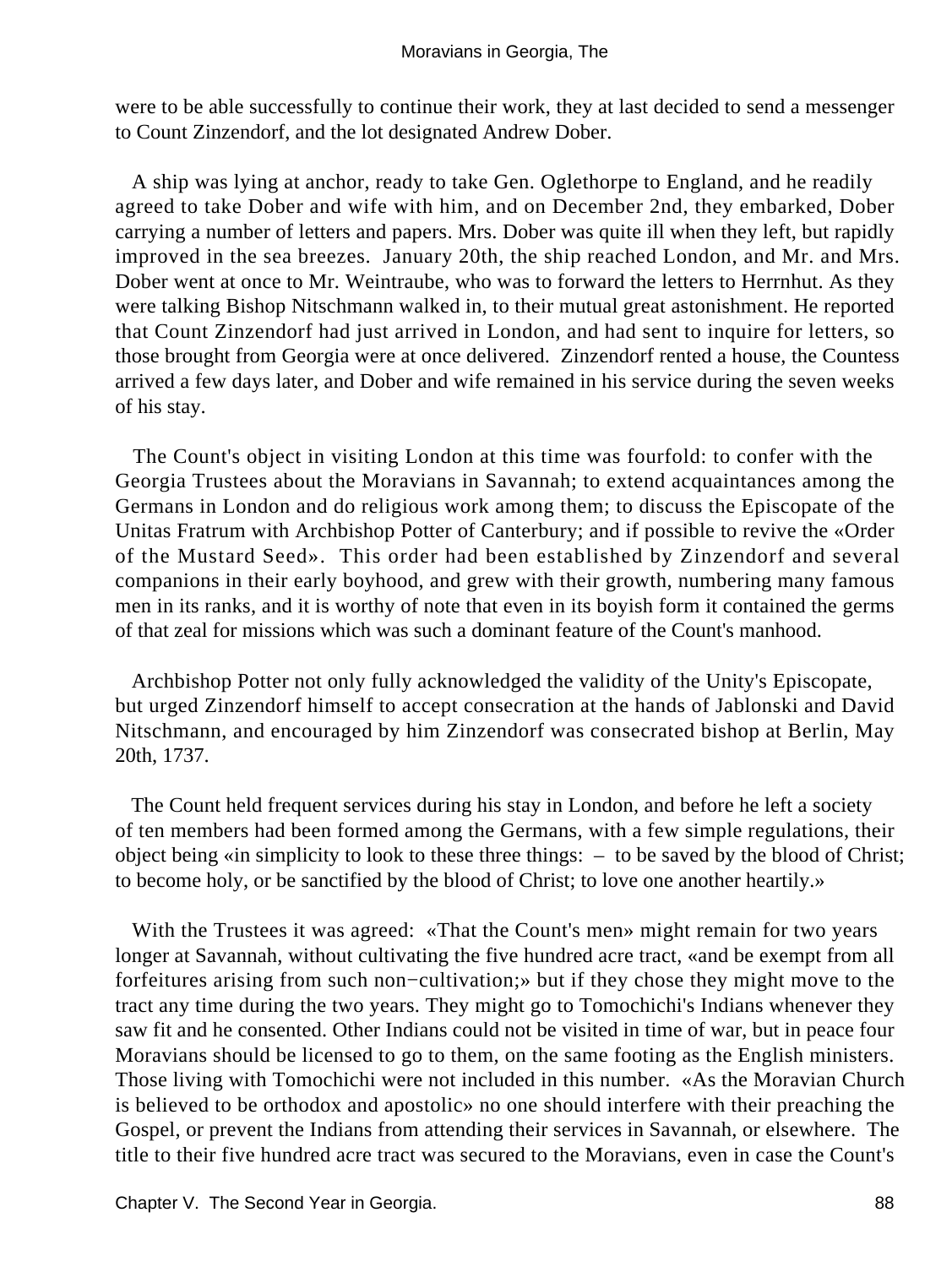were to be able successfully to continue their work, they at last decided to send a messenger to Count Zinzendorf, and the lot designated Andrew Dober.

A ship was lying at anchor, ready to take Gen. Oglethorpe to England, and he readily agreed to take Dober and wife with him, and on December 2nd, they embarked, Dober carrying a number of letters and papers. Mrs. Dober was quite ill when they left, but rapidly improved in the sea breezes. January 20th, the ship reached London, and Mr. and Mrs. Dober went at once to Mr. Weintraube, who was to forward the letters to Herrnhut. As they were talking Bishop Nitschmann walked in, to their mutual great astonishment. He reported that Count Zinzendorf had just arrived in London, and had sent to inquire for letters, so those brought from Georgia were at once delivered. Zinzendorf rented a house, the Countess arrived a few days later, and Dober and wife remained in his service during the seven weeks of his stay.

The Count's object in visiting London at this time was fourfold: to confer with the Georgia Trustees about the Moravians in Savannah; to extend acquaintances among the Germans in London and do religious work among them; to discuss the Episcopate of the Unitas Fratrum with Archbishop Potter of Canterbury; and if possible to revive the «Order of the Mustard Seed». This order had been established by Zinzendorf and several companions in their early boyhood, and grew with their growth, numbering many famous men in its ranks, and it is worthy of note that even in its boyish form it contained the germs of that zeal for missions which was such a dominant feature of the Count's manhood.

Archbishop Potter not only fully acknowledged the validity of the Unity's Episcopate, but urged Zinzendorf himself to accept consecration at the hands of Jablonski and David Nitschmann, and encouraged by him Zinzendorf was consecrated bishop at Berlin, May 20th, 1737.

The Count held frequent services during his stay in London, and before he left a society of ten members had been formed among the Germans, with a few simple regulations, their object being «in simplicity to look to these three things: – to be saved by the blood of Christ; to become holy, or be sanctified by the blood of Christ; to love one another heartily.»

With the Trustees it was agreed: «That the Count's men» might remain for two years longer at Savannah, without cultivating the five hundred acre tract, «and be exempt from all forfeitures arising from such non−cultivation;» but if they chose they might move to the tract any time during the two years. They might go to Tomochichi's Indians whenever they saw fit and he consented. Other Indians could not be visited in time of war, but in peace four Moravians should be licensed to go to them, on the same footing as the English ministers. Those living with Tomochichi were not included in this number. «As the Moravian Church is believed to be orthodox and apostolic» no one should interfere with their preaching the Gospel, or prevent the Indians from attending their services in Savannah, or elsewhere. The title to their five hundred acre tract was secured to the Moravians, even in case the Count's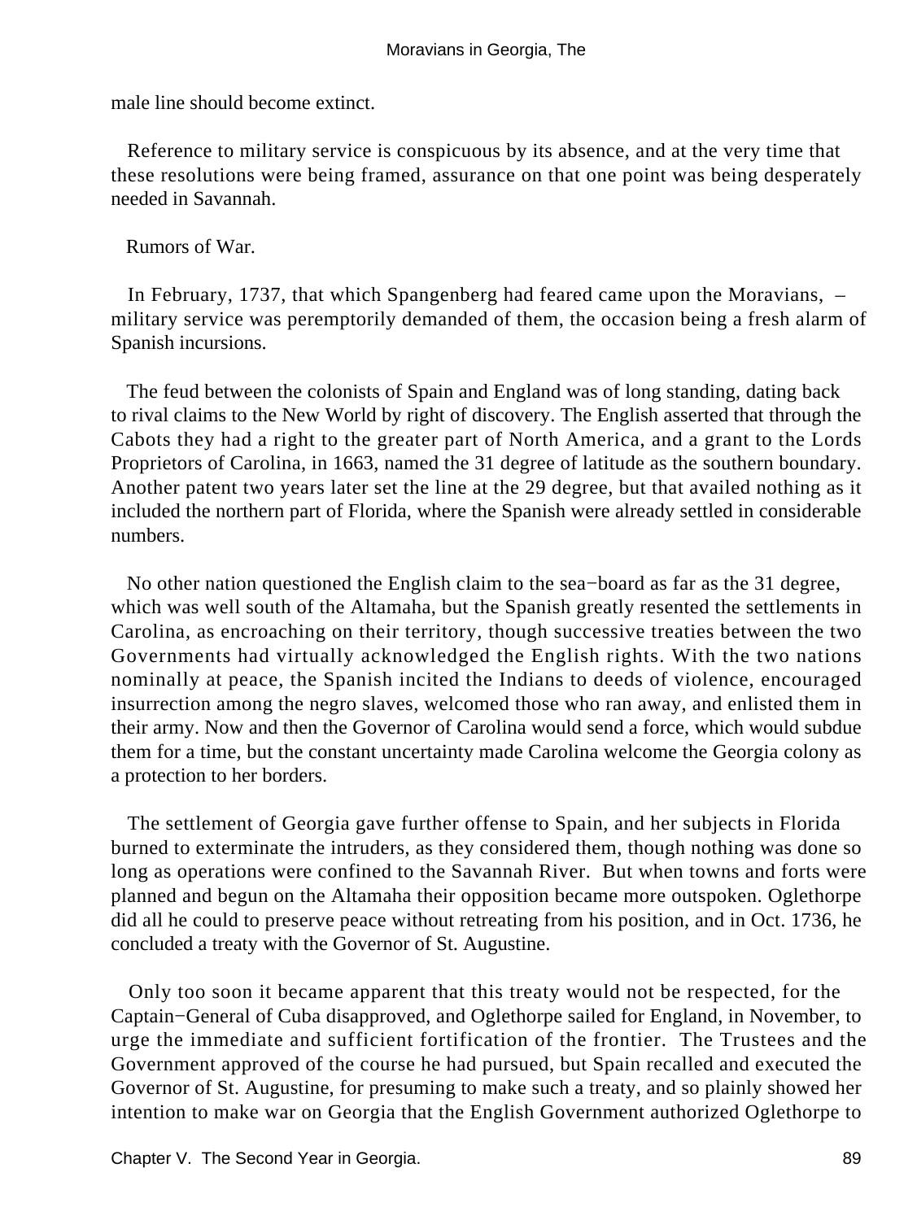male line should become extinct.

Reference to military service is conspicuous by its absence, and at the very time that these resolutions were being framed, assurance on that one point was being desperately needed in Savannah.

Rumors of War.

In February, 1737, that which Spangenberg had feared came upon the Moravians, – military service was peremptorily demanded of them, the occasion being a fresh alarm of Spanish incursions.

The feud between the colonists of Spain and England was of long standing, dating back to rival claims to the New World by right of discovery. The English asserted that through the Cabots they had a right to the greater part of North America, and a grant to the Lords Proprietors of Carolina, in 1663, named the 31 degree of latitude as the southern boundary. Another patent two years later set the line at the 29 degree, but that availed nothing as it included the northern part of Florida, where the Spanish were already settled in considerable numbers.

No other nation questioned the English claim to the sea−board as far as the 31 degree, which was well south of the Altamaha, but the Spanish greatly resented the settlements in Carolina, as encroaching on their territory, though successive treaties between the two Governments had virtually acknowledged the English rights. With the two nations nominally at peace, the Spanish incited the Indians to deeds of violence, encouraged insurrection among the negro slaves, welcomed those who ran away, and enlisted them in their army. Now and then the Governor of Carolina would send a force, which would subdue them for a time, but the constant uncertainty made Carolina welcome the Georgia colony as a protection to her borders.

The settlement of Georgia gave further offense to Spain, and her subjects in Florida burned to exterminate the intruders, as they considered them, though nothing was done so long as operations were confined to the Savannah River. But when towns and forts were planned and begun on the Altamaha their opposition became more outspoken. Oglethorpe did all he could to preserve peace without retreating from his position, and in Oct. 1736, he concluded a treaty with the Governor of St. Augustine.

Only too soon it became apparent that this treaty would not be respected, for the Captain−General of Cuba disapproved, and Oglethorpe sailed for England, in November, to urge the immediate and sufficient fortification of the frontier. The Trustees and the Government approved of the course he had pursued, but Spain recalled and executed the Governor of St. Augustine, for presuming to make such a treaty, and so plainly showed her intention to make war on Georgia that the English Government authorized Oglethorpe to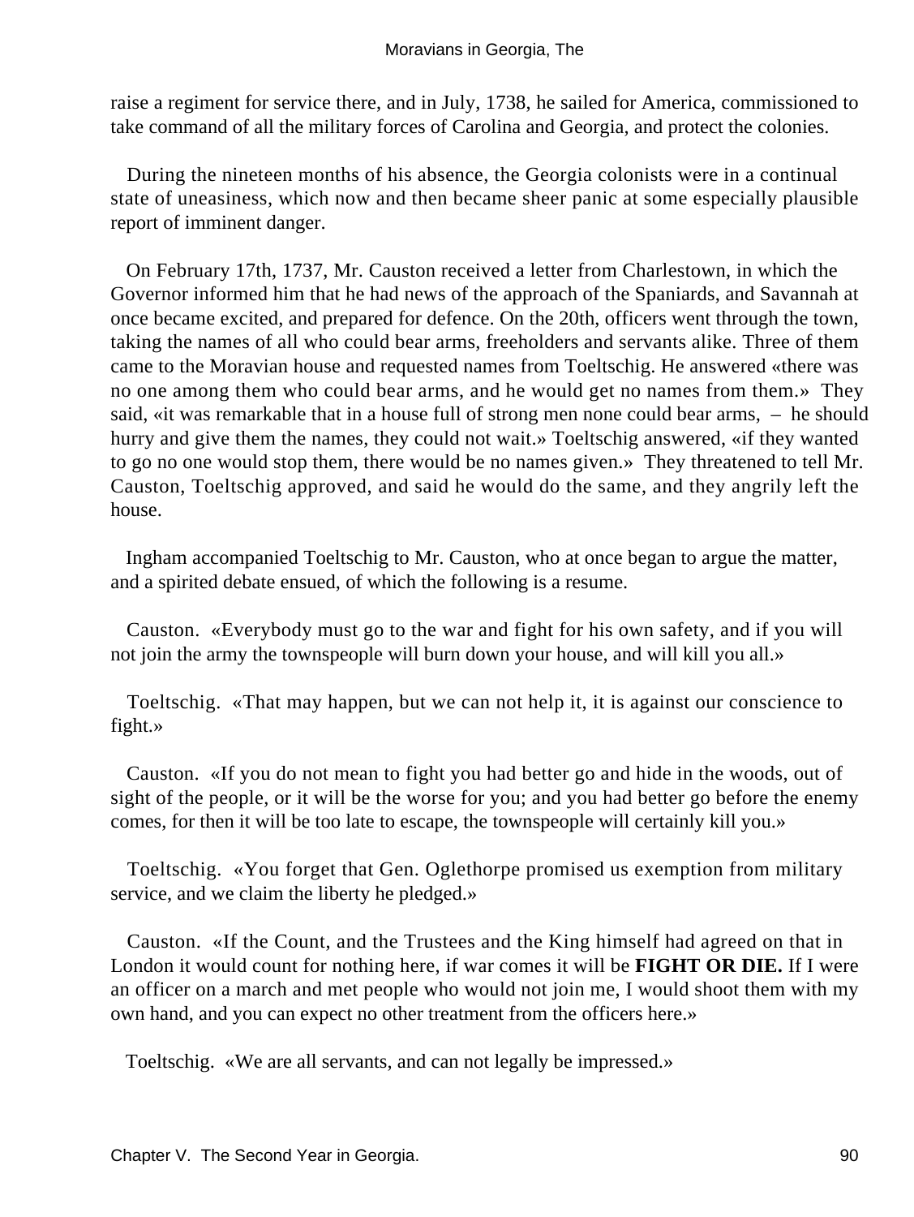raise a regiment for service there, and in July, 1738, he sailed for America, commissioned to take command of all the military forces of Carolina and Georgia, and protect the colonies.

During the nineteen months of his absence, the Georgia colonists were in a continual state of uneasiness, which now and then became sheer panic at some especially plausible report of imminent danger.

On February 17th, 1737, Mr. Causton received a letter from Charlestown, in which the Governor informed him that he had news of the approach of the Spaniards, and Savannah at once became excited, and prepared for defence. On the 20th, officers went through the town, taking the names of all who could bear arms, freeholders and servants alike. Three of them came to the Moravian house and requested names from Toeltschig. He answered «there was no one among them who could bear arms, and he would get no names from them.» They said, «it was remarkable that in a house full of strong men none could bear arms, – he should hurry and give them the names, they could not wait.» Toeltschig answered, «if they wanted to go no one would stop them, there would be no names given.» They threatened to tell Mr. Causton, Toeltschig approved, and said he would do the same, and they angrily left the house.

Ingham accompanied Toeltschig to Mr. Causton, who at once began to argue the matter, and a spirited debate ensued, of which the following is a resume.

Causton. «Everybody must go to the war and fight for his own safety, and if you will not join the army the townspeople will burn down your house, and will kill you all.»

Toeltschig. «That may happen, but we can not help it, it is against our conscience to fight.»

Causton. «If you do not mean to fight you had better go and hide in the woods, out of sight of the people, or it will be the worse for you; and you had better go before the enemy comes, for then it will be too late to escape, the townspeople will certainly kill you.»

Toeltschig. «You forget that Gen. Oglethorpe promised us exemption from military service, and we claim the liberty he pledged.»

Causton. «If the Count, and the Trustees and the King himself had agreed on that in London it would count for nothing here, if war comes it will be **FIGHT OR DIE.** If I were an officer on a march and met people who would not join me, I would shoot them with my own hand, and you can expect no other treatment from the officers here.»

Toeltschig. «We are all servants, and can not legally be impressed.»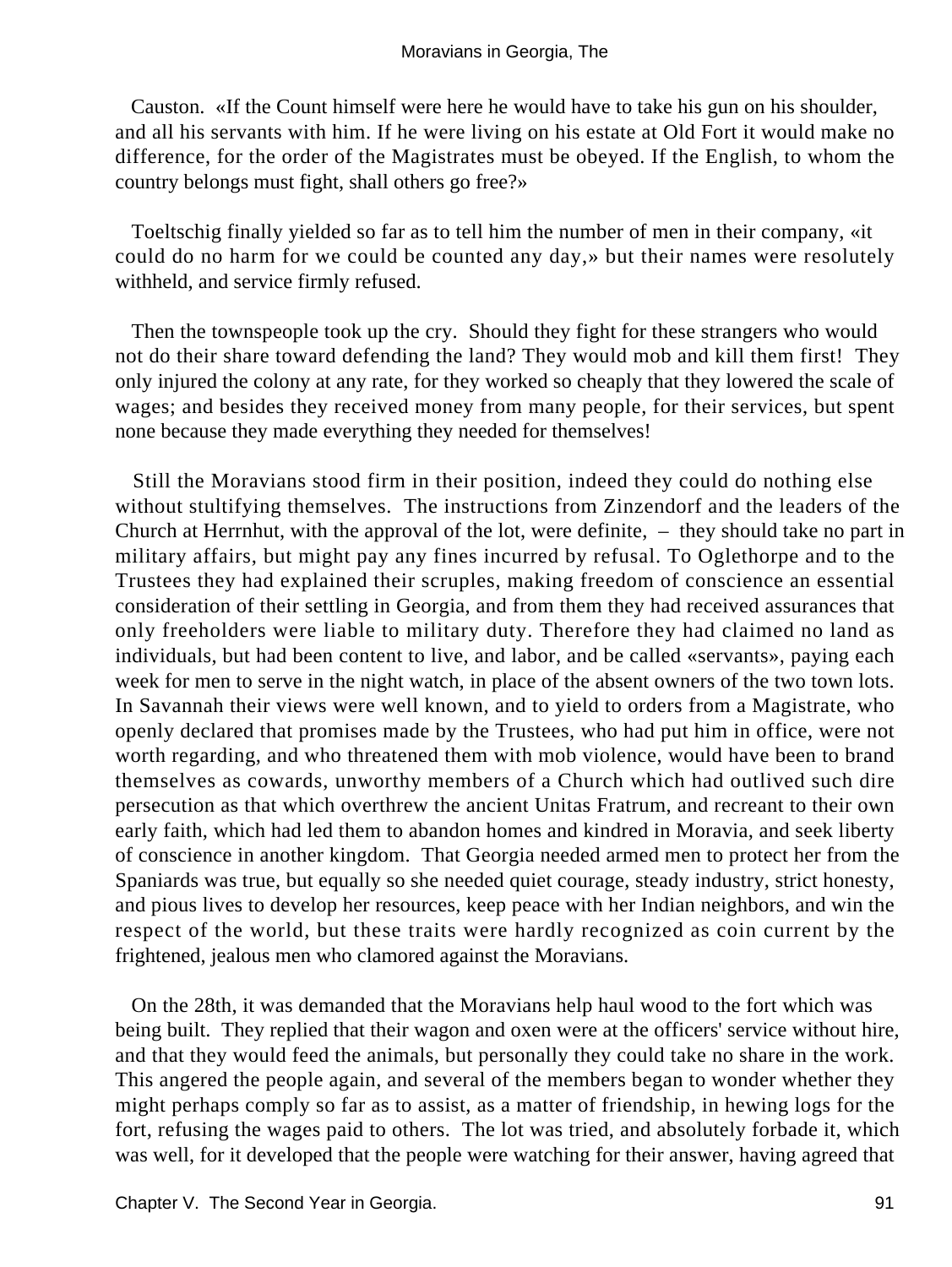Causton. «If the Count himself were here he would have to take his gun on his shoulder, and all his servants with him. If he were living on his estate at Old Fort it would make no difference, for the order of the Magistrates must be obeyed. If the English, to whom the country belongs must fight, shall others go free?»

Toeltschig finally yielded so far as to tell him the number of men in their company, «it could do no harm for we could be counted any day,» but their names were resolutely withheld, and service firmly refused.

Then the townspeople took up the cry. Should they fight for these strangers who would not do their share toward defending the land? They would mob and kill them first! They only injured the colony at any rate, for they worked so cheaply that they lowered the scale of wages; and besides they received money from many people, for their services, but spent none because they made everything they needed for themselves!

Still the Moravians stood firm in their position, indeed they could do nothing else without stultifying themselves. The instructions from Zinzendorf and the leaders of the Church at Herrnhut, with the approval of the lot, were definite, – they should take no part in military affairs, but might pay any fines incurred by refusal. To Oglethorpe and to the Trustees they had explained their scruples, making freedom of conscience an essential consideration of their settling in Georgia, and from them they had received assurances that only freeholders were liable to military duty. Therefore they had claimed no land as individuals, but had been content to live, and labor, and be called «servants», paying each week for men to serve in the night watch, in place of the absent owners of the two town lots. In Savannah their views were well known, and to yield to orders from a Magistrate, who openly declared that promises made by the Trustees, who had put him in office, were not worth regarding, and who threatened them with mob violence, would have been to brand themselves as cowards, unworthy members of a Church which had outlived such dire persecution as that which overthrew the ancient Unitas Fratrum, and recreant to their own early faith, which had led them to abandon homes and kindred in Moravia, and seek liberty of conscience in another kingdom. That Georgia needed armed men to protect her from the Spaniards was true, but equally so she needed quiet courage, steady industry, strict honesty, and pious lives to develop her resources, keep peace with her Indian neighbors, and win the respect of the world, but these traits were hardly recognized as coin current by the frightened, jealous men who clamored against the Moravians.

On the 28th, it was demanded that the Moravians help haul wood to the fort which was being built. They replied that their wagon and oxen were at the officers' service without hire, and that they would feed the animals, but personally they could take no share in the work. This angered the people again, and several of the members began to wonder whether they might perhaps comply so far as to assist, as a matter of friendship, in hewing logs for the fort, refusing the wages paid to others. The lot was tried, and absolutely forbade it, which was well, for it developed that the people were watching for their answer, having agreed that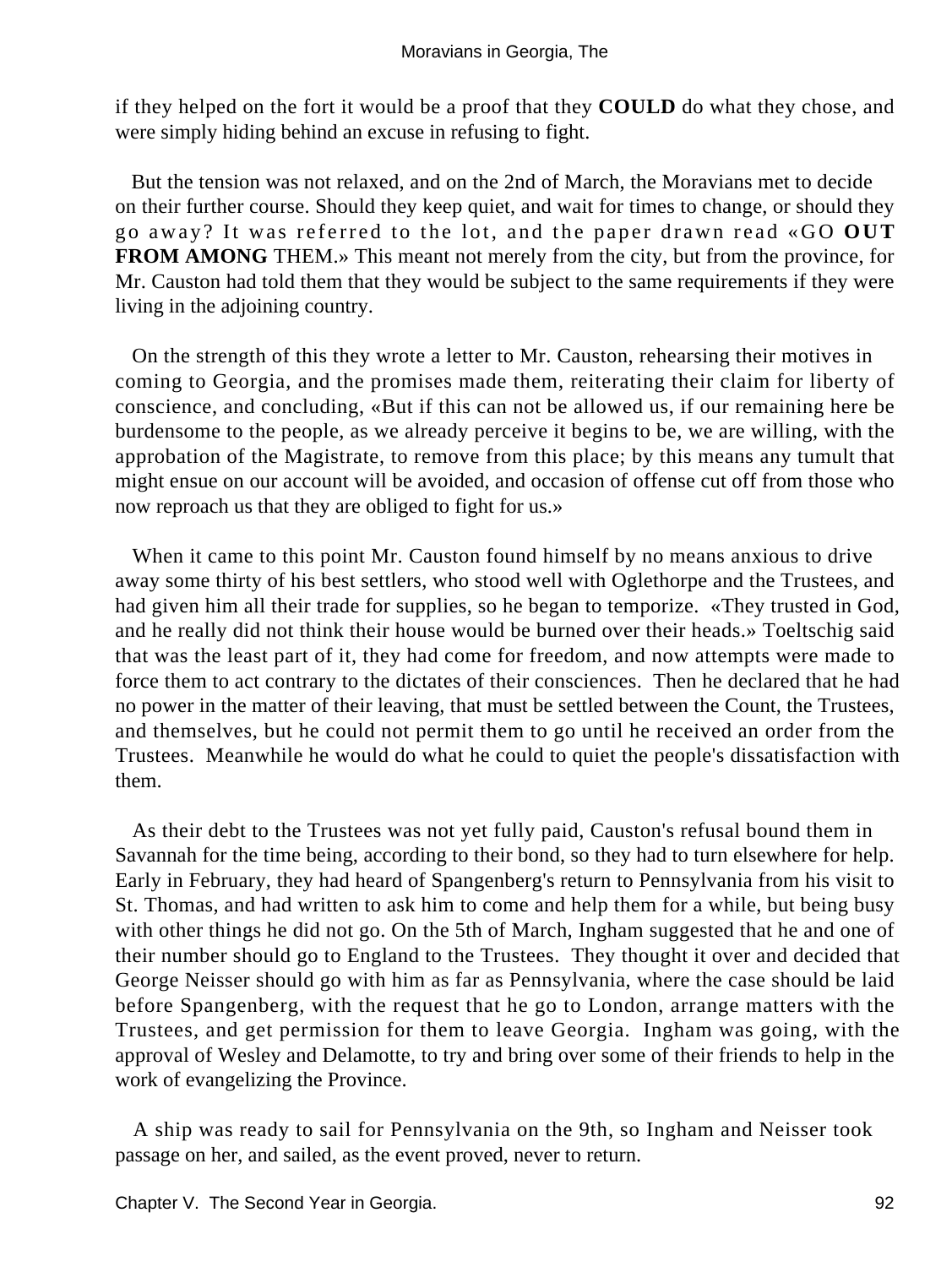if they helped on the fort it would be a proof that they **COULD** do what they chose, and were simply hiding behind an excuse in refusing to fight.

But the tension was not relaxed, and on the 2nd of March, the Moravians met to decide on their further course. Should they keep quiet, and wait for times to change, or should they go away? It was referred to the lot, and the paper drawn read «GO **OUT FROM AMONG** THEM.» This meant not merely from the city, but from the province, for Mr. Causton had told them that they would be subject to the same requirements if they were living in the adjoining country.

On the strength of this they wrote a letter to Mr. Causton, rehearsing their motives in coming to Georgia, and the promises made them, reiterating their claim for liberty of conscience, and concluding, «But if this can not be allowed us, if our remaining here be burdensome to the people, as we already perceive it begins to be, we are willing, with the approbation of the Magistrate, to remove from this place; by this means any tumult that might ensue on our account will be avoided, and occasion of offense cut off from those who now reproach us that they are obliged to fight for us.»

When it came to this point Mr. Causton found himself by no means anxious to drive away some thirty of his best settlers, who stood well with Oglethorpe and the Trustees, and had given him all their trade for supplies, so he began to temporize. «They trusted in God, and he really did not think their house would be burned over their heads.» Toeltschig said that was the least part of it, they had come for freedom, and now attempts were made to force them to act contrary to the dictates of their consciences. Then he declared that he had no power in the matter of their leaving, that must be settled between the Count, the Trustees, and themselves, but he could not permit them to go until he received an order from the Trustees. Meanwhile he would do what he could to quiet the people's dissatisfaction with them.

As their debt to the Trustees was not yet fully paid, Causton's refusal bound them in Savannah for the time being, according to their bond, so they had to turn elsewhere for help. Early in February, they had heard of Spangenberg's return to Pennsylvania from his visit to St. Thomas, and had written to ask him to come and help them for a while, but being busy with other things he did not go. On the 5th of March, Ingham suggested that he and one of their number should go to England to the Trustees. They thought it over and decided that George Neisser should go with him as far as Pennsylvania, where the case should be laid before Spangenberg, with the request that he go to London, arrange matters with the Trustees, and get permission for them to leave Georgia. Ingham was going, with the approval of Wesley and Delamotte, to try and bring over some of their friends to help in the work of evangelizing the Province.

A ship was ready to sail for Pennsylvania on the 9th, so Ingham and Neisser took passage on her, and sailed, as the event proved, never to return.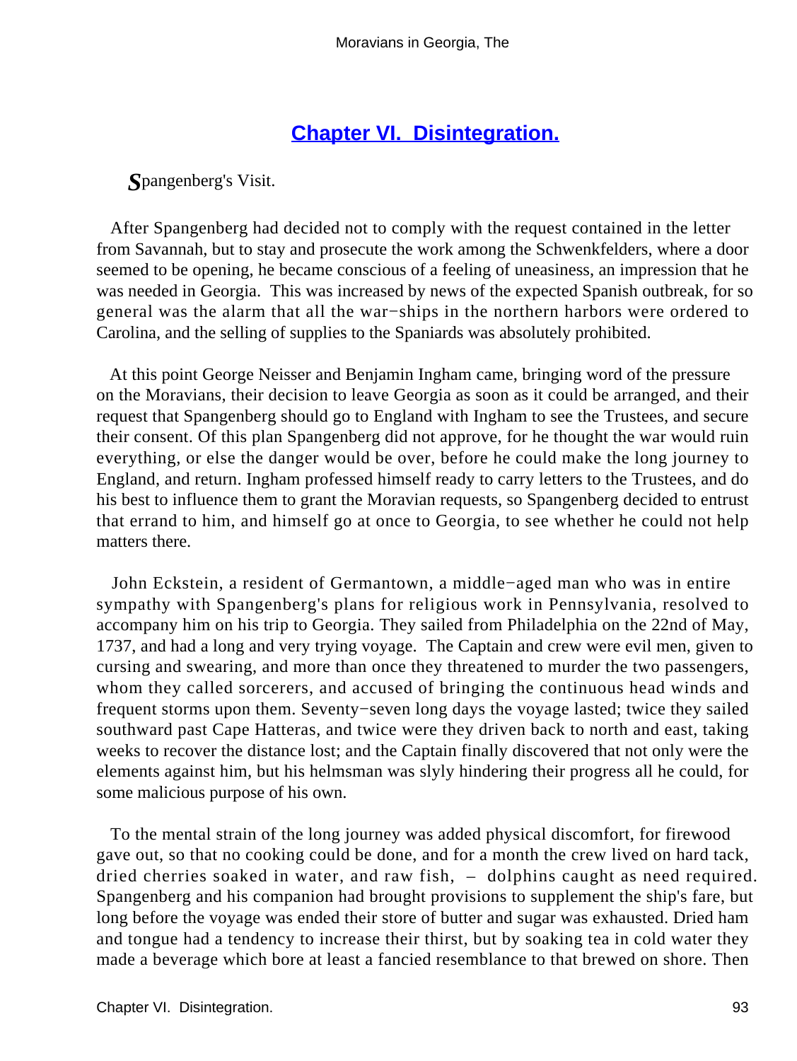## [Chapter VI. Disintegration.]()

*S*pangenberg's Visit.

After Spangenberg had decided not to comply with the request contained in the letter from Savannah, but to stay and prosecute the work among the Schwenkfelders, where a door seemed to be opening, he became conscious of a feeling of uneasiness, an impression that he was needed in Georgia. This was increased by news of the expected Spanish outbreak, for so general was the alarm that all the war−ships in the northern harbors were ordered to Carolina, and the selling of supplies to the Spaniards was absolutely prohibited.

At this point George Neisser and Benjamin Ingham came, bringing word of the pressure on the Moravians, their decision to leave Georgia as soon as it could be arranged, and their request that Spangenberg should go to England with Ingham to see the Trustees, and secure their consent. Of this plan Spangenberg did not approve, for he thought the war would ruin everything, or else the danger would be over, before he could make the long journey to England, and return. Ingham professed himself ready to carry letters to the Trustees, and do his best to influence them to grant the Moravian requests, so Spangenberg decided to entrust that errand to him, and himself go at once to Georgia, to see whether he could not help matters there.

John Eckstein, a resident of Germantown, a middle−aged man who was in entire sympathy with Spangenberg's plans for religious work in Pennsylvania, resolved to accompany him on his trip to Georgia. They sailed from Philadelphia on the 22nd of May, 1737, and had a long and very trying voyage. The Captain and crew were evil men, given to cursing and swearing, and more than once they threatened to murder the two passengers, whom they called sorcerers, and accused of bringing the continuous head winds and frequent storms upon them. Seventy−seven long days the voyage lasted; twice they sailed southward past Cape Hatteras, and twice were they driven back to north and east, taking weeks to recover the distance lost; and the Captain finally discovered that not only were the elements against him, but his helmsman was slyly hindering their progress all he could, for some malicious purpose of his own.

To the mental strain of the long journey was added physical discomfort, for firewood gave out, so that no cooking could be done, and for a month the crew lived on hard tack, dried cherries soaked in water, and raw fish, – dolphins caught as need required. Spangenberg and his companion had brought provisions to supplement the ship's fare, but long before the voyage was ended their store of butter and sugar was exhausted. Dried ham and tongue had a tendency to increase their thirst, but by soaking tea in cold water they made a beverage which bore at least a fancied resemblance to that brewed on shore. Then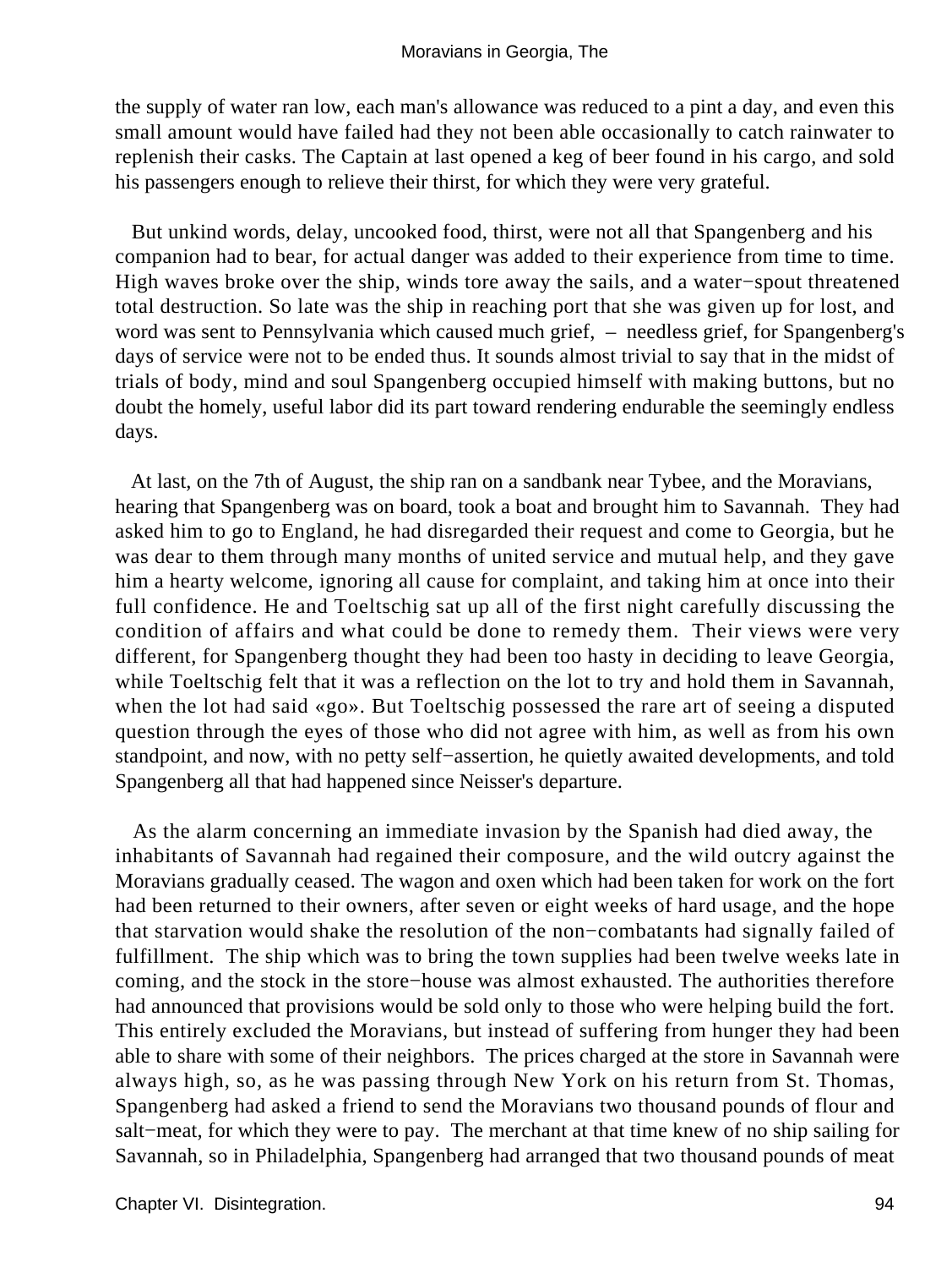the supply of water ran low, each man's allowance was reduced to a pint a day, and even this small amount would have failed had they not been able occasionally to catch rainwater to replenish their casks. The Captain at last opened a keg of beer found in his cargo, and sold his passengers enough to relieve their thirst, for which they were very grateful.

But unkind words, delay, uncooked food, thirst, were not all that Spangenberg and his companion had to bear, for actual danger was added to their experience from time to time. High waves broke over the ship, winds tore away the sails, and a water−spout threatened total destruction. So late was the ship in reaching port that she was given up for lost, and word was sent to Pennsylvania which caused much grief, – needless grief, for Spangenberg's days of service were not to be ended thus. It sounds almost trivial to say that in the midst of trials of body, mind and soul Spangenberg occupied himself with making buttons, but no doubt the homely, useful labor did its part toward rendering endurable the seemingly endless days.

At last, on the 7th of August, the ship ran on a sandbank near Tybee, and the Moravians, hearing that Spangenberg was on board, took a boat and brought him to Savannah. They had asked him to go to England, he had disregarded their request and come to Georgia, but he was dear to them through many months of united service and mutual help, and they gave him a hearty welcome, ignoring all cause for complaint, and taking him at once into their full confidence. He and Toeltschig sat up all of the first night carefully discussing the condition of affairs and what could be done to remedy them. Their views were very different, for Spangenberg thought they had been too hasty in deciding to leave Georgia, while Toeltschig felt that it was a reflection on the lot to try and hold them in Savannah, when the lot had said «go». But Toeltschig possessed the rare art of seeing a disputed question through the eyes of those who did not agree with him, as well as from his own standpoint, and now, with no petty self−assertion, he quietly awaited developments, and told Spangenberg all that had happened since Neisser's departure.

As the alarm concerning an immediate invasion by the Spanish had died away, the inhabitants of Savannah had regained their composure, and the wild outcry against the Moravians gradually ceased. The wagon and oxen which had been taken for work on the fort had been returned to their owners, after seven or eight weeks of hard usage, and the hope that starvation would shake the resolution of the non−combatants had signally failed of fulfillment. The ship which was to bring the town supplies had been twelve weeks late in coming, and the stock in the store−house was almost exhausted. The authorities therefore had announced that provisions would be sold only to those who were helping build the fort. This entirely excluded the Moravians, but instead of suffering from hunger they had been able to share with some of their neighbors. The prices charged at the store in Savannah were always high, so, as he was passing through New York on his return from St. Thomas, Spangenberg had asked a friend to send the Moravians two thousand pounds of flour and salt−meat, for which they were to pay. The merchant at that time knew of no ship sailing for Savannah, so in Philadelphia, Spangenberg had arranged that two thousand pounds of meat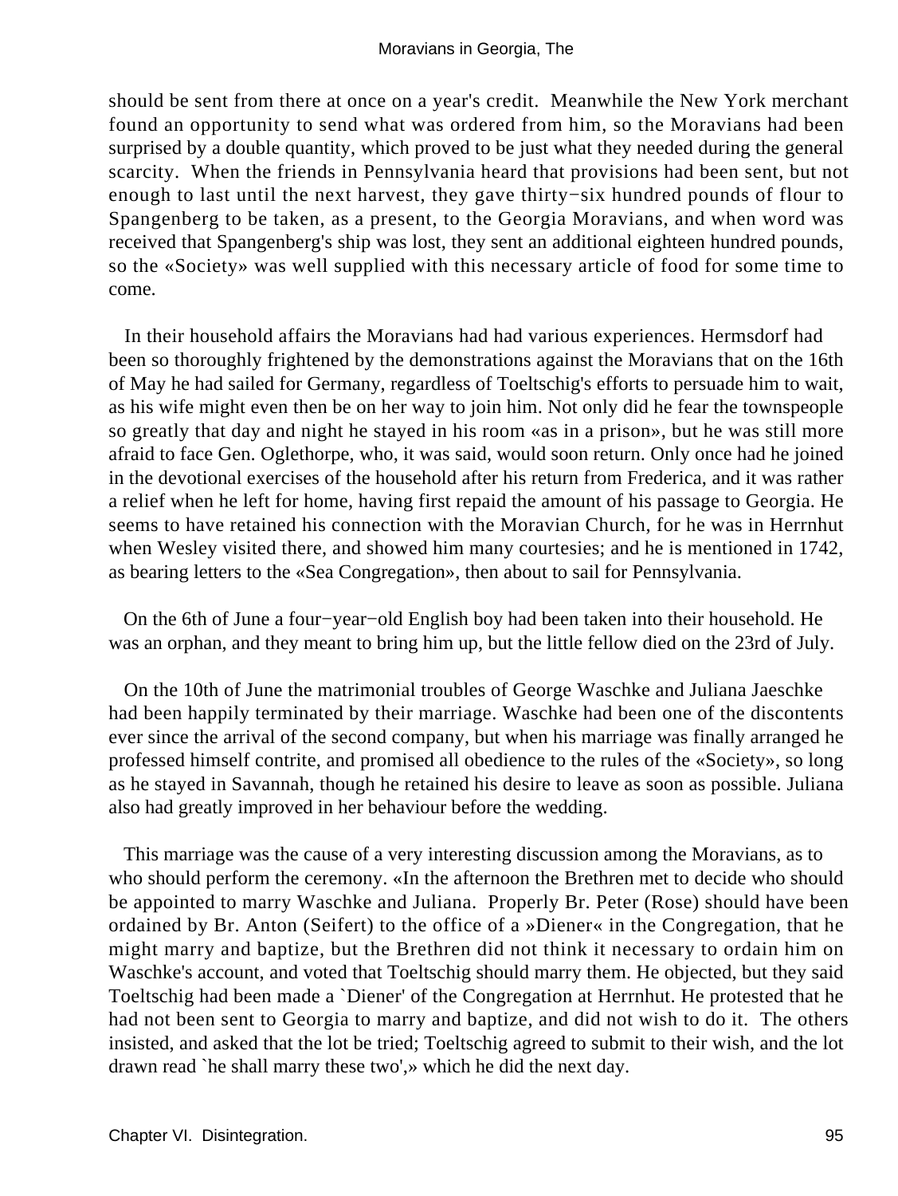should be sent from there at once on a year's credit. Meanwhile the New York merchant found an opportunity to send what was ordered from him, so the Moravians had been surprised by a double quantity, which proved to be just what they needed during the general scarcity. When the friends in Pennsylvania heard that provisions had been sent, but not enough to last until the next harvest, they gave thirty−six hundred pounds of flour to Spangenberg to be taken, as a present, to the Georgia Moravians, and when word was received that Spangenberg's ship was lost, they sent an additional eighteen hundred pounds, so the «Society» was well supplied with this necessary article of food for some time to come.

In their household affairs the Moravians had had various experiences. Hermsdorf had been so thoroughly frightened by the demonstrations against the Moravians that on the 16th of May he had sailed for Germany, regardless of Toeltschig's efforts to persuade him to wait, as his wife might even then be on her way to join him. Not only did he fear the townspeople so greatly that day and night he stayed in his room «as in a prison», but he was still more afraid to face Gen. Oglethorpe, who, it was said, would soon return. Only once had he joined in the devotional exercises of the household after his return from Frederica, and it was rather a relief when he left for home, having first repaid the amount of his passage to Georgia. He seems to have retained his connection with the Moravian Church, for he was in Herrnhut when Wesley visited there, and showed him many courtesies; and he is mentioned in 1742, as bearing letters to the «Sea Congregation», then about to sail for Pennsylvania.

On the 6th of June a four−year−old English boy had been taken into their household. He was an orphan, and they meant to bring him up, but the little fellow died on the 23rd of July.

On the 10th of June the matrimonial troubles of George Waschke and Juliana Jaeschke had been happily terminated by their marriage. Waschke had been one of the discontents ever since the arrival of the second company, but when his marriage was finally arranged he professed himself contrite, and promised all obedience to the rules of the «Society», so long as he stayed in Savannah, though he retained his desire to leave as soon as possible. Juliana also had greatly improved in her behaviour before the wedding.

This marriage was the cause of a very interesting discussion among the Moravians, as to who should perform the ceremony. «In the afternoon the Brethren met to decide who should be appointed to marry Waschke and Juliana. Properly Br. Peter (Rose) should have been ordained by Br. Anton (Seifert) to the office of a »Diener« in the Congregation, that he might marry and baptize, but the Brethren did not think it necessary to ordain him on Waschke's account, and voted that Toeltschig should marry them. He objected, but they said Toeltschig had been made a `Diener' of the Congregation at Herrnhut. He protested that he had not been sent to Georgia to marry and baptize, and did not wish to do it. The others insisted, and asked that the lot be tried; Toeltschig agreed to submit to their wish, and the lot drawn read `he shall marry these two',» which he did the next day.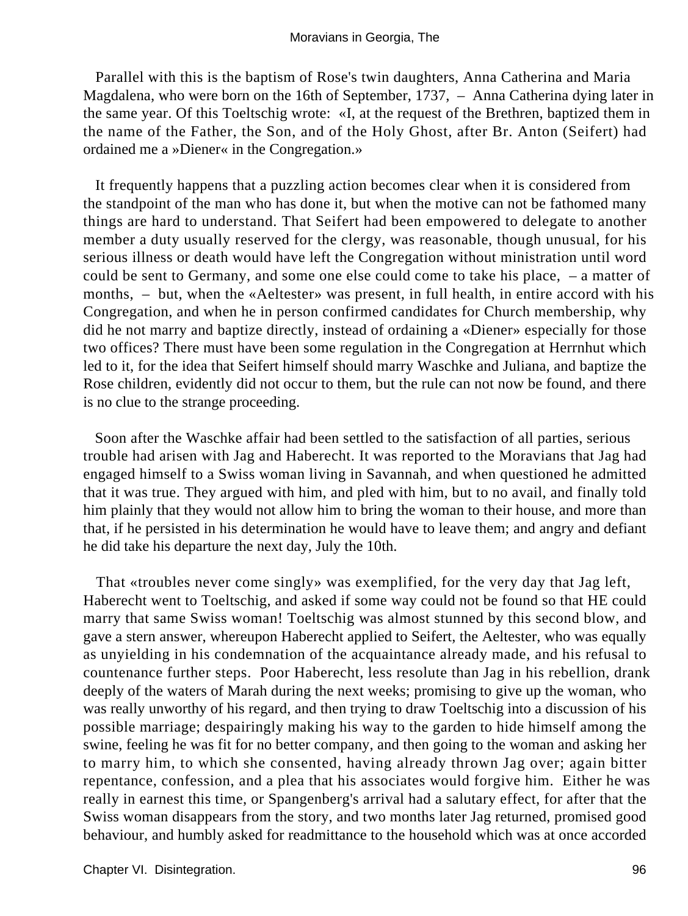Parallel with this is the baptism of Rose's twin daughters, Anna Catherina and Maria Magdalena, who were born on the 16th of September, 1737, – Anna Catherina dying later in the same year. Of this Toeltschig wrote: «I, at the request of the Brethren, baptized them in the name of the Father, the Son, and of the Holy Ghost, after Br. Anton (Seifert) had ordained me a »Diener« in the Congregation.»

It frequently happens that a puzzling action becomes clear when it is considered from the standpoint of the man who has done it, but when the motive can not be fathomed many things are hard to understand. That Seifert had been empowered to delegate to another member a duty usually reserved for the clergy, was reasonable, though unusual, for his serious illness or death would have left the Congregation without ministration until word could be sent to Germany, and some one else could come to take his place, – a matter of months, – but, when the «Aeltester» was present, in full health, in entire accord with his Congregation, and when he in person confirmed candidates for Church membership, why did he not marry and baptize directly, instead of ordaining a «Diener» especially for those two offices? There must have been some regulation in the Congregation at Herrnhut which led to it, for the idea that Seifert himself should marry Waschke and Juliana, and baptize the Rose children, evidently did not occur to them, but the rule can not now be found, and there is no clue to the strange proceeding.

Soon after the Waschke affair had been settled to the satisfaction of all parties, serious trouble had arisen with Jag and Haberecht. It was reported to the Moravians that Jag had engaged himself to a Swiss woman living in Savannah, and when questioned he admitted that it was true. They argued with him, and pled with him, but to no avail, and finally told him plainly that they would not allow him to bring the woman to their house, and more than that, if he persisted in his determination he would have to leave them; and angry and defiant he did take his departure the next day, July the 10th.

That «troubles never come singly» was exemplified, for the very day that Jag left, Haberecht went to Toeltschig, and asked if some way could not be found so that HE could marry that same Swiss woman! Toeltschig was almost stunned by this second blow, and gave a stern answer, whereupon Haberecht applied to Seifert, the Aeltester, who was equally as unyielding in his condemnation of the acquaintance already made, and his refusal to countenance further steps. Poor Haberecht, less resolute than Jag in his rebellion, drank deeply of the waters of Marah during the next weeks; promising to give up the woman, who was really unworthy of his regard, and then trying to draw Toeltschig into a discussion of his possible marriage; despairingly making his way to the garden to hide himself among the swine, feeling he was fit for no better company, and then going to the woman and asking her to marry him, to which she consented, having already thrown Jag over; again bitter repentance, confession, and a plea that his associates would forgive him. Either he was really in earnest this time, or Spangenberg's arrival had a salutary effect, for after that the Swiss woman disappears from the story, and two months later Jag returned, promised good behaviour, and humbly asked for readmittance to the household which was at once accorded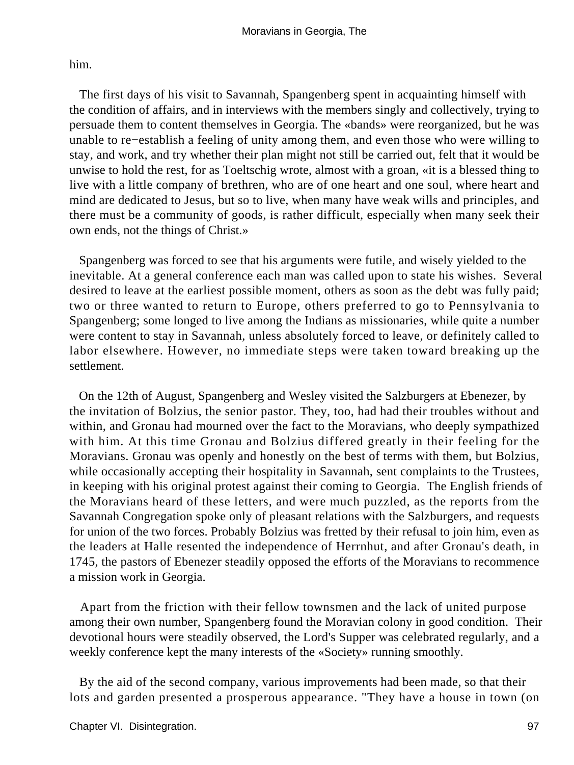him.

The first days of his visit to Savannah, Spangenberg spent in acquainting himself with the condition of affairs, and in interviews with the members singly and collectively, trying to persuade them to content themselves in Georgia. The «bands» were reorganized, but he was unable to re−establish a feeling of unity among them, and even those who were willing to stay, and work, and try whether their plan might not still be carried out, felt that it would be unwise to hold the rest, for as Toeltschig wrote, almost with a groan, «it is a blessed thing to live with a little company of brethren, who are of one heart and one soul, where heart and mind are dedicated to Jesus, but so to live, when many have weak wills and principles, and there must be a community of goods, is rather difficult, especially when many seek their own ends, not the things of Christ.»

Spangenberg was forced to see that his arguments were futile, and wisely yielded to the inevitable. At a general conference each man was called upon to state his wishes. Several desired to leave at the earliest possible moment, others as soon as the debt was fully paid; two or three wanted to return to Europe, others preferred to go to Pennsylvania to Spangenberg; some longed to live among the Indians as missionaries, while quite a number were content to stay in Savannah, unless absolutely forced to leave, or definitely called to labor elsewhere. However, no immediate steps were taken toward breaking up the settlement.

On the 12th of August, Spangenberg and Wesley visited the Salzburgers at Ebenezer, by the invitation of Bolzius, the senior pastor. They, too, had had their troubles without and within, and Gronau had mourned over the fact to the Moravians, who deeply sympathized with him. At this time Gronau and Bolzius differed greatly in their feeling for the Moravians. Gronau was openly and honestly on the best of terms with them, but Bolzius, while occasionally accepting their hospitality in Savannah, sent complaints to the Trustees, in keeping with his original protest against their coming to Georgia. The English friends of the Moravians heard of these letters, and were much puzzled, as the reports from the Savannah Congregation spoke only of pleasant relations with the Salzburgers, and requests for union of the two forces. Probably Bolzius was fretted by their refusal to join him, even as the leaders at Halle resented the independence of Herrnhut, and after Gronau's death, in 1745, the pastors of Ebenezer steadily opposed the efforts of the Moravians to recommence a mission work in Georgia.

Apart from the friction with their fellow townsmen and the lack of united purpose among their own number, Spangenberg found the Moravian colony in good condition. Their devotional hours were steadily observed, the Lord's Supper was celebrated regularly, and a weekly conference kept the many interests of the «Society» running smoothly.

By the aid of the second company, various improvements had been made, so that their lots and garden presented a prosperous appearance. "They have a house in town (on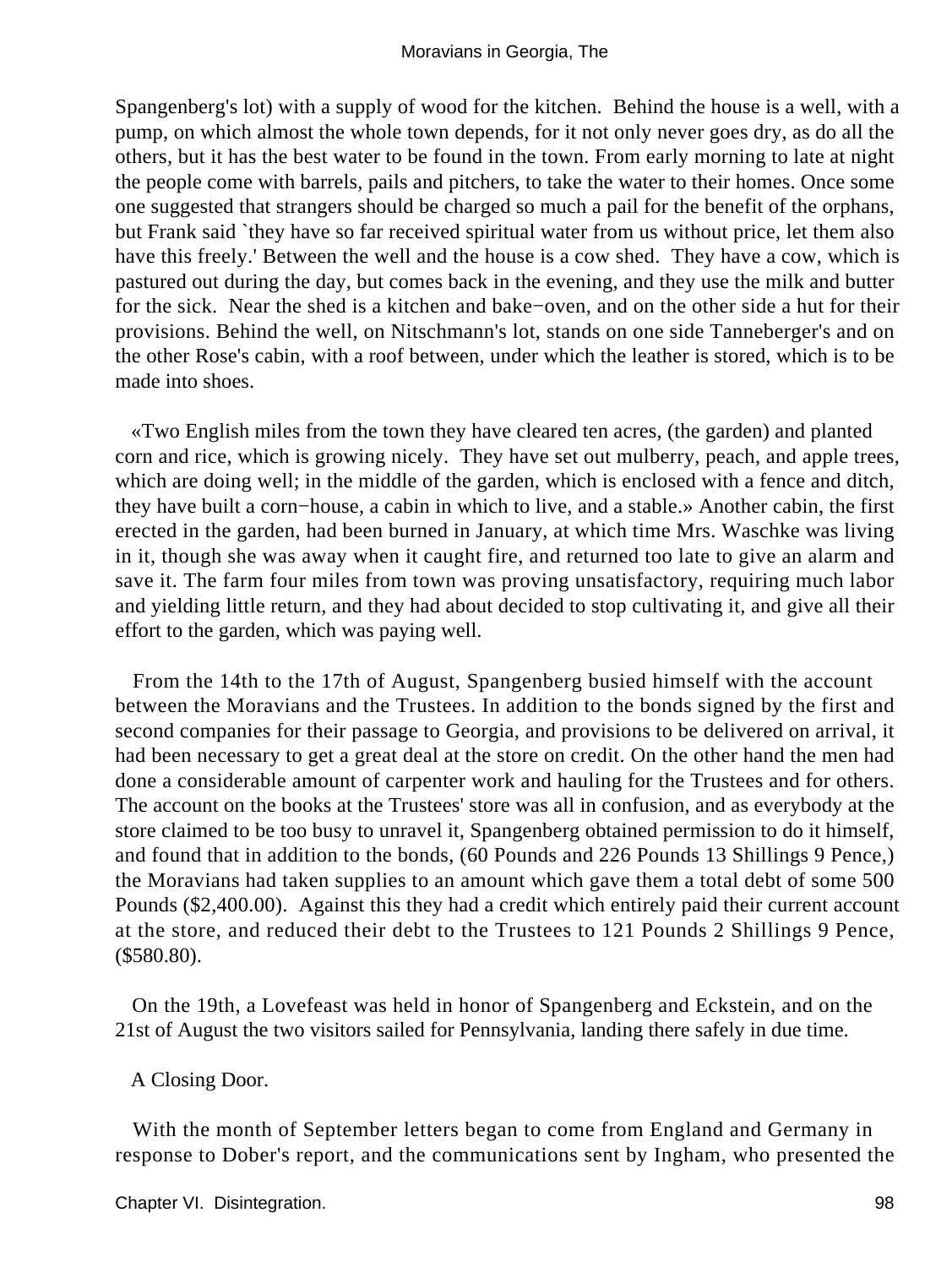Spangenberg's lot) with a supply of wood for the kitchen. Behind the house is a well, with a pump, on which almost the whole town depends, for it not only never goes dry, as do all the others, but it has the best water to be found in the town. From early morning to late at night the people come with barrels, pails and pitchers, to take the water to their homes. Once some one suggested that strangers should be charged so much a pail for the benefit of the orphans, but Frank said `they have so far received spiritual water from us without price, let them also have this freely.' Between the well and the house is a cow shed. They have a cow, which is pastured out during the day, but comes back in the evening, and they use the milk and butter for the sick. Near the shed is a kitchen and bake−oven, and on the other side a hut for their provisions. Behind the well, on Nitschmann's lot, stands on one side Tanneberger's and on the other Rose's cabin, with a roof between, under which the leather is stored, which is to be made into shoes.

«Two English miles from the town they have cleared ten acres, (the garden) and planted corn and rice, which is growing nicely. They have set out mulberry, peach, and apple trees, which are doing well; in the middle of the garden, which is enclosed with a fence and ditch, they have built a corn−house, a cabin in which to live, and a stable.» Another cabin, the first erected in the garden, had been burned in January, at which time Mrs. Waschke was living in it, though she was away when it caught fire, and returned too late to give an alarm and save it. The farm four miles from town was proving unsatisfactory, requiring much labor and yielding little return, and they had about decided to stop cultivating it, and give all their effort to the garden, which was paying well.

From the 14th to the 17th of August, Spangenberg busied himself with the account between the Moravians and the Trustees. In addition to the bonds signed by the first and second companies for their passage to Georgia, and provisions to be delivered on arrival, it had been necessary to get a great deal at the store on credit. On the other hand the men had done a considerable amount of carpenter work and hauling for the Trustees and for others. The account on the books at the Trustees' store was all in confusion, and as everybody at the store claimed to be too busy to unravel it, Spangenberg obtained permission to do it himself, and found that in addition to the bonds, (60 Pounds and 226 Pounds 13 Shillings 9 Pence,) the Moravians had taken supplies to an amount which gave them a total debt of some 500 Pounds ($2,400.00). Against this they had a credit which entirely paid their current account at the store, and reduced their debt to the Trustees to 121 Pounds 2 Shillings 9 Pence, ($580.80).

On the 19th, a Lovefeast was held in honor of Spangenberg and Eckstein, and on the 21st of August the two visitors sailed for Pennsylvania, landing there safely in due time.

## A Closing Door.

With the month of September letters began to come from England and Germany in response to Dober's report, and the communications sent by Ingham, who presented the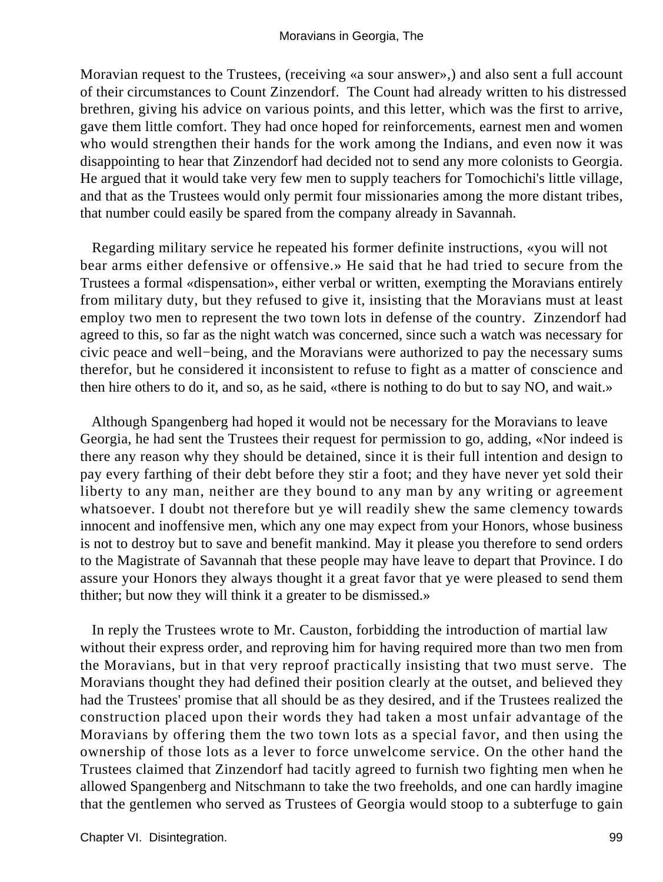Moravian request to the Trustees, (receiving «a sour answer»,) and also sent a full account of their circumstances to Count Zinzendorf. The Count had already written to his distressed brethren, giving his advice on various points, and this letter, which was the first to arrive, gave them little comfort. They had once hoped for reinforcements, earnest men and women who would strengthen their hands for the work among the Indians, and even now it was disappointing to hear that Zinzendorf had decided not to send any more colonists to Georgia. He argued that it would take very few men to supply teachers for Tomochichi's little village, and that as the Trustees would only permit four missionaries among the more distant tribes, that number could easily be spared from the company already in Savannah.

Regarding military service he repeated his former definite instructions, «you will not bear arms either defensive or offensive.» He said that he had tried to secure from the Trustees a formal «dispensation», either verbal or written, exempting the Moravians entirely from military duty, but they refused to give it, insisting that the Moravians must at least employ two men to represent the two town lots in defense of the country. Zinzendorf had agreed to this, so far as the night watch was concerned, since such a watch was necessary for civic peace and well−being, and the Moravians were authorized to pay the necessary sums therefor, but he considered it inconsistent to refuse to fight as a matter of conscience and then hire others to do it, and so, as he said, «there is nothing to do but to say NO, and wait.»

Although Spangenberg had hoped it would not be necessary for the Moravians to leave Georgia, he had sent the Trustees their request for permission to go, adding, «Nor indeed is there any reason why they should be detained, since it is their full intention and design to pay every farthing of their debt before they stir a foot; and they have never yet sold their liberty to any man, neither are they bound to any man by any writing or agreement whatsoever. I doubt not therefore but ye will readily shew the same clemency towards innocent and inoffensive men, which any one may expect from your Honors, whose business is not to destroy but to save and benefit mankind. May it please you therefore to send orders to the Magistrate of Savannah that these people may have leave to depart that Province. I do assure your Honors they always thought it a great favor that ye were pleased to send them thither; but now they will think it a greater to be dismissed.»

In reply the Trustees wrote to Mr. Causton, forbidding the introduction of martial law without their express order, and reproving him for having required more than two men from the Moravians, but in that very reproof practically insisting that two must serve. The Moravians thought they had defined their position clearly at the outset, and believed they had the Trustees' promise that all should be as they desired, and if the Trustees realized the construction placed upon their words they had taken a most unfair advantage of the Moravians by offering them the two town lots as a special favor, and then using the ownership of those lots as a lever to force unwelcome service. On the other hand the Trustees claimed that Zinzendorf had tacitly agreed to furnish two fighting men when he allowed Spangenberg and Nitschmann to take the two freeholds, and one can hardly imagine that the gentlemen who served as Trustees of Georgia would stoop to a subterfuge to gain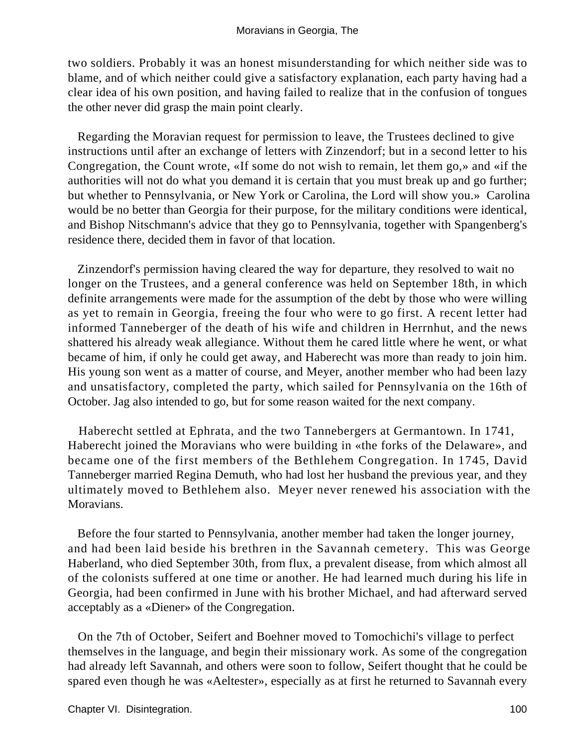two soldiers. Probably it was an honest misunderstanding for which neither side was to blame, and of which neither could give a satisfactory explanation, each party having had a clear idea of his own position, and having failed to realize that in the confusion of tongues the other never did grasp the main point clearly.

Regarding the Moravian request for permission to leave, the Trustees declined to give instructions until after an exchange of letters with Zinzendorf; but in a second letter to his Congregation, the Count wrote, «If some do not wish to remain, let them go,» and «if the authorities will not do what you demand it is certain that you must break up and go further; but whether to Pennsylvania, or New York or Carolina, the Lord will show you.» Carolina would be no better than Georgia for their purpose, for the military conditions were identical, and Bishop Nitschmann's advice that they go to Pennsylvania, together with Spangenberg's residence there, decided them in favor of that location.

Zinzendorf's permission having cleared the way for departure, they resolved to wait no longer on the Trustees, and a general conference was held on September 18th, in which definite arrangements were made for the assumption of the debt by those who were willing as yet to remain in Georgia, freeing the four who were to go first. A recent letter had informed Tanneberger of the death of his wife and children in Herrnhut, and the news shattered his already weak allegiance. Without them he cared little where he went, or what became of him, if only he could get away, and Haberecht was more than ready to join him. His young son went as a matter of course, and Meyer, another member who had been lazy and unsatisfactory, completed the party, which sailed for Pennsylvania on the 16th of October. Jag also intended to go, but for some reason waited for the next company.

Haberecht settled at Ephrata, and the two Tannebergers at Germantown. In 1741, Haberecht joined the Moravians who were building in «the forks of the Delaware», and became one of the first members of the Bethlehem Congregation. In 1745, David Tanneberger married Regina Demuth, who had lost her husband the previous year, and they ultimately moved to Bethlehem also. Meyer never renewed his association with the Moravians.

Before the four started to Pennsylvania, another member had taken the longer journey, and had been laid beside his brethren in the Savannah cemetery. This was George Haberland, who died September 30th, from flux, a prevalent disease, from which almost all of the colonists suffered at one time or another. He had learned much during his life in Georgia, had been confirmed in June with his brother Michael, and had afterward served acceptably as a «Diener» of the Congregation.

On the 7th of October, Seifert and Boehner moved to Tomochichi's village to perfect themselves in the language, and begin their missionary work. As some of the congregation had already left Savannah, and others were soon to follow, Seifert thought that he could be spared even though he was «Aeltester», especially as at first he returned to Savannah every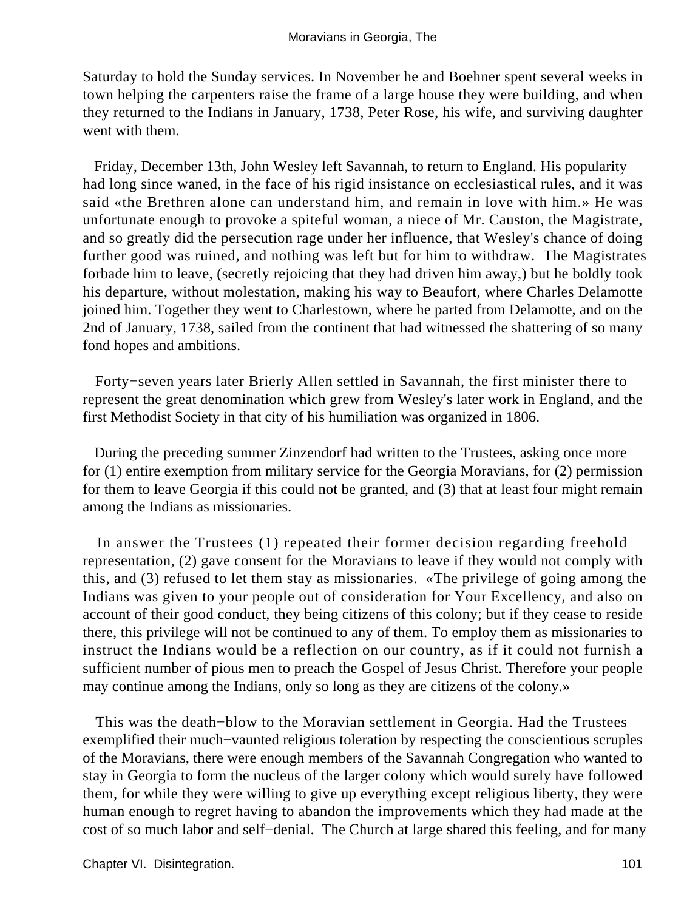Saturday to hold the Sunday services. In November he and Boehner spent several weeks in town helping the carpenters raise the frame of a large house they were building, and when they returned to the Indians in January, 1738, Peter Rose, his wife, and surviving daughter went with them.

Friday, December 13th, John Wesley left Savannah, to return to England. His popularity had long since waned, in the face of his rigid insistance on ecclesiastical rules, and it was said «the Brethren alone can understand him, and remain in love with him.» He was unfortunate enough to provoke a spiteful woman, a niece of Mr. Causton, the Magistrate, and so greatly did the persecution rage under her influence, that Wesley's chance of doing further good was ruined, and nothing was left but for him to withdraw. The Magistrates forbade him to leave, (secretly rejoicing that they had driven him away,) but he boldly took his departure, without molestation, making his way to Beaufort, where Charles Delamotte joined him. Together they went to Charlestown, where he parted from Delamotte, and on the 2nd of January, 1738, sailed from the continent that had witnessed the shattering of so many fond hopes and ambitions.

Forty−seven years later Brierly Allen settled in Savannah, the first minister there to represent the great denomination which grew from Wesley's later work in England, and the first Methodist Society in that city of his humiliation was organized in 1806.

During the preceding summer Zinzendorf had written to the Trustees, asking once more for (1) entire exemption from military service for the Georgia Moravians, for (2) permission for them to leave Georgia if this could not be granted, and (3) that at least four might remain among the Indians as missionaries.

In answer the Trustees (1) repeated their former decision regarding freehold representation, (2) gave consent for the Moravians to leave if they would not comply with this, and (3) refused to let them stay as missionaries. «The privilege of going among the Indians was given to your people out of consideration for Your Excellency, and also on account of their good conduct, they being citizens of this colony; but if they cease to reside there, this privilege will not be continued to any of them. To employ them as missionaries to instruct the Indians would be a reflection on our country, as if it could not furnish a sufficient number of pious men to preach the Gospel of Jesus Christ. Therefore your people may continue among the Indians, only so long as they are citizens of the colony.»

This was the death−blow to the Moravian settlement in Georgia. Had the Trustees exemplified their much−vaunted religious toleration by respecting the conscientious scruples of the Moravians, there were enough members of the Savannah Congregation who wanted to stay in Georgia to form the nucleus of the larger colony which would surely have followed them, for while they were willing to give up everything except religious liberty, they were human enough to regret having to abandon the improvements which they had made at the cost of so much labor and self−denial. The Church at large shared this feeling, and for many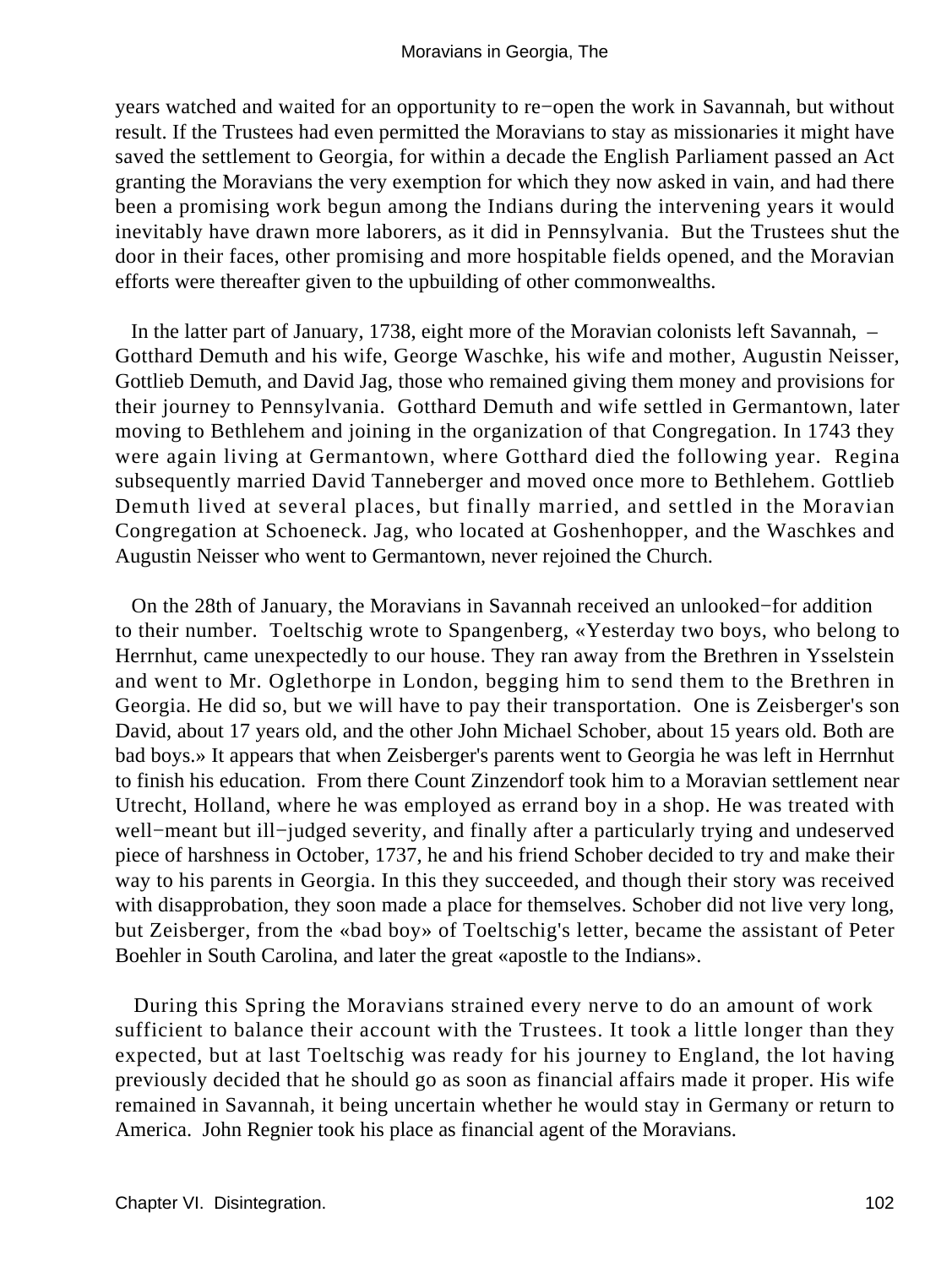years watched and waited for an opportunity to re−open the work in Savannah, but without result. If the Trustees had even permitted the Moravians to stay as missionaries it might have saved the settlement to Georgia, for within a decade the English Parliament passed an Act granting the Moravians the very exemption for which they now asked in vain, and had there been a promising work begun among the Indians during the intervening years it would inevitably have drawn more laborers, as it did in Pennsylvania. But the Trustees shut the door in their faces, other promising and more hospitable fields opened, and the Moravian efforts were thereafter given to the upbuilding of other commonwealths.

In the latter part of January, 1738, eight more of the Moravian colonists left Savannah, – Gotthard Demuth and his wife, George Waschke, his wife and mother, Augustin Neisser, Gottlieb Demuth, and David Jag, those who remained giving them money and provisions for their journey to Pennsylvania. Gotthard Demuth and wife settled in Germantown, later moving to Bethlehem and joining in the organization of that Congregation. In 1743 they were again living at Germantown, where Gotthard died the following year. Regina subsequently married David Tanneberger and moved once more to Bethlehem. Gottlieb Demuth lived at several places, but finally married, and settled in the Moravian Congregation at Schoeneck. Jag, who located at Goshenhopper, and the Waschkes and Augustin Neisser who went to Germantown, never rejoined the Church.

On the 28th of January, the Moravians in Savannah received an unlooked−for addition to their number. Toeltschig wrote to Spangenberg, «Yesterday two boys, who belong to Herrnhut, came unexpectedly to our house. They ran away from the Brethren in Ysselstein and went to Mr. Oglethorpe in London, begging him to send them to the Brethren in Georgia. He did so, but we will have to pay their transportation. One is Zeisberger's son David, about 17 years old, and the other John Michael Schober, about 15 years old. Both are bad boys.» It appears that when Zeisberger's parents went to Georgia he was left in Herrnhut to finish his education. From there Count Zinzendorf took him to a Moravian settlement near Utrecht, Holland, where he was employed as errand boy in a shop. He was treated with well−meant but ill−judged severity, and finally after a particularly trying and undeserved piece of harshness in October, 1737, he and his friend Schober decided to try and make their way to his parents in Georgia. In this they succeeded, and though their story was received with disapprobation, they soon made a place for themselves. Schober did not live very long, but Zeisberger, from the «bad boy» of Toeltschig's letter, became the assistant of Peter Boehler in South Carolina, and later the great «apostle to the Indians».

During this Spring the Moravians strained every nerve to do an amount of work sufficient to balance their account with the Trustees. It took a little longer than they expected, but at last Toeltschig was ready for his journey to England, the lot having previously decided that he should go as soon as financial affairs made it proper. His wife remained in Savannah, it being uncertain whether he would stay in Germany or return to America. John Regnier took his place as financial agent of the Moravians.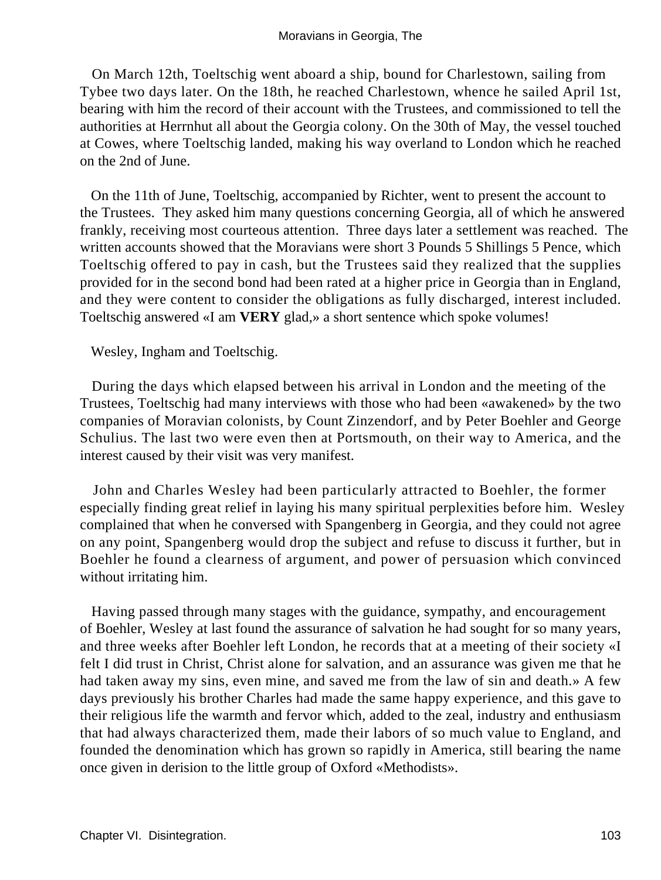On March 12th, Toeltschig went aboard a ship, bound for Charlestown, sailing from Tybee two days later. On the 18th, he reached Charlestown, whence he sailed April 1st, bearing with him the record of their account with the Trustees, and commissioned to tell the authorities at Herrnhut all about the Georgia colony. On the 30th of May, the vessel touched at Cowes, where Toeltschig landed, making his way overland to London which he reached on the 2nd of June.

On the 11th of June, Toeltschig, accompanied by Richter, went to present the account to the Trustees. They asked him many questions concerning Georgia, all of which he answered frankly, receiving most courteous attention. Three days later a settlement was reached. The written accounts showed that the Moravians were short 3 Pounds 5 Shillings 5 Pence, which Toeltschig offered to pay in cash, but the Trustees said they realized that the supplies provided for in the second bond had been rated at a higher price in Georgia than in England, and they were content to consider the obligations as fully discharged, interest included. Toeltschig answered «I am **VERY** glad,» a short sentence which spoke volumes!

Wesley, Ingham and Toeltschig.

During the days which elapsed between his arrival in London and the meeting of the Trustees, Toeltschig had many interviews with those who had been «awakened» by the two companies of Moravian colonists, by Count Zinzendorf, and by Peter Boehler and George Schulius. The last two were even then at Portsmouth, on their way to America, and the interest caused by their visit was very manifest.

John and Charles Wesley had been particularly attracted to Boehler, the former especially finding great relief in laying his many spiritual perplexities before him. Wesley complained that when he conversed with Spangenberg in Georgia, and they could not agree on any point, Spangenberg would drop the subject and refuse to discuss it further, but in Boehler he found a clearness of argument, and power of persuasion which convinced without irritating him.

Having passed through many stages with the guidance, sympathy, and encouragement of Boehler, Wesley at last found the assurance of salvation he had sought for so many years, and three weeks after Boehler left London, he records that at a meeting of their society «I felt I did trust in Christ, Christ alone for salvation, and an assurance was given me that he had taken away my sins, even mine, and saved me from the law of sin and death.» A few days previously his brother Charles had made the same happy experience, and this gave to their religious life the warmth and fervor which, added to the zeal, industry and enthusiasm that had always characterized them, made their labors of so much value to England, and founded the denomination which has grown so rapidly in America, still bearing the name once given in derision to the little group of Oxford «Methodists».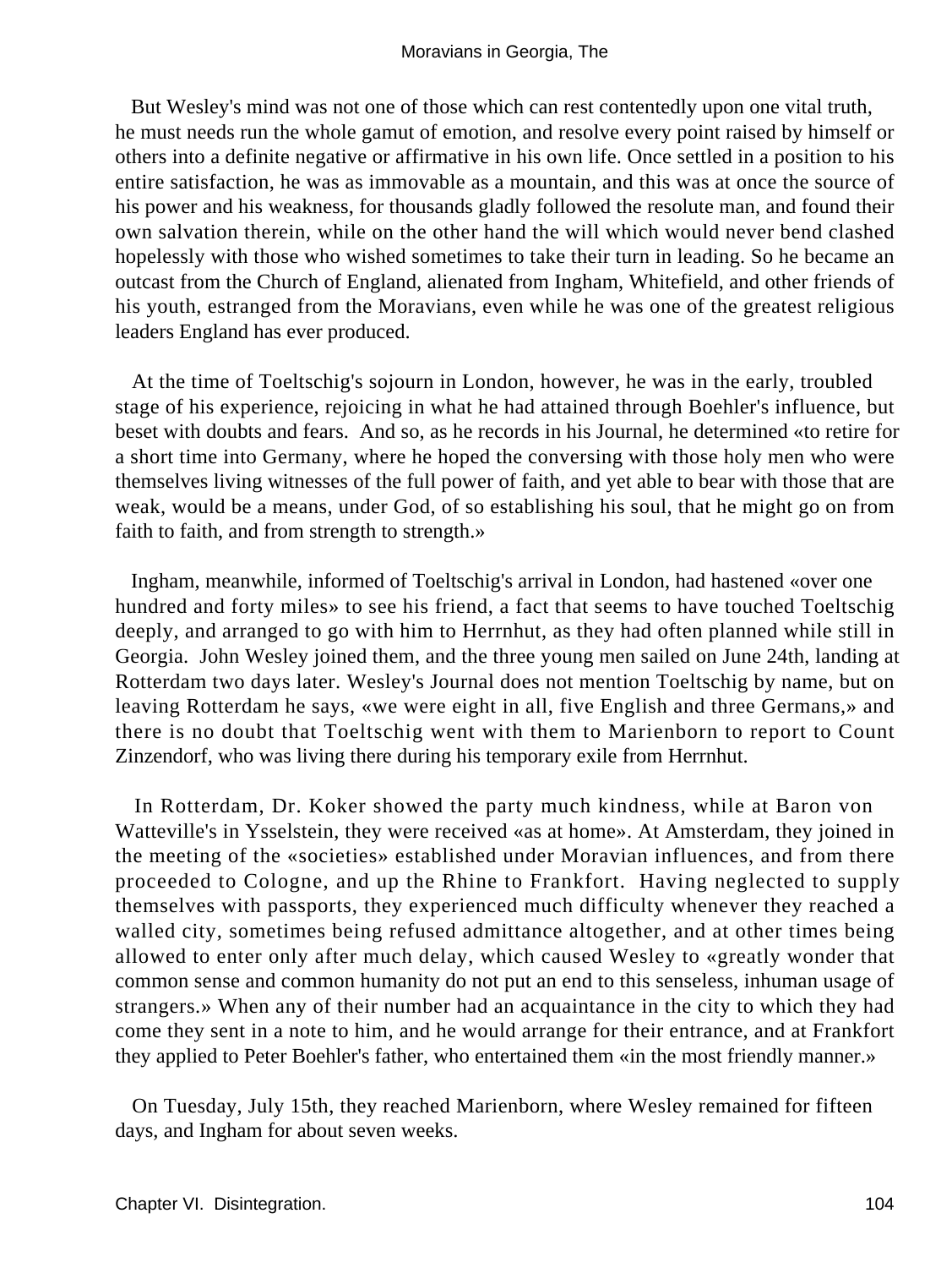But Wesley's mind was not one of those which can rest contentedly upon one vital truth, he must needs run the whole gamut of emotion, and resolve every point raised by himself or others into a definite negative or affirmative in his own life. Once settled in a position to his entire satisfaction, he was as immovable as a mountain, and this was at once the source of his power and his weakness, for thousands gladly followed the resolute man, and found their own salvation therein, while on the other hand the will which would never bend clashed hopelessly with those who wished sometimes to take their turn in leading. So he became an outcast from the Church of England, alienated from Ingham, Whitefield, and other friends of his youth, estranged from the Moravians, even while he was one of the greatest religious leaders England has ever produced.

At the time of Toeltschig's sojourn in London, however, he was in the early, troubled stage of his experience, rejoicing in what he had attained through Boehler's influence, but beset with doubts and fears. And so, as he records in his Journal, he determined «to retire for a short time into Germany, where he hoped the conversing with those holy men who were themselves living witnesses of the full power of faith, and yet able to bear with those that are weak, would be a means, under God, of so establishing his soul, that he might go on from faith to faith, and from strength to strength.»

Ingham, meanwhile, informed of Toeltschig's arrival in London, had hastened «over one hundred and forty miles» to see his friend, a fact that seems to have touched Toeltschig deeply, and arranged to go with him to Herrnhut, as they had often planned while still in Georgia. John Wesley joined them, and the three young men sailed on June 24th, landing at Rotterdam two days later. Wesley's Journal does not mention Toeltschig by name, but on leaving Rotterdam he says, «we were eight in all, five English and three Germans,» and there is no doubt that Toeltschig went with them to Marienborn to report to Count Zinzendorf, who was living there during his temporary exile from Herrnhut.

In Rotterdam, Dr. Koker showed the party much kindness, while at Baron von Watteville's in Ysselstein, they were received «as at home». At Amsterdam, they joined in the meeting of the «societies» established under Moravian influences, and from there proceeded to Cologne, and up the Rhine to Frankfort. Having neglected to supply themselves with passports, they experienced much difficulty whenever they reached a walled city, sometimes being refused admittance altogether, and at other times being allowed to enter only after much delay, which caused Wesley to «greatly wonder that common sense and common humanity do not put an end to this senseless, inhuman usage of strangers.» When any of their number had an acquaintance in the city to which they had come they sent in a note to him, and he would arrange for their entrance, and at Frankfort they applied to Peter Boehler's father, who entertained them «in the most friendly manner.»

On Tuesday, July 15th, they reached Marienborn, where Wesley remained for fifteen days, and Ingham for about seven weeks.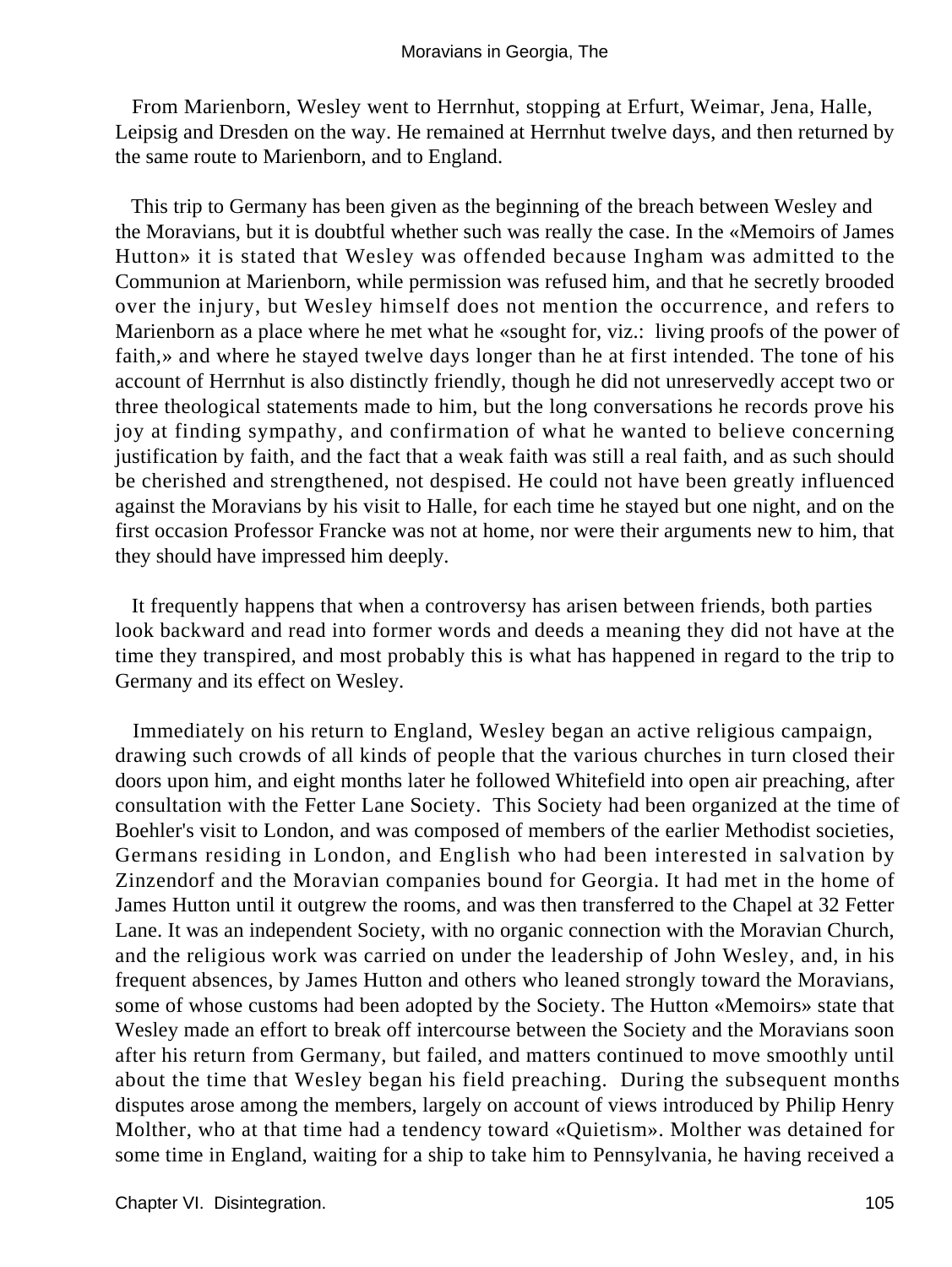From Marienborn, Wesley went to Herrnhut, stopping at Erfurt, Weimar, Jena, Halle, Leipsig and Dresden on the way. He remained at Herrnhut twelve days, and then returned by the same route to Marienborn, and to England.

This trip to Germany has been given as the beginning of the breach between Wesley and the Moravians, but it is doubtful whether such was really the case. In the «Memoirs of James Hutton» it is stated that Wesley was offended because Ingham was admitted to the Communion at Marienborn, while permission was refused him, and that he secretly brooded over the injury, but Wesley himself does not mention the occurrence, and refers to Marienborn as a place where he met what he «sought for, viz.: living proofs of the power of faith,» and where he stayed twelve days longer than he at first intended. The tone of his account of Herrnhut is also distinctly friendly, though he did not unreservedly accept two or three theological statements made to him, but the long conversations he records prove his joy at finding sympathy, and confirmation of what he wanted to believe concerning justification by faith, and the fact that a weak faith was still a real faith, and as such should be cherished and strengthened, not despised. He could not have been greatly influenced against the Moravians by his visit to Halle, for each time he stayed but one night, and on the first occasion Professor Francke was not at home, nor were their arguments new to him, that they should have impressed him deeply.

It frequently happens that when a controversy has arisen between friends, both parties look backward and read into former words and deeds a meaning they did not have at the time they transpired, and most probably this is what has happened in regard to the trip to Germany and its effect on Wesley.

Immediately on his return to England, Wesley began an active religious campaign, drawing such crowds of all kinds of people that the various churches in turn closed their doors upon him, and eight months later he followed Whitefield into open air preaching, after consultation with the Fetter Lane Society. This Society had been organized at the time of Boehler's visit to London, and was composed of members of the earlier Methodist societies, Germans residing in London, and English who had been interested in salvation by Zinzendorf and the Moravian companies bound for Georgia. It had met in the home of James Hutton until it outgrew the rooms, and was then transferred to the Chapel at 32 Fetter Lane. It was an independent Society, with no organic connection with the Moravian Church, and the religious work was carried on under the leadership of John Wesley, and, in his frequent absences, by James Hutton and others who leaned strongly toward the Moravians, some of whose customs had been adopted by the Society. The Hutton «Memoirs» state that Wesley made an effort to break off intercourse between the Society and the Moravians soon after his return from Germany, but failed, and matters continued to move smoothly until about the time that Wesley began his field preaching. During the subsequent months disputes arose among the members, largely on account of views introduced by Philip Henry Molther, who at that time had a tendency toward «Quietism». Molther was detained for some time in England, waiting for a ship to take him to Pennsylvania, he having received a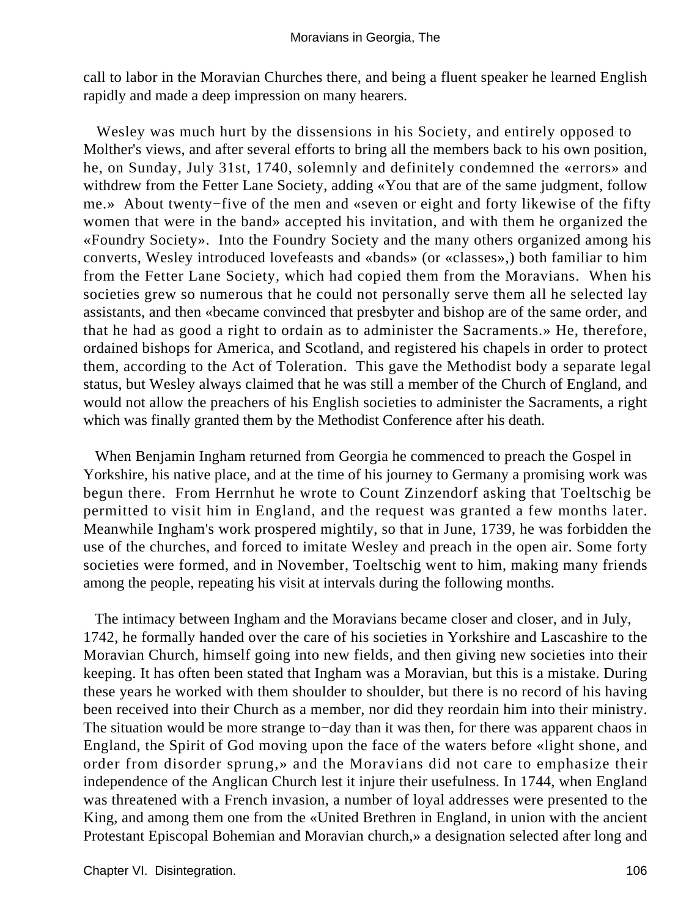call to labor in the Moravian Churches there, and being a fluent speaker he learned English rapidly and made a deep impression on many hearers.

Wesley was much hurt by the dissensions in his Society, and entirely opposed to Molther's views, and after several efforts to bring all the members back to his own position, he, on Sunday, July 31st, 1740, solemnly and definitely condemned the «errors» and withdrew from the Fetter Lane Society, adding «You that are of the same judgment, follow me.» About twenty−five of the men and «seven or eight and forty likewise of the fifty women that were in the band» accepted his invitation, and with them he organized the «Foundry Society». Into the Foundry Society and the many others organized among his converts, Wesley introduced lovefeasts and «bands» (or «classes»,) both familiar to him from the Fetter Lane Society, which had copied them from the Moravians. When his societies grew so numerous that he could not personally serve them all he selected lay assistants, and then «became convinced that presbyter and bishop are of the same order, and that he had as good a right to ordain as to administer the Sacraments.» He, therefore, ordained bishops for America, and Scotland, and registered his chapels in order to protect them, according to the Act of Toleration. This gave the Methodist body a separate legal status, but Wesley always claimed that he was still a member of the Church of England, and would not allow the preachers of his English societies to administer the Sacraments, a right which was finally granted them by the Methodist Conference after his death.

When Benjamin Ingham returned from Georgia he commenced to preach the Gospel in Yorkshire, his native place, and at the time of his journey to Germany a promising work was begun there. From Herrnhut he wrote to Count Zinzendorf asking that Toeltschig be permitted to visit him in England, and the request was granted a few months later. Meanwhile Ingham's work prospered mightily, so that in June, 1739, he was forbidden the use of the churches, and forced to imitate Wesley and preach in the open air. Some forty societies were formed, and in November, Toeltschig went to him, making many friends among the people, repeating his visit at intervals during the following months.

The intimacy between Ingham and the Moravians became closer and closer, and in July, 1742, he formally handed over the care of his societies in Yorkshire and Lascashire to the Moravian Church, himself going into new fields, and then giving new societies into their keeping. It has often been stated that Ingham was a Moravian, but this is a mistake. During these years he worked with them shoulder to shoulder, but there is no record of his having been received into their Church as a member, nor did they reordain him into their ministry. The situation would be more strange to−day than it was then, for there was apparent chaos in England, the Spirit of God moving upon the face of the waters before «light shone, and order from disorder sprung,» and the Moravians did not care to emphasize their independence of the Anglican Church lest it injure their usefulness. In 1744, when England was threatened with a French invasion, a number of loyal addresses were presented to the King, and among them one from the «United Brethren in England, in union with the ancient Protestant Episcopal Bohemian and Moravian church,» a designation selected after long and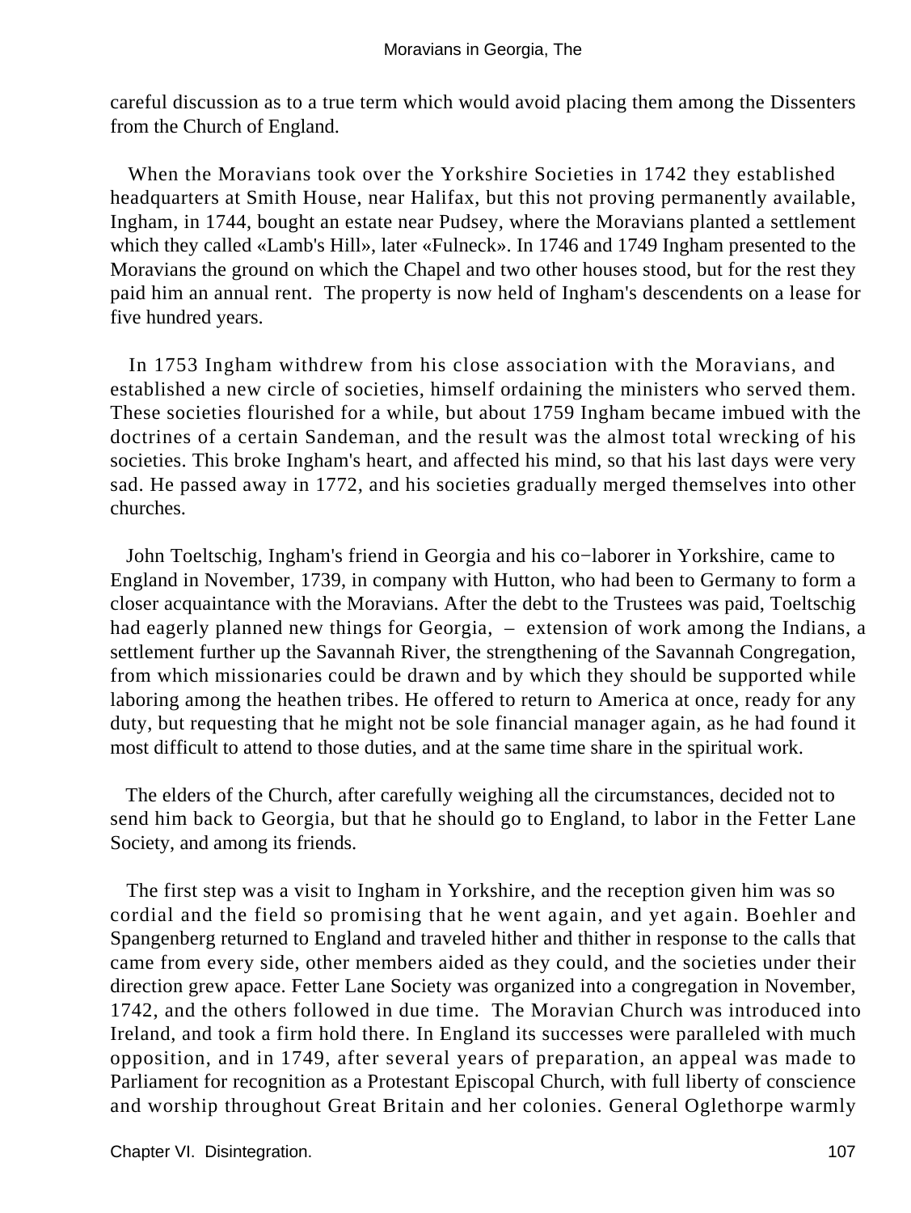careful discussion as to a true term which would avoid placing them among the Dissenters from the Church of England.

When the Moravians took over the Yorkshire Societies in 1742 they established headquarters at Smith House, near Halifax, but this not proving permanently available, Ingham, in 1744, bought an estate near Pudsey, where the Moravians planted a settlement which they called «Lamb's Hill», later «Fulneck». In 1746 and 1749 Ingham presented to the Moravians the ground on which the Chapel and two other houses stood, but for the rest they paid him an annual rent. The property is now held of Ingham's descendents on a lease for five hundred years.

In 1753 Ingham withdrew from his close association with the Moravians, and established a new circle of societies, himself ordaining the ministers who served them. These societies flourished for a while, but about 1759 Ingham became imbued with the doctrines of a certain Sandeman, and the result was the almost total wrecking of his societies. This broke Ingham's heart, and affected his mind, so that his last days were very sad. He passed away in 1772, and his societies gradually merged themselves into other churches.

John Toeltschig, Ingham's friend in Georgia and his co−laborer in Yorkshire, came to England in November, 1739, in company with Hutton, who had been to Germany to form a closer acquaintance with the Moravians. After the debt to the Trustees was paid, Toeltschig had eagerly planned new things for Georgia, – extension of work among the Indians, a settlement further up the Savannah River, the strengthening of the Savannah Congregation, from which missionaries could be drawn and by which they should be supported while laboring among the heathen tribes. He offered to return to America at once, ready for any duty, but requesting that he might not be sole financial manager again, as he had found it most difficult to attend to those duties, and at the same time share in the spiritual work.

The elders of the Church, after carefully weighing all the circumstances, decided not to send him back to Georgia, but that he should go to England, to labor in the Fetter Lane Society, and among its friends.

The first step was a visit to Ingham in Yorkshire, and the reception given him was so cordial and the field so promising that he went again, and yet again. Boehler and Spangenberg returned to England and traveled hither and thither in response to the calls that came from every side, other members aided as they could, and the societies under their direction grew apace. Fetter Lane Society was organized into a congregation in November, 1742, and the others followed in due time. The Moravian Church was introduced into Ireland, and took a firm hold there. In England its successes were paralleled with much opposition, and in 1749, after several years of preparation, an appeal was made to Parliament for recognition as a Protestant Episcopal Church, with full liberty of conscience and worship throughout Great Britain and her colonies. General Oglethorpe warmly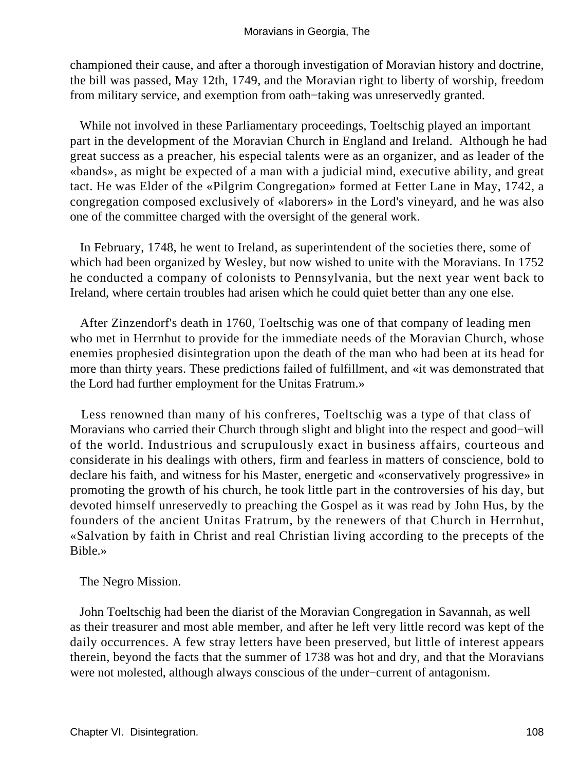championed their cause, and after a thorough investigation of Moravian history and doctrine, the bill was passed, May 12th, 1749, and the Moravian right to liberty of worship, freedom from military service, and exemption from oath−taking was unreservedly granted.

While not involved in these Parliamentary proceedings, Toeltschig played an important part in the development of the Moravian Church in England and Ireland. Although he had great success as a preacher, his especial talents were as an organizer, and as leader of the «bands», as might be expected of a man with a judicial mind, executive ability, and great tact. He was Elder of the «Pilgrim Congregation» formed at Fetter Lane in May, 1742, a congregation composed exclusively of «laborers» in the Lord's vineyard, and he was also one of the committee charged with the oversight of the general work.

In February, 1748, he went to Ireland, as superintendent of the societies there, some of which had been organized by Wesley, but now wished to unite with the Moravians. In 1752 he conducted a company of colonists to Pennsylvania, but the next year went back to Ireland, where certain troubles had arisen which he could quiet better than any one else.

After Zinzendorf's death in 1760, Toeltschig was one of that company of leading men who met in Herrnhut to provide for the immediate needs of the Moravian Church, whose enemies prophesied disintegration upon the death of the man who had been at its head for more than thirty years. These predictions failed of fulfillment, and «it was demonstrated that the Lord had further employment for the Unitas Fratrum.»

Less renowned than many of his confreres, Toeltschig was a type of that class of Moravians who carried their Church through slight and blight into the respect and good−will of the world. Industrious and scrupulously exact in business affairs, courteous and considerate in his dealings with others, firm and fearless in matters of conscience, bold to declare his faith, and witness for his Master, energetic and «conservatively progressive» in promoting the growth of his church, he took little part in the controversies of his day, but devoted himself unreservedly to preaching the Gospel as it was read by John Hus, by the founders of the ancient Unitas Fratrum, by the renewers of that Church in Herrnhut, «Salvation by faith in Christ and real Christian living according to the precepts of the Bible.»

## The Negro Mission.

John Toeltschig had been the diarist of the Moravian Congregation in Savannah, as well as their treasurer and most able member, and after he left very little record was kept of the daily occurrences. A few stray letters have been preserved, but little of interest appears therein, beyond the facts that the summer of 1738 was hot and dry, and that the Moravians were not molested, although always conscious of the under−current of antagonism.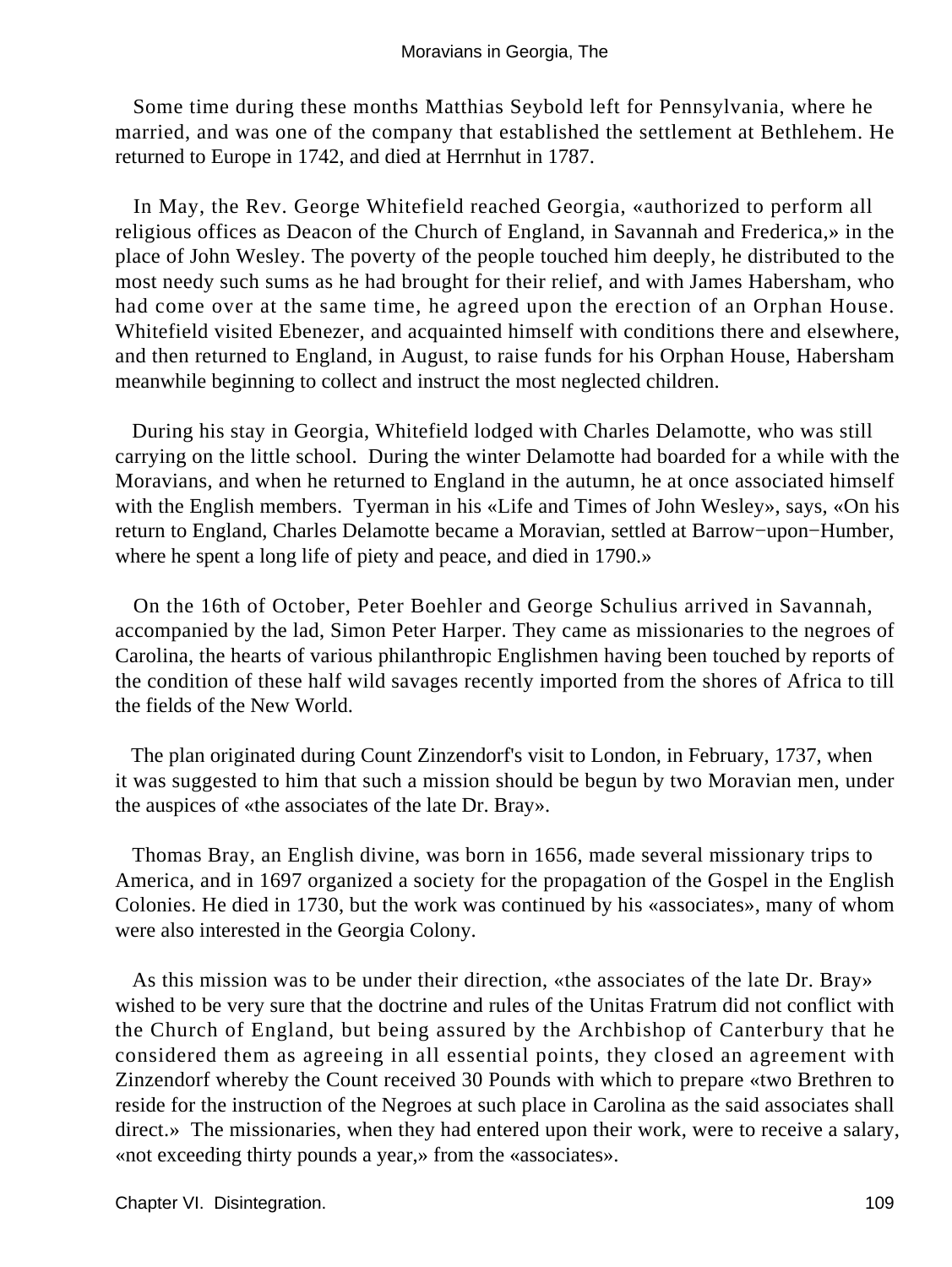Some time during these months Matthias Seybold left for Pennsylvania, where he married, and was one of the company that established the settlement at Bethlehem. He returned to Europe in 1742, and died at Herrnhut in 1787.

In May, the Rev. George Whitefield reached Georgia, «authorized to perform all religious offices as Deacon of the Church of England, in Savannah and Frederica,» in the place of John Wesley. The poverty of the people touched him deeply, he distributed to the most needy such sums as he had brought for their relief, and with James Habersham, who had come over at the same time, he agreed upon the erection of an Orphan House. Whitefield visited Ebenezer, and acquainted himself with conditions there and elsewhere, and then returned to England, in August, to raise funds for his Orphan House, Habersham meanwhile beginning to collect and instruct the most neglected children.

During his stay in Georgia, Whitefield lodged with Charles Delamotte, who was still carrying on the little school. During the winter Delamotte had boarded for a while with the Moravians, and when he returned to England in the autumn, he at once associated himself with the English members. Tyerman in his «Life and Times of John Wesley», says, «On his return to England, Charles Delamotte became a Moravian, settled at Barrow−upon−Humber, where he spent a long life of piety and peace, and died in 1790.»

On the 16th of October, Peter Boehler and George Schulius arrived in Savannah, accompanied by the lad, Simon Peter Harper. They came as missionaries to the negroes of Carolina, the hearts of various philanthropic Englishmen having been touched by reports of the condition of these half wild savages recently imported from the shores of Africa to till the fields of the New World.

The plan originated during Count Zinzendorf's visit to London, in February, 1737, when it was suggested to him that such a mission should be begun by two Moravian men, under the auspices of «the associates of the late Dr. Bray».

Thomas Bray, an English divine, was born in 1656, made several missionary trips to America, and in 1697 organized a society for the propagation of the Gospel in the English Colonies. He died in 1730, but the work was continued by his «associates», many of whom were also interested in the Georgia Colony.

As this mission was to be under their direction, «the associates of the late Dr. Bray» wished to be very sure that the doctrine and rules of the Unitas Fratrum did not conflict with the Church of England, but being assured by the Archbishop of Canterbury that he considered them as agreeing in all essential points, they closed an agreement with Zinzendorf whereby the Count received 30 Pounds with which to prepare «two Brethren to reside for the instruction of the Negroes at such place in Carolina as the said associates shall direct.» The missionaries, when they had entered upon their work, were to receive a salary, «not exceeding thirty pounds a year,» from the «associates».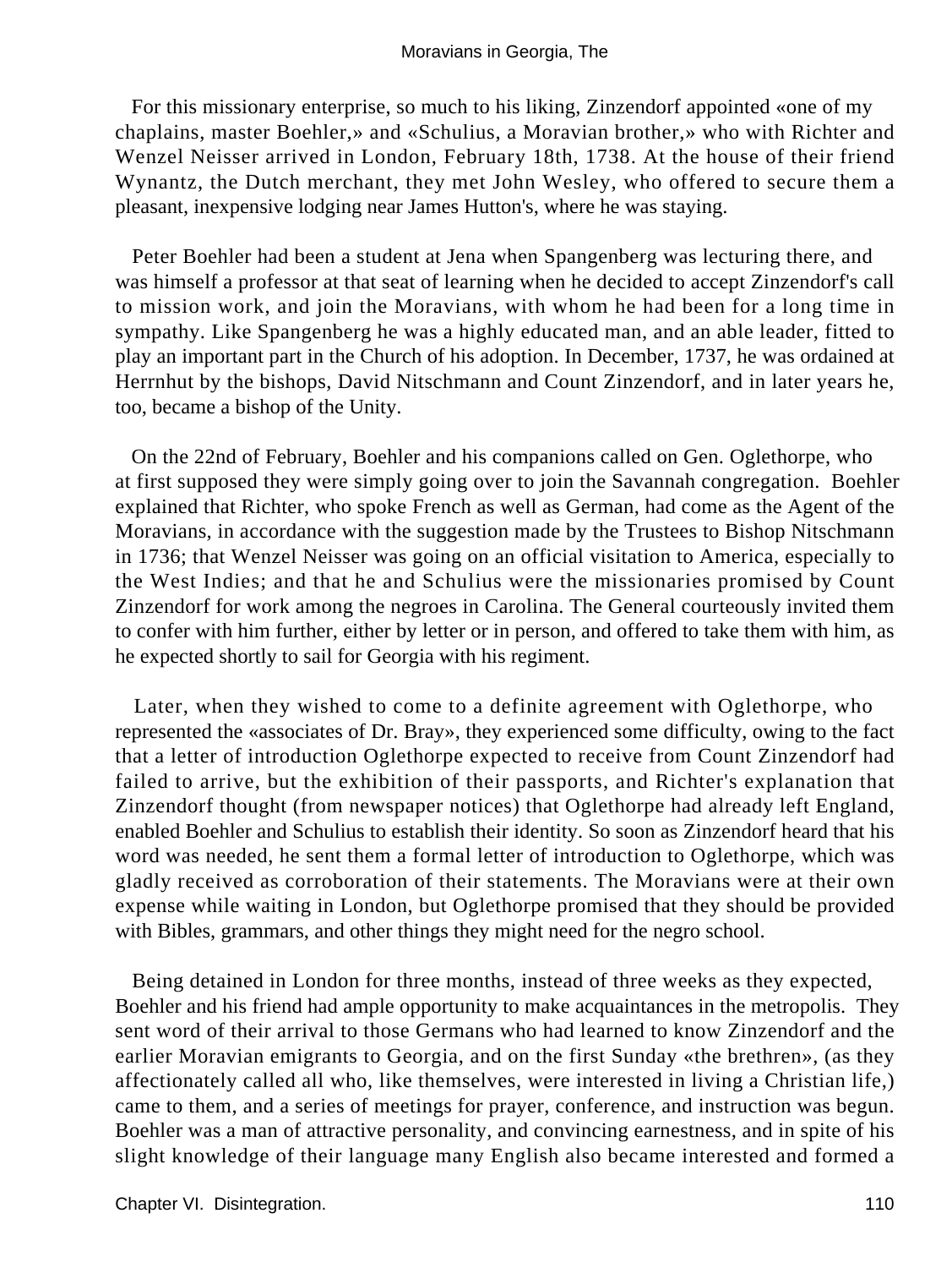For this missionary enterprise, so much to his liking, Zinzendorf appointed «one of my chaplains, master Boehler,» and «Schulius, a Moravian brother,» who with Richter and Wenzel Neisser arrived in London, February 18th, 1738. At the house of their friend Wynantz, the Dutch merchant, they met John Wesley, who offered to secure them a pleasant, inexpensive lodging near James Hutton's, where he was staying.

Peter Boehler had been a student at Jena when Spangenberg was lecturing there, and was himself a professor at that seat of learning when he decided to accept Zinzendorf's call to mission work, and join the Moravians, with whom he had been for a long time in sympathy. Like Spangenberg he was a highly educated man, and an able leader, fitted to play an important part in the Church of his adoption. In December, 1737, he was ordained at Herrnhut by the bishops, David Nitschmann and Count Zinzendorf, and in later years he, too, became a bishop of the Unity.

On the 22nd of February, Boehler and his companions called on Gen. Oglethorpe, who at first supposed they were simply going over to join the Savannah congregation. Boehler explained that Richter, who spoke French as well as German, had come as the Agent of the Moravians, in accordance with the suggestion made by the Trustees to Bishop Nitschmann in 1736; that Wenzel Neisser was going on an official visitation to America, especially to the West Indies; and that he and Schulius were the missionaries promised by Count Zinzendorf for work among the negroes in Carolina. The General courteously invited them to confer with him further, either by letter or in person, and offered to take them with him, as he expected shortly to sail for Georgia with his regiment.

Later, when they wished to come to a definite agreement with Oglethorpe, who represented the «associates of Dr. Bray», they experienced some difficulty, owing to the fact that a letter of introduction Oglethorpe expected to receive from Count Zinzendorf had failed to arrive, but the exhibition of their passports, and Richter's explanation that Zinzendorf thought (from newspaper notices) that Oglethorpe had already left England, enabled Boehler and Schulius to establish their identity. So soon as Zinzendorf heard that his word was needed, he sent them a formal letter of introduction to Oglethorpe, which was gladly received as corroboration of their statements. The Moravians were at their own expense while waiting in London, but Oglethorpe promised that they should be provided with Bibles, grammars, and other things they might need for the negro school.

Being detained in London for three months, instead of three weeks as they expected, Boehler and his friend had ample opportunity to make acquaintances in the metropolis. They sent word of their arrival to those Germans who had learned to know Zinzendorf and the earlier Moravian emigrants to Georgia, and on the first Sunday «the brethren», (as they affectionately called all who, like themselves, were interested in living a Christian life,) came to them, and a series of meetings for prayer, conference, and instruction was begun. Boehler was a man of attractive personality, and convincing earnestness, and in spite of his slight knowledge of their language many English also became interested and formed a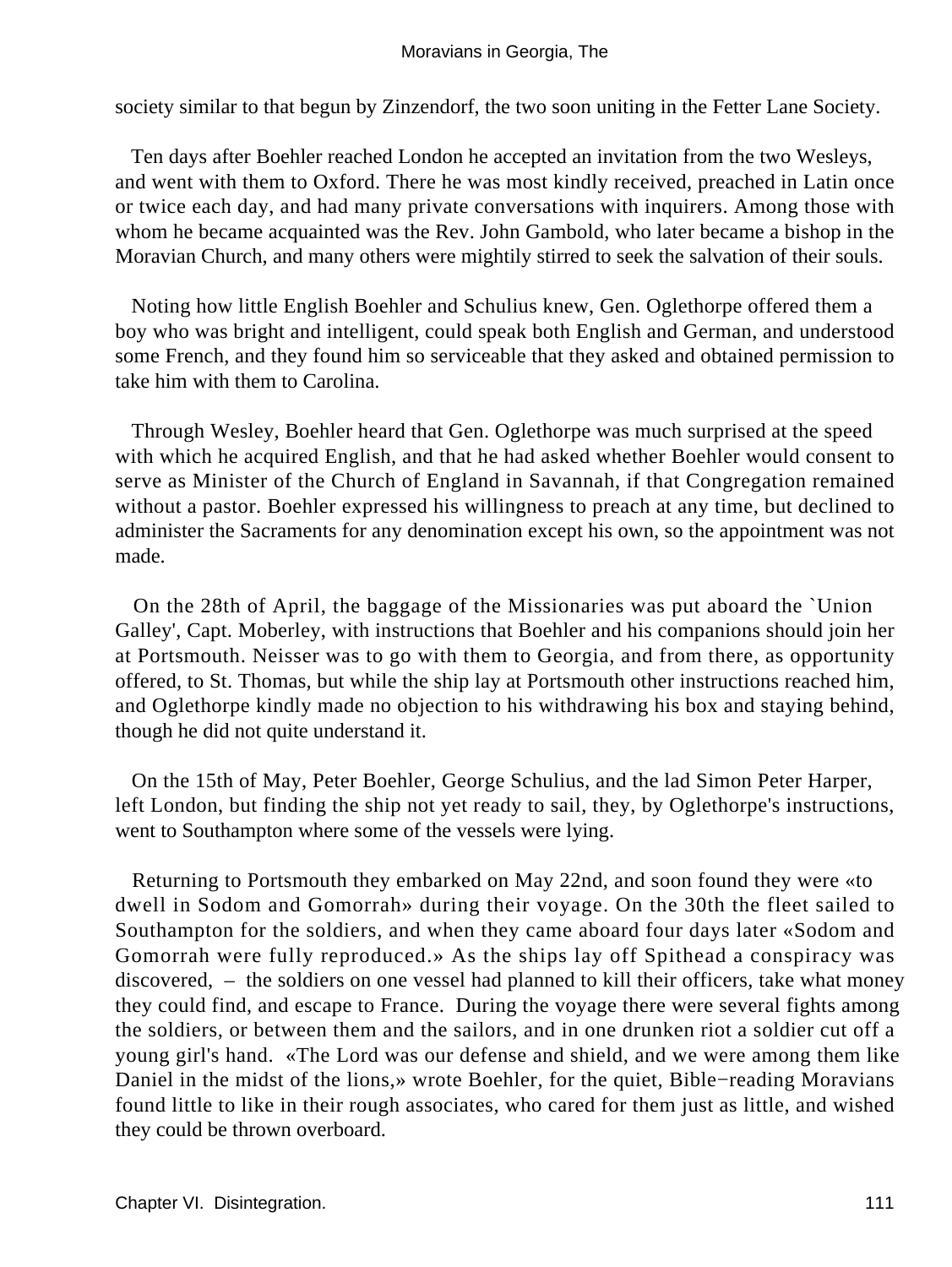society similar to that begun by Zinzendorf, the two soon uniting in the Fetter Lane Society.

Ten days after Boehler reached London he accepted an invitation from the two Wesleys, and went with them to Oxford. There he was most kindly received, preached in Latin once or twice each day, and had many private conversations with inquirers. Among those with whom he became acquainted was the Rev. John Gambold, who later became a bishop in the Moravian Church, and many others were mightily stirred to seek the salvation of their souls.

Noting how little English Boehler and Schulius knew, Gen. Oglethorpe offered them a boy who was bright and intelligent, could speak both English and German, and understood some French, and they found him so serviceable that they asked and obtained permission to take him with them to Carolina.

Through Wesley, Boehler heard that Gen. Oglethorpe was much surprised at the speed with which he acquired English, and that he had asked whether Boehler would consent to serve as Minister of the Church of England in Savannah, if that Congregation remained without a pastor. Boehler expressed his willingness to preach at any time, but declined to administer the Sacraments for any denomination except his own, so the appointment was not made.

On the 28th of April, the baggage of the Missionaries was put aboard the `Union Galley', Capt. Moberley, with instructions that Boehler and his companions should join her at Portsmouth. Neisser was to go with them to Georgia, and from there, as opportunity offered, to St. Thomas, but while the ship lay at Portsmouth other instructions reached him, and Oglethorpe kindly made no objection to his withdrawing his box and staying behind, though he did not quite understand it.

On the 15th of May, Peter Boehler, George Schulius, and the lad Simon Peter Harper, left London, but finding the ship not yet ready to sail, they, by Oglethorpe's instructions, went to Southampton where some of the vessels were lying.

Returning to Portsmouth they embarked on May 22nd, and soon found they were «to dwell in Sodom and Gomorrah» during their voyage. On the 30th the fleet sailed to Southampton for the soldiers, and when they came aboard four days later «Sodom and Gomorrah were fully reproduced.» As the ships lay off Spithead a conspiracy was discovered, – the soldiers on one vessel had planned to kill their officers, take what money they could find, and escape to France. During the voyage there were several fights among the soldiers, or between them and the sailors, and in one drunken riot a soldier cut off a young girl's hand. «The Lord was our defense and shield, and we were among them like Daniel in the midst of the lions,» wrote Boehler, for the quiet, Bible−reading Moravians found little to like in their rough associates, who cared for them just as little, and wished they could be thrown overboard.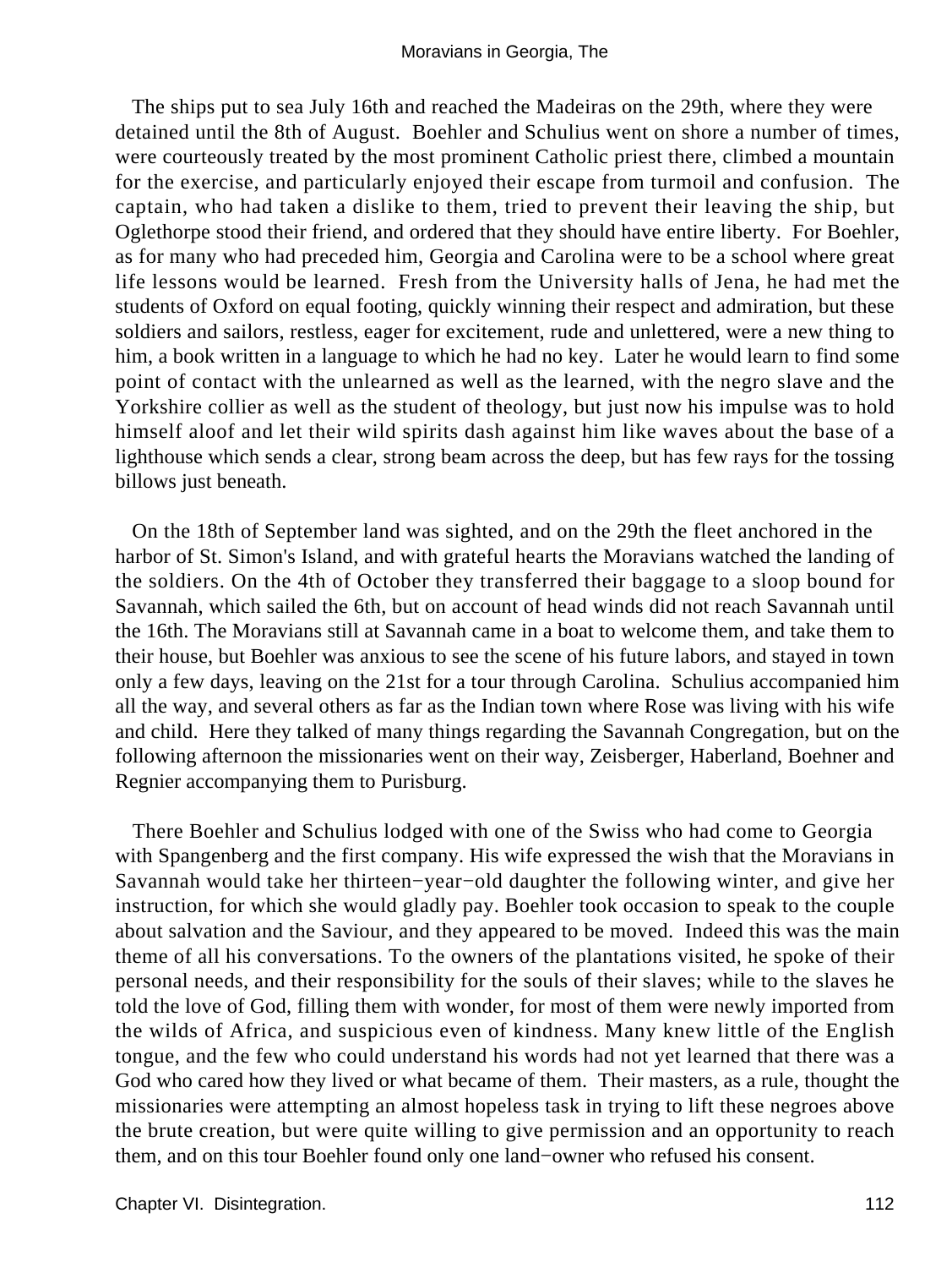The ships put to sea July 16th and reached the Madeiras on the 29th, where they were detained until the 8th of August. Boehler and Schulius went on shore a number of times, were courteously treated by the most prominent Catholic priest there, climbed a mountain for the exercise, and particularly enjoyed their escape from turmoil and confusion. The captain, who had taken a dislike to them, tried to prevent their leaving the ship, but Oglethorpe stood their friend, and ordered that they should have entire liberty. For Boehler, as for many who had preceded him, Georgia and Carolina were to be a school where great life lessons would be learned. Fresh from the University halls of Jena, he had met the students of Oxford on equal footing, quickly winning their respect and admiration, but these soldiers and sailors, restless, eager for excitement, rude and unlettered, were a new thing to him, a book written in a language to which he had no key. Later he would learn to find some point of contact with the unlearned as well as the learned, with the negro slave and the Yorkshire collier as well as the student of theology, but just now his impulse was to hold himself aloof and let their wild spirits dash against him like waves about the base of a lighthouse which sends a clear, strong beam across the deep, but has few rays for the tossing billows just beneath.

On the 18th of September land was sighted, and on the 29th the fleet anchored in the harbor of St. Simon's Island, and with grateful hearts the Moravians watched the landing of the soldiers. On the 4th of October they transferred their baggage to a sloop bound for Savannah, which sailed the 6th, but on account of head winds did not reach Savannah until the 16th. The Moravians still at Savannah came in a boat to welcome them, and take them to their house, but Boehler was anxious to see the scene of his future labors, and stayed in town only a few days, leaving on the 21st for a tour through Carolina. Schulius accompanied him all the way, and several others as far as the Indian town where Rose was living with his wife and child. Here they talked of many things regarding the Savannah Congregation, but on the following afternoon the missionaries went on their way, Zeisberger, Haberland, Boehner and Regnier accompanying them to Purisburg.

There Boehler and Schulius lodged with one of the Swiss who had come to Georgia with Spangenberg and the first company. His wife expressed the wish that the Moravians in Savannah would take her thirteen−year−old daughter the following winter, and give her instruction, for which she would gladly pay. Boehler took occasion to speak to the couple about salvation and the Saviour, and they appeared to be moved. Indeed this was the main theme of all his conversations. To the owners of the plantations visited, he spoke of their personal needs, and their responsibility for the souls of their slaves; while to the slaves he told the love of God, filling them with wonder, for most of them were newly imported from the wilds of Africa, and suspicious even of kindness. Many knew little of the English tongue, and the few who could understand his words had not yet learned that there was a God who cared how they lived or what became of them. Their masters, as a rule, thought the missionaries were attempting an almost hopeless task in trying to lift these negroes above the brute creation, but were quite willing to give permission and an opportunity to reach them, and on this tour Boehler found only one land−owner who refused his consent.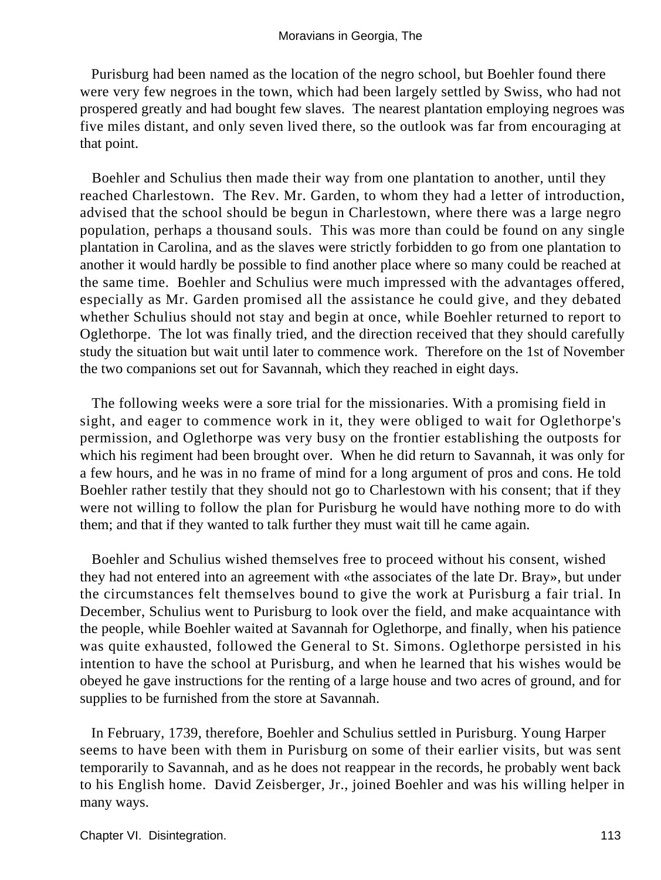Purisburg had been named as the location of the negro school, but Boehler found there were very few negroes in the town, which had been largely settled by Swiss, who had not prospered greatly and had bought few slaves. The nearest plantation employing negroes was five miles distant, and only seven lived there, so the outlook was far from encouraging at that point.

Boehler and Schulius then made their way from one plantation to another, until they reached Charlestown. The Rev. Mr. Garden, to whom they had a letter of introduction, advised that the school should be begun in Charlestown, where there was a large negro population, perhaps a thousand souls. This was more than could be found on any single plantation in Carolina, and as the slaves were strictly forbidden to go from one plantation to another it would hardly be possible to find another place where so many could be reached at the same time. Boehler and Schulius were much impressed with the advantages offered, especially as Mr. Garden promised all the assistance he could give, and they debated whether Schulius should not stay and begin at once, while Boehler returned to report to Oglethorpe. The lot was finally tried, and the direction received that they should carefully study the situation but wait until later to commence work. Therefore on the 1st of November the two companions set out for Savannah, which they reached in eight days.

The following weeks were a sore trial for the missionaries. With a promising field in sight, and eager to commence work in it, they were obliged to wait for Oglethorpe's permission, and Oglethorpe was very busy on the frontier establishing the outposts for which his regiment had been brought over. When he did return to Savannah, it was only for a few hours, and he was in no frame of mind for a long argument of pros and cons. He told Boehler rather testily that they should not go to Charlestown with his consent; that if they were not willing to follow the plan for Purisburg he would have nothing more to do with them; and that if they wanted to talk further they must wait till he came again.

Boehler and Schulius wished themselves free to proceed without his consent, wished they had not entered into an agreement with «the associates of the late Dr. Bray», but under the circumstances felt themselves bound to give the work at Purisburg a fair trial. In December, Schulius went to Purisburg to look over the field, and make acquaintance with the people, while Boehler waited at Savannah for Oglethorpe, and finally, when his patience was quite exhausted, followed the General to St. Simons. Oglethorpe persisted in his intention to have the school at Purisburg, and when he learned that his wishes would be obeyed he gave instructions for the renting of a large house and two acres of ground, and for supplies to be furnished from the store at Savannah.

In February, 1739, therefore, Boehler and Schulius settled in Purisburg. Young Harper seems to have been with them in Purisburg on some of their earlier visits, but was sent temporarily to Savannah, and as he does not reappear in the records, he probably went back to his English home. David Zeisberger, Jr., joined Boehler and was his willing helper in many ways.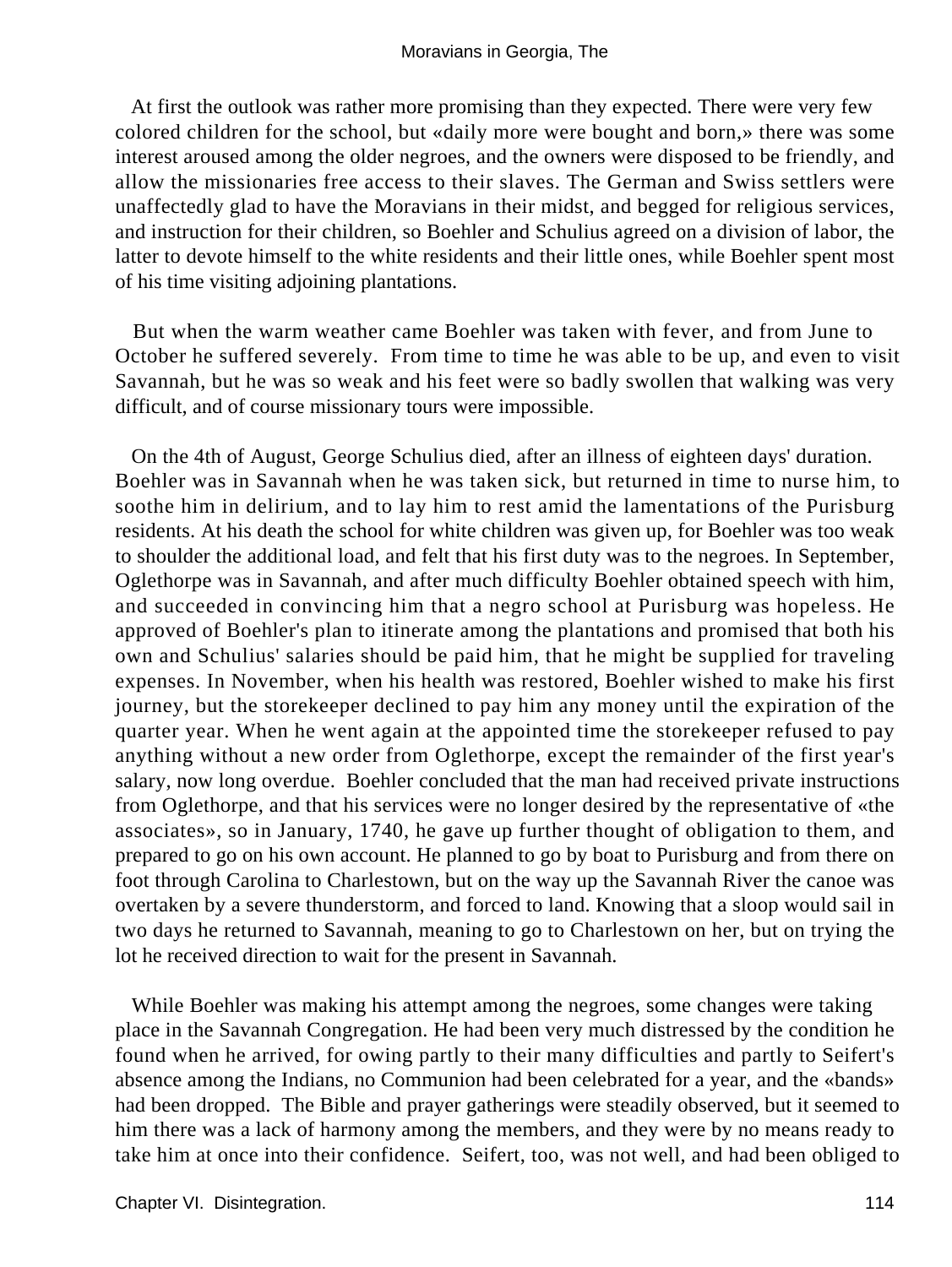At first the outlook was rather more promising than they expected. There were very few colored children for the school, but «daily more were bought and born,» there was some interest aroused among the older negroes, and the owners were disposed to be friendly, and allow the missionaries free access to their slaves. The German and Swiss settlers were unaffectedly glad to have the Moravians in their midst, and begged for religious services, and instruction for their children, so Boehler and Schulius agreed on a division of labor, the latter to devote himself to the white residents and their little ones, while Boehler spent most of his time visiting adjoining plantations.

But when the warm weather came Boehler was taken with fever, and from June to October he suffered severely. From time to time he was able to be up, and even to visit Savannah, but he was so weak and his feet were so badly swollen that walking was very difficult, and of course missionary tours were impossible.

On the 4th of August, George Schulius died, after an illness of eighteen days' duration. Boehler was in Savannah when he was taken sick, but returned in time to nurse him, to soothe him in delirium, and to lay him to rest amid the lamentations of the Purisburg residents. At his death the school for white children was given up, for Boehler was too weak to shoulder the additional load, and felt that his first duty was to the negroes. In September, Oglethorpe was in Savannah, and after much difficulty Boehler obtained speech with him, and succeeded in convincing him that a negro school at Purisburg was hopeless. He approved of Boehler's plan to itinerate among the plantations and promised that both his own and Schulius' salaries should be paid him, that he might be supplied for traveling expenses. In November, when his health was restored, Boehler wished to make his first journey, but the storekeeper declined to pay him any money until the expiration of the quarter year. When he went again at the appointed time the storekeeper refused to pay anything without a new order from Oglethorpe, except the remainder of the first year's salary, now long overdue. Boehler concluded that the man had received private instructions from Oglethorpe, and that his services were no longer desired by the representative of «the associates», so in January, 1740, he gave up further thought of obligation to them, and prepared to go on his own account. He planned to go by boat to Purisburg and from there on foot through Carolina to Charlestown, but on the way up the Savannah River the canoe was overtaken by a severe thunderstorm, and forced to land. Knowing that a sloop would sail in two days he returned to Savannah, meaning to go to Charlestown on her, but on trying the lot he received direction to wait for the present in Savannah.

While Boehler was making his attempt among the negroes, some changes were taking place in the Savannah Congregation. He had been very much distressed by the condition he found when he arrived, for owing partly to their many difficulties and partly to Seifert's absence among the Indians, no Communion had been celebrated for a year, and the «bands» had been dropped. The Bible and prayer gatherings were steadily observed, but it seemed to him there was a lack of harmony among the members, and they were by no means ready to take him at once into their confidence. Seifert, too, was not well, and had been obliged to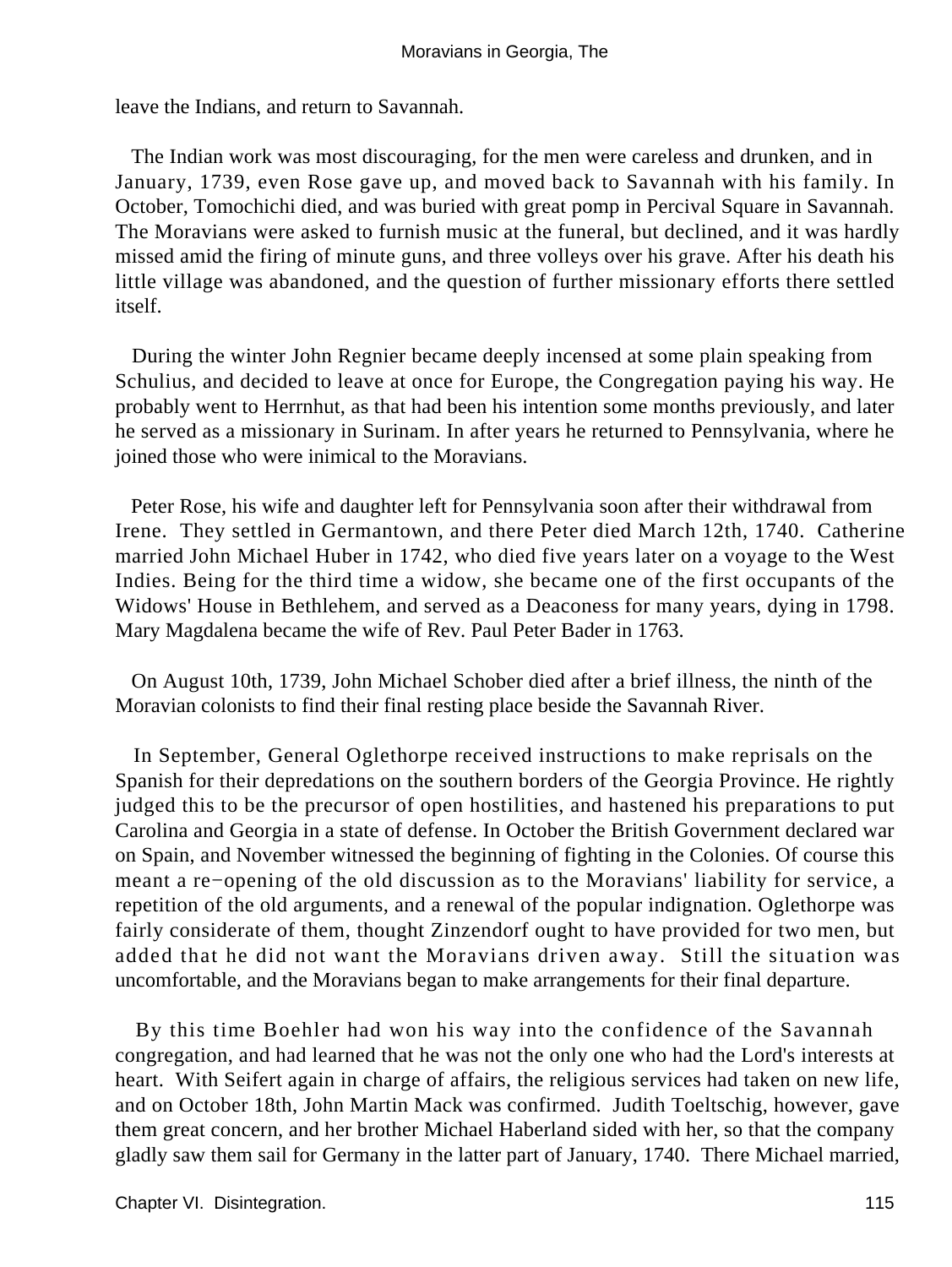leave the Indians, and return to Savannah.

The Indian work was most discouraging, for the men were careless and drunken, and in January, 1739, even Rose gave up, and moved back to Savannah with his family. In October, Tomochichi died, and was buried with great pomp in Percival Square in Savannah. The Moravians were asked to furnish music at the funeral, but declined, and it was hardly missed amid the firing of minute guns, and three volleys over his grave. After his death his little village was abandoned, and the question of further missionary efforts there settled itself.

During the winter John Regnier became deeply incensed at some plain speaking from Schulius, and decided to leave at once for Europe, the Congregation paying his way. He probably went to Herrnhut, as that had been his intention some months previously, and later he served as a missionary in Surinam. In after years he returned to Pennsylvania, where he joined those who were inimical to the Moravians.

Peter Rose, his wife and daughter left for Pennsylvania soon after their withdrawal from Irene. They settled in Germantown, and there Peter died March 12th, 1740. Catherine married John Michael Huber in 1742, who died five years later on a voyage to the West Indies. Being for the third time a widow, she became one of the first occupants of the Widows' House in Bethlehem, and served as a Deaconess for many years, dying in 1798. Mary Magdalena became the wife of Rev. Paul Peter Bader in 1763.

On August 10th, 1739, John Michael Schober died after a brief illness, the ninth of the Moravian colonists to find their final resting place beside the Savannah River.

In September, General Oglethorpe received instructions to make reprisals on the Spanish for their depredations on the southern borders of the Georgia Province. He rightly judged this to be the precursor of open hostilities, and hastened his preparations to put Carolina and Georgia in a state of defense. In October the British Government declared war on Spain, and November witnessed the beginning of fighting in the Colonies. Of course this meant a re−opening of the old discussion as to the Moravians' liability for service, a repetition of the old arguments, and a renewal of the popular indignation. Oglethorpe was fairly considerate of them, thought Zinzendorf ought to have provided for two men, but added that he did not want the Moravians driven away. Still the situation was uncomfortable, and the Moravians began to make arrangements for their final departure.

By this time Boehler had won his way into the confidence of the Savannah congregation, and had learned that he was not the only one who had the Lord's interests at heart. With Seifert again in charge of affairs, the religious services had taken on new life, and on October 18th, John Martin Mack was confirmed. Judith Toeltschig, however, gave them great concern, and her brother Michael Haberland sided with her, so that the company gladly saw them sail for Germany in the latter part of January, 1740. There Michael married,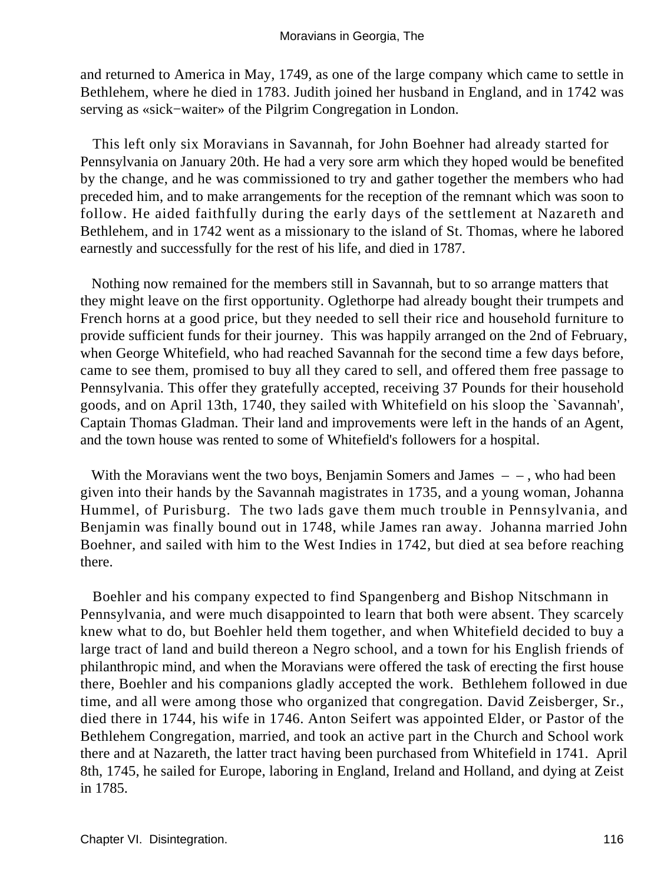and returned to America in May, 1749, as one of the large company which came to settle in Bethlehem, where he died in 1783. Judith joined her husband in England, and in 1742 was serving as «sick−waiter» of the Pilgrim Congregation in London.

This left only six Moravians in Savannah, for John Boehner had already started for Pennsylvania on January 20th. He had a very sore arm which they hoped would be benefited by the change, and he was commissioned to try and gather together the members who had preceded him, and to make arrangements for the reception of the remnant which was soon to follow. He aided faithfully during the early days of the settlement at Nazareth and Bethlehem, and in 1742 went as a missionary to the island of St. Thomas, where he labored earnestly and successfully for the rest of his life, and died in 1787.

Nothing now remained for the members still in Savannah, but to so arrange matters that they might leave on the first opportunity. Oglethorpe had already bought their trumpets and French horns at a good price, but they needed to sell their rice and household furniture to provide sufficient funds for their journey. This was happily arranged on the 2nd of February, when George Whitefield, who had reached Savannah for the second time a few days before, came to see them, promised to buy all they cared to sell, and offered them free passage to Pennsylvania. This offer they gratefully accepted, receiving 37 Pounds for their household goods, and on April 13th, 1740, they sailed with Whitefield on his sloop the `Savannah', Captain Thomas Gladman. Their land and improvements were left in the hands of an Agent, and the town house was rented to some of Whitefield's followers for a hospital.

With the Moravians went the two boys, Benjamin Somers and James – – , who had been given into their hands by the Savannah magistrates in 1735, and a young woman, Johanna Hummel, of Purisburg. The two lads gave them much trouble in Pennsylvania, and Benjamin was finally bound out in 1748, while James ran away. Johanna married John Boehner, and sailed with him to the West Indies in 1742, but died at sea before reaching there.

Boehler and his company expected to find Spangenberg and Bishop Nitschmann in Pennsylvania, and were much disappointed to learn that both were absent. They scarcely knew what to do, but Boehler held them together, and when Whitefield decided to buy a large tract of land and build thereon a Negro school, and a town for his English friends of philanthropic mind, and when the Moravians were offered the task of erecting the first house there, Boehler and his companions gladly accepted the work. Bethlehem followed in due time, and all were among those who organized that congregation. David Zeisberger, Sr., died there in 1744, his wife in 1746. Anton Seifert was appointed Elder, or Pastor of the Bethlehem Congregation, married, and took an active part in the Church and School work there and at Nazareth, the latter tract having been purchased from Whitefield in 1741. April 8th, 1745, he sailed for Europe, laboring in England, Ireland and Holland, and dying at Zeist in 1785.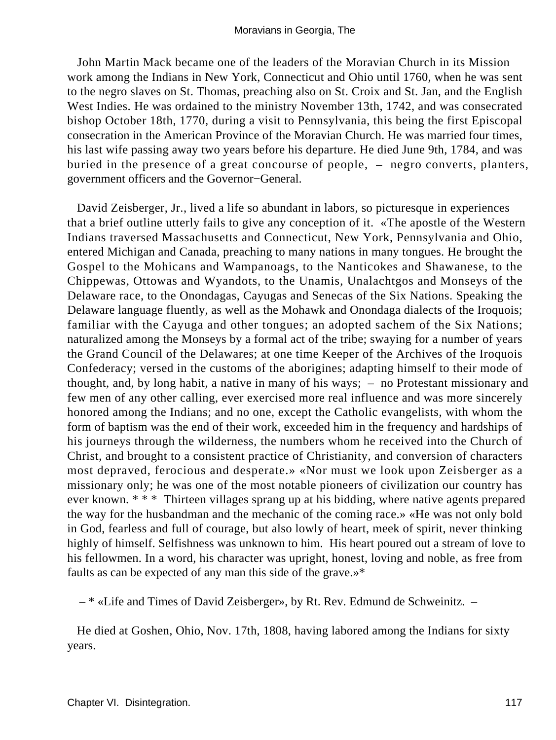John Martin Mack became one of the leaders of the Moravian Church in its Mission work among the Indians in New York, Connecticut and Ohio until 1760, when he was sent to the negro slaves on St. Thomas, preaching also on St. Croix and St. Jan, and the English West Indies. He was ordained to the ministry November 13th, 1742, and was consecrated bishop October 18th, 1770, during a visit to Pennsylvania, this being the first Episcopal consecration in the American Province of the Moravian Church. He was married four times, his last wife passing away two years before his departure. He died June 9th, 1784, and was buried in the presence of a great concourse of people, – negro converts, planters, government officers and the Governor−General.

David Zeisberger, Jr., lived a life so abundant in labors, so picturesque in experiences that a brief outline utterly fails to give any conception of it. «The apostle of the Western Indians traversed Massachusetts and Connecticut, New York, Pennsylvania and Ohio, entered Michigan and Canada, preaching to many nations in many tongues. He brought the Gospel to the Mohicans and Wampanoags, to the Nanticokes and Shawanese, to the Chippewas, Ottowas and Wyandots, to the Unamis, Unalachtgos and Monseys of the Delaware race, to the Onondagas, Cayugas and Senecas of the Six Nations. Speaking the Delaware language fluently, as well as the Mohawk and Onondaga dialects of the Iroquois; familiar with the Cayuga and other tongues; an adopted sachem of the Six Nations; naturalized among the Monseys by a formal act of the tribe; swaying for a number of years the Grand Council of the Delawares; at one time Keeper of the Archives of the Iroquois Confederacy; versed in the customs of the aborigines; adapting himself to their mode of thought, and, by long habit, a native in many of his ways; – no Protestant missionary and few men of any other calling, ever exercised more real influence and was more sincerely honored among the Indians; and no one, except the Catholic evangelists, with whom the form of baptism was the end of their work, exceeded him in the frequency and hardships of his journeys through the wilderness, the numbers whom he received into the Church of Christ, and brought to a consistent practice of Christianity, and conversion of characters most depraved, ferocious and desperate.» «Nor must we look upon Zeisberger as a missionary only; he was one of the most notable pioneers of civilization our country has ever known. * * * Thirteen villages sprang up at his bidding, where native agents prepared the way for the husbandman and the mechanic of the coming race.» «He was not only bold in God, fearless and full of courage, but also lowly of heart, meek of spirit, never thinking highly of himself. Selfishness was unknown to him. His heart poured out a stream of love to his fellowmen. In a word, his character was upright, honest, loving and noble, as free from faults as can be expected of any man this side of the grave.»*

– * «Life and Times of David Zeisberger», by Rt. Rev. Edmund de Schweinitz. –

He died at Goshen, Ohio, Nov. 17th, 1808, having labored among the Indians for sixty years.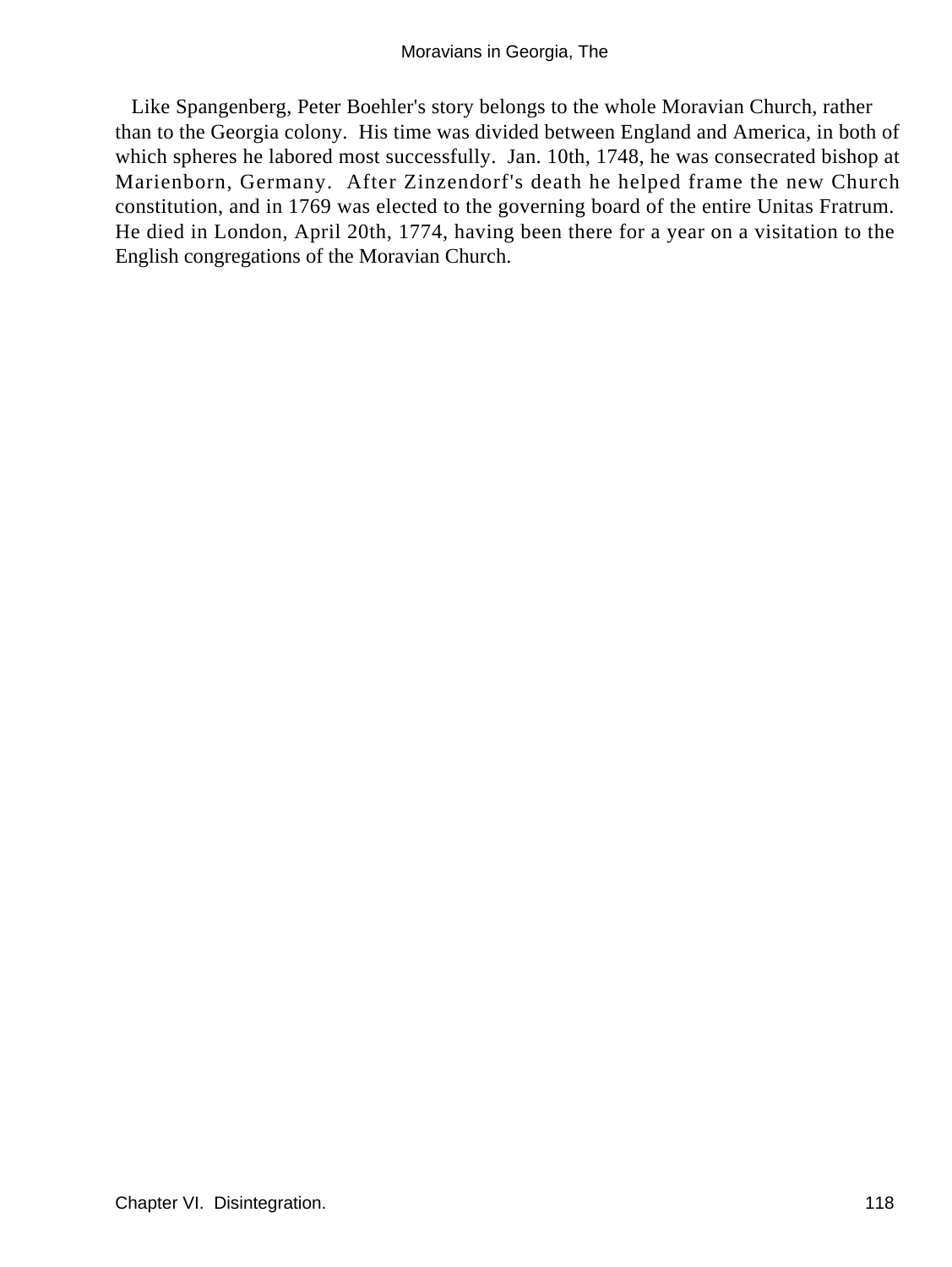Like Spangenberg, Peter Boehler's story belongs to the whole Moravian Church, rather than to the Georgia colony. His time was divided between England and America, in both of which spheres he labored most successfully. Jan. 10th, 1748, he was consecrated bishop at Marienborn, Germany. After Zinzendorf's death he helped frame the new Church constitution, and in 1769 was elected to the governing board of the entire Unitas Fratrum. He died in London, April 20th, 1774, having been there for a year on a visitation to the English congregations of the Moravian Church.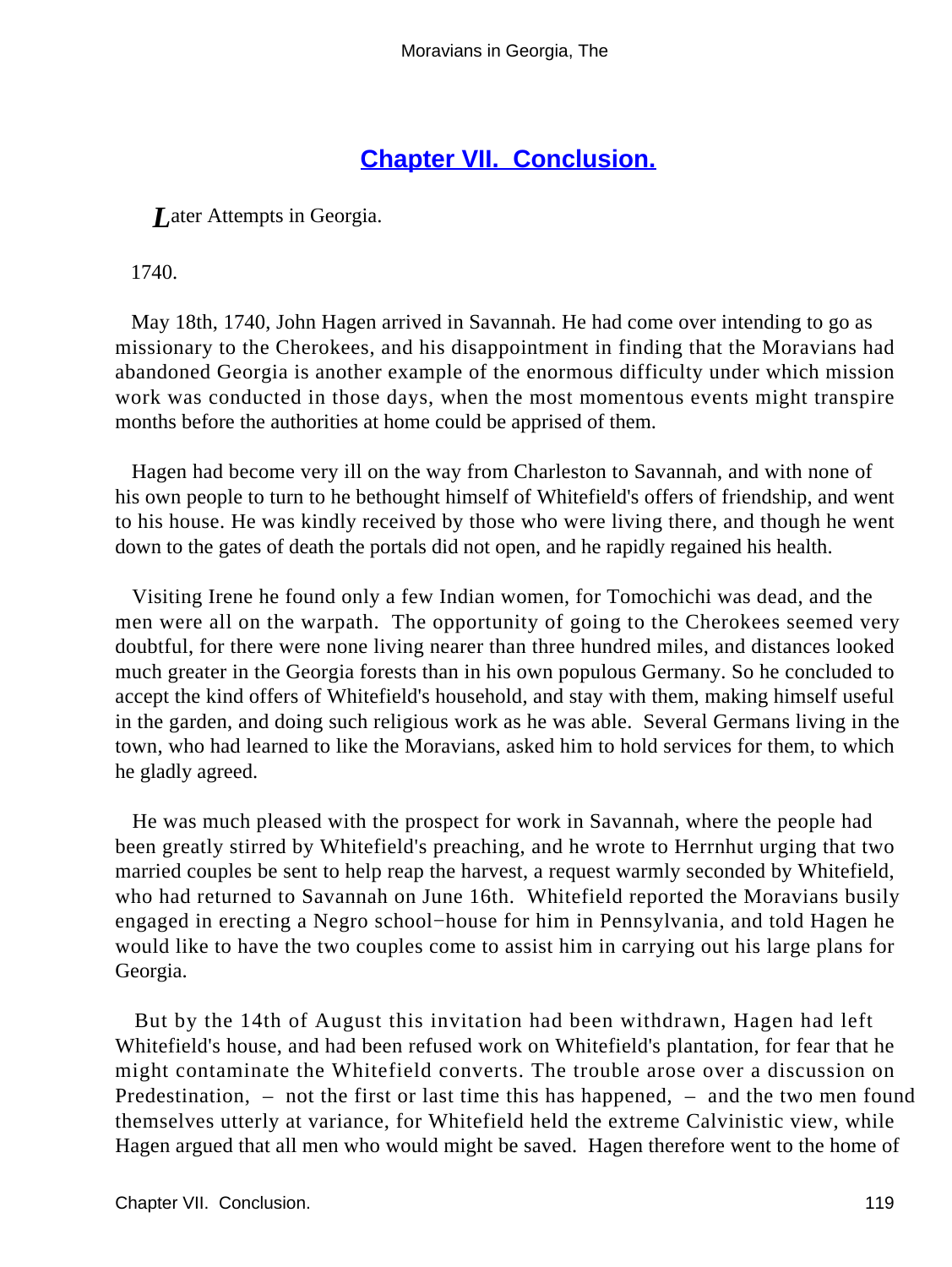## Chapter VII. Conclusion.

*L*ater Attempts in Georgia.

1740.

May 18th, 1740, John Hagen arrived in Savannah. He had come over intending to go as missionary to the Cherokees, and his disappointment in finding that the Moravians had abandoned Georgia is another example of the enormous difficulty under which mission work was conducted in those days, when the most momentous events might transpire months before the authorities at home could be apprised of them.

Hagen had become very ill on the way from Charleston to Savannah, and with none of his own people to turn to he bethought himself of Whitefield's offers of friendship, and went to his house. He was kindly received by those who were living there, and though he went down to the gates of death the portals did not open, and he rapidly regained his health.

Visiting Irene he found only a few Indian women, for Tomochichi was dead, and the men were all on the warpath. The opportunity of going to the Cherokees seemed very doubtful, for there were none living nearer than three hundred miles, and distances looked much greater in the Georgia forests than in his own populous Germany. So he concluded to accept the kind offers of Whitefield's household, and stay with them, making himself useful in the garden, and doing such religious work as he was able. Several Germans living in the town, who had learned to like the Moravians, asked him to hold services for them, to which he gladly agreed.

He was much pleased with the prospect for work in Savannah, where the people had been greatly stirred by Whitefield's preaching, and he wrote to Herrnhut urging that two married couples be sent to help reap the harvest, a request warmly seconded by Whitefield, who had returned to Savannah on June 16th. Whitefield reported the Moravians busily engaged in erecting a Negro school−house for him in Pennsylvania, and told Hagen he would like to have the two couples come to assist him in carrying out his large plans for Georgia.

But by the 14th of August this invitation had been withdrawn, Hagen had left Whitefield's house, and had been refused work on Whitefield's plantation, for fear that he might contaminate the Whitefield converts. The trouble arose over a discussion on Predestination, – not the first or last time this has happened, – and the two men found themselves utterly at variance, for Whitefield held the extreme Calvinistic view, while Hagen argued that all men who would might be saved. Hagen therefore went to the home of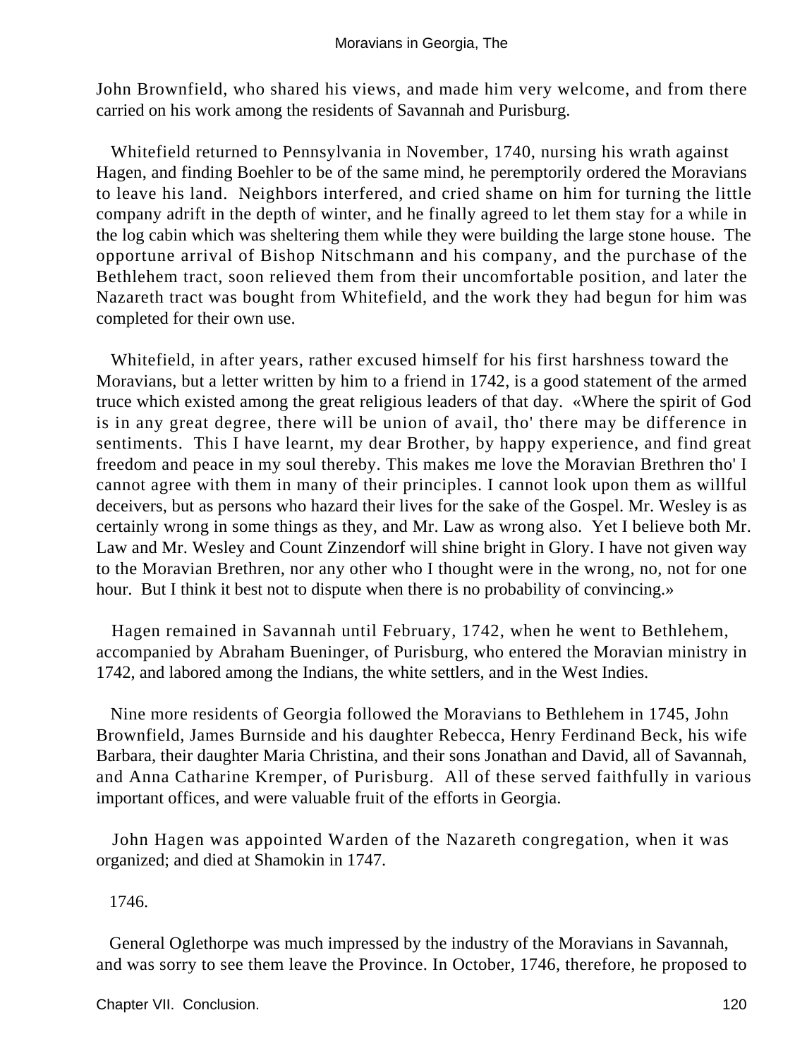John Brownfield, who shared his views, and made him very welcome, and from there carried on his work among the residents of Savannah and Purisburg.

Whitefield returned to Pennsylvania in November, 1740, nursing his wrath against Hagen, and finding Boehler to be of the same mind, he peremptorily ordered the Moravians to leave his land. Neighbors interfered, and cried shame on him for turning the little company adrift in the depth of winter, and he finally agreed to let them stay for a while in the log cabin which was sheltering them while they were building the large stone house. The opportune arrival of Bishop Nitschmann and his company, and the purchase of the Bethlehem tract, soon relieved them from their uncomfortable position, and later the Nazareth tract was bought from Whitefield, and the work they had begun for him was completed for their own use.

Whitefield, in after years, rather excused himself for his first harshness toward the Moravians, but a letter written by him to a friend in 1742, is a good statement of the armed truce which existed among the great religious leaders of that day. «Where the spirit of God is in any great degree, there will be union of avail, tho' there may be difference in sentiments. This I have learnt, my dear Brother, by happy experience, and find great freedom and peace in my soul thereby. This makes me love the Moravian Brethren tho' I cannot agree with them in many of their principles. I cannot look upon them as willful deceivers, but as persons who hazard their lives for the sake of the Gospel. Mr. Wesley is as certainly wrong in some things as they, and Mr. Law as wrong also. Yet I believe both Mr. Law and Mr. Wesley and Count Zinzendorf will shine bright in Glory. I have not given way to the Moravian Brethren, nor any other who I thought were in the wrong, no, not for one hour. But I think it best not to dispute when there is no probability of convincing.»

Hagen remained in Savannah until February, 1742, when he went to Bethlehem, accompanied by Abraham Bueninger, of Purisburg, who entered the Moravian ministry in 1742, and labored among the Indians, the white settlers, and in the West Indies.

Nine more residents of Georgia followed the Moravians to Bethlehem in 1745, John Brownfield, James Burnside and his daughter Rebecca, Henry Ferdinand Beck, his wife Barbara, their daughter Maria Christina, and their sons Jonathan and David, all of Savannah, and Anna Catharine Kremper, of Purisburg. All of these served faithfully in various important offices, and were valuable fruit of the efforts in Georgia.

John Hagen was appointed Warden of the Nazareth congregation, when it was organized; and died at Shamokin in 1747.

1746.

General Oglethorpe was much impressed by the industry of the Moravians in Savannah, and was sorry to see them leave the Province. In October, 1746, therefore, he proposed to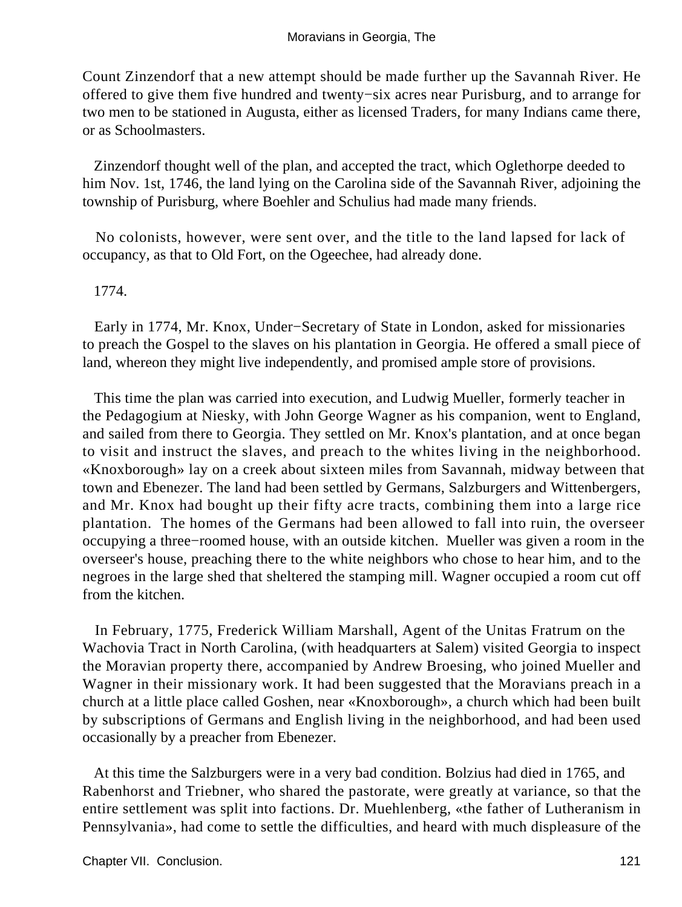Count Zinzendorf that a new attempt should be made further up the Savannah River. He offered to give them five hundred and twenty−six acres near Purisburg, and to arrange for two men to be stationed in Augusta, either as licensed Traders, for many Indians came there, or as Schoolmasters.

Zinzendorf thought well of the plan, and accepted the tract, which Oglethorpe deeded to him Nov. 1st, 1746, the land lying on the Carolina side of the Savannah River, adjoining the township of Purisburg, where Boehler and Schulius had made many friends.

No colonists, however, were sent over, and the title to the land lapsed for lack of occupancy, as that to Old Fort, on the Ogeechee, had already done.

1774.

Early in 1774, Mr. Knox, Under−Secretary of State in London, asked for missionaries to preach the Gospel to the slaves on his plantation in Georgia. He offered a small piece of land, whereon they might live independently, and promised ample store of provisions.

This time the plan was carried into execution, and Ludwig Mueller, formerly teacher in the Pedagogium at Niesky, with John George Wagner as his companion, went to England, and sailed from there to Georgia. They settled on Mr. Knox's plantation, and at once began to visit and instruct the slaves, and preach to the whites living in the neighborhood. «Knoxborough» lay on a creek about sixteen miles from Savannah, midway between that town and Ebenezer. The land had been settled by Germans, Salzburgers and Wittenbergers, and Mr. Knox had bought up their fifty acre tracts, combining them into a large rice plantation. The homes of the Germans had been allowed to fall into ruin, the overseer occupying a three−roomed house, with an outside kitchen. Mueller was given a room in the overseer's house, preaching there to the white neighbors who chose to hear him, and to the negroes in the large shed that sheltered the stamping mill. Wagner occupied a room cut off from the kitchen.

In February, 1775, Frederick William Marshall, Agent of the Unitas Fratrum on the Wachovia Tract in North Carolina, (with headquarters at Salem) visited Georgia to inspect the Moravian property there, accompanied by Andrew Broesing, who joined Mueller and Wagner in their missionary work. It had been suggested that the Moravians preach in a church at a little place called Goshen, near «Knoxborough», a church which had been built by subscriptions of Germans and English living in the neighborhood, and had been used occasionally by a preacher from Ebenezer.

At this time the Salzburgers were in a very bad condition. Bolzius had died in 1765, and Rabenhorst and Triebner, who shared the pastorate, were greatly at variance, so that the entire settlement was split into factions. Dr. Muehlenberg, «the father of Lutheranism in Pennsylvania», had come to settle the difficulties, and heard with much displeasure of the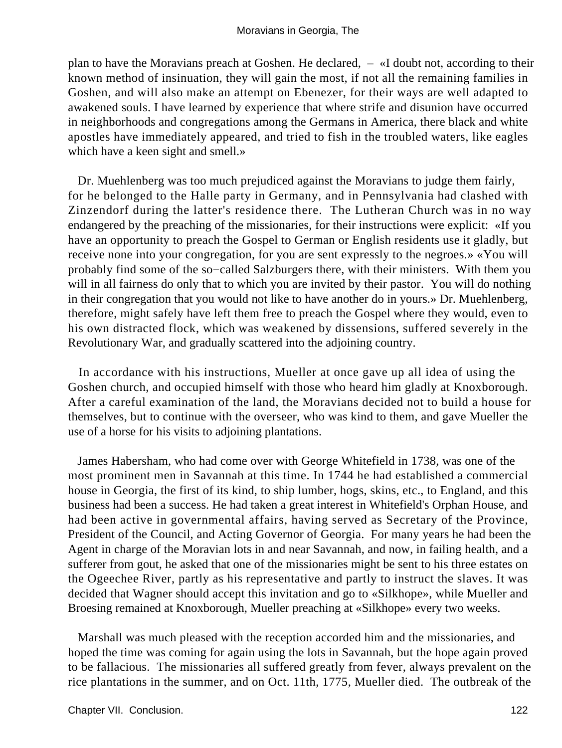plan to have the Moravians preach at Goshen. He declared, – «I doubt not, according to their known method of insinuation, they will gain the most, if not all the remaining families in Goshen, and will also make an attempt on Ebenezer, for their ways are well adapted to awakened souls. I have learned by experience that where strife and disunion have occurred in neighborhoods and congregations among the Germans in America, there black and white apostles have immediately appeared, and tried to fish in the troubled waters, like eagles which have a keen sight and smell.»

Dr. Muehlenberg was too much prejudiced against the Moravians to judge them fairly, for he belonged to the Halle party in Germany, and in Pennsylvania had clashed with Zinzendorf during the latter's residence there. The Lutheran Church was in no way endangered by the preaching of the missionaries, for their instructions were explicit: «If you have an opportunity to preach the Gospel to German or English residents use it gladly, but receive none into your congregation, for you are sent expressly to the negroes.» «You will probably find some of the so−called Salzburgers there, with their ministers. With them you will in all fairness do only that to which you are invited by their pastor. You will do nothing in their congregation that you would not like to have another do in yours.» Dr. Muehlenberg, therefore, might safely have left them free to preach the Gospel where they would, even to his own distracted flock, which was weakened by dissensions, suffered severely in the Revolutionary War, and gradually scattered into the adjoining country.

In accordance with his instructions, Mueller at once gave up all idea of using the Goshen church, and occupied himself with those who heard him gladly at Knoxborough. After a careful examination of the land, the Moravians decided not to build a house for themselves, but to continue with the overseer, who was kind to them, and gave Mueller the use of a horse for his visits to adjoining plantations.

James Habersham, who had come over with George Whitefield in 1738, was one of the most prominent men in Savannah at this time. In 1744 he had established a commercial house in Georgia, the first of its kind, to ship lumber, hogs, skins, etc., to England, and this business had been a success. He had taken a great interest in Whitefield's Orphan House, and had been active in governmental affairs, having served as Secretary of the Province, President of the Council, and Acting Governor of Georgia. For many years he had been the Agent in charge of the Moravian lots in and near Savannah, and now, in failing health, and a sufferer from gout, he asked that one of the missionaries might be sent to his three estates on the Ogeechee River, partly as his representative and partly to instruct the slaves. It was decided that Wagner should accept this invitation and go to «Silkhope», while Mueller and Broesing remained at Knoxborough, Mueller preaching at «Silkhope» every two weeks.

Marshall was much pleased with the reception accorded him and the missionaries, and hoped the time was coming for again using the lots in Savannah, but the hope again proved to be fallacious. The missionaries all suffered greatly from fever, always prevalent on the rice plantations in the summer, and on Oct. 11th, 1775, Mueller died. The outbreak of the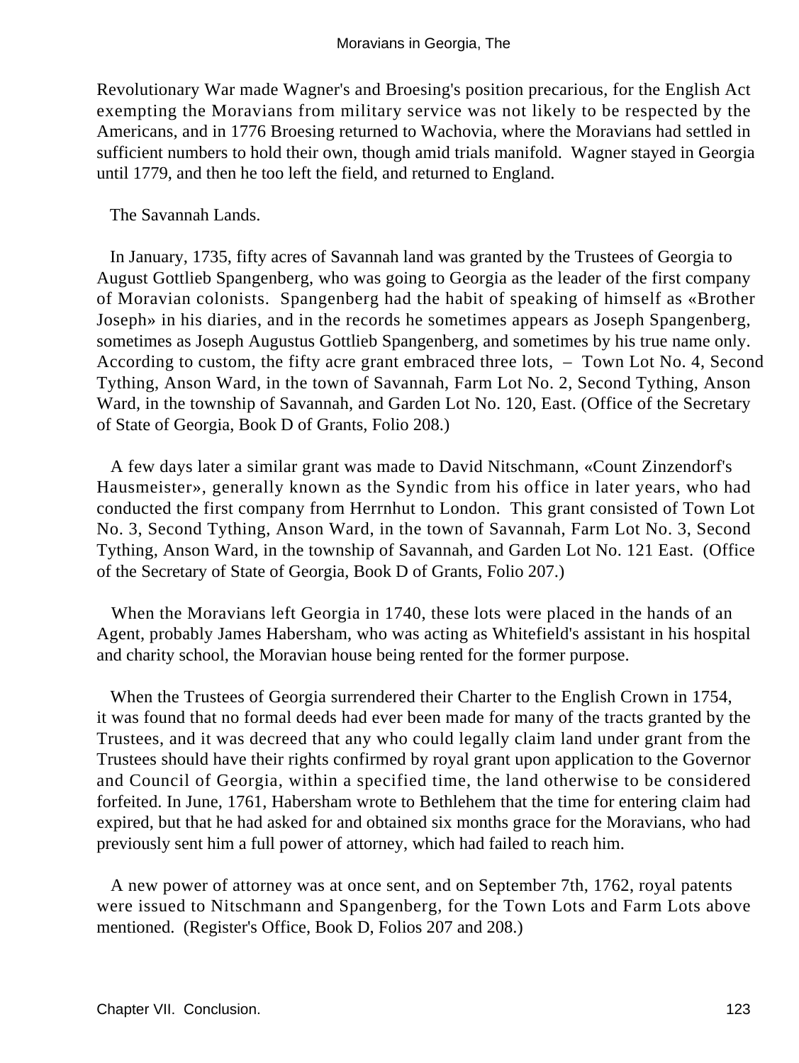Revolutionary War made Wagner's and Broesing's position precarious, for the English Act exempting the Moravians from military service was not likely to be respected by the Americans, and in 1776 Broesing returned to Wachovia, where the Moravians had settled in sufficient numbers to hold their own, though amid trials manifold. Wagner stayed in Georgia until 1779, and then he too left the field, and returned to England.

The Savannah Lands.

In January, 1735, fifty acres of Savannah land was granted by the Trustees of Georgia to August Gottlieb Spangenberg, who was going to Georgia as the leader of the first company of Moravian colonists. Spangenberg had the habit of speaking of himself as «Brother Joseph» in his diaries, and in the records he sometimes appears as Joseph Spangenberg, sometimes as Joseph Augustus Gottlieb Spangenberg, and sometimes by his true name only. According to custom, the fifty acre grant embraced three lots, – Town Lot No. 4, Second Tything, Anson Ward, in the town of Savannah, Farm Lot No. 2, Second Tything, Anson Ward, in the township of Savannah, and Garden Lot No. 120, East. (Office of the Secretary of State of Georgia, Book D of Grants, Folio 208.)

A few days later a similar grant was made to David Nitschmann, «Count Zinzendorf's Hausmeister», generally known as the Syndic from his office in later years, who had conducted the first company from Herrnhut to London. This grant consisted of Town Lot No. 3, Second Tything, Anson Ward, in the town of Savannah, Farm Lot No. 3, Second Tything, Anson Ward, in the township of Savannah, and Garden Lot No. 121 East. (Office of the Secretary of State of Georgia, Book D of Grants, Folio 207.)

When the Moravians left Georgia in 1740, these lots were placed in the hands of an Agent, probably James Habersham, who was acting as Whitefield's assistant in his hospital and charity school, the Moravian house being rented for the former purpose.

When the Trustees of Georgia surrendered their Charter to the English Crown in 1754, it was found that no formal deeds had ever been made for many of the tracts granted by the Trustees, and it was decreed that any who could legally claim land under grant from the Trustees should have their rights confirmed by royal grant upon application to the Governor and Council of Georgia, within a specified time, the land otherwise to be considered forfeited. In June, 1761, Habersham wrote to Bethlehem that the time for entering claim had expired, but that he had asked for and obtained six months grace for the Moravians, who had previously sent him a full power of attorney, which had failed to reach him.

A new power of attorney was at once sent, and on September 7th, 1762, royal patents were issued to Nitschmann and Spangenberg, for the Town Lots and Farm Lots above mentioned. (Register's Office, Book D, Folios 207 and 208.)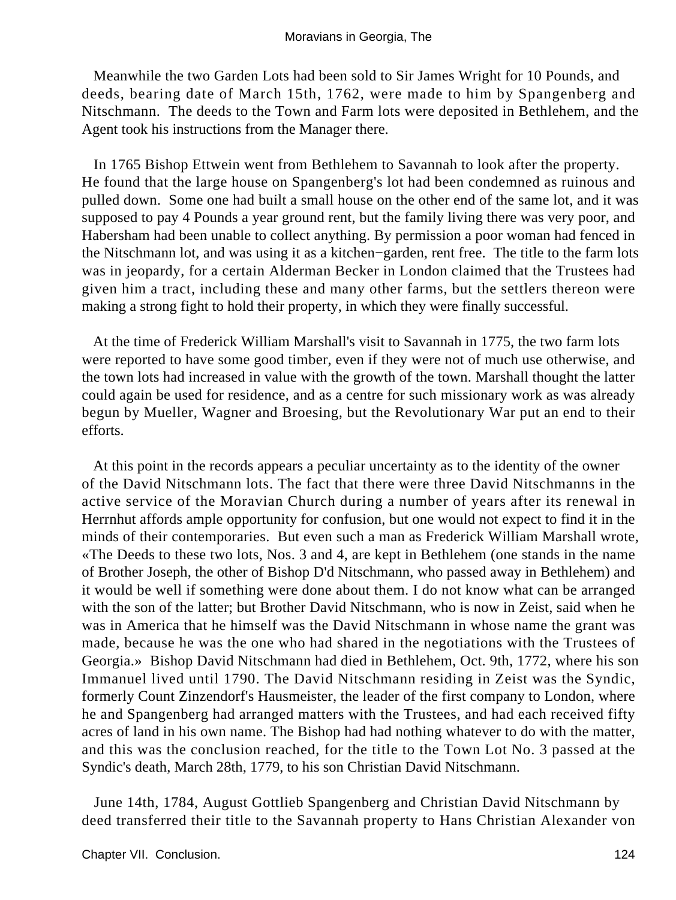Meanwhile the two Garden Lots had been sold to Sir James Wright for 10 Pounds, and deeds, bearing date of March 15th, 1762, were made to him by Spangenberg and Nitschmann. The deeds to the Town and Farm lots were deposited in Bethlehem, and the Agent took his instructions from the Manager there.

In 1765 Bishop Ettwein went from Bethlehem to Savannah to look after the property. He found that the large house on Spangenberg's lot had been condemned as ruinous and pulled down. Some one had built a small house on the other end of the same lot, and it was supposed to pay 4 Pounds a year ground rent, but the family living there was very poor, and Habersham had been unable to collect anything. By permission a poor woman had fenced in the Nitschmann lot, and was using it as a kitchen−garden, rent free. The title to the farm lots was in jeopardy, for a certain Alderman Becker in London claimed that the Trustees had given him a tract, including these and many other farms, but the settlers thereon were making a strong fight to hold their property, in which they were finally successful.

At the time of Frederick William Marshall's visit to Savannah in 1775, the two farm lots were reported to have some good timber, even if they were not of much use otherwise, and the town lots had increased in value with the growth of the town. Marshall thought the latter could again be used for residence, and as a centre for such missionary work as was already begun by Mueller, Wagner and Broesing, but the Revolutionary War put an end to their efforts.

At this point in the records appears a peculiar uncertainty as to the identity of the owner of the David Nitschmann lots. The fact that there were three David Nitschmanns in the active service of the Moravian Church during a number of years after its renewal in Herrnhut affords ample opportunity for confusion, but one would not expect to find it in the minds of their contemporaries. But even such a man as Frederick William Marshall wrote, «The Deeds to these two lots, Nos. 3 and 4, are kept in Bethlehem (one stands in the name of Brother Joseph, the other of Bishop D'd Nitschmann, who passed away in Bethlehem) and it would be well if something were done about them. I do not know what can be arranged with the son of the latter; but Brother David Nitschmann, who is now in Zeist, said when he was in America that he himself was the David Nitschmann in whose name the grant was made, because he was the one who had shared in the negotiations with the Trustees of Georgia.» Bishop David Nitschmann had died in Bethlehem, Oct. 9th, 1772, where his son Immanuel lived until 1790. The David Nitschmann residing in Zeist was the Syndic, formerly Count Zinzendorf's Hausmeister, the leader of the first company to London, where he and Spangenberg had arranged matters with the Trustees, and had each received fifty acres of land in his own name. The Bishop had had nothing whatever to do with the matter, and this was the conclusion reached, for the title to the Town Lot No. 3 passed at the Syndic's death, March 28th, 1779, to his son Christian David Nitschmann.

June 14th, 1784, August Gottlieb Spangenberg and Christian David Nitschmann by deed transferred their title to the Savannah property to Hans Christian Alexander von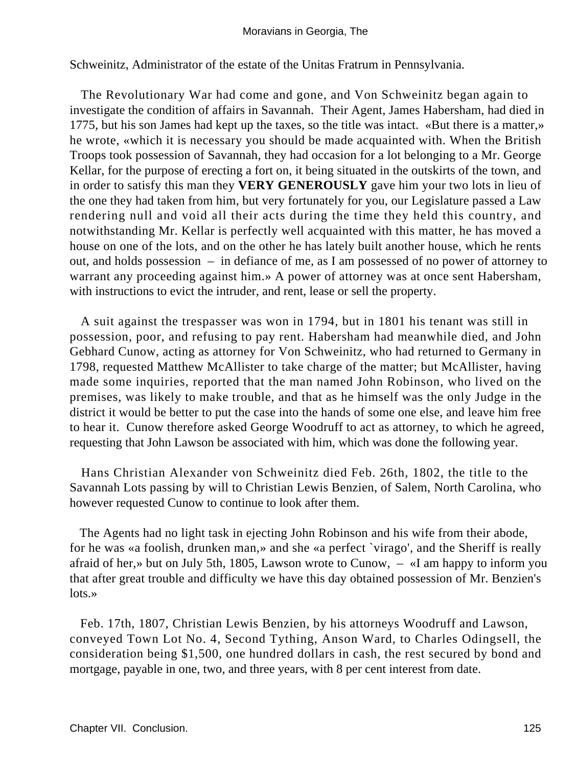Schweinitz, Administrator of the estate of the Unitas Fratrum in Pennsylvania.

The Revolutionary War had come and gone, and Von Schweinitz began again to investigate the condition of affairs in Savannah. Their Agent, James Habersham, had died in 1775, but his son James had kept up the taxes, so the title was intact. «But there is a matter,» he wrote, «which it is necessary you should be made acquainted with. When the British Troops took possession of Savannah, they had occasion for a lot belonging to a Mr. George Kellar, for the purpose of erecting a fort on, it being situated in the outskirts of the town, and in order to satisfy this man they **VERY GENEROUSLY** gave him your two lots in lieu of the one they had taken from him, but very fortunately for you, our Legislature passed a Law rendering null and void all their acts during the time they held this country, and notwithstanding Mr. Kellar is perfectly well acquainted with this matter, he has moved a house on one of the lots, and on the other he has lately built another house, which he rents out, and holds possession – in defiance of me, as I am possessed of no power of attorney to warrant any proceeding against him.» A power of attorney was at once sent Habersham, with instructions to evict the intruder, and rent, lease or sell the property.

A suit against the trespasser was won in 1794, but in 1801 his tenant was still in possession, poor, and refusing to pay rent. Habersham had meanwhile died, and John Gebhard Cunow, acting as attorney for Von Schweinitz, who had returned to Germany in 1798, requested Matthew McAllister to take charge of the matter; but McAllister, having made some inquiries, reported that the man named John Robinson, who lived on the premises, was likely to make trouble, and that as he himself was the only Judge in the district it would be better to put the case into the hands of some one else, and leave him free to hear it. Cunow therefore asked George Woodruff to act as attorney, to which he agreed, requesting that John Lawson be associated with him, which was done the following year.

Hans Christian Alexander von Schweinitz died Feb. 26th, 1802, the title to the Savannah Lots passing by will to Christian Lewis Benzien, of Salem, North Carolina, who however requested Cunow to continue to look after them.

The Agents had no light task in ejecting John Robinson and his wife from their abode, for he was «a foolish, drunken man,» and she «a perfect `virago', and the Sheriff is really afraid of her,» but on July 5th, 1805, Lawson wrote to Cunow, – «I am happy to inform you that after great trouble and difficulty we have this day obtained possession of Mr. Benzien's lots.»

Feb. 17th, 1807, Christian Lewis Benzien, by his attorneys Woodruff and Lawson, conveyed Town Lot No. 4, Second Tything, Anson Ward, to Charles Odingsell, the consideration being $1,500, one hundred dollars in cash, the rest secured by bond and mortgage, payable in one, two, and three years, with 8 per cent interest from date.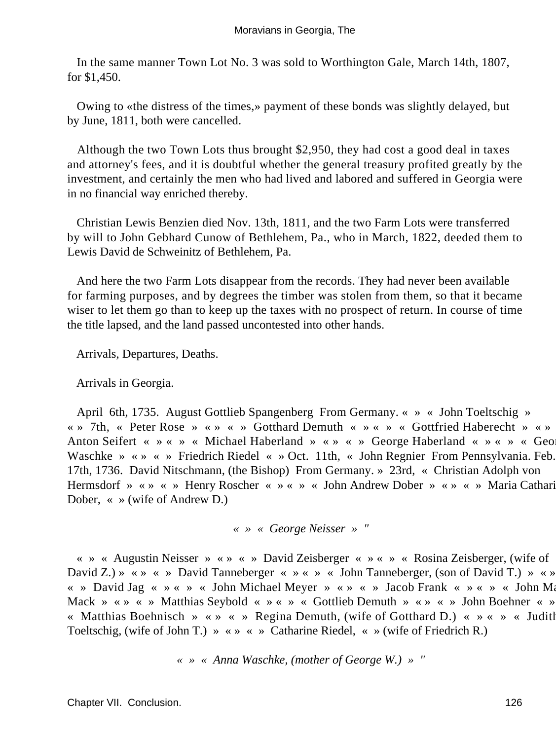In the same manner Town Lot No. 3 was sold to Worthington Gale, March 14th, 1807, for $1,450.

Owing to «the distress of the times,» payment of these bonds was slightly delayed, but by June, 1811, both were cancelled.

Although the two Town Lots thus brought $2,950, they had cost a good deal in taxes and attorney's fees, and it is doubtful whether the general treasury profited greatly by the investment, and certainly the men who had lived and labored and suffered in Georgia were in no financial way enriched thereby.

Christian Lewis Benzien died Nov. 13th, 1811, and the two Farm Lots were transferred by will to John Gebhard Cunow of Bethlehem, Pa., who in March, 1822, deeded them to Lewis David de Schweinitz of Bethlehem, Pa.

And here the two Farm Lots disappear from the records. They had never been available for farming purposes, and by degrees the timber was stolen from them, so that it became wiser to let them go than to keep up the taxes with no prospect of return. In course of time the title lapsed, and the land passed uncontested into other hands.

Arrivals, Departures, Deaths.

Arrivals in Georgia.

April 6th, 1735. August Gottlieb Spangenberg From Germany. « » « John Toeltschig » « » 7th, « Peter Rose » « » « » Gotthard Demuth « » « » « Gottfried Haberecht » « » Anton Seifert « » « » « Michael Haberland » « » « » George Haberland « » « » « George Waschke » « » « » Friedrich Riedel « » Oct. 11th, « John Regnier From Pennsylvania. Feb. 17th, 1736. David Nitschmann, (the Bishop) From Germany. » 23rd, « Christian Adolph von Hermsdorf » « » « » Henry Roscher « » « » « John Andrew Dober » « » « » Maria Catharine Dober, « » (wife of Andrew D.)

*« » « George Neisser » "*

« » « Augustin Neisser » « » « » David Zeisberger « » « » « Rosina Zeisberger, (wife of David Z.) » « » « » David Tanneberger « » « » « John Tanneberger, (son of David T.) » « » « » David Jag « » « » « John Michael Meyer » « » « » Jacob Frank « » « » « John Martin Mack » « » « » Matthias Seybold « » « » « Gottlieb Demuth » « » « » John Boehner « » « » « Matthias Boehnisch » « » « » Regina Demuth, (wife of Gotthard D.) « » « » « Judith Toeltschig, (wife of John T.) » « » « » Catharine Riedel, « » (wife of Friedrich R.)

*« » « Anna Waschke, (mother of George W.) » "*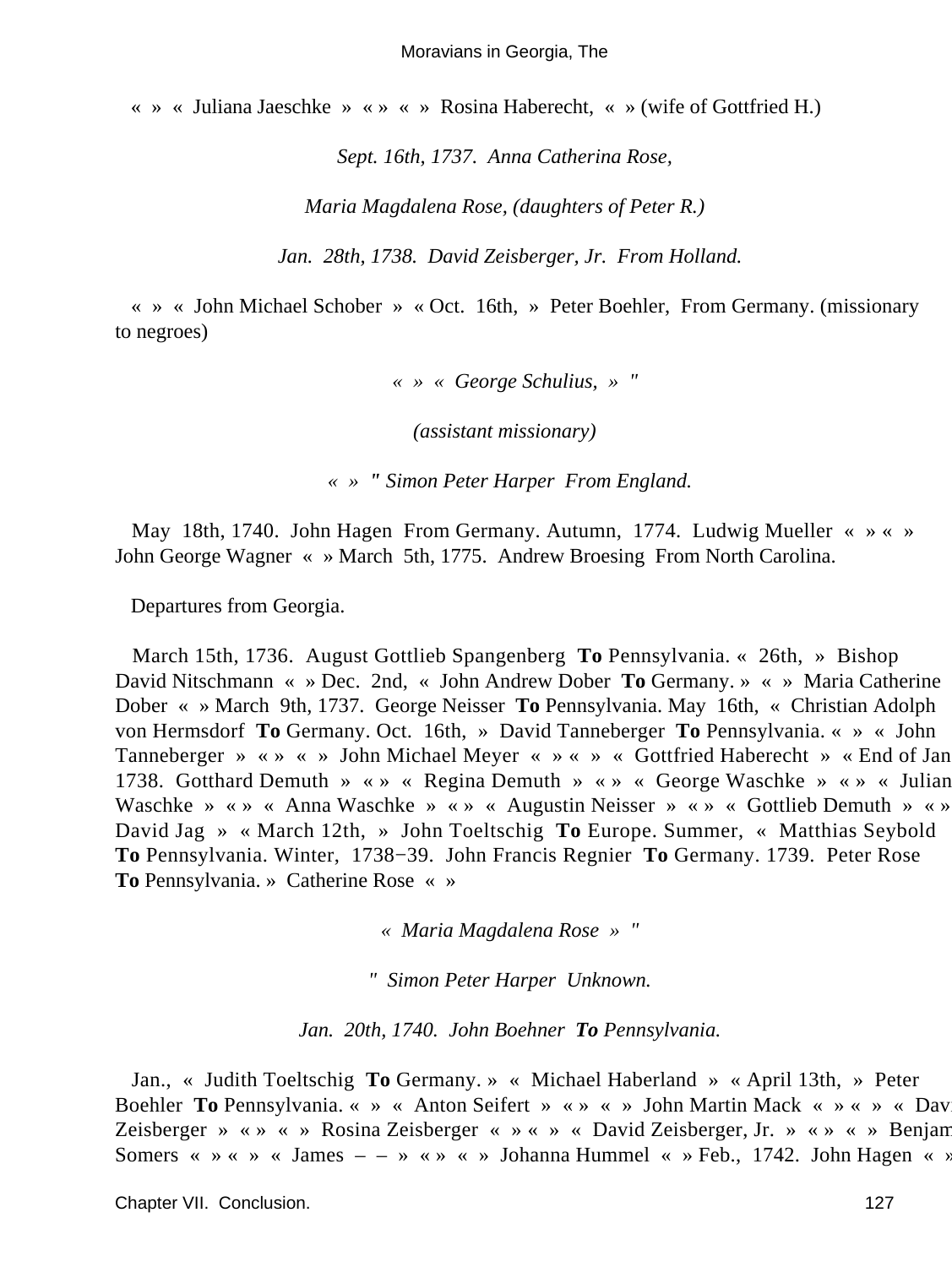« » « Juliana Jaeschke » « » « » Rosina Haberecht, « » (wife of Gottfried H.)

*Sept. 16th, 1737. Anna Catherina Rose,*

*Maria Magdalena Rose, (daughters of Peter R.)*

*Jan. 28th, 1738. David Zeisberger, Jr. From Holland.*

« » « John Michael Schober » « Oct. 16th, » Peter Boehler, From Germany. (missionary to negroes)

*« » « George Schulius, » "*

*(assistant missionary)*

*« » " Simon Peter Harper From England.*

May 18th, 1740. John Hagen From Germany. Autumn, 1774. Ludwig Mueller « » « » John George Wagner « » March 5th, 1775. Andrew Broesing From North Carolina.

Departures from Georgia.

March 15th, 1736. August Gottlieb Spangenberg **To** Pennsylvania. « 26th, » Bishop David Nitschmann « » Dec. 2nd, « John Andrew Dober **To** Germany. » « » Maria Catherine Dober « » March 9th, 1737. George Neisser **To** Pennsylvania. May 16th, « Christian Adolph von Hermsdorf **To** Germany. Oct. 16th, » David Tanneberger **To** Pennsylvania. « » « John Tanneberger » « » « » John Michael Meyer « » « » « Gottfried Haberecht » « End of Jan 1738. Gotthard Demuth » « » « Regina Demuth » « » « George Waschke » « » « Julian Waschke » « » « Anna Waschke » « » « Augustin Neisser » « » « Gottlieb Demuth » « » David Jag » « March 12th, » John Toeltschig **To** Europe. Summer, « Matthias Seybold **To** Pennsylvania. Winter, 1738−39. John Francis Regnier **To** Germany. 1739. Peter Rose **To** Pennsylvania. » Catherine Rose « »

*« Maria Magdalena Rose » "*

*" Simon Peter Harper Unknown.*

*Jan. 20th, 1740. John Boehner **To** Pennsylvania.*

Jan., « Judith Toeltschig **To** Germany. » « Michael Haberland » « April 13th, » Peter Boehler **To** Pennsylvania. « » « Anton Seifert » « » « » John Martin Mack « » « » « Dav Zeisberger » « » « » Rosina Zeisberger « » « » « David Zeisberger, Jr. » « » « » Benjam Somers « » « » « James – – » « » « » Johanna Hummel « » Feb., 1742. John Hagen « »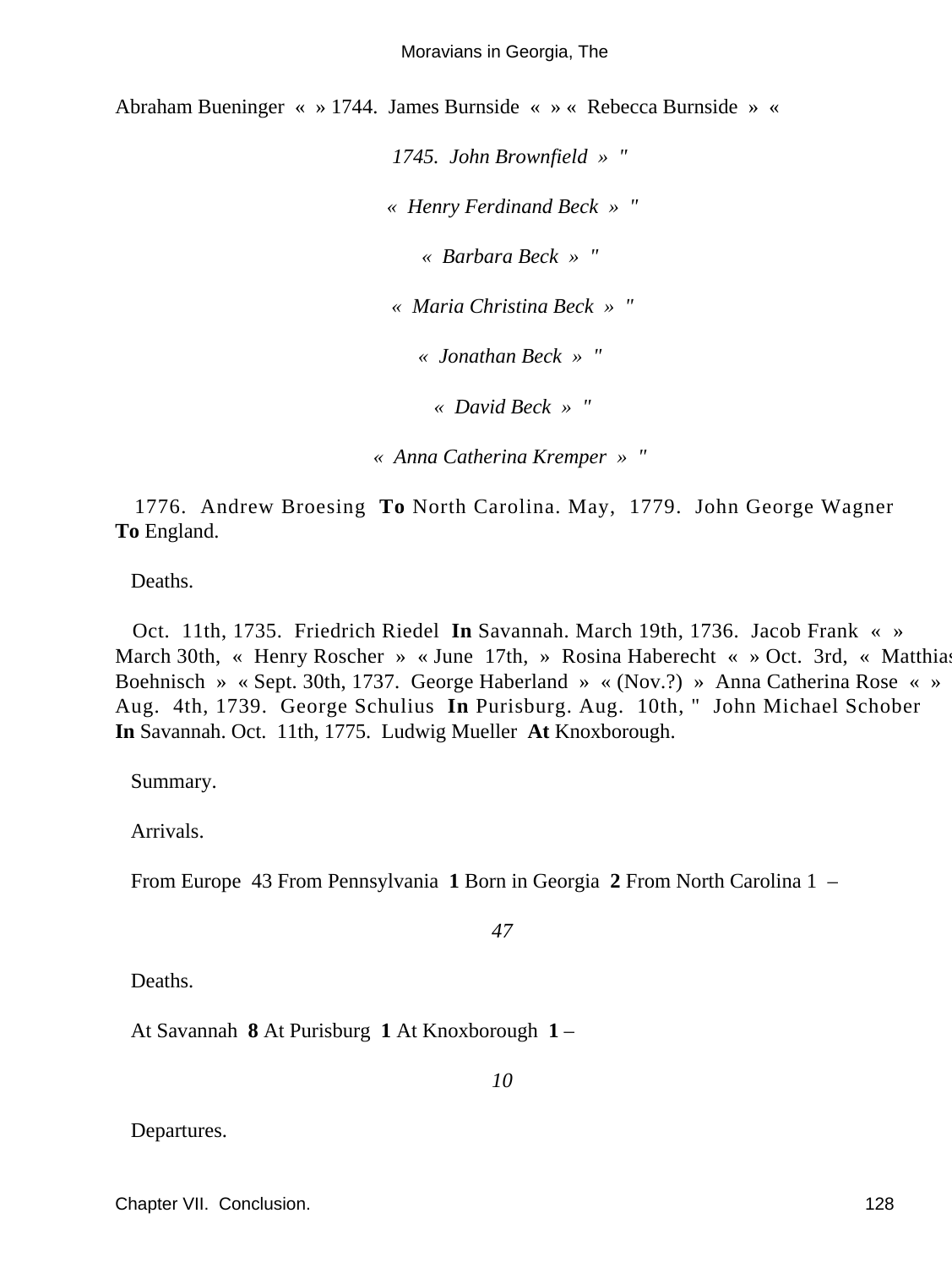Abraham Bueninger « » 1744. James Burnside « » « Rebecca Burnside » «

*1745. John Brownfield » "*

*« Henry Ferdinand Beck » "*

*« Barbara Beck » "*

*« Maria Christina Beck » "*

*« Jonathan Beck » "*

*« David Beck » "*

*« Anna Catherina Kremper » "*

1776. Andrew Broesing **To** North Carolina. May, 1779. John George Wagner **To** England.

Deaths.

Oct. 11th, 1735. Friedrich Riedel **In** Savannah. March 19th, 1736. Jacob Frank « » March 30th, « Henry Roscher » « June 17th, » Rosina Haberecht « » Oct. 3rd, « Matthias Boehnisch » « Sept. 30th, 1737. George Haberland » « (Nov.?) » Anna Catherina Rose « » Aug. 4th, 1739. George Schulius **In** Purisburg. Aug. 10th, " John Michael Schober **In** Savannah. Oct. 11th, 1775. Ludwig Mueller **At** Knoxborough.

Summary.

Arrivals.

From Europe 43 From Pennsylvania **1** Born in Georgia **2** From North Carolina 1 –

*47*

Deaths.

At Savannah **8** At Purisburg **1** At Knoxborough **1** –

*10*

Departures.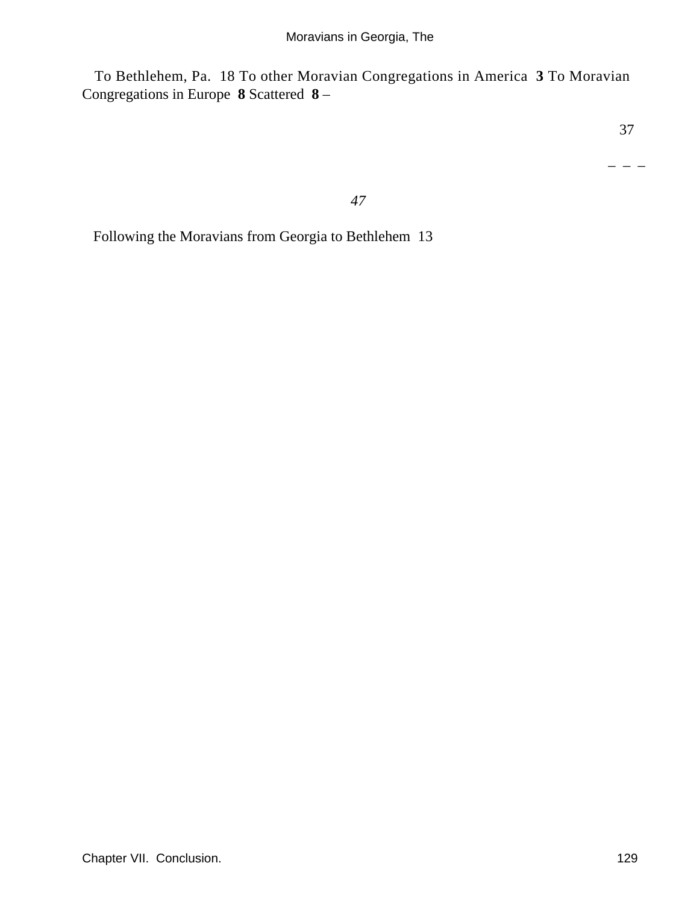To Bethlehem, Pa.  18 To other Moravian Congregations in America  **3** To Moravian Congregations in Europe  **8** Scattered  **8** –

37

– – –

*47*

Following the Moravians from Georgia to Bethlehem  13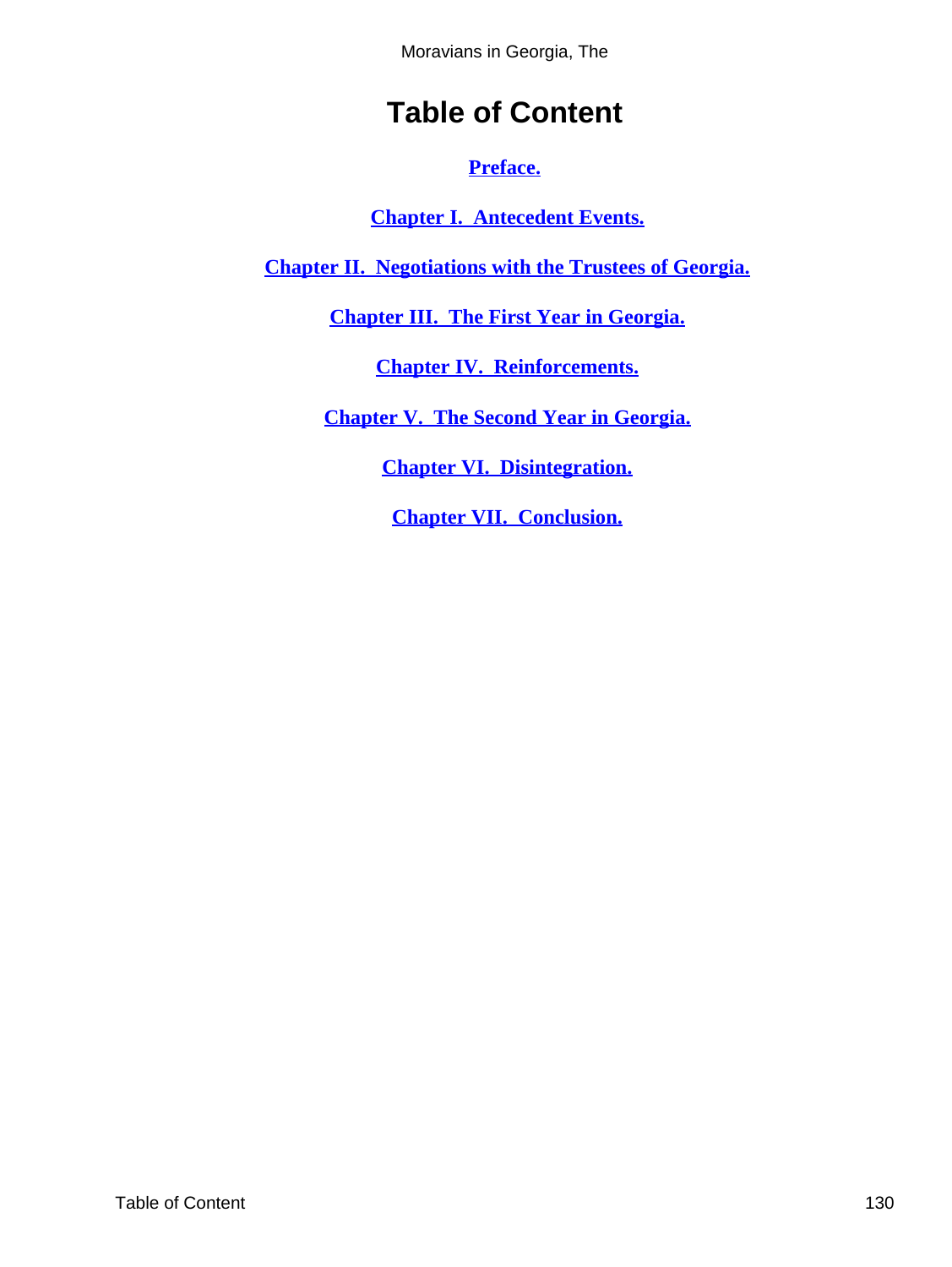# Table of Content

[Preface.]

[Chapter I.  Antecedent Events.]

[Chapter II.  Negotiations with the Trustees of Georgia.]

[Chapter III.  The First Year in Georgia.]

[Chapter IV.  Reinforcements.]

[Chapter V.  The Second Year in Georgia.]

[Chapter VI.  Disintegration.]

[Chapter VII.  Conclusion.]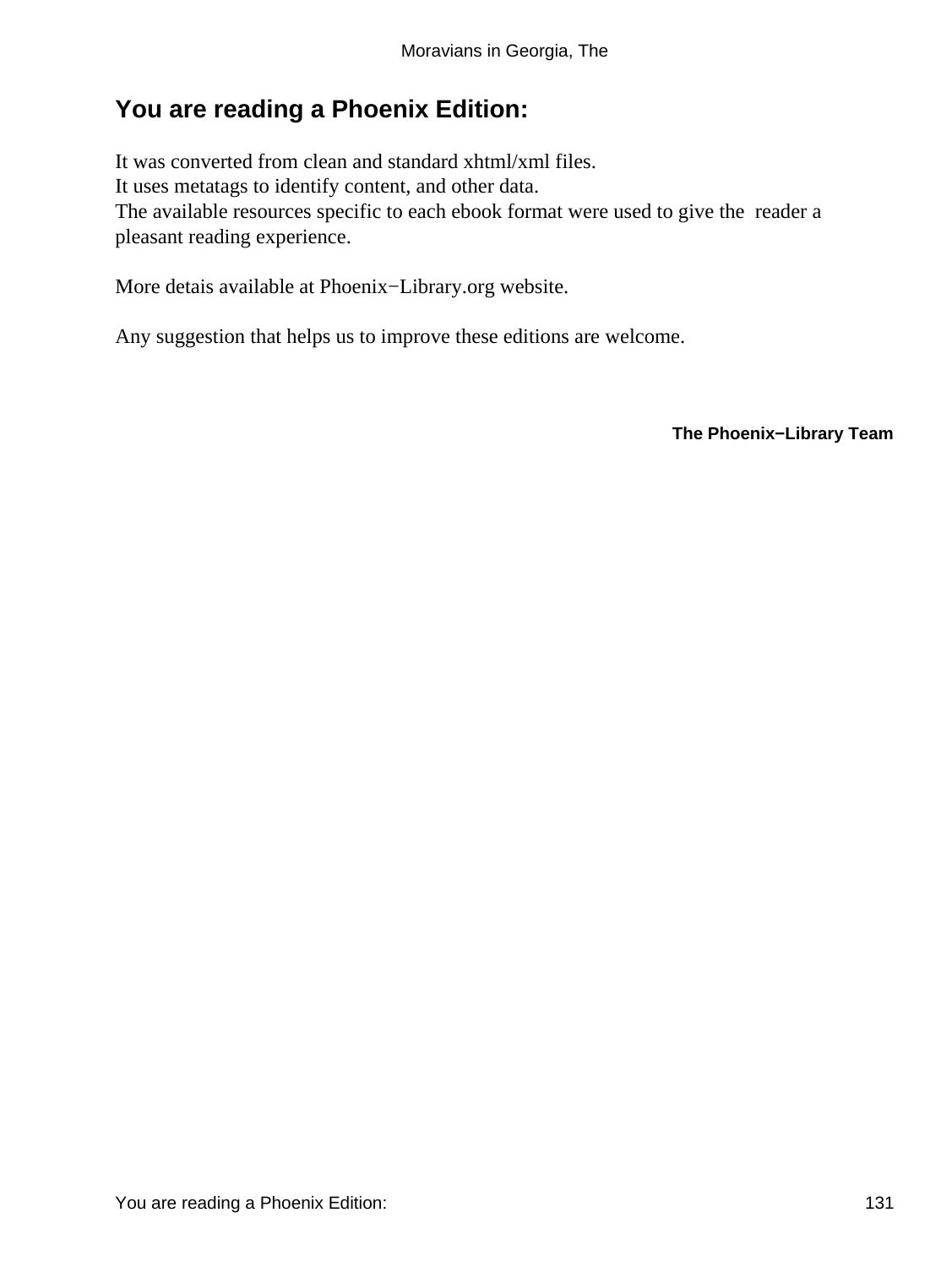## You are reading a Phoenix Edition:

It was converted from clean and standard xhtml/xml files.
It uses metatags to identify content, and other data.
The available resources specific to each ebook format were used to give the reader a pleasant reading experience.

More detais available at Phoenix−Library.org website.

Any suggestion that helps us to improve these editions are welcome.

**The Phoenix−Library Team**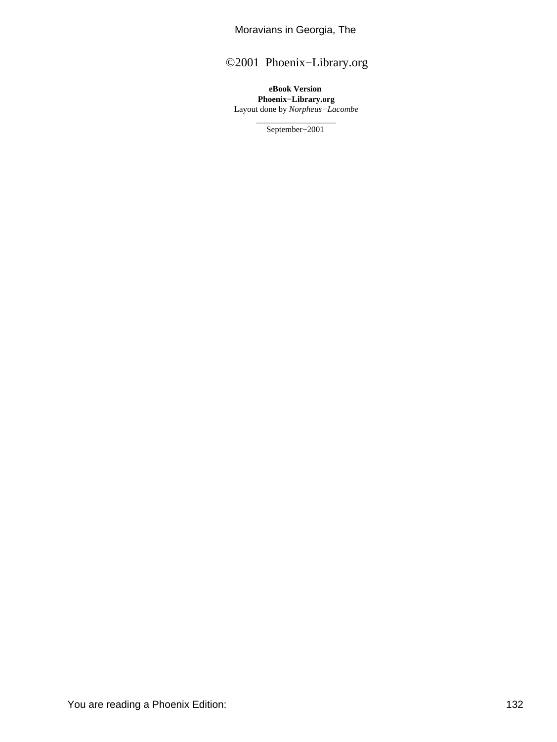©2001 Phoenix−Library.org

**eBook Version**
**Phoenix−Library.org**
Layout done by *Norpheus−Lacombe*

\_\_\_\_\_\_\_\_\_\_\_\_\_\_\_\_\_\_\_\_\_

September−2001